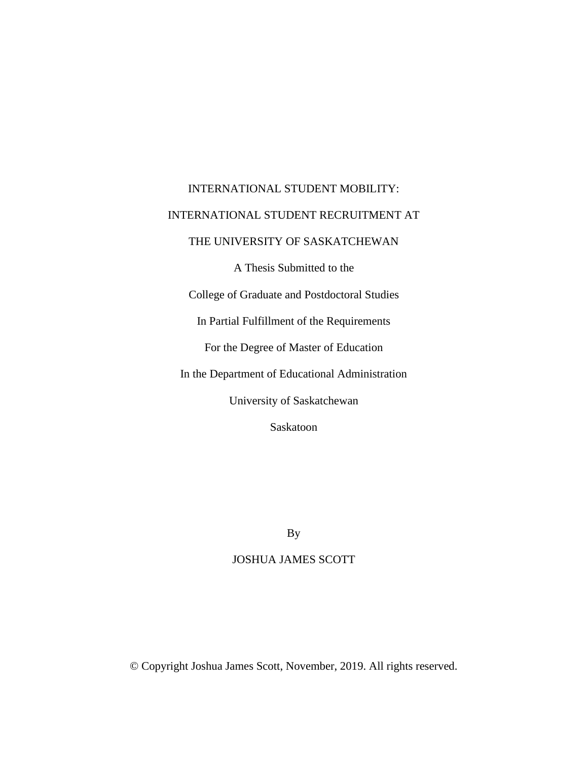# INTERNATIONAL STUDENT MOBILITY:

# INTERNATIONAL STUDENT RECRUITMENT AT

# THE UNIVERSITY OF SASKATCHEWAN

A Thesis Submitted to the

College of Graduate and Postdoctoral Studies

In Partial Fulfillment of the Requirements

For the Degree of Master of Education

In the Department of Educational Administration

University of Saskatchewan

Saskatoon

By

JOSHUA JAMES SCOTT

© Copyright Joshua James Scott, November, 2019. All rights reserved.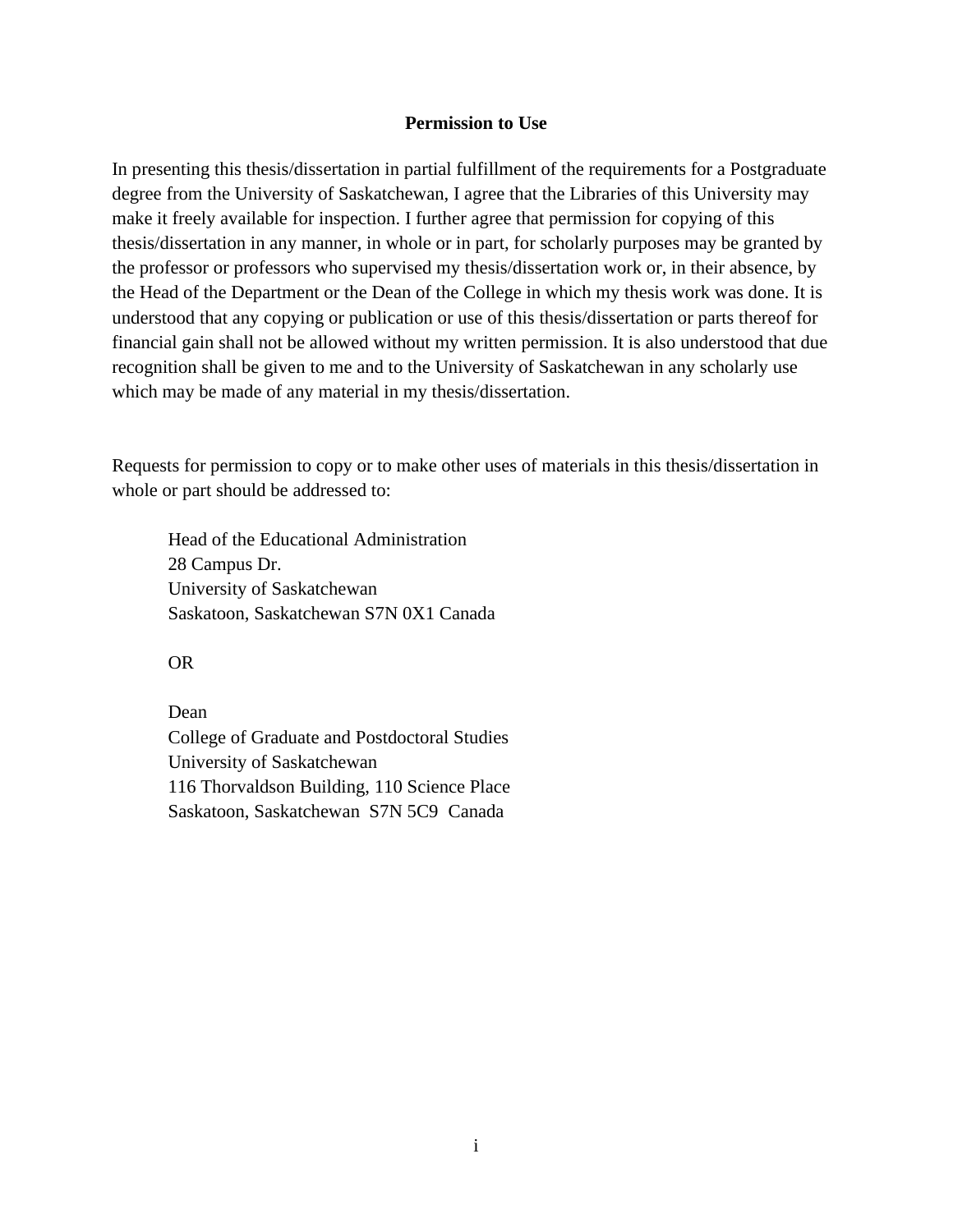## Permission to Use

In presenting this thesis/dissertation in partial fulfillment of the requirements for a Postgraduate degree from the University of Saskatchewan, I agree that the Libraries of this University may make it freely available for inspection. I further agree that permission for copying of this thesis/dissertation in any manner, in whole or in part, for scholarly purposes may be granted by the professor or professors who supervised my thesis/dissertation work or, in their absence, by the Head of the Department or the Dean of the College in which my thesis work was done. It is understood that any copying or publication or use of this thesis/dissertation or parts thereof for financial gain shall not be allowed without my written permission. It is also understood that due recognition shall be given to me and to the University of Saskatchewan in any scholarly use which may be made of any material in my thesis/dissertation.

Requests for permission to copy or to make other uses of materials in this thesis/dissertation in whole or part should be addressed to:

Head of the Educational Administration
28 Campus Dr.
University of Saskatchewan
Saskatoon, Saskatchewan S7N 0X1 Canada

OR

Dean
College of Graduate and Postdoctoral Studies
University of Saskatchewan
116 Thorvaldson Building, 110 Science Place
Saskatoon, Saskatchewan S7N 5C9 Canada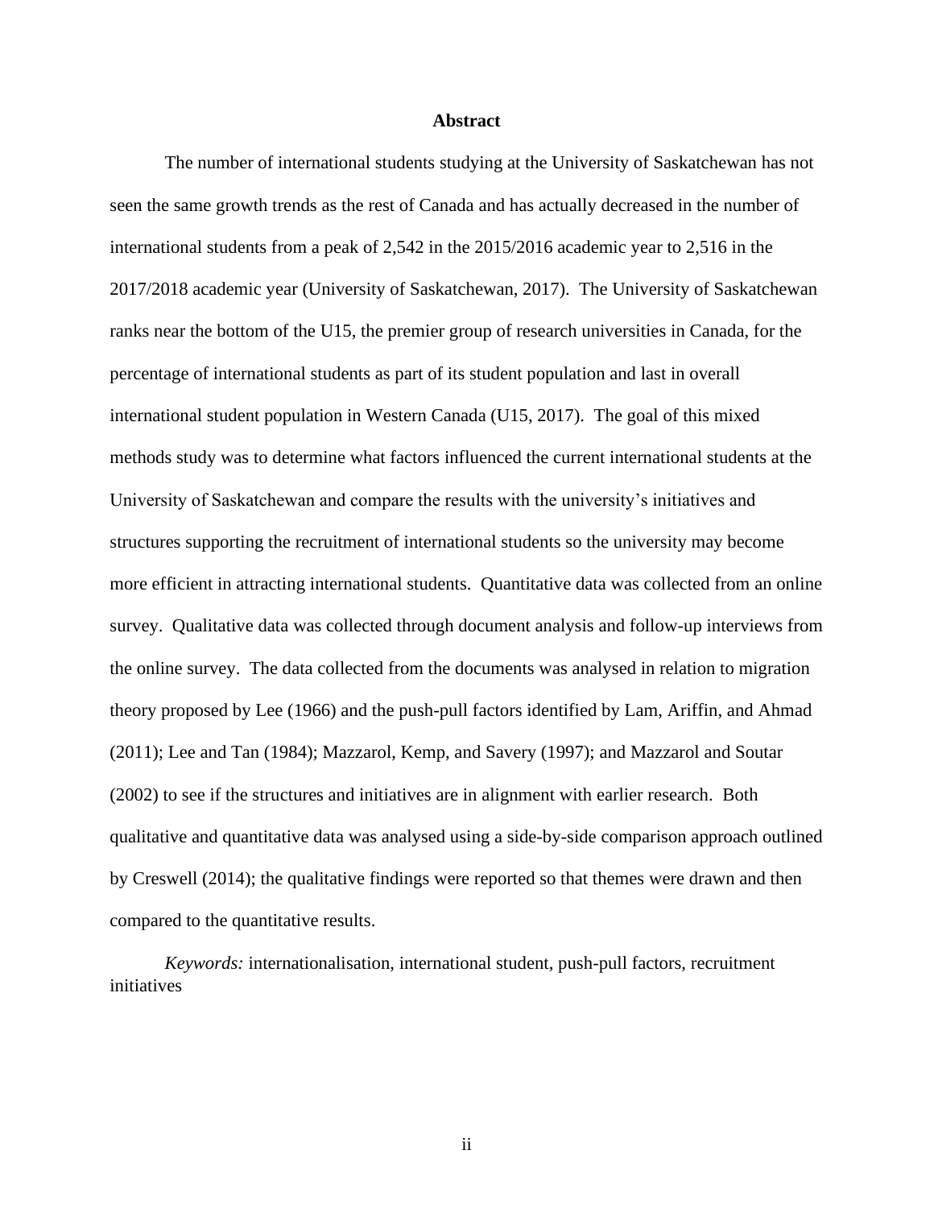# Abstract

The number of international students studying at the University of Saskatchewan has not seen the same growth trends as the rest of Canada and has actually decreased in the number of international students from a peak of 2,542 in the 2015/2016 academic year to 2,516 in the 2017/2018 academic year (University of Saskatchewan, 2017). The University of Saskatchewan ranks near the bottom of the U15, the premier group of research universities in Canada, for the percentage of international students as part of its student population and last in overall international student population in Western Canada (U15, 2017). The goal of this mixed methods study was to determine what factors influenced the current international students at the University of Saskatchewan and compare the results with the university's initiatives and structures supporting the recruitment of international students so the university may become more efficient in attracting international students. Quantitative data was collected from an online survey. Qualitative data was collected through document analysis and follow-up interviews from the online survey. The data collected from the documents was analysed in relation to migration theory proposed by Lee (1966) and the push-pull factors identified by Lam, Ariffin, and Ahmad (2011); Lee and Tan (1984); Mazzarol, Kemp, and Savery (1997); and Mazzarol and Soutar (2002) to see if the structures and initiatives are in alignment with earlier research. Both qualitative and quantitative data was analysed using a side-by-side comparison approach outlined by Creswell (2014); the qualitative findings were reported so that themes were drawn and then compared to the quantitative results.

*Keywords:* internationalisation, international student, push-pull factors, recruitment initiatives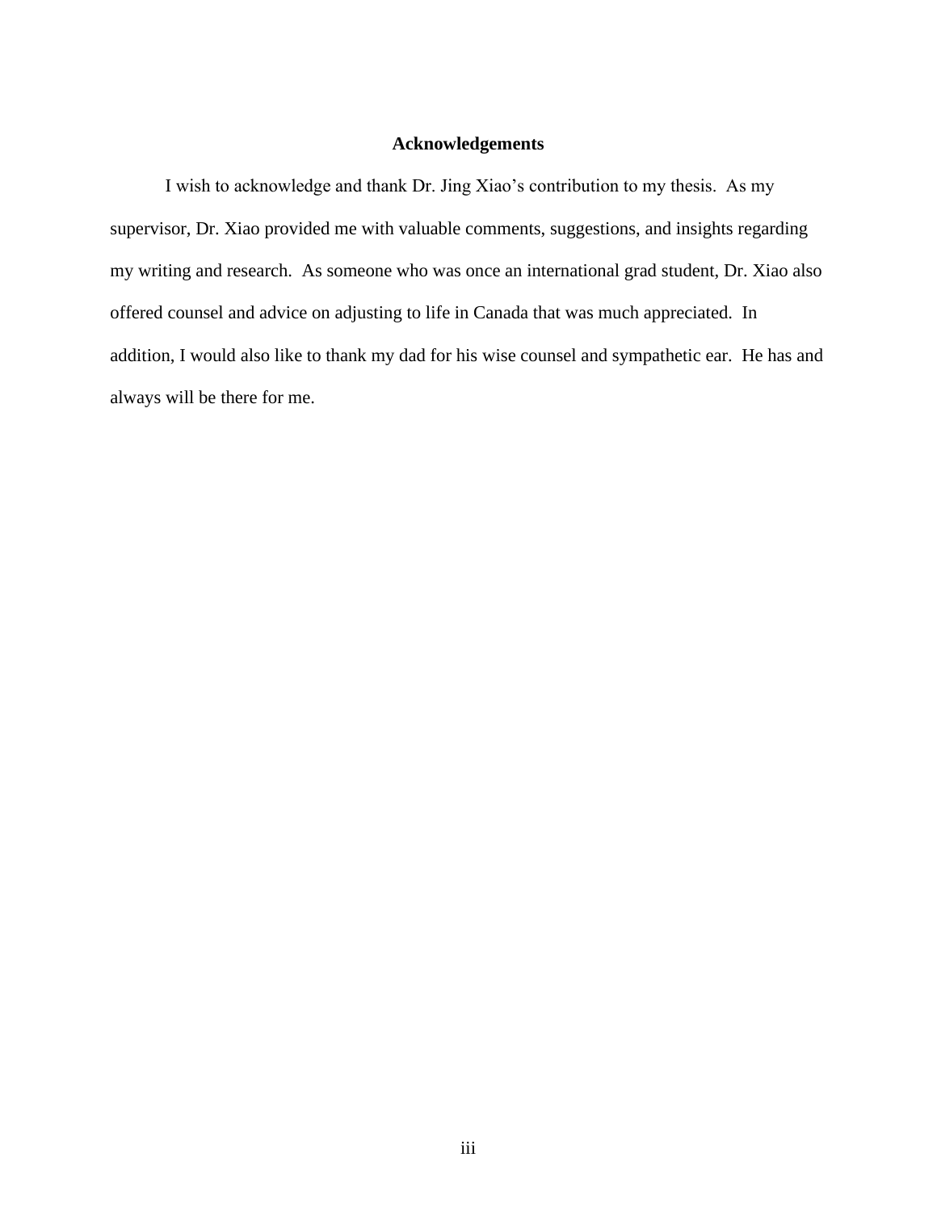# Acknowledgements

I wish to acknowledge and thank Dr. Jing Xiao's contribution to my thesis. As my supervisor, Dr. Xiao provided me with valuable comments, suggestions, and insights regarding my writing and research. As someone who was once an international grad student, Dr. Xiao also offered counsel and advice on adjusting to life in Canada that was much appreciated. In addition, I would also like to thank my dad for his wise counsel and sympathetic ear. He has and always will be there for me.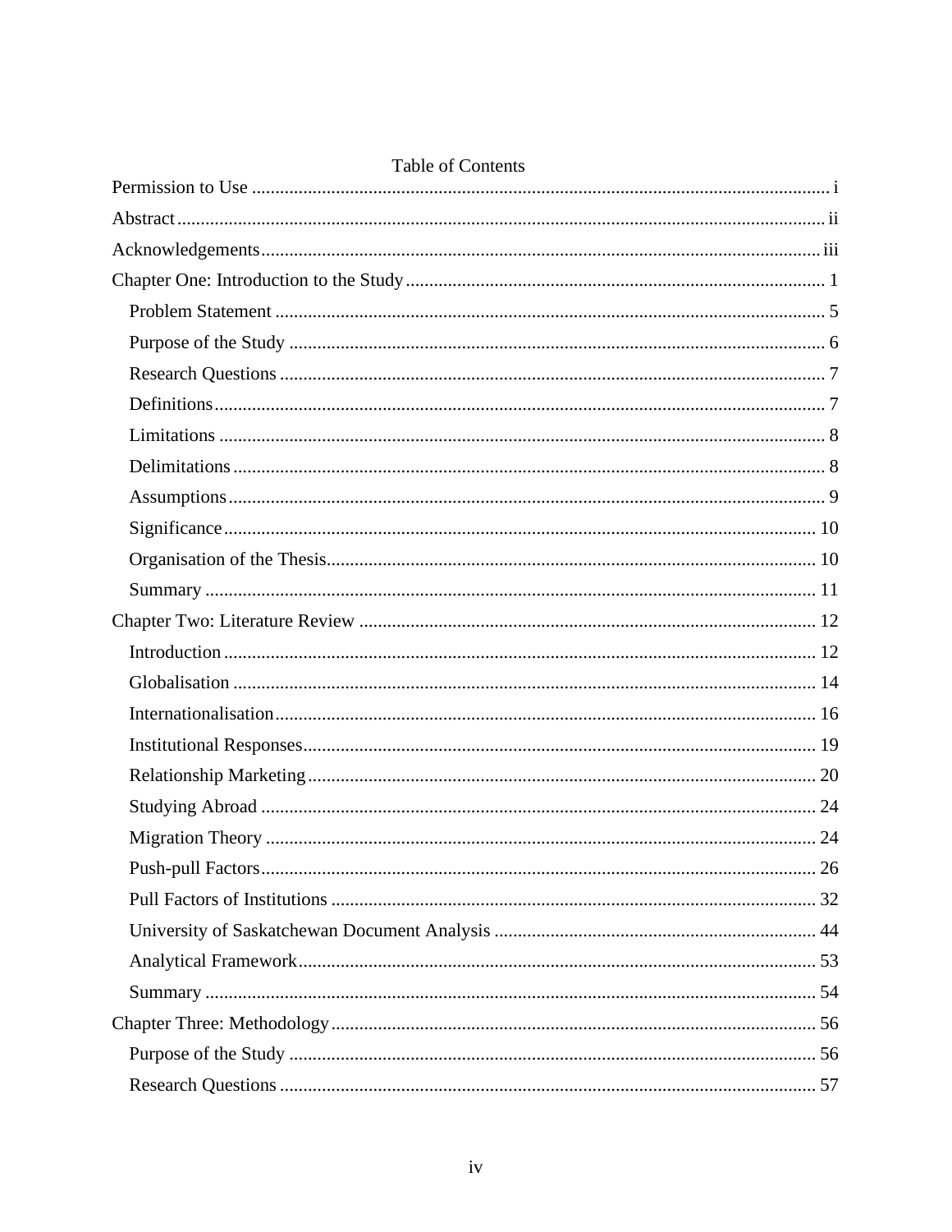# Table of Contents

Permission to Use .......... i

Abstract .......... ii

Acknowledgements .......... iii

Chapter One: Introduction to the Study .......... 1

- Problem Statement .......... 5
- Purpose of the Study .......... 6
- Research Questions .......... 7
- Definitions .......... 7
- Limitations .......... 8
- Delimitations .......... 8
- Assumptions .......... 9
- Significance .......... 10
- Organisation of the Thesis .......... 10
- Summary .......... 11

Chapter Two: Literature Review .......... 12

- Introduction .......... 12
- Globalisation .......... 14
- Internationalisation .......... 16
- Institutional Responses .......... 19
- Relationship Marketing .......... 20
- Studying Abroad .......... 24
- Migration Theory .......... 24
- Push-pull Factors .......... 26
- Pull Factors of Institutions .......... 32
- University of Saskatchewan Document Analysis .......... 44
- Analytical Framework .......... 53
- Summary .......... 54

Chapter Three: Methodology .......... 56

- Purpose of the Study .......... 56
- Research Questions .......... 57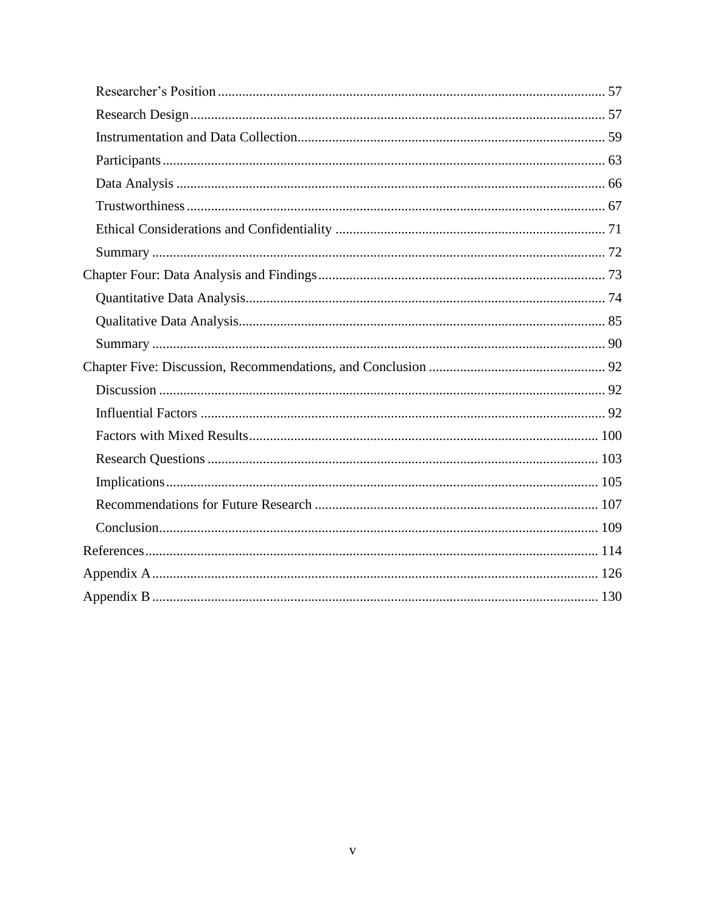Researcher's Position ............................................................................................................... 57
Research Design ........................................................................................................................ 57
Instrumentation and Data Collection ......................................................................................... 59
Participants ............................................................................................................................... 63
Data Analysis ............................................................................................................................ 66
Trustworthiness ......................................................................................................................... 67
Ethical Considerations and Confidentiality .............................................................................. 71
Summary ................................................................................................................................... 72
Chapter Four: Data Analysis and Findings ................................................................................... 73
Quantitative Data Analysis ........................................................................................................ 74
Qualitative Data Analysis .......................................................................................................... 85
Summary ................................................................................................................................... 90
Chapter Five: Discussion, Recommendations, and Conclusion ................................................... 92
Discussion ................................................................................................................................. 92
Influential Factors ..................................................................................................................... 92
Factors with Mixed Results ..................................................................................................... 100
Research Questions ................................................................................................................. 103
Implications ............................................................................................................................. 105
Recommendations for Future Research .................................................................................. 107
Conclusion ............................................................................................................................... 109
References ................................................................................................................................... 114
Appendix A ................................................................................................................................. 126
Appendix B ................................................................................................................................. 130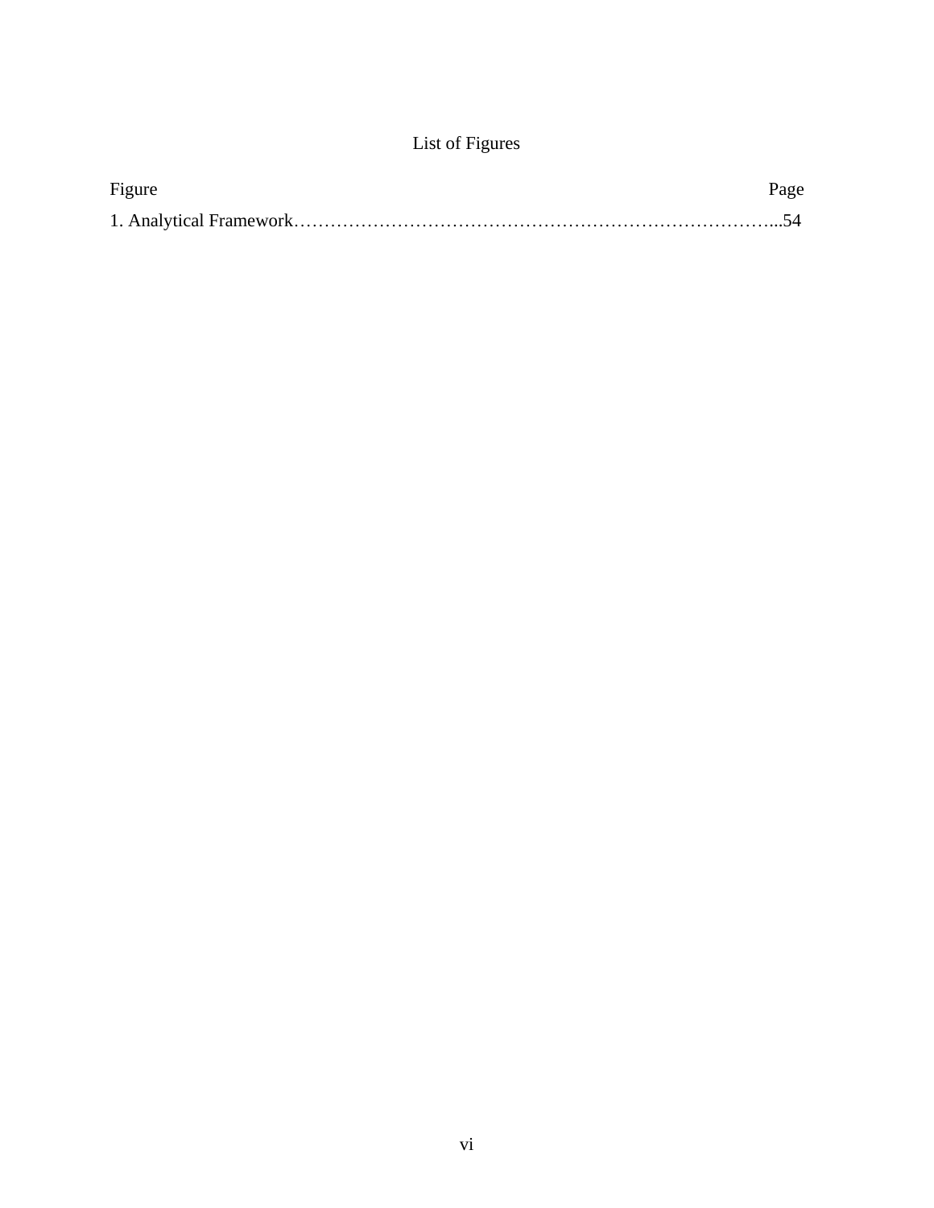# List of Figures

| Figure | Page |
| --- | --- |
| 1. Analytical Framework | 54 |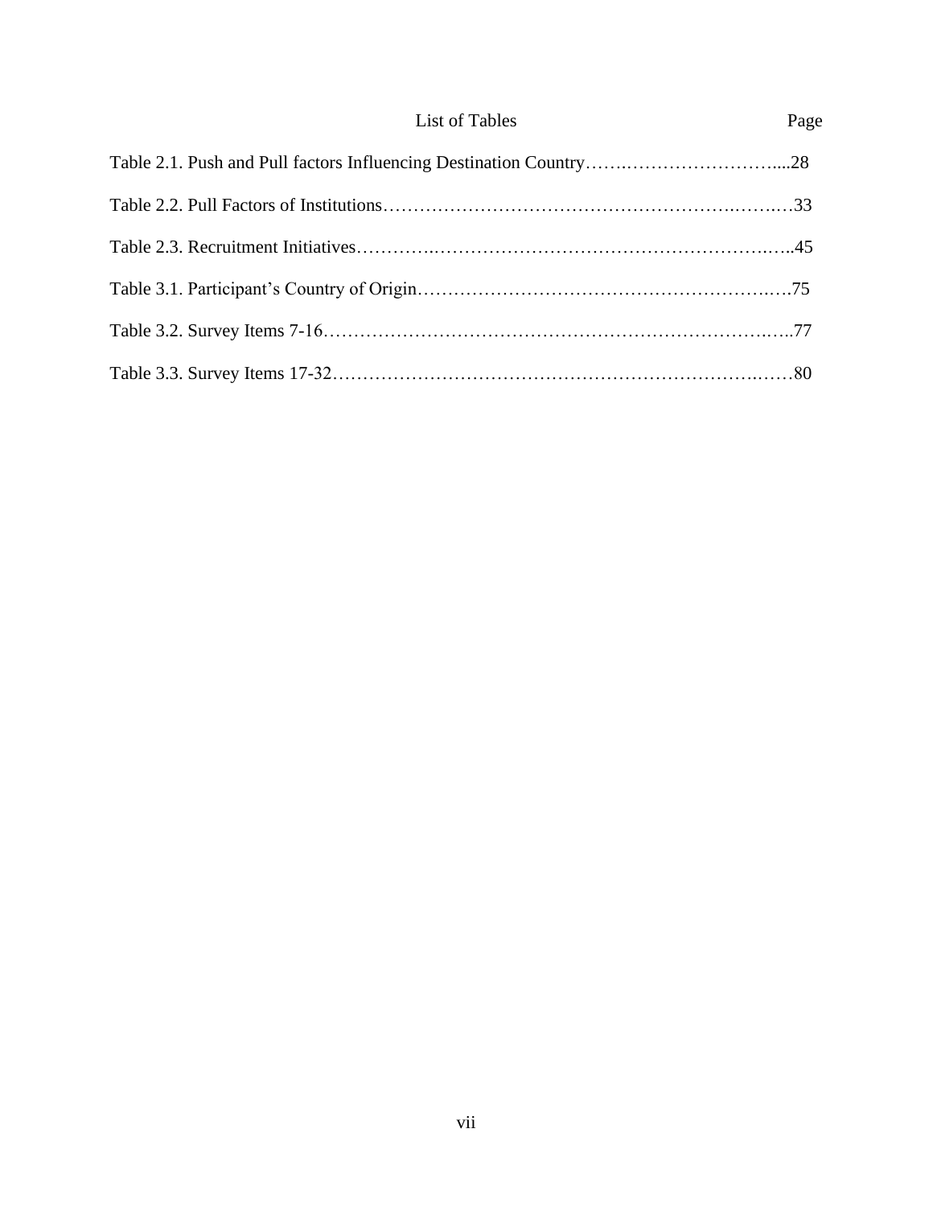# List of Tables

| | Page |
|---|---|
| Table 2.1. Push and Pull factors Influencing Destination Country | 28 |
| Table 2.2. Pull Factors of Institutions | 33 |
| Table 2.3. Recruitment Initiatives | 45 |
| Table 3.1. Participant's Country of Origin | 75 |
| Table 3.2. Survey Items 7-16 | 77 |
| Table 3.3. Survey Items 17-32 | 80 |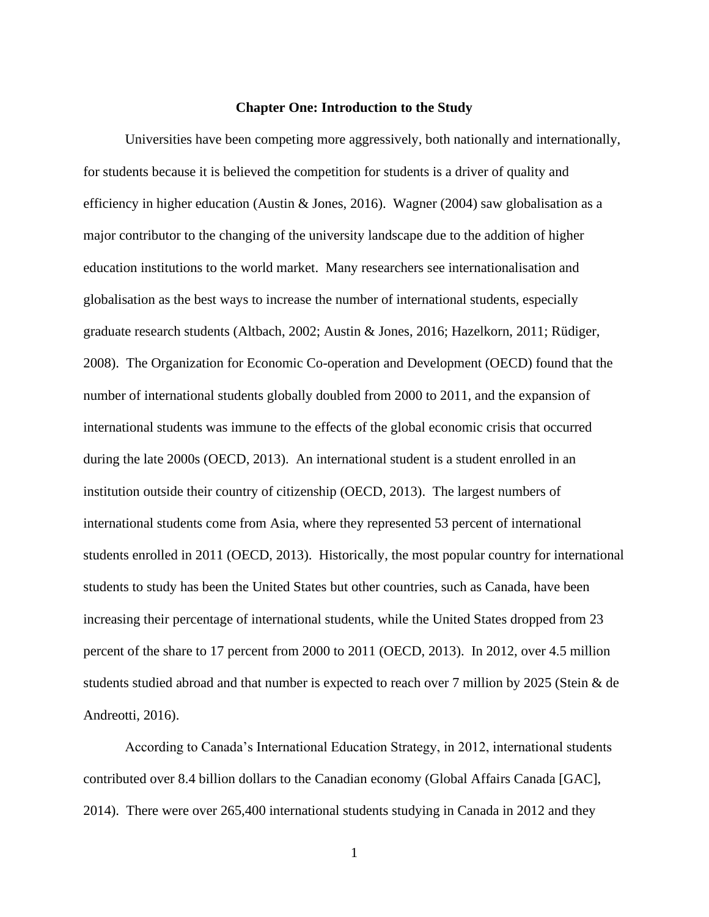# Chapter One: Introduction to the Study

Universities have been competing more aggressively, both nationally and internationally, for students because it is believed the competition for students is a driver of quality and efficiency in higher education (Austin & Jones, 2016). Wagner (2004) saw globalisation as a major contributor to the changing of the university landscape due to the addition of higher education institutions to the world market. Many researchers see internationalisation and globalisation as the best ways to increase the number of international students, especially graduate research students (Altbach, 2002; Austin & Jones, 2016; Hazelkorn, 2011; Rüdiger, 2008). The Organization for Economic Co-operation and Development (OECD) found that the number of international students globally doubled from 2000 to 2011, and the expansion of international students was immune to the effects of the global economic crisis that occurred during the late 2000s (OECD, 2013). An international student is a student enrolled in an institution outside their country of citizenship (OECD, 2013). The largest numbers of international students come from Asia, where they represented 53 percent of international students enrolled in 2011 (OECD, 2013). Historically, the most popular country for international students to study has been the United States but other countries, such as Canada, have been increasing their percentage of international students, while the United States dropped from 23 percent of the share to 17 percent from 2000 to 2011 (OECD, 2013). In 2012, over 4.5 million students studied abroad and that number is expected to reach over 7 million by 2025 (Stein & de Andreotti, 2016).

According to Canada's International Education Strategy, in 2012, international students contributed over 8.4 billion dollars to the Canadian economy (Global Affairs Canada [GAC], 2014). There were over 265,400 international students studying in Canada in 2012 and they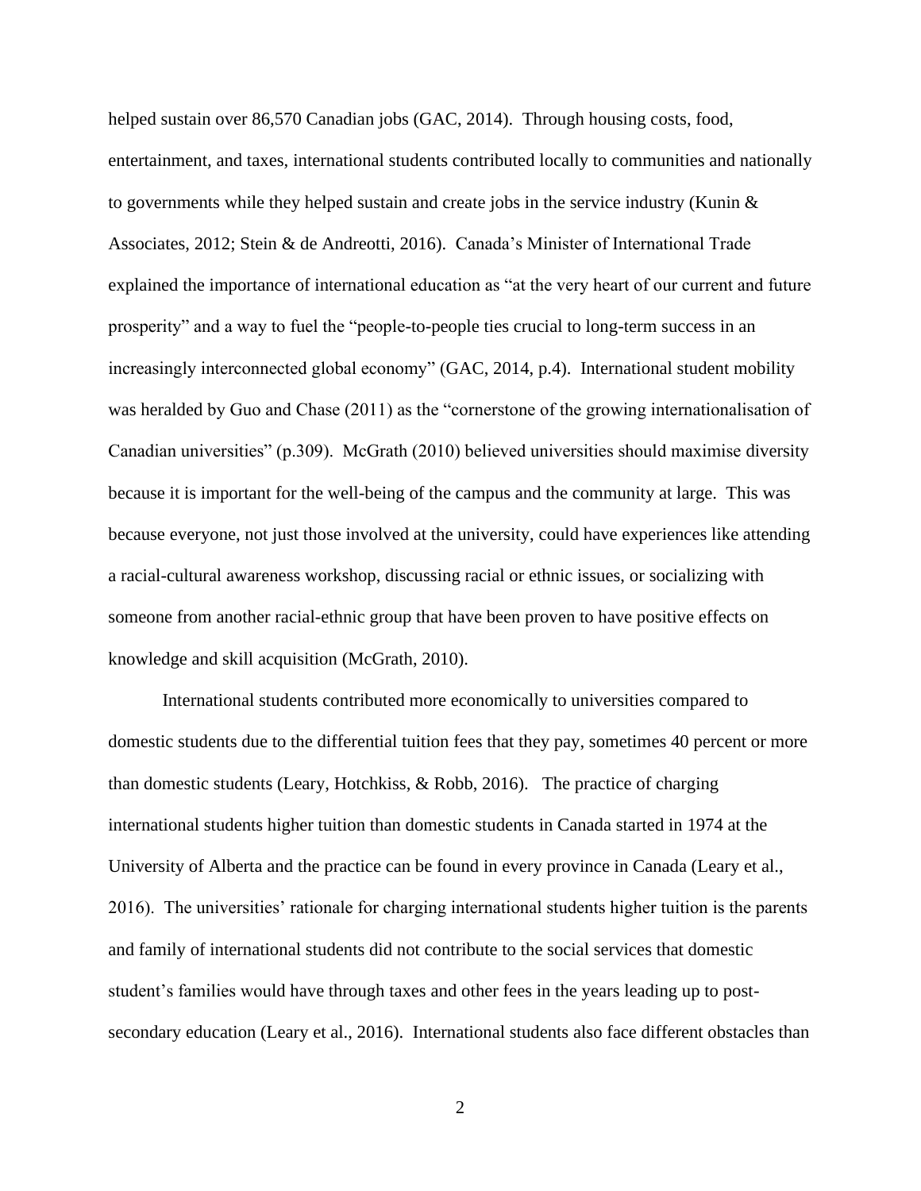helped sustain over 86,570 Canadian jobs (GAC, 2014). Through housing costs, food, entertainment, and taxes, international students contributed locally to communities and nationally to governments while they helped sustain and create jobs in the service industry (Kunin & Associates, 2012; Stein & de Andreotti, 2016). Canada's Minister of International Trade explained the importance of international education as "at the very heart of our current and future prosperity" and a way to fuel the "people-to-people ties crucial to long-term success in an increasingly interconnected global economy" (GAC, 2014, p.4). International student mobility was heralded by Guo and Chase (2011) as the "cornerstone of the growing internationalisation of Canadian universities" (p.309). McGrath (2010) believed universities should maximise diversity because it is important for the well-being of the campus and the community at large. This was because everyone, not just those involved at the university, could have experiences like attending a racial-cultural awareness workshop, discussing racial or ethnic issues, or socializing with someone from another racial-ethnic group that have been proven to have positive effects on knowledge and skill acquisition (McGrath, 2010).

International students contributed more economically to universities compared to domestic students due to the differential tuition fees that they pay, sometimes 40 percent or more than domestic students (Leary, Hotchkiss, & Robb, 2016). The practice of charging international students higher tuition than domestic students in Canada started in 1974 at the University of Alberta and the practice can be found in every province in Canada (Leary et al., 2016). The universities' rationale for charging international students higher tuition is the parents and family of international students did not contribute to the social services that domestic student's families would have through taxes and other fees in the years leading up to post-secondary education (Leary et al., 2016). International students also face different obstacles than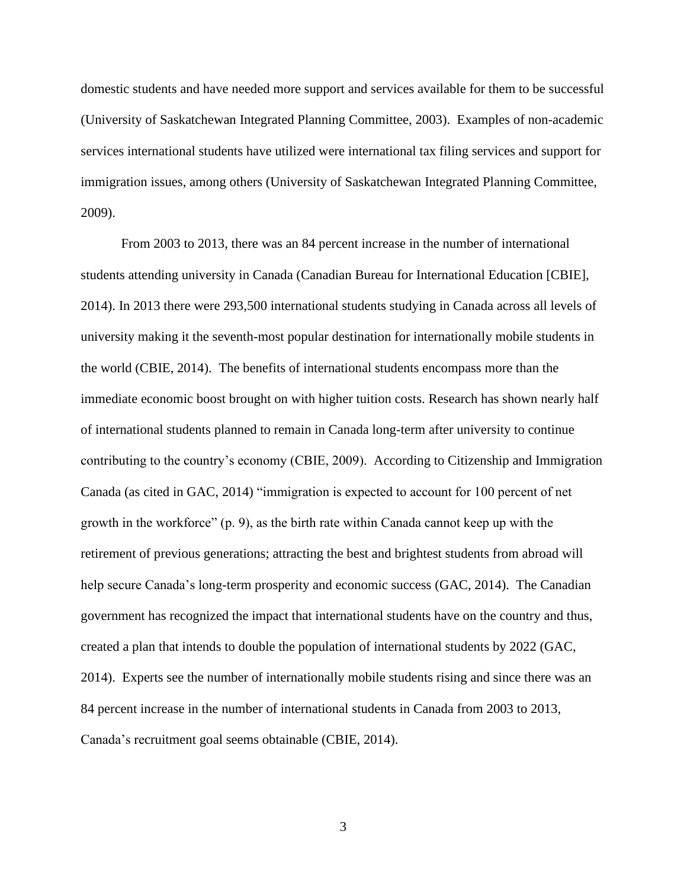domestic students and have needed more support and services available for them to be successful (University of Saskatchewan Integrated Planning Committee, 2003). Examples of non-academic services international students have utilized were international tax filing services and support for immigration issues, among others (University of Saskatchewan Integrated Planning Committee, 2009).

From 2003 to 2013, there was an 84 percent increase in the number of international students attending university in Canada (Canadian Bureau for International Education [CBIE], 2014). In 2013 there were 293,500 international students studying in Canada across all levels of university making it the seventh-most popular destination for internationally mobile students in the world (CBIE, 2014). The benefits of international students encompass more than the immediate economic boost brought on with higher tuition costs. Research has shown nearly half of international students planned to remain in Canada long-term after university to continue contributing to the country's economy (CBIE, 2009). According to Citizenship and Immigration Canada (as cited in GAC, 2014) "immigration is expected to account for 100 percent of net growth in the workforce" (p. 9), as the birth rate within Canada cannot keep up with the retirement of previous generations; attracting the best and brightest students from abroad will help secure Canada's long-term prosperity and economic success (GAC, 2014). The Canadian government has recognized the impact that international students have on the country and thus, created a plan that intends to double the population of international students by 2022 (GAC, 2014). Experts see the number of internationally mobile students rising and since there was an 84 percent increase in the number of international students in Canada from 2003 to 2013, Canada's recruitment goal seems obtainable (CBIE, 2014).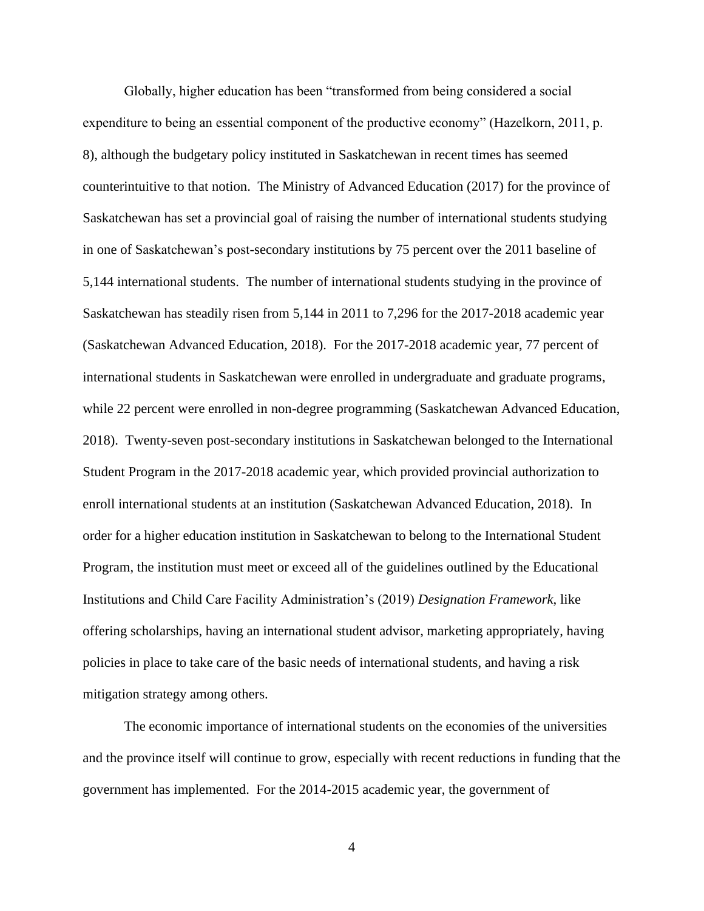Globally, higher education has been "transformed from being considered a social expenditure to being an essential component of the productive economy" (Hazelkorn, 2011, p. 8), although the budgetary policy instituted in Saskatchewan in recent times has seemed counterintuitive to that notion. The Ministry of Advanced Education (2017) for the province of Saskatchewan has set a provincial goal of raising the number of international students studying in one of Saskatchewan's post-secondary institutions by 75 percent over the 2011 baseline of 5,144 international students. The number of international students studying in the province of Saskatchewan has steadily risen from 5,144 in 2011 to 7,296 for the 2017-2018 academic year (Saskatchewan Advanced Education, 2018). For the 2017-2018 academic year, 77 percent of international students in Saskatchewan were enrolled in undergraduate and graduate programs, while 22 percent were enrolled in non-degree programming (Saskatchewan Advanced Education, 2018). Twenty-seven post-secondary institutions in Saskatchewan belonged to the International Student Program in the 2017-2018 academic year, which provided provincial authorization to enroll international students at an institution (Saskatchewan Advanced Education, 2018). In order for a higher education institution in Saskatchewan to belong to the International Student Program, the institution must meet or exceed all of the guidelines outlined by the Educational Institutions and Child Care Facility Administration's (2019) *Designation Framework*, like offering scholarships, having an international student advisor, marketing appropriately, having policies in place to take care of the basic needs of international students, and having a risk mitigation strategy among others.

The economic importance of international students on the economies of the universities and the province itself will continue to grow, especially with recent reductions in funding that the government has implemented. For the 2014-2015 academic year, the government of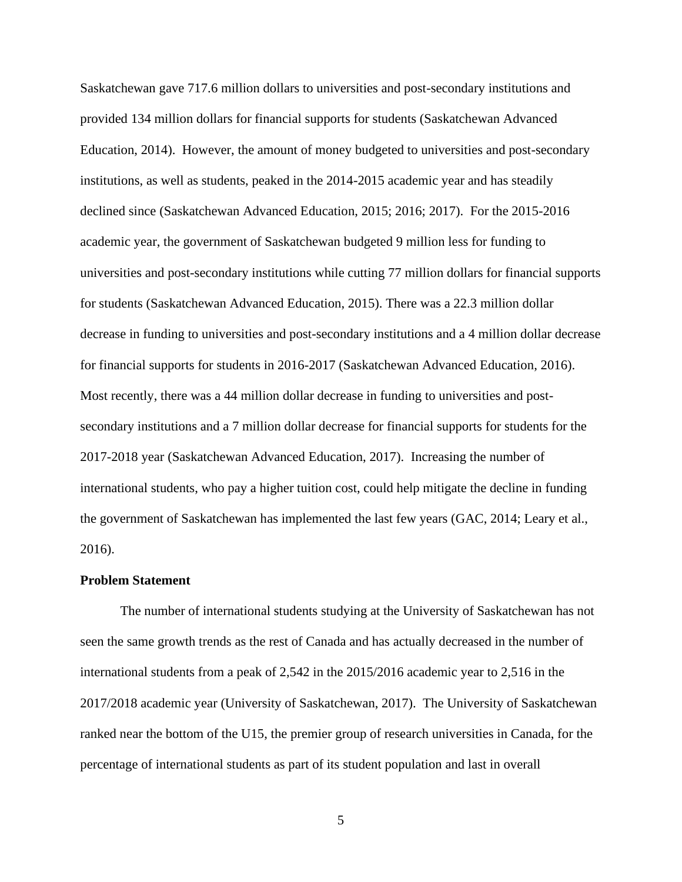Saskatchewan gave 717.6 million dollars to universities and post-secondary institutions and provided 134 million dollars for financial supports for students (Saskatchewan Advanced Education, 2014). However, the amount of money budgeted to universities and post-secondary institutions, as well as students, peaked in the 2014-2015 academic year and has steadily declined since (Saskatchewan Advanced Education, 2015; 2016; 2017). For the 2015-2016 academic year, the government of Saskatchewan budgeted 9 million less for funding to universities and post-secondary institutions while cutting 77 million dollars for financial supports for students (Saskatchewan Advanced Education, 2015). There was a 22.3 million dollar decrease in funding to universities and post-secondary institutions and a 4 million dollar decrease for financial supports for students in 2016-2017 (Saskatchewan Advanced Education, 2016). Most recently, there was a 44 million dollar decrease in funding to universities and post-secondary institutions and a 7 million dollar decrease for financial supports for students for the 2017-2018 year (Saskatchewan Advanced Education, 2017). Increasing the number of international students, who pay a higher tuition cost, could help mitigate the decline in funding the government of Saskatchewan has implemented the last few years (GAC, 2014; Leary et al., 2016).

**Problem Statement**

The number of international students studying at the University of Saskatchewan has not seen the same growth trends as the rest of Canada and has actually decreased in the number of international students from a peak of 2,542 in the 2015/2016 academic year to 2,516 in the 2017/2018 academic year (University of Saskatchewan, 2017). The University of Saskatchewan ranked near the bottom of the U15, the premier group of research universities in Canada, for the percentage of international students as part of its student population and last in overall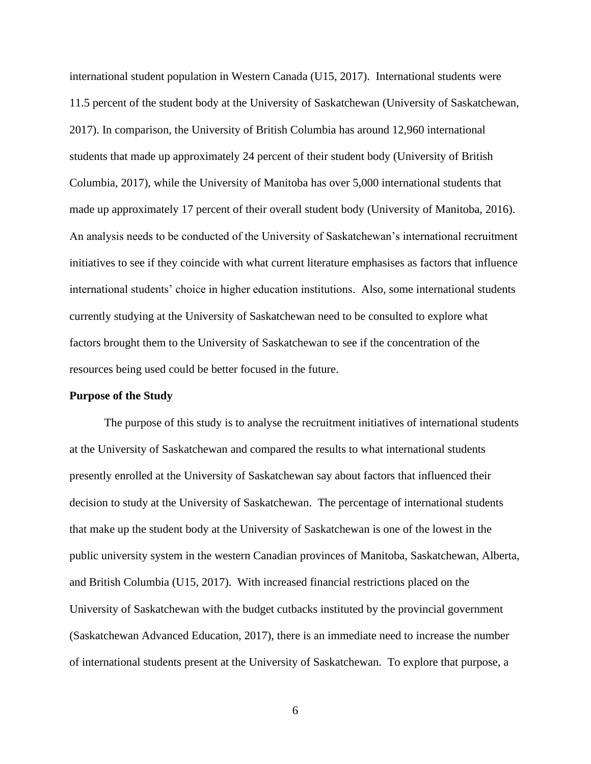international student population in Western Canada (U15, 2017). International students were 11.5 percent of the student body at the University of Saskatchewan (University of Saskatchewan, 2017). In comparison, the University of British Columbia has around 12,960 international students that made up approximately 24 percent of their student body (University of British Columbia, 2017), while the University of Manitoba has over 5,000 international students that made up approximately 17 percent of their overall student body (University of Manitoba, 2016). An analysis needs to be conducted of the University of Saskatchewan's international recruitment initiatives to see if they coincide with what current literature emphasises as factors that influence international students' choice in higher education institutions. Also, some international students currently studying at the University of Saskatchewan need to be consulted to explore what factors brought them to the University of Saskatchewan to see if the concentration of the resources being used could be better focused in the future.

**Purpose of the Study**

The purpose of this study is to analyse the recruitment initiatives of international students at the University of Saskatchewan and compared the results to what international students presently enrolled at the University of Saskatchewan say about factors that influenced their decision to study at the University of Saskatchewan. The percentage of international students that make up the student body at the University of Saskatchewan is one of the lowest in the public university system in the western Canadian provinces of Manitoba, Saskatchewan, Alberta, and British Columbia (U15, 2017). With increased financial restrictions placed on the University of Saskatchewan with the budget cutbacks instituted by the provincial government (Saskatchewan Advanced Education, 2017), there is an immediate need to increase the number of international students present at the University of Saskatchewan. To explore that purpose, a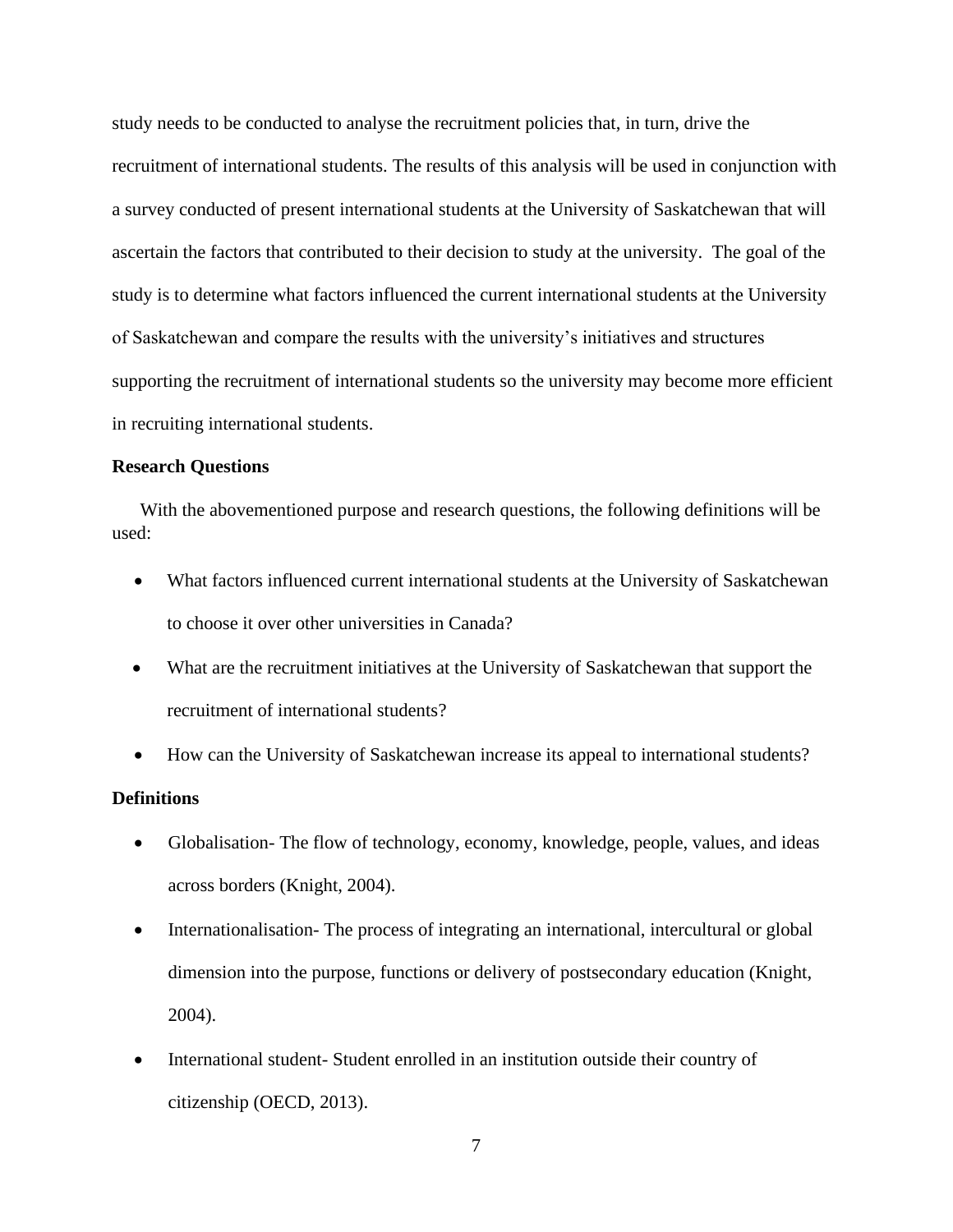study needs to be conducted to analyse the recruitment policies that, in turn, drive the recruitment of international students. The results of this analysis will be used in conjunction with a survey conducted of present international students at the University of Saskatchewan that will ascertain the factors that contributed to their decision to study at the university. The goal of the study is to determine what factors influenced the current international students at the University of Saskatchewan and compare the results with the university's initiatives and structures supporting the recruitment of international students so the university may become more efficient in recruiting international students.

**Research Questions**

With the abovementioned purpose and research questions, the following definitions will be used:

- What factors influenced current international students at the University of Saskatchewan to choose it over other universities in Canada?
- What are the recruitment initiatives at the University of Saskatchewan that support the recruitment of international students?
- How can the University of Saskatchewan increase its appeal to international students?

**Definitions**

- Globalisation- The flow of technology, economy, knowledge, people, values, and ideas across borders (Knight, 2004).
- Internationalisation- The process of integrating an international, intercultural or global dimension into the purpose, functions or delivery of postsecondary education (Knight, 2004).
- International student- Student enrolled in an institution outside their country of citizenship (OECD, 2013).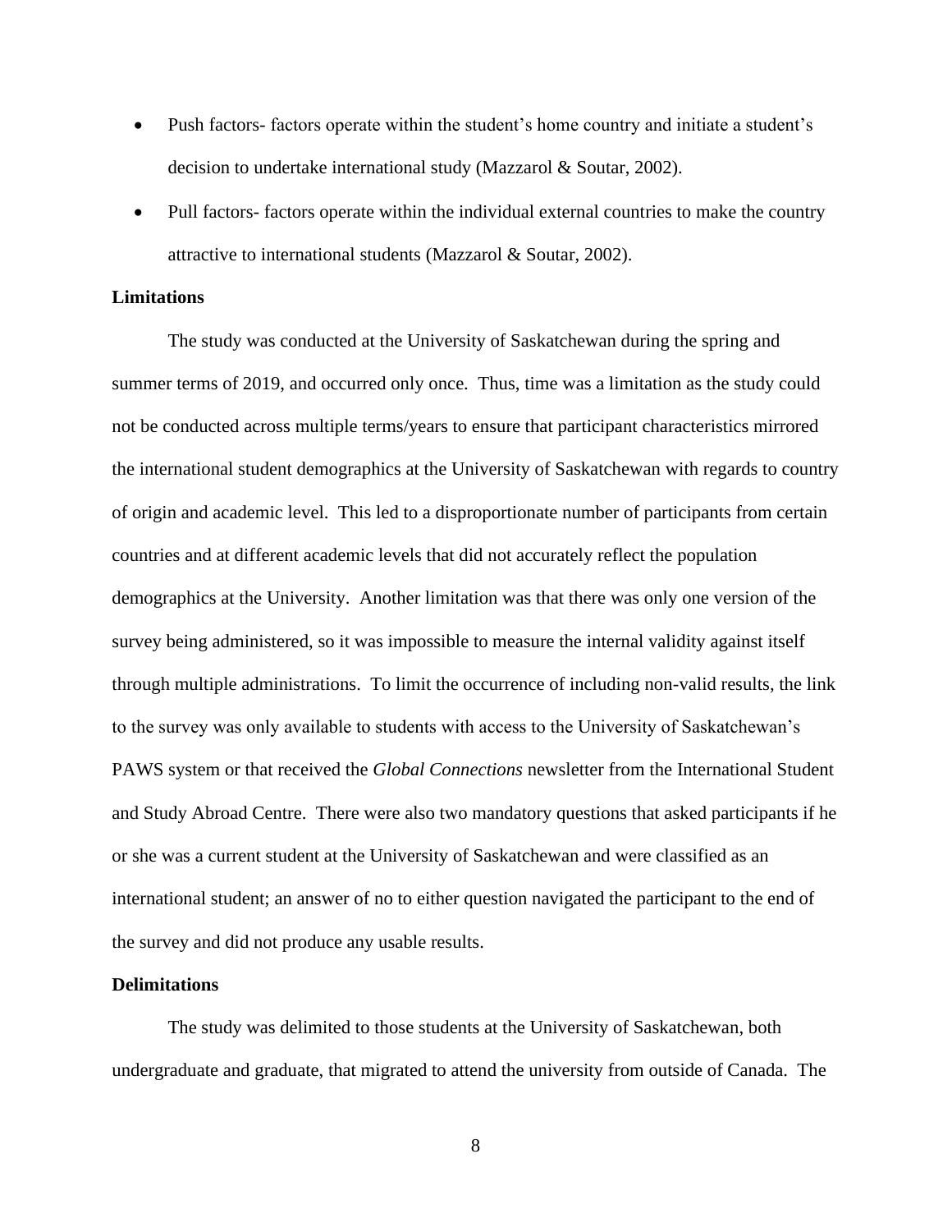- Push factors- factors operate within the student's home country and initiate a student's decision to undertake international study (Mazzarol & Soutar, 2002).
- Pull factors- factors operate within the individual external countries to make the country attractive to international students (Mazzarol & Soutar, 2002).

## Limitations

The study was conducted at the University of Saskatchewan during the spring and summer terms of 2019, and occurred only once. Thus, time was a limitation as the study could not be conducted across multiple terms/years to ensure that participant characteristics mirrored the international student demographics at the University of Saskatchewan with regards to country of origin and academic level. This led to a disproportionate number of participants from certain countries and at different academic levels that did not accurately reflect the population demographics at the University. Another limitation was that there was only one version of the survey being administered, so it was impossible to measure the internal validity against itself through multiple administrations. To limit the occurrence of including non-valid results, the link to the survey was only available to students with access to the University of Saskatchewan's PAWS system or that received the *Global Connections* newsletter from the International Student and Study Abroad Centre. There were also two mandatory questions that asked participants if he or she was a current student at the University of Saskatchewan and were classified as an international student; an answer of no to either question navigated the participant to the end of the survey and did not produce any usable results.

## Delimitations

The study was delimited to those students at the University of Saskatchewan, both undergraduate and graduate, that migrated to attend the university from outside of Canada. The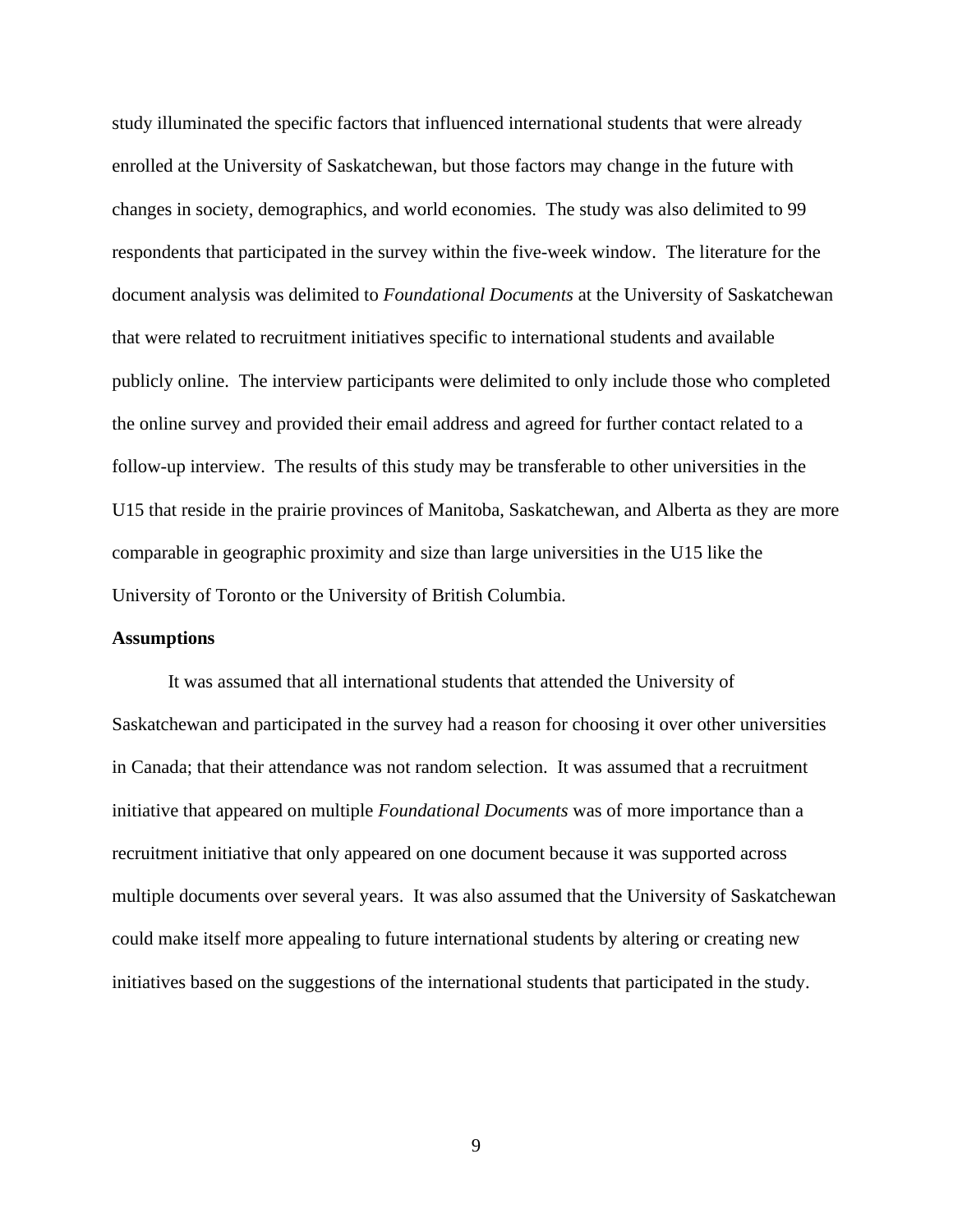study illuminated the specific factors that influenced international students that were already enrolled at the University of Saskatchewan, but those factors may change in the future with changes in society, demographics, and world economies. The study was also delimited to 99 respondents that participated in the survey within the five-week window. The literature for the document analysis was delimited to *Foundational Documents* at the University of Saskatchewan that were related to recruitment initiatives specific to international students and available publicly online. The interview participants were delimited to only include those who completed the online survey and provided their email address and agreed for further contact related to a follow-up interview. The results of this study may be transferable to other universities in the U15 that reside in the prairie provinces of Manitoba, Saskatchewan, and Alberta as they are more comparable in geographic proximity and size than large universities in the U15 like the University of Toronto or the University of British Columbia.

**Assumptions**

It was assumed that all international students that attended the University of Saskatchewan and participated in the survey had a reason for choosing it over other universities in Canada; that their attendance was not random selection. It was assumed that a recruitment initiative that appeared on multiple *Foundational Documents* was of more importance than a recruitment initiative that only appeared on one document because it was supported across multiple documents over several years. It was also assumed that the University of Saskatchewan could make itself more appealing to future international students by altering or creating new initiatives based on the suggestions of the international students that participated in the study.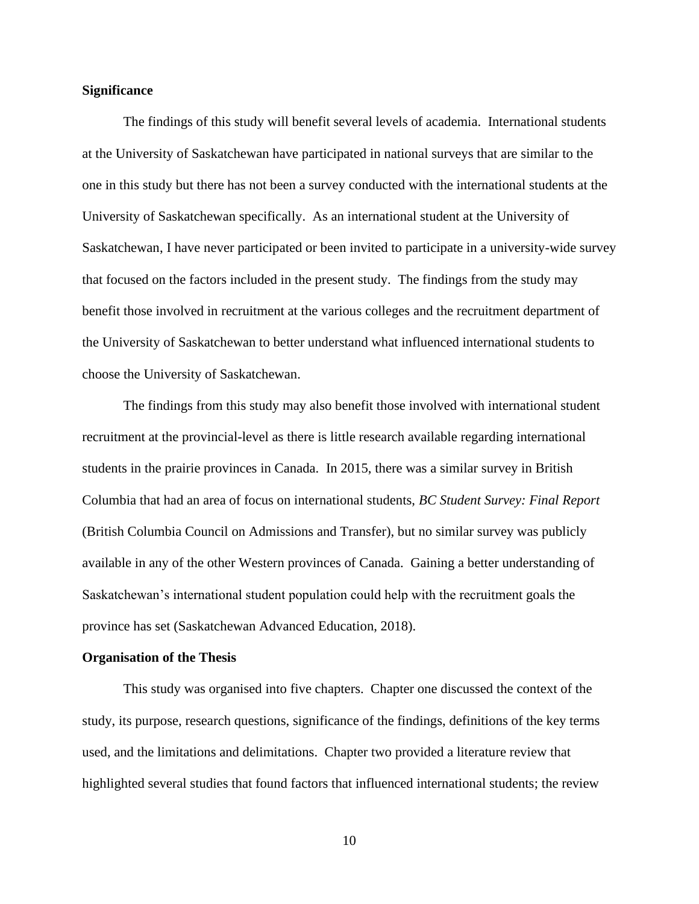## Significance

The findings of this study will benefit several levels of academia. International students at the University of Saskatchewan have participated in national surveys that are similar to the one in this study but there has not been a survey conducted with the international students at the University of Saskatchewan specifically. As an international student at the University of Saskatchewan, I have never participated or been invited to participate in a university-wide survey that focused on the factors included in the present study. The findings from the study may benefit those involved in recruitment at the various colleges and the recruitment department of the University of Saskatchewan to better understand what influenced international students to choose the University of Saskatchewan.

The findings from this study may also benefit those involved with international student recruitment at the provincial-level as there is little research available regarding international students in the prairie provinces in Canada. In 2015, there was a similar survey in British Columbia that had an area of focus on international students, *BC Student Survey: Final Report* (British Columbia Council on Admissions and Transfer), but no similar survey was publicly available in any of the other Western provinces of Canada. Gaining a better understanding of Saskatchewan's international student population could help with the recruitment goals the province has set (Saskatchewan Advanced Education, 2018).

## Organisation of the Thesis

This study was organised into five chapters. Chapter one discussed the context of the study, its purpose, research questions, significance of the findings, definitions of the key terms used, and the limitations and delimitations. Chapter two provided a literature review that highlighted several studies that found factors that influenced international students; the review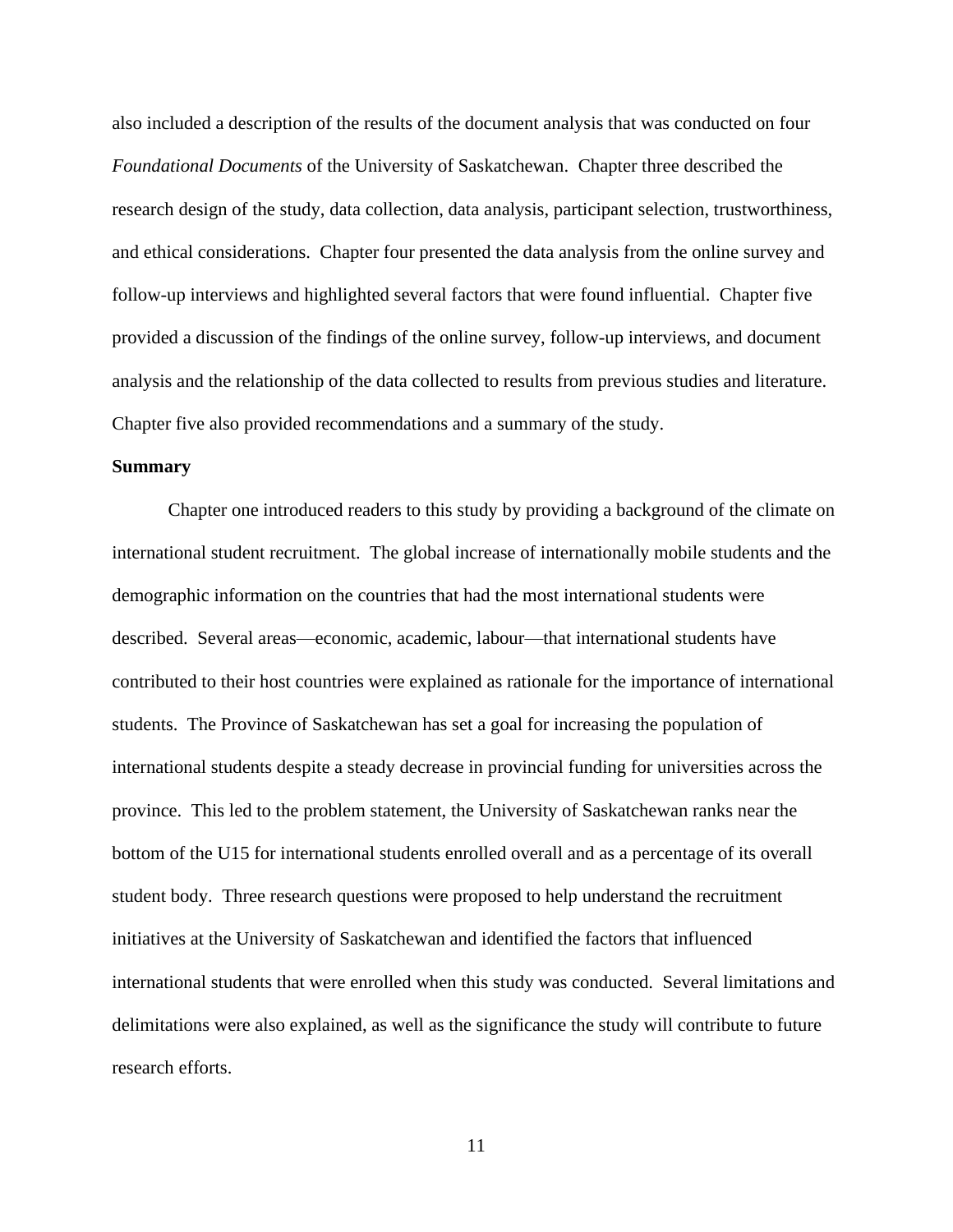also included a description of the results of the document analysis that was conducted on four *Foundational Documents* of the University of Saskatchewan. Chapter three described the research design of the study, data collection, data analysis, participant selection, trustworthiness, and ethical considerations. Chapter four presented the data analysis from the online survey and follow-up interviews and highlighted several factors that were found influential. Chapter five provided a discussion of the findings of the online survey, follow-up interviews, and document analysis and the relationship of the data collected to results from previous studies and literature. Chapter five also provided recommendations and a summary of the study.

**Summary**

Chapter one introduced readers to this study by providing a background of the climate on international student recruitment. The global increase of internationally mobile students and the demographic information on the countries that had the most international students were described. Several areas—economic, academic, labour—that international students have contributed to their host countries were explained as rationale for the importance of international students. The Province of Saskatchewan has set a goal for increasing the population of international students despite a steady decrease in provincial funding for universities across the province. This led to the problem statement, the University of Saskatchewan ranks near the bottom of the U15 for international students enrolled overall and as a percentage of its overall student body. Three research questions were proposed to help understand the recruitment initiatives at the University of Saskatchewan and identified the factors that influenced international students that were enrolled when this study was conducted. Several limitations and delimitations were also explained, as well as the significance the study will contribute to future research efforts.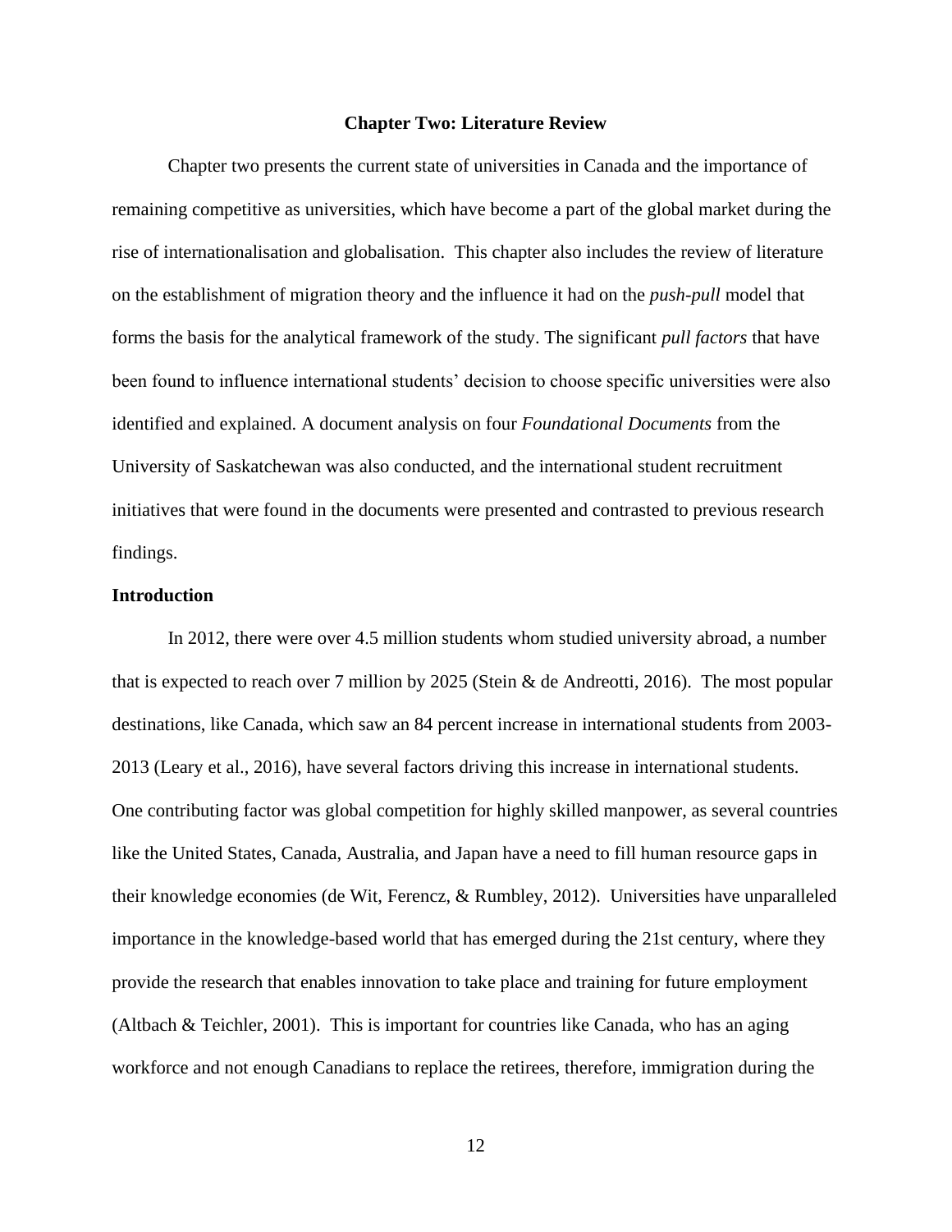# Chapter Two: Literature Review

Chapter two presents the current state of universities in Canada and the importance of remaining competitive as universities, which have become a part of the global market during the rise of internationalisation and globalisation. This chapter also includes the review of literature on the establishment of migration theory and the influence it had on the *push-pull* model that forms the basis for the analytical framework of the study. The significant *pull factors* that have been found to influence international students' decision to choose specific universities were also identified and explained. A document analysis on four *Foundational Documents* from the University of Saskatchewan was also conducted, and the international student recruitment initiatives that were found in the documents were presented and contrasted to previous research findings.

## Introduction

In 2012, there were over 4.5 million students whom studied university abroad, a number that is expected to reach over 7 million by 2025 (Stein & de Andreotti, 2016). The most popular destinations, like Canada, which saw an 84 percent increase in international students from 2003-2013 (Leary et al., 2016), have several factors driving this increase in international students. One contributing factor was global competition for highly skilled manpower, as several countries like the United States, Canada, Australia, and Japan have a need to fill human resource gaps in their knowledge economies (de Wit, Ferencz, & Rumbley, 2012). Universities have unparalleled importance in the knowledge-based world that has emerged during the 21st century, where they provide the research that enables innovation to take place and training for future employment (Altbach & Teichler, 2001). This is important for countries like Canada, who has an aging workforce and not enough Canadians to replace the retirees, therefore, immigration during the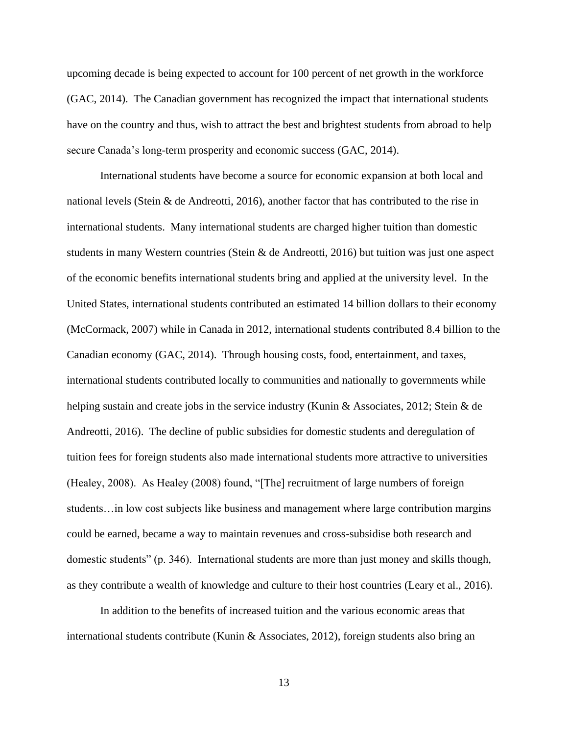upcoming decade is being expected to account for 100 percent of net growth in the workforce (GAC, 2014). The Canadian government has recognized the impact that international students have on the country and thus, wish to attract the best and brightest students from abroad to help secure Canada's long-term prosperity and economic success (GAC, 2014).

International students have become a source for economic expansion at both local and national levels (Stein & de Andreotti, 2016), another factor that has contributed to the rise in international students. Many international students are charged higher tuition than domestic students in many Western countries (Stein & de Andreotti, 2016) but tuition was just one aspect of the economic benefits international students bring and applied at the university level. In the United States, international students contributed an estimated 14 billion dollars to their economy (McCormack, 2007) while in Canada in 2012, international students contributed 8.4 billion to the Canadian economy (GAC, 2014). Through housing costs, food, entertainment, and taxes, international students contributed locally to communities and nationally to governments while helping sustain and create jobs in the service industry (Kunin & Associates, 2012; Stein & de Andreotti, 2016). The decline of public subsidies for domestic students and deregulation of tuition fees for foreign students also made international students more attractive to universities (Healey, 2008). As Healey (2008) found, "[The] recruitment of large numbers of foreign students…in low cost subjects like business and management where large contribution margins could be earned, became a way to maintain revenues and cross-subsidise both research and domestic students" (p. 346). International students are more than just money and skills though, as they contribute a wealth of knowledge and culture to their host countries (Leary et al., 2016).

In addition to the benefits of increased tuition and the various economic areas that international students contribute (Kunin & Associates, 2012), foreign students also bring an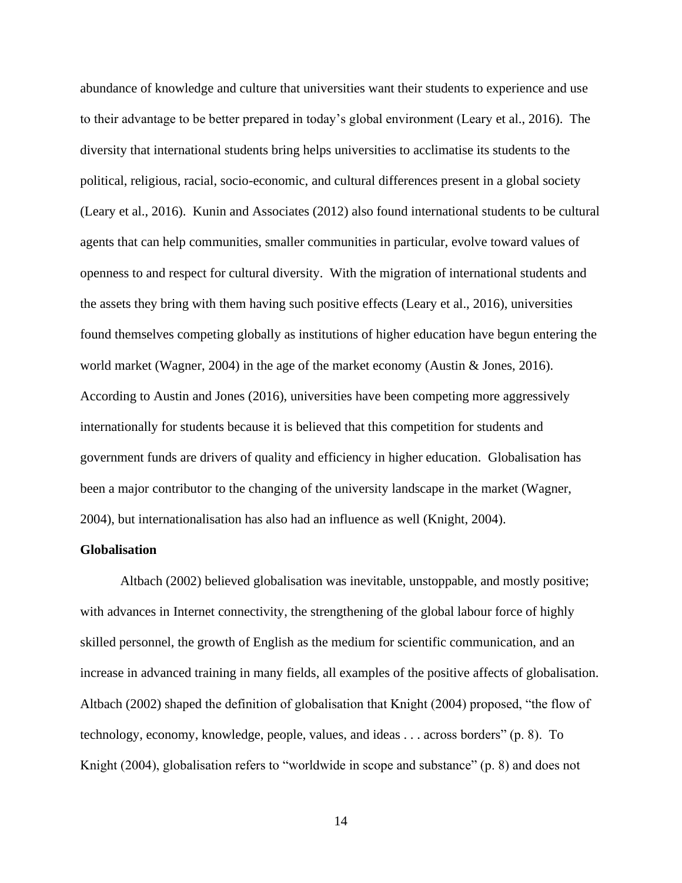abundance of knowledge and culture that universities want their students to experience and use to their advantage to be better prepared in today's global environment (Leary et al., 2016). The diversity that international students bring helps universities to acclimatise its students to the political, religious, racial, socio-economic, and cultural differences present in a global society (Leary et al., 2016). Kunin and Associates (2012) also found international students to be cultural agents that can help communities, smaller communities in particular, evolve toward values of openness to and respect for cultural diversity. With the migration of international students and the assets they bring with them having such positive effects (Leary et al., 2016), universities found themselves competing globally as institutions of higher education have begun entering the world market (Wagner, 2004) in the age of the market economy (Austin & Jones, 2016). According to Austin and Jones (2016), universities have been competing more aggressively internationally for students because it is believed that this competition for students and government funds are drivers of quality and efficiency in higher education. Globalisation has been a major contributor to the changing of the university landscape in the market (Wagner, 2004), but internationalisation has also had an influence as well (Knight, 2004).

**Globalisation**

Altbach (2002) believed globalisation was inevitable, unstoppable, and mostly positive; with advances in Internet connectivity, the strengthening of the global labour force of highly skilled personnel, the growth of English as the medium for scientific communication, and an increase in advanced training in many fields, all examples of the positive affects of globalisation. Altbach (2002) shaped the definition of globalisation that Knight (2004) proposed, "the flow of technology, economy, knowledge, people, values, and ideas . . . across borders" (p. 8). To Knight (2004), globalisation refers to "worldwide in scope and substance" (p. 8) and does not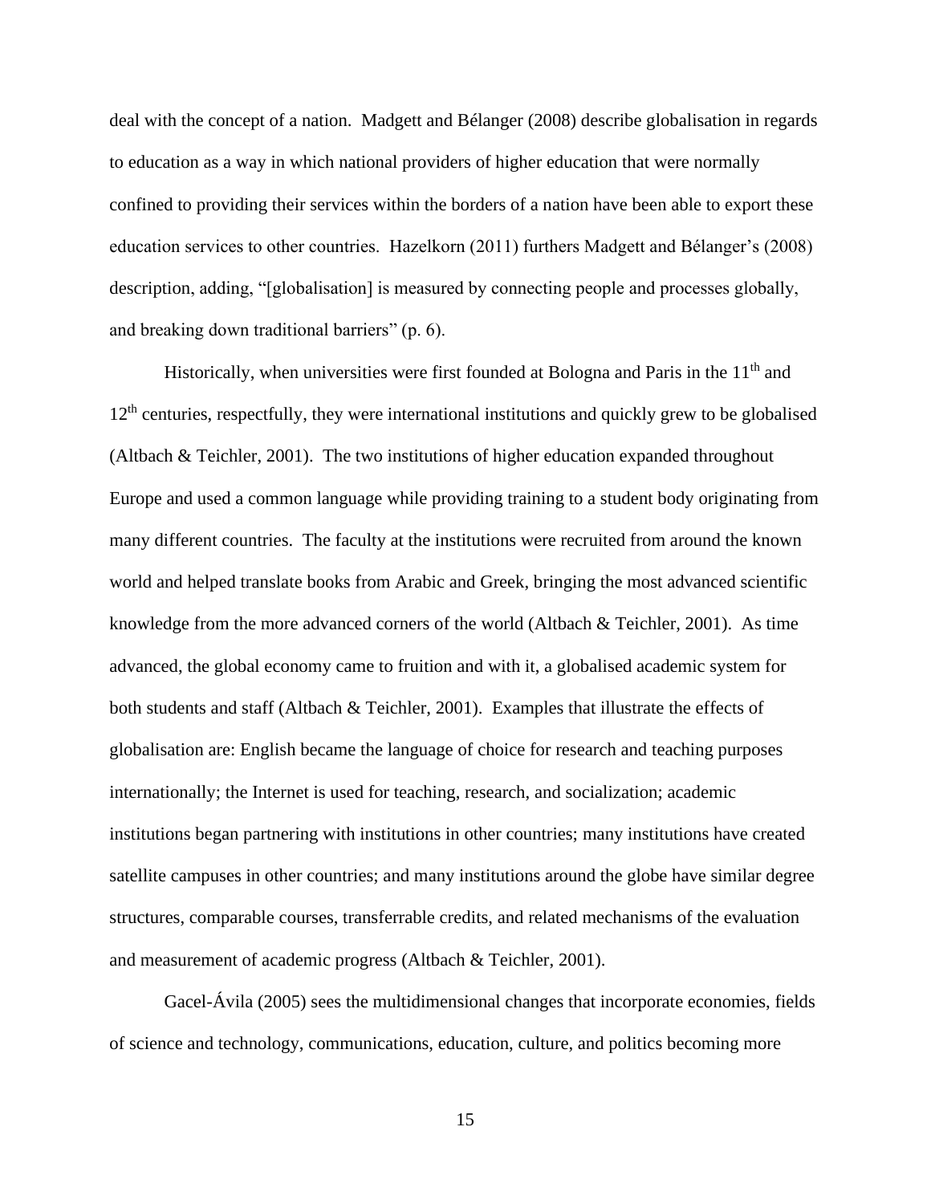deal with the concept of a nation. Madgett and Bélanger (2008) describe globalisation in regards to education as a way in which national providers of higher education that were normally confined to providing their services within the borders of a nation have been able to export these education services to other countries. Hazelkorn (2011) furthers Madgett and Bélanger's (2008) description, adding, "[globalisation] is measured by connecting people and processes globally, and breaking down traditional barriers" (p. 6).

Historically, when universities were first founded at Bologna and Paris in the 11th and 12th centuries, respectfully, they were international institutions and quickly grew to be globalised (Altbach & Teichler, 2001). The two institutions of higher education expanded throughout Europe and used a common language while providing training to a student body originating from many different countries. The faculty at the institutions were recruited from around the known world and helped translate books from Arabic and Greek, bringing the most advanced scientific knowledge from the more advanced corners of the world (Altbach & Teichler, 2001). As time advanced, the global economy came to fruition and with it, a globalised academic system for both students and staff (Altbach & Teichler, 2001). Examples that illustrate the effects of globalisation are: English became the language of choice for research and teaching purposes internationally; the Internet is used for teaching, research, and socialization; academic institutions began partnering with institutions in other countries; many institutions have created satellite campuses in other countries; and many institutions around the globe have similar degree structures, comparable courses, transferrable credits, and related mechanisms of the evaluation and measurement of academic progress (Altbach & Teichler, 2001).

Gacel-Ávila (2005) sees the multidimensional changes that incorporate economies, fields of science and technology, communications, education, culture, and politics becoming more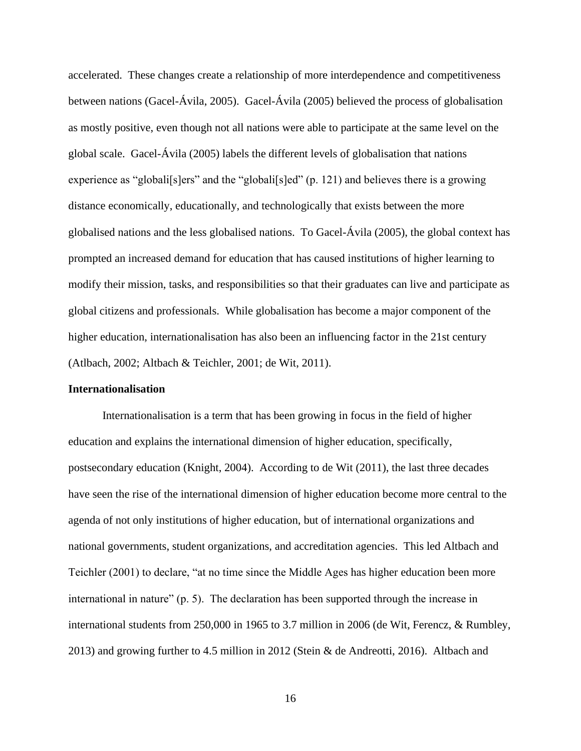accelerated. These changes create a relationship of more interdependence and competitiveness between nations (Gacel-Ávila, 2005). Gacel-Ávila (2005) believed the process of globalisation as mostly positive, even though not all nations were able to participate at the same level on the global scale. Gacel-Ávila (2005) labels the different levels of globalisation that nations experience as "globali[s]ers" and the "globali[s]ed" (p. 121) and believes there is a growing distance economically, educationally, and technologically that exists between the more globalised nations and the less globalised nations. To Gacel-Ávila (2005), the global context has prompted an increased demand for education that has caused institutions of higher learning to modify their mission, tasks, and responsibilities so that their graduates can live and participate as global citizens and professionals. While globalisation has become a major component of the higher education, internationalisation has also been an influencing factor in the 21st century (Atlbach, 2002; Altbach & Teichler, 2001; de Wit, 2011).

**Internationalisation**

Internationalisation is a term that has been growing in focus in the field of higher education and explains the international dimension of higher education, specifically, postsecondary education (Knight, 2004). According to de Wit (2011), the last three decades have seen the rise of the international dimension of higher education become more central to the agenda of not only institutions of higher education, but of international organizations and national governments, student organizations, and accreditation agencies. This led Altbach and Teichler (2001) to declare, "at no time since the Middle Ages has higher education been more international in nature" (p. 5). The declaration has been supported through the increase in international students from 250,000 in 1965 to 3.7 million in 2006 (de Wit, Ferencz, & Rumbley, 2013) and growing further to 4.5 million in 2012 (Stein & de Andreotti, 2016). Altbach and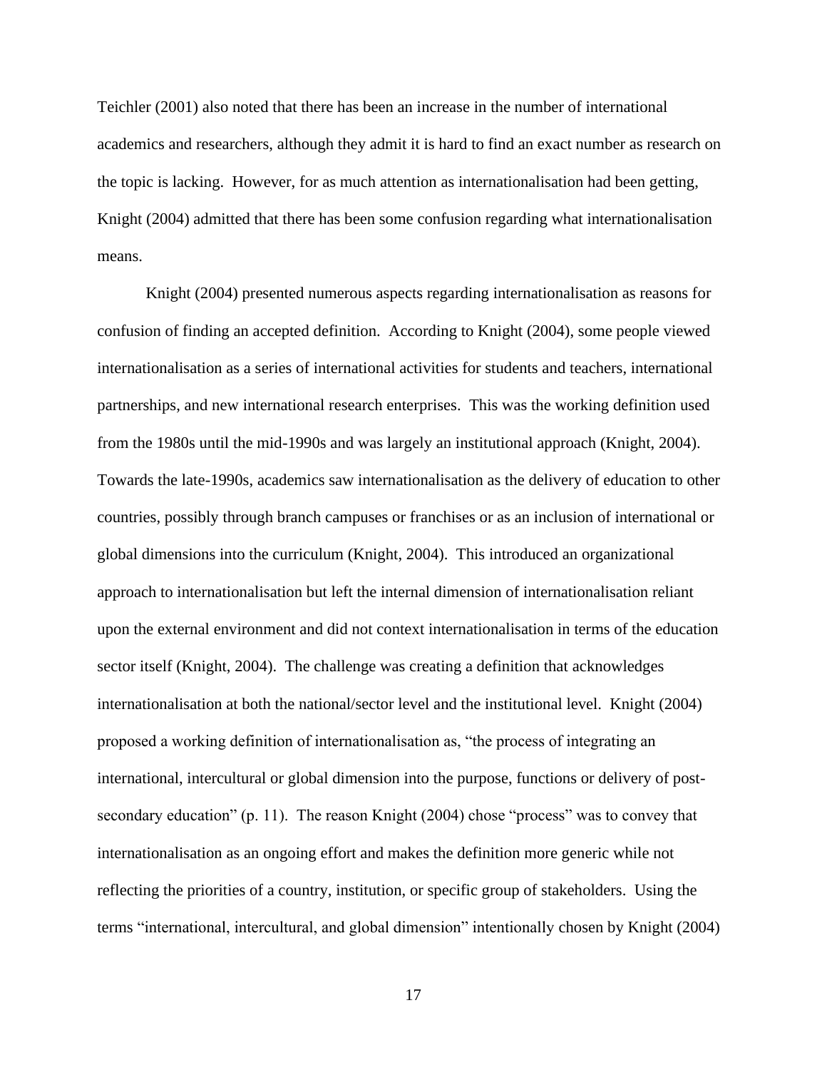Teichler (2001) also noted that there has been an increase in the number of international academics and researchers, although they admit it is hard to find an exact number as research on the topic is lacking. However, for as much attention as internationalisation had been getting, Knight (2004) admitted that there has been some confusion regarding what internationalisation means.

Knight (2004) presented numerous aspects regarding internationalisation as reasons for confusion of finding an accepted definition. According to Knight (2004), some people viewed internationalisation as a series of international activities for students and teachers, international partnerships, and new international research enterprises. This was the working definition used from the 1980s until the mid-1990s and was largely an institutional approach (Knight, 2004). Towards the late-1990s, academics saw internationalisation as the delivery of education to other countries, possibly through branch campuses or franchises or as an inclusion of international or global dimensions into the curriculum (Knight, 2004). This introduced an organizational approach to internationalisation but left the internal dimension of internationalisation reliant upon the external environment and did not context internationalisation in terms of the education sector itself (Knight, 2004). The challenge was creating a definition that acknowledges internationalisation at both the national/sector level and the institutional level. Knight (2004) proposed a working definition of internationalisation as, "the process of integrating an international, intercultural or global dimension into the purpose, functions or delivery of post-secondary education" (p. 11). The reason Knight (2004) chose "process" was to convey that internationalisation as an ongoing effort and makes the definition more generic while not reflecting the priorities of a country, institution, or specific group of stakeholders. Using the terms "international, intercultural, and global dimension" intentionally chosen by Knight (2004)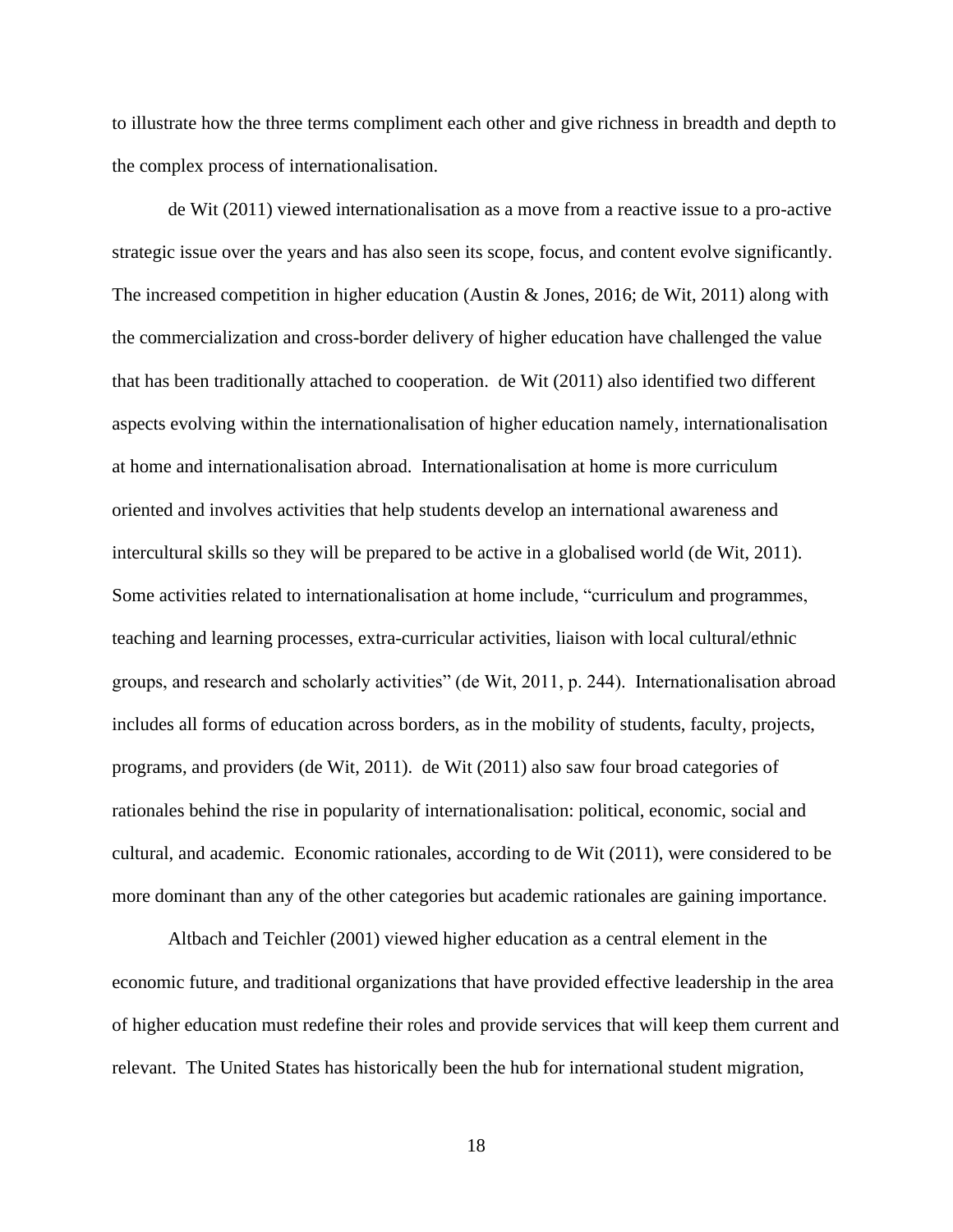to illustrate how the three terms compliment each other and give richness in breadth and depth to the complex process of internationalisation.

de Wit (2011) viewed internationalisation as a move from a reactive issue to a pro-active strategic issue over the years and has also seen its scope, focus, and content evolve significantly. The increased competition in higher education (Austin & Jones, 2016; de Wit, 2011) along with the commercialization and cross-border delivery of higher education have challenged the value that has been traditionally attached to cooperation. de Wit (2011) also identified two different aspects evolving within the internationalisation of higher education namely, internationalisation at home and internationalisation abroad. Internationalisation at home is more curriculum oriented and involves activities that help students develop an international awareness and intercultural skills so they will be prepared to be active in a globalised world (de Wit, 2011). Some activities related to internationalisation at home include, "curriculum and programmes, teaching and learning processes, extra-curricular activities, liaison with local cultural/ethnic groups, and research and scholarly activities" (de Wit, 2011, p. 244). Internationalisation abroad includes all forms of education across borders, as in the mobility of students, faculty, projects, programs, and providers (de Wit, 2011). de Wit (2011) also saw four broad categories of rationales behind the rise in popularity of internationalisation: political, economic, social and cultural, and academic. Economic rationales, according to de Wit (2011), were considered to be more dominant than any of the other categories but academic rationales are gaining importance.

Altbach and Teichler (2001) viewed higher education as a central element in the economic future, and traditional organizations that have provided effective leadership in the area of higher education must redefine their roles and provide services that will keep them current and relevant. The United States has historically been the hub for international student migration,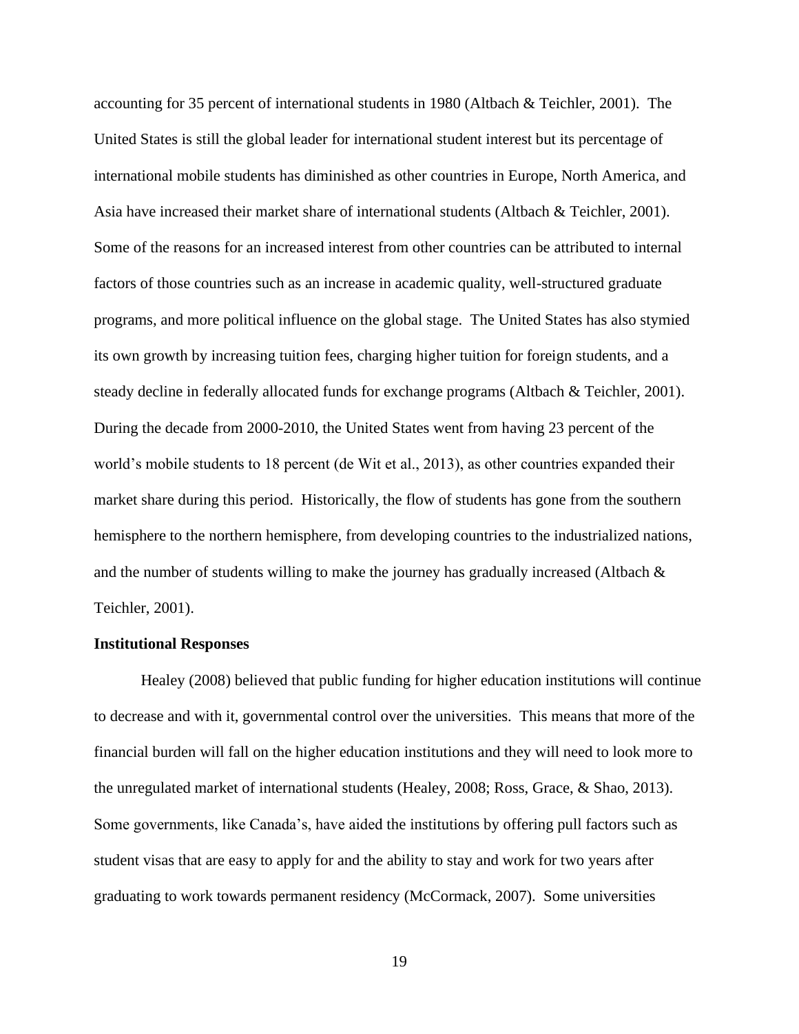accounting for 35 percent of international students in 1980 (Altbach & Teichler, 2001). The United States is still the global leader for international student interest but its percentage of international mobile students has diminished as other countries in Europe, North America, and Asia have increased their market share of international students (Altbach & Teichler, 2001). Some of the reasons for an increased interest from other countries can be attributed to internal factors of those countries such as an increase in academic quality, well-structured graduate programs, and more political influence on the global stage. The United States has also stymied its own growth by increasing tuition fees, charging higher tuition for foreign students, and a steady decline in federally allocated funds for exchange programs (Altbach & Teichler, 2001). During the decade from 2000-2010, the United States went from having 23 percent of the world's mobile students to 18 percent (de Wit et al., 2013), as other countries expanded their market share during this period. Historically, the flow of students has gone from the southern hemisphere to the northern hemisphere, from developing countries to the industrialized nations, and the number of students willing to make the journey has gradually increased (Altbach & Teichler, 2001).

**Institutional Responses**

Healey (2008) believed that public funding for higher education institutions will continue to decrease and with it, governmental control over the universities. This means that more of the financial burden will fall on the higher education institutions and they will need to look more to the unregulated market of international students (Healey, 2008; Ross, Grace, & Shao, 2013). Some governments, like Canada's, have aided the institutions by offering pull factors such as student visas that are easy to apply for and the ability to stay and work for two years after graduating to work towards permanent residency (McCormack, 2007). Some universities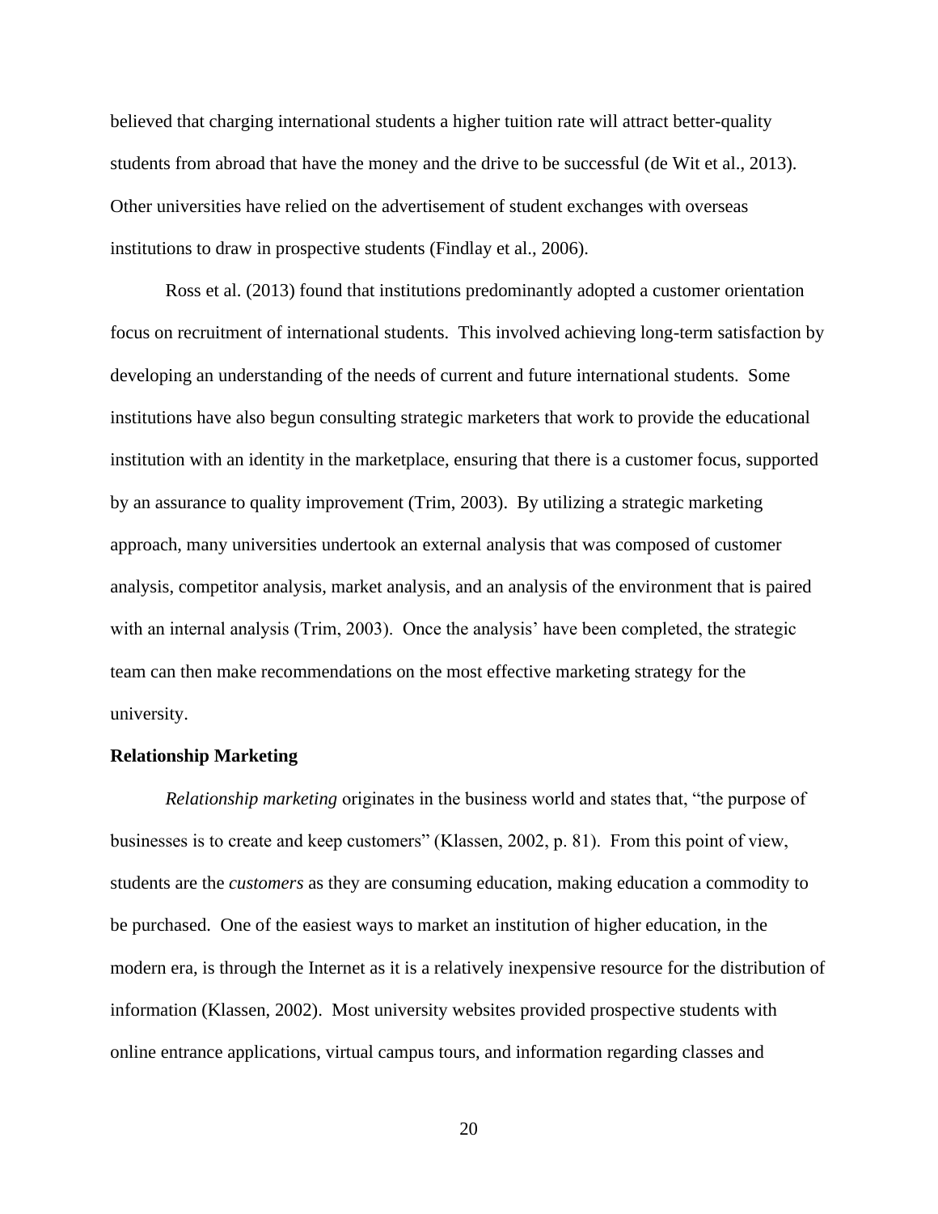believed that charging international students a higher tuition rate will attract better-quality students from abroad that have the money and the drive to be successful (de Wit et al., 2013). Other universities have relied on the advertisement of student exchanges with overseas institutions to draw in prospective students (Findlay et al., 2006).

Ross et al. (2013) found that institutions predominantly adopted a customer orientation focus on recruitment of international students. This involved achieving long-term satisfaction by developing an understanding of the needs of current and future international students. Some institutions have also begun consulting strategic marketers that work to provide the educational institution with an identity in the marketplace, ensuring that there is a customer focus, supported by an assurance to quality improvement (Trim, 2003). By utilizing a strategic marketing approach, many universities undertook an external analysis that was composed of customer analysis, competitor analysis, market analysis, and an analysis of the environment that is paired with an internal analysis (Trim, 2003). Once the analysis' have been completed, the strategic team can then make recommendations on the most effective marketing strategy for the university.

**Relationship Marketing**

*Relationship marketing* originates in the business world and states that, "the purpose of businesses is to create and keep customers" (Klassen, 2002, p. 81). From this point of view, students are the *customers* as they are consuming education, making education a commodity to be purchased. One of the easiest ways to market an institution of higher education, in the modern era, is through the Internet as it is a relatively inexpensive resource for the distribution of information (Klassen, 2002). Most university websites provided prospective students with online entrance applications, virtual campus tours, and information regarding classes and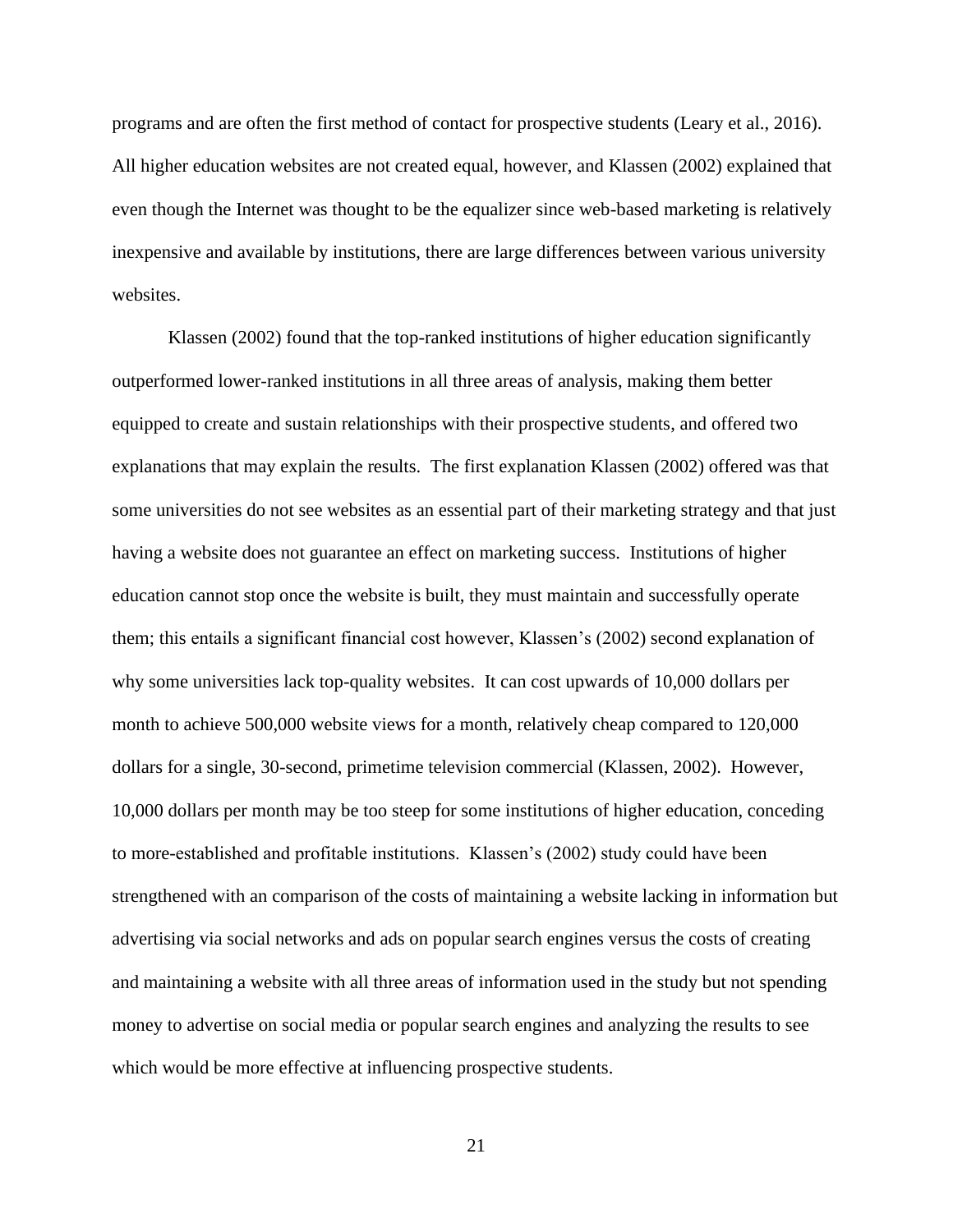programs and are often the first method of contact for prospective students (Leary et al., 2016). All higher education websites are not created equal, however, and Klassen (2002) explained that even though the Internet was thought to be the equalizer since web-based marketing is relatively inexpensive and available by institutions, there are large differences between various university websites.

Klassen (2002) found that the top-ranked institutions of higher education significantly outperformed lower-ranked institutions in all three areas of analysis, making them better equipped to create and sustain relationships with their prospective students, and offered two explanations that may explain the results. The first explanation Klassen (2002) offered was that some universities do not see websites as an essential part of their marketing strategy and that just having a website does not guarantee an effect on marketing success. Institutions of higher education cannot stop once the website is built, they must maintain and successfully operate them; this entails a significant financial cost however, Klassen's (2002) second explanation of why some universities lack top-quality websites. It can cost upwards of 10,000 dollars per month to achieve 500,000 website views for a month, relatively cheap compared to 120,000 dollars for a single, 30-second, primetime television commercial (Klassen, 2002). However, 10,000 dollars per month may be too steep for some institutions of higher education, conceding to more-established and profitable institutions. Klassen's (2002) study could have been strengthened with an comparison of the costs of maintaining a website lacking in information but advertising via social networks and ads on popular search engines versus the costs of creating and maintaining a website with all three areas of information used in the study but not spending money to advertise on social media or popular search engines and analyzing the results to see which would be more effective at influencing prospective students.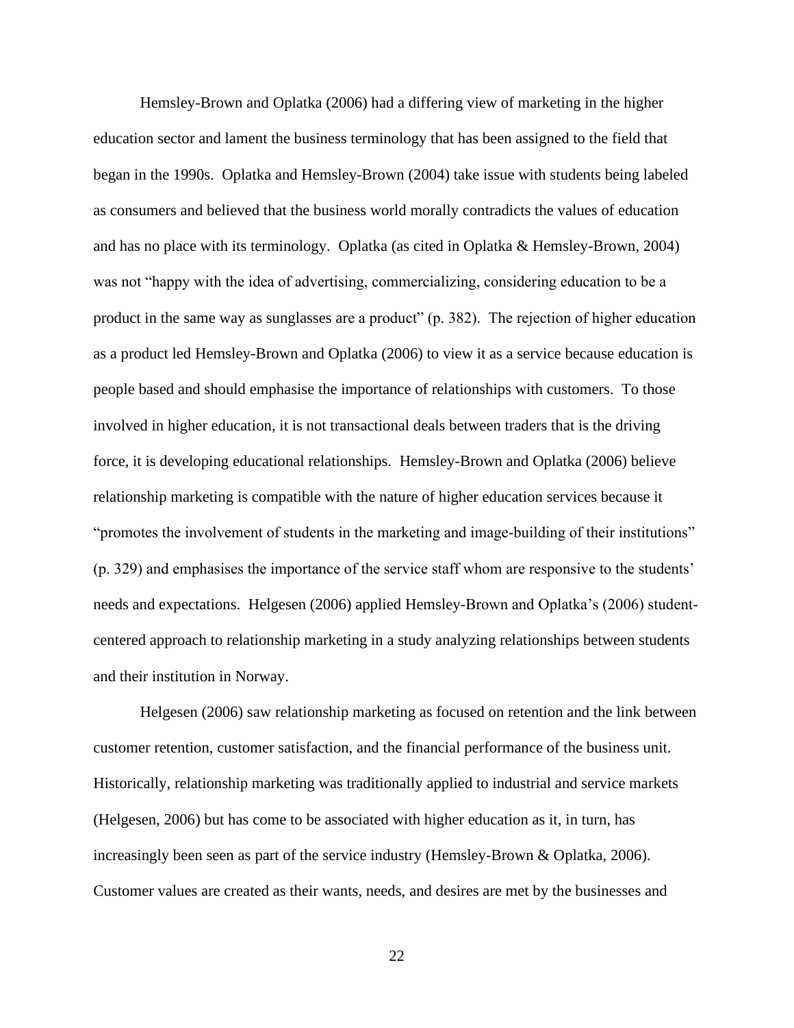Hemsley-Brown and Oplatka (2006) had a differing view of marketing in the higher education sector and lament the business terminology that has been assigned to the field that began in the 1990s. Oplatka and Hemsley-Brown (2004) take issue with students being labeled as consumers and believed that the business world morally contradicts the values of education and has no place with its terminology. Oplatka (as cited in Oplatka & Hemsley-Brown, 2004) was not "happy with the idea of advertising, commercializing, considering education to be a product in the same way as sunglasses are a product" (p. 382). The rejection of higher education as a product led Hemsley-Brown and Oplatka (2006) to view it as a service because education is people based and should emphasise the importance of relationships with customers. To those involved in higher education, it is not transactional deals between traders that is the driving force, it is developing educational relationships. Hemsley-Brown and Oplatka (2006) believe relationship marketing is compatible with the nature of higher education services because it "promotes the involvement of students in the marketing and image-building of their institutions" (p. 329) and emphasises the importance of the service staff whom are responsive to the students' needs and expectations. Helgesen (2006) applied Hemsley-Brown and Oplatka's (2006) student-centered approach to relationship marketing in a study analyzing relationships between students and their institution in Norway.

Helgesen (2006) saw relationship marketing as focused on retention and the link between customer retention, customer satisfaction, and the financial performance of the business unit. Historically, relationship marketing was traditionally applied to industrial and service markets (Helgesen, 2006) but has come to be associated with higher education as it, in turn, has increasingly been seen as part of the service industry (Hemsley-Brown & Oplatka, 2006). Customer values are created as their wants, needs, and desires are met by the businesses and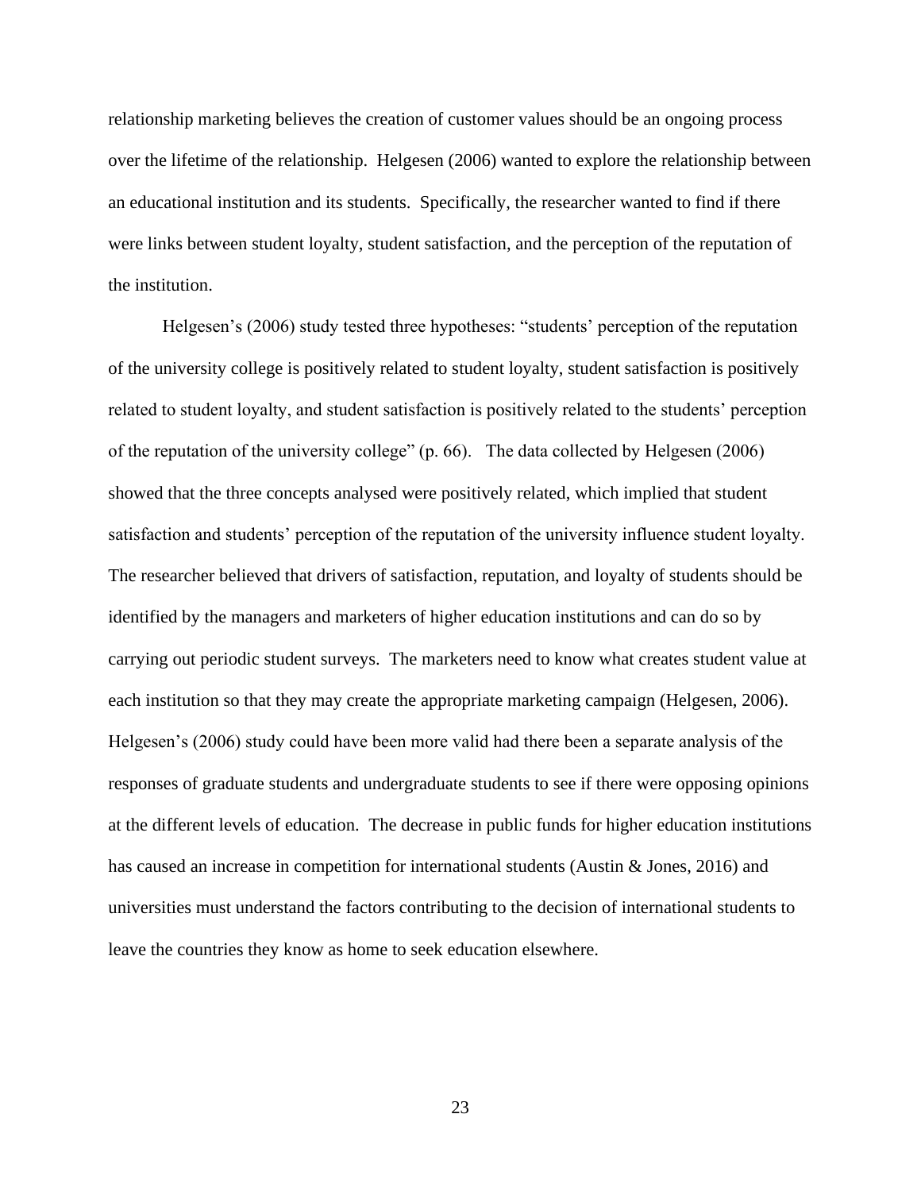relationship marketing believes the creation of customer values should be an ongoing process over the lifetime of the relationship. Helgesen (2006) wanted to explore the relationship between an educational institution and its students. Specifically, the researcher wanted to find if there were links between student loyalty, student satisfaction, and the perception of the reputation of the institution.

Helgesen's (2006) study tested three hypotheses: "students' perception of the reputation of the university college is positively related to student loyalty, student satisfaction is positively related to student loyalty, and student satisfaction is positively related to the students' perception of the reputation of the university college" (p. 66). The data collected by Helgesen (2006) showed that the three concepts analysed were positively related, which implied that student satisfaction and students' perception of the reputation of the university influence student loyalty. The researcher believed that drivers of satisfaction, reputation, and loyalty of students should be identified by the managers and marketers of higher education institutions and can do so by carrying out periodic student surveys. The marketers need to know what creates student value at each institution so that they may create the appropriate marketing campaign (Helgesen, 2006). Helgesen's (2006) study could have been more valid had there been a separate analysis of the responses of graduate students and undergraduate students to see if there were opposing opinions at the different levels of education. The decrease in public funds for higher education institutions has caused an increase in competition for international students (Austin & Jones, 2016) and universities must understand the factors contributing to the decision of international students to leave the countries they know as home to seek education elsewhere.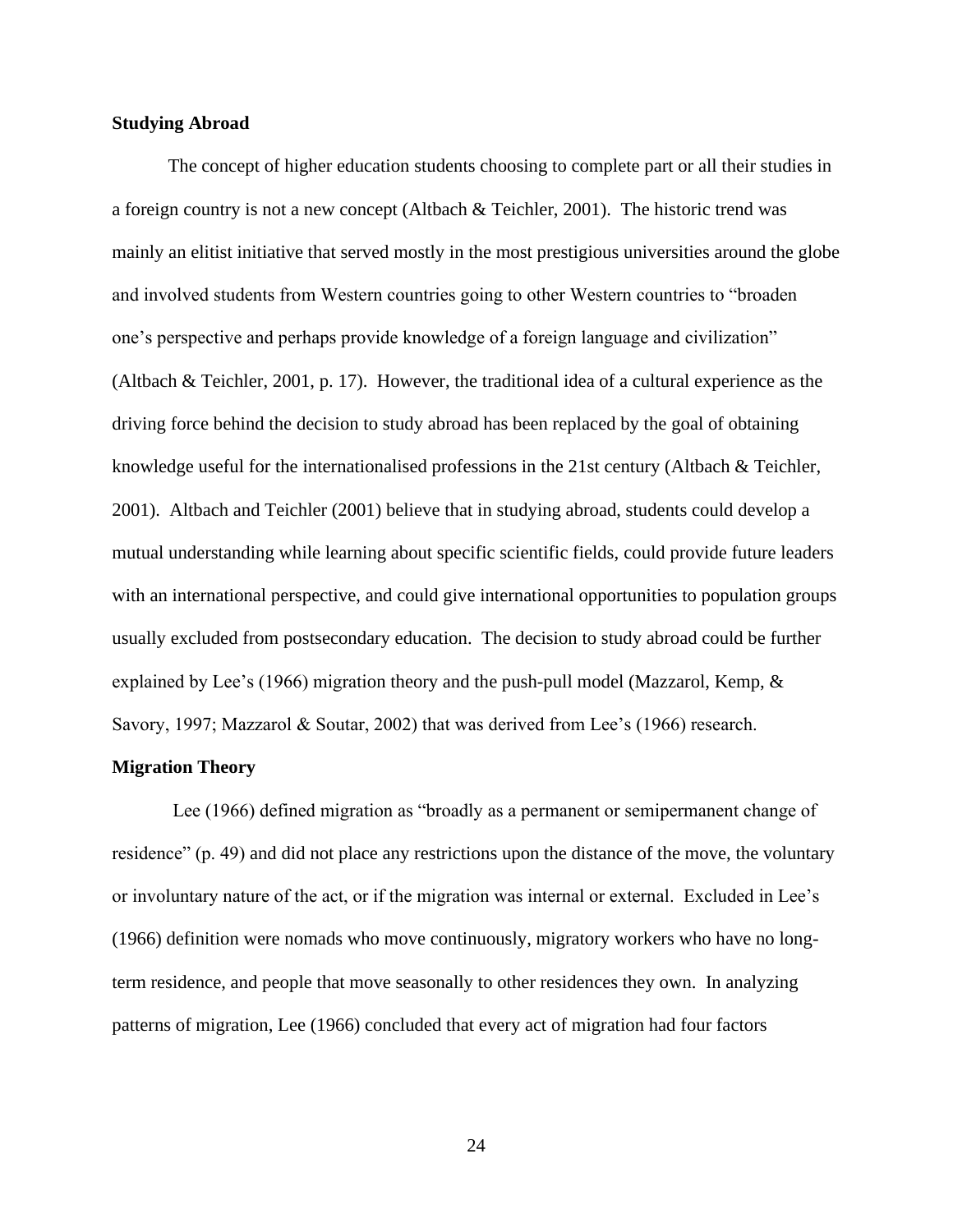**Studying Abroad**

The concept of higher education students choosing to complete part or all their studies in a foreign country is not a new concept (Altbach & Teichler, 2001). The historic trend was mainly an elitist initiative that served mostly in the most prestigious universities around the globe and involved students from Western countries going to other Western countries to "broaden one's perspective and perhaps provide knowledge of a foreign language and civilization" (Altbach & Teichler, 2001, p. 17). However, the traditional idea of a cultural experience as the driving force behind the decision to study abroad has been replaced by the goal of obtaining knowledge useful for the internationalised professions in the 21st century (Altbach & Teichler, 2001). Altbach and Teichler (2001) believe that in studying abroad, students could develop a mutual understanding while learning about specific scientific fields, could provide future leaders with an international perspective, and could give international opportunities to population groups usually excluded from postsecondary education. The decision to study abroad could be further explained by Lee's (1966) migration theory and the push-pull model (Mazzarol, Kemp, & Savory, 1997; Mazzarol & Soutar, 2002) that was derived from Lee's (1966) research.

**Migration Theory**

Lee (1966) defined migration as "broadly as a permanent or semipermanent change of residence" (p. 49) and did not place any restrictions upon the distance of the move, the voluntary or involuntary nature of the act, or if the migration was internal or external. Excluded in Lee's (1966) definition were nomads who move continuously, migratory workers who have no long-term residence, and people that move seasonally to other residences they own. In analyzing patterns of migration, Lee (1966) concluded that every act of migration had four factors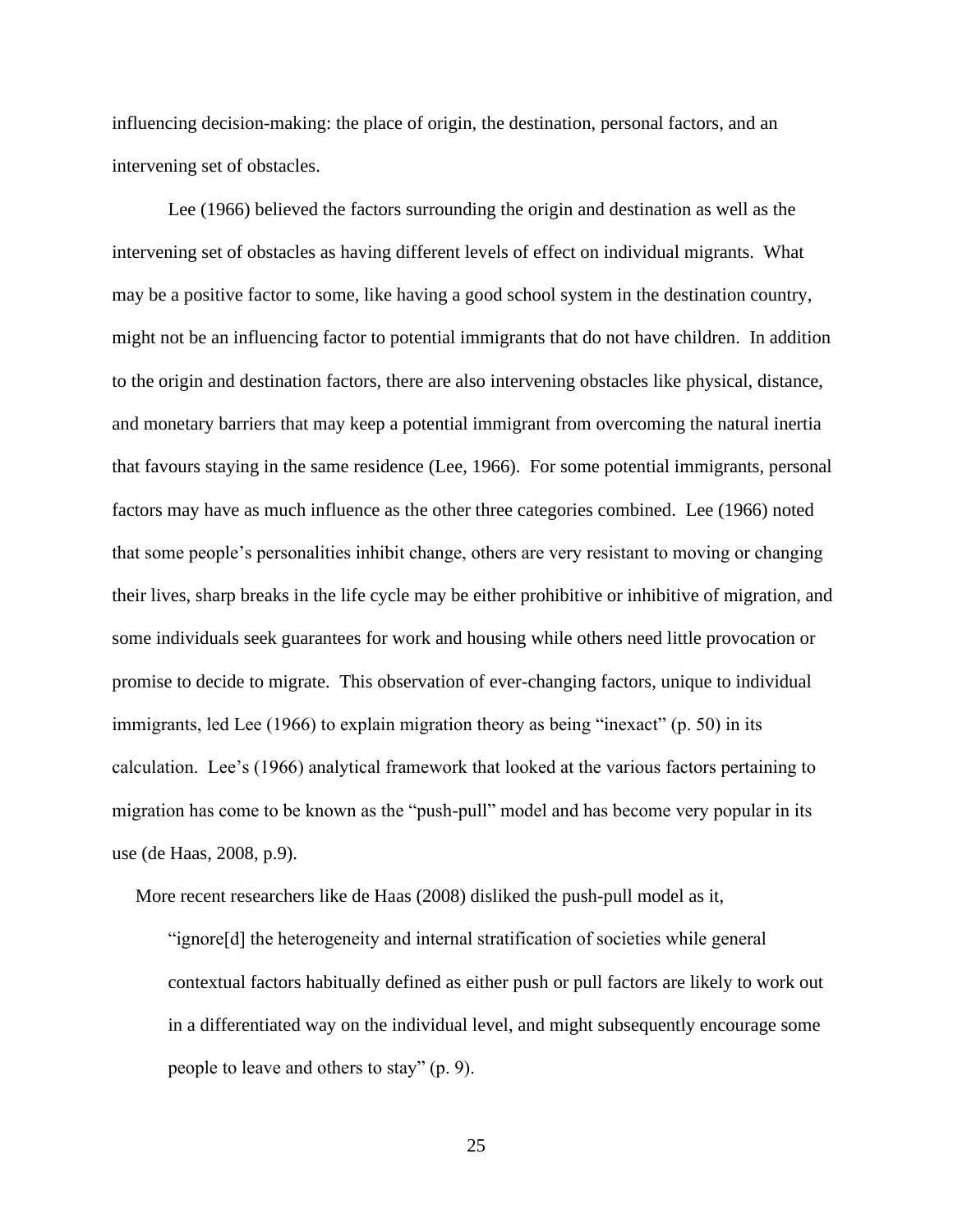influencing decision-making: the place of origin, the destination, personal factors, and an intervening set of obstacles.

Lee (1966) believed the factors surrounding the origin and destination as well as the intervening set of obstacles as having different levels of effect on individual migrants. What may be a positive factor to some, like having a good school system in the destination country, might not be an influencing factor to potential immigrants that do not have children. In addition to the origin and destination factors, there are also intervening obstacles like physical, distance, and monetary barriers that may keep a potential immigrant from overcoming the natural inertia that favours staying in the same residence (Lee, 1966). For some potential immigrants, personal factors may have as much influence as the other three categories combined. Lee (1966) noted that some people's personalities inhibit change, others are very resistant to moving or changing their lives, sharp breaks in the life cycle may be either prohibitive or inhibitive of migration, and some individuals seek guarantees for work and housing while others need little provocation or promise to decide to migrate. This observation of ever-changing factors, unique to individual immigrants, led Lee (1966) to explain migration theory as being "inexact" (p. 50) in its calculation. Lee's (1966) analytical framework that looked at the various factors pertaining to migration has come to be known as the "push-pull" model and has become very popular in its use (de Haas, 2008, p.9).

More recent researchers like de Haas (2008) disliked the push-pull model as it,

> "ignore[d] the heterogeneity and internal stratification of societies while general contextual factors habitually defined as either push or pull factors are likely to work out in a differentiated way on the individual level, and might subsequently encourage some people to leave and others to stay" (p. 9).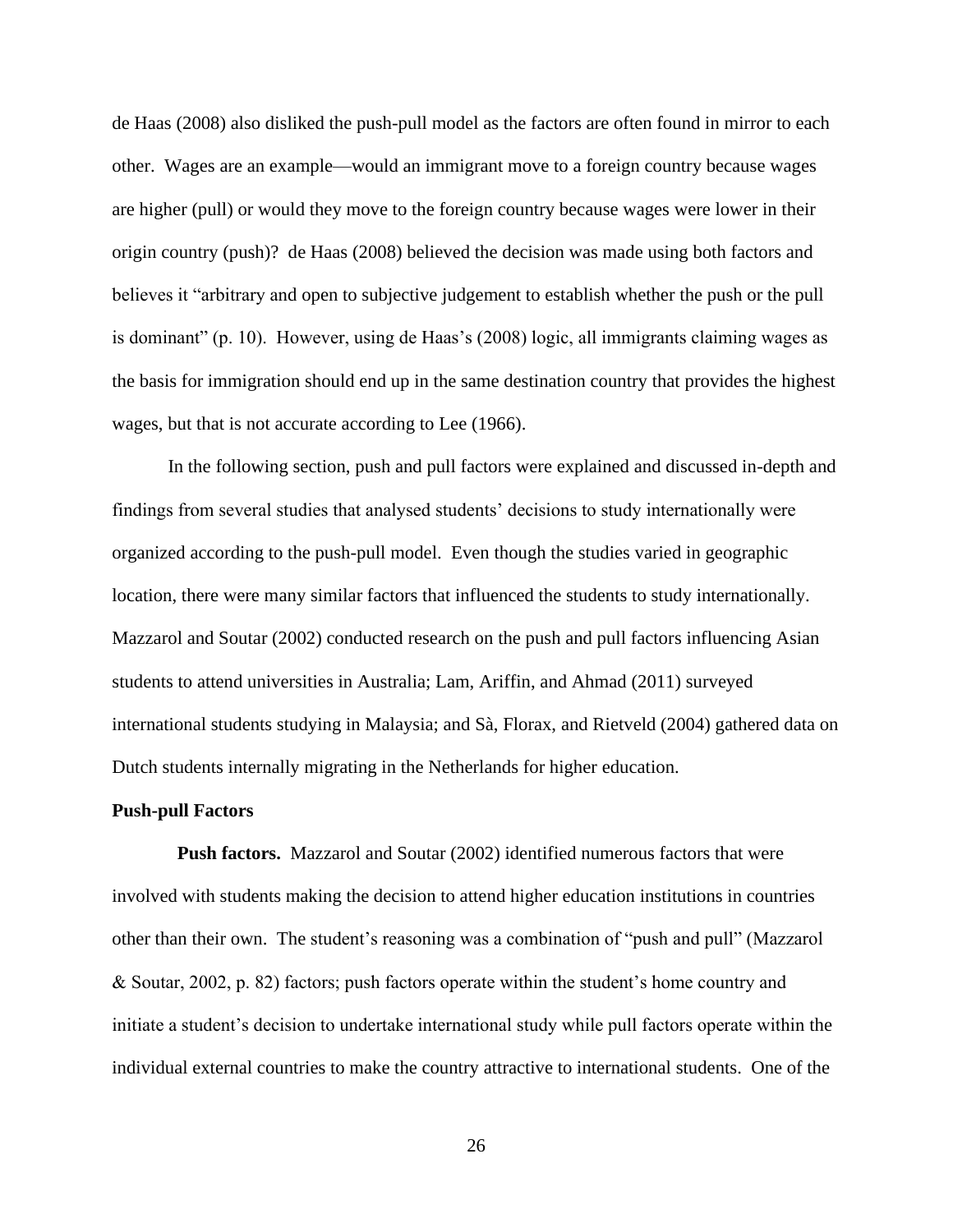de Haas (2008) also disliked the push-pull model as the factors are often found in mirror to each other. Wages are an example—would an immigrant move to a foreign country because wages are higher (pull) or would they move to the foreign country because wages were lower in their origin country (push)? de Haas (2008) believed the decision was made using both factors and believes it “arbitrary and open to subjective judgement to establish whether the push or the pull is dominant” (p. 10). However, using de Haas’s (2008) logic, all immigrants claiming wages as the basis for immigration should end up in the same destination country that provides the highest wages, but that is not accurate according to Lee (1966).

In the following section, push and pull factors were explained and discussed in-depth and findings from several studies that analysed students’ decisions to study internationally were organized according to the push-pull model. Even though the studies varied in geographic location, there were many similar factors that influenced the students to study internationally. Mazzarol and Soutar (2002) conducted research on the push and pull factors influencing Asian students to attend universities in Australia; Lam, Ariffin, and Ahmad (2011) surveyed international students studying in Malaysia; and Sà, Florax, and Rietveld (2004) gathered data on Dutch students internally migrating in the Netherlands for higher education.

### Push-pull Factors

**Push factors.** Mazzarol and Soutar (2002) identified numerous factors that were involved with students making the decision to attend higher education institutions in countries other than their own. The student’s reasoning was a combination of “push and pull” (Mazzarol & Soutar, 2002, p. 82) factors; push factors operate within the student’s home country and initiate a student’s decision to undertake international study while pull factors operate within the individual external countries to make the country attractive to international students. One of the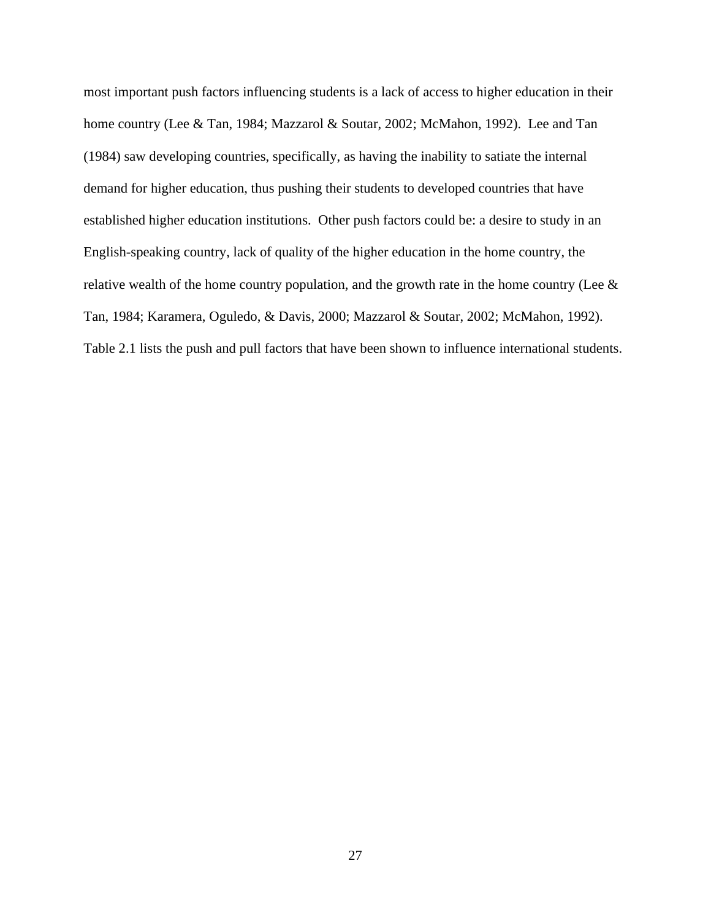most important push factors influencing students is a lack of access to higher education in their home country (Lee & Tan, 1984; Mazzarol & Soutar, 2002; McMahon, 1992). Lee and Tan (1984) saw developing countries, specifically, as having the inability to satiate the internal demand for higher education, thus pushing their students to developed countries that have established higher education institutions. Other push factors could be: a desire to study in an English-speaking country, lack of quality of the higher education in the home country, the relative wealth of the home country population, and the growth rate in the home country (Lee & Tan, 1984; Karamera, Oguledo, & Davis, 2000; Mazzarol & Soutar, 2002; McMahon, 1992). Table 2.1 lists the push and pull factors that have been shown to influence international students.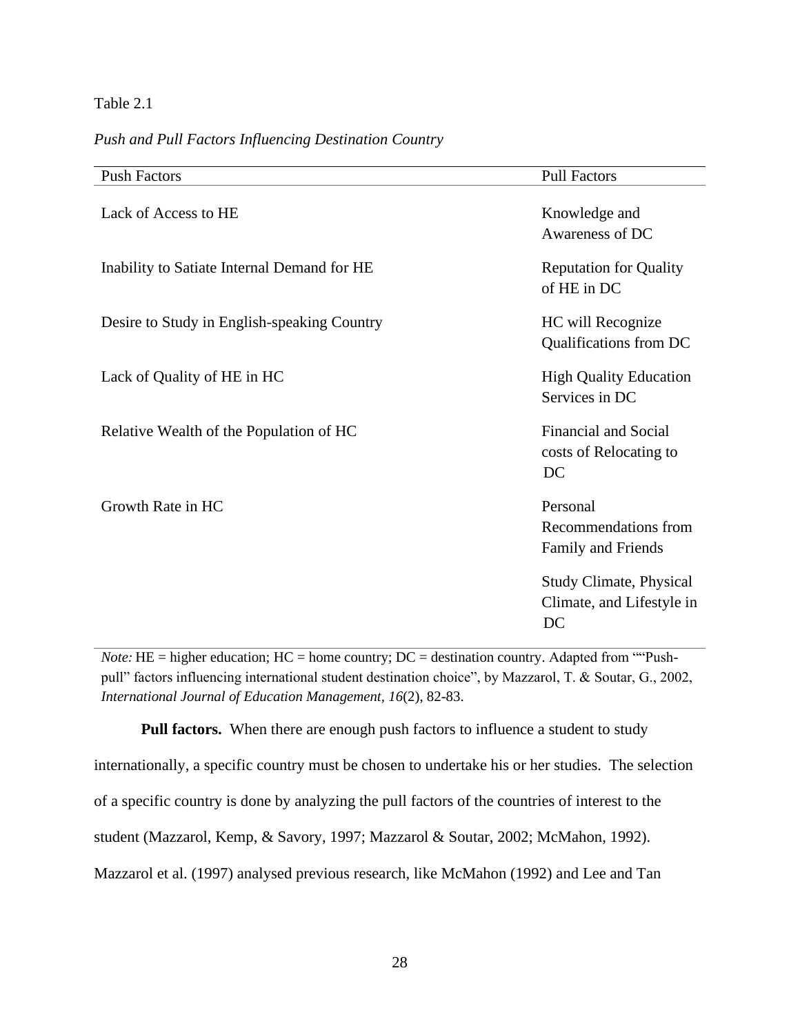Table 2.1

*Push and Pull Factors Influencing Destination Country*

| Push Factors | Pull Factors |
|---|---|
| Lack of Access to HE | Knowledge and Awareness of DC |
| Inability to Satiate Internal Demand for HE | Reputation for Quality of HE in DC |
| Desire to Study in English-speaking Country | HC will Recognize Qualifications from DC |
| Lack of Quality of HE in HC | High Quality Education Services in DC |
| Relative Wealth of the Population of HC | Financial and Social costs of Relocating to DC |
| Growth Rate in HC | Personal Recommendations from Family and Friends |
| | Study Climate, Physical Climate, and Lifestyle in DC |

*Note:* HE = higher education; HC = home country; DC = destination country. Adapted from "“Push-pull” factors influencing international student destination choice", by Mazzarol, T. & Soutar, G., 2002, *International Journal of Education Management, 16*(2), 82-83.

**Pull factors.** When there are enough push factors to influence a student to study internationally, a specific country must be chosen to undertake his or her studies. The selection of a specific country is done by analyzing the pull factors of the countries of interest to the student (Mazzarol, Kemp, & Savory, 1997; Mazzarol & Soutar, 2002; McMahon, 1992). Mazzarol et al. (1997) analysed previous research, like McMahon (1992) and Lee and Tan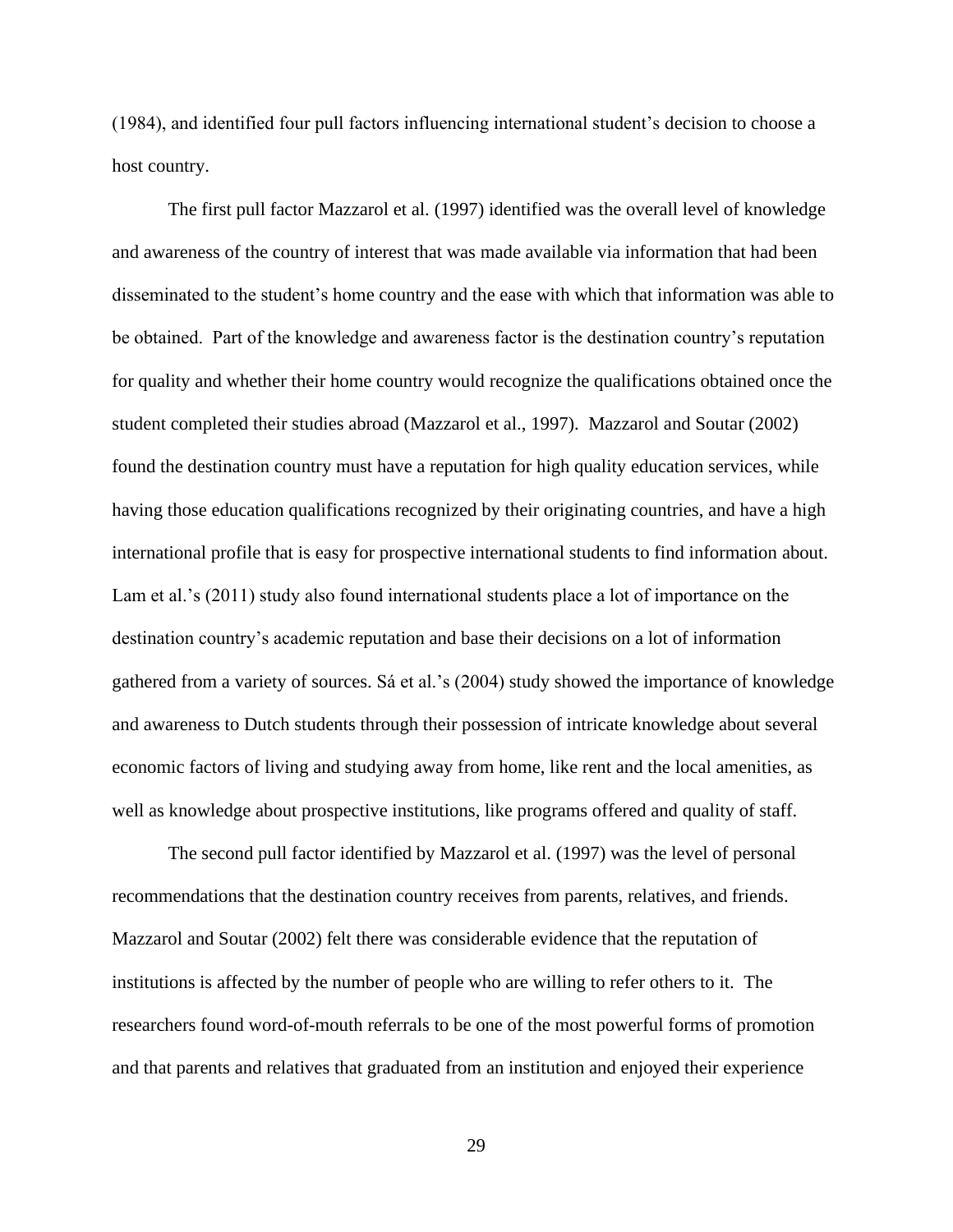(1984), and identified four pull factors influencing international student's decision to choose a host country.

The first pull factor Mazzarol et al. (1997) identified was the overall level of knowledge and awareness of the country of interest that was made available via information that had been disseminated to the student's home country and the ease with which that information was able to be obtained. Part of the knowledge and awareness factor is the destination country's reputation for quality and whether their home country would recognize the qualifications obtained once the student completed their studies abroad (Mazzarol et al., 1997). Mazzarol and Soutar (2002) found the destination country must have a reputation for high quality education services, while having those education qualifications recognized by their originating countries, and have a high international profile that is easy for prospective international students to find information about. Lam et al.'s (2011) study also found international students place a lot of importance on the destination country's academic reputation and base their decisions on a lot of information gathered from a variety of sources. Sá et al.'s (2004) study showed the importance of knowledge and awareness to Dutch students through their possession of intricate knowledge about several economic factors of living and studying away from home, like rent and the local amenities, as well as knowledge about prospective institutions, like programs offered and quality of staff.

The second pull factor identified by Mazzarol et al. (1997) was the level of personal recommendations that the destination country receives from parents, relatives, and friends. Mazzarol and Soutar (2002) felt there was considerable evidence that the reputation of institutions is affected by the number of people who are willing to refer others to it. The researchers found word-of-mouth referrals to be one of the most powerful forms of promotion and that parents and relatives that graduated from an institution and enjoyed their experience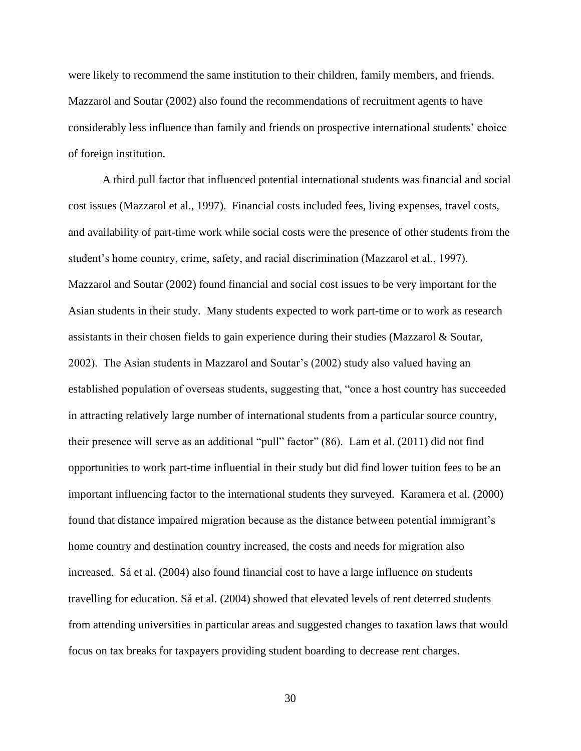were likely to recommend the same institution to their children, family members, and friends. Mazzarol and Soutar (2002) also found the recommendations of recruitment agents to have considerably less influence than family and friends on prospective international students' choice of foreign institution.

A third pull factor that influenced potential international students was financial and social cost issues (Mazzarol et al., 1997). Financial costs included fees, living expenses, travel costs, and availability of part-time work while social costs were the presence of other students from the student's home country, crime, safety, and racial discrimination (Mazzarol et al., 1997). Mazzarol and Soutar (2002) found financial and social cost issues to be very important for the Asian students in their study. Many students expected to work part-time or to work as research assistants in their chosen fields to gain experience during their studies (Mazzarol & Soutar, 2002). The Asian students in Mazzarol and Soutar's (2002) study also valued having an established population of overseas students, suggesting that, "once a host country has succeeded in attracting relatively large number of international students from a particular source country, their presence will serve as an additional "pull" factor" (86). Lam et al. (2011) did not find opportunities to work part-time influential in their study but did find lower tuition fees to be an important influencing factor to the international students they surveyed. Karamera et al. (2000) found that distance impaired migration because as the distance between potential immigrant's home country and destination country increased, the costs and needs for migration also increased. Sá et al. (2004) also found financial cost to have a large influence on students travelling for education. Sá et al. (2004) showed that elevated levels of rent deterred students from attending universities in particular areas and suggested changes to taxation laws that would focus on tax breaks for taxpayers providing student boarding to decrease rent charges.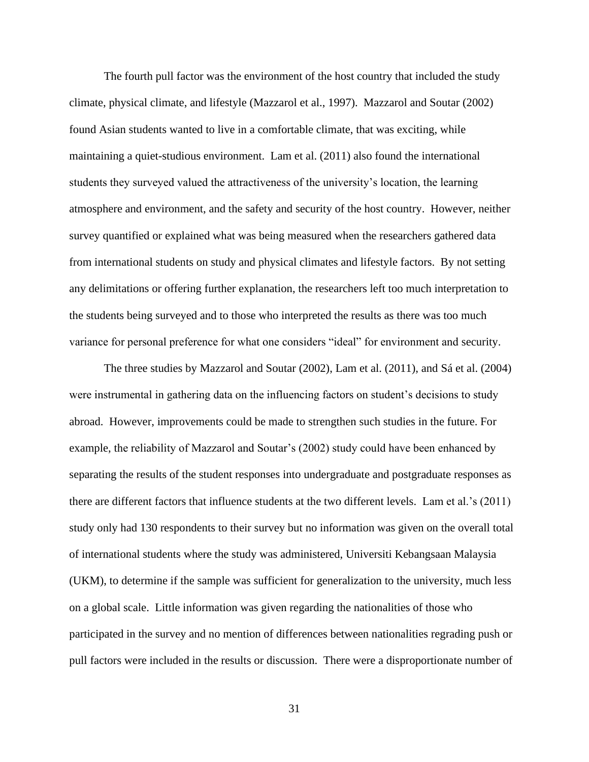The fourth pull factor was the environment of the host country that included the study climate, physical climate, and lifestyle (Mazzarol et al., 1997). Mazzarol and Soutar (2002) found Asian students wanted to live in a comfortable climate, that was exciting, while maintaining a quiet-studious environment. Lam et al. (2011) also found the international students they surveyed valued the attractiveness of the university's location, the learning atmosphere and environment, and the safety and security of the host country. However, neither survey quantified or explained what was being measured when the researchers gathered data from international students on study and physical climates and lifestyle factors. By not setting any delimitations or offering further explanation, the researchers left too much interpretation to the students being surveyed and to those who interpreted the results as there was too much variance for personal preference for what one considers "ideal" for environment and security.

The three studies by Mazzarol and Soutar (2002), Lam et al. (2011), and Sá et al. (2004) were instrumental in gathering data on the influencing factors on student's decisions to study abroad. However, improvements could be made to strengthen such studies in the future. For example, the reliability of Mazzarol and Soutar's (2002) study could have been enhanced by separating the results of the student responses into undergraduate and postgraduate responses as there are different factors that influence students at the two different levels. Lam et al.'s (2011) study only had 130 respondents to their survey but no information was given on the overall total of international students where the study was administered, Universiti Kebangsaan Malaysia (UKM), to determine if the sample was sufficient for generalization to the university, much less on a global scale. Little information was given regarding the nationalities of those who participated in the survey and no mention of differences between nationalities regrading push or pull factors were included in the results or discussion. There were a disproportionate number of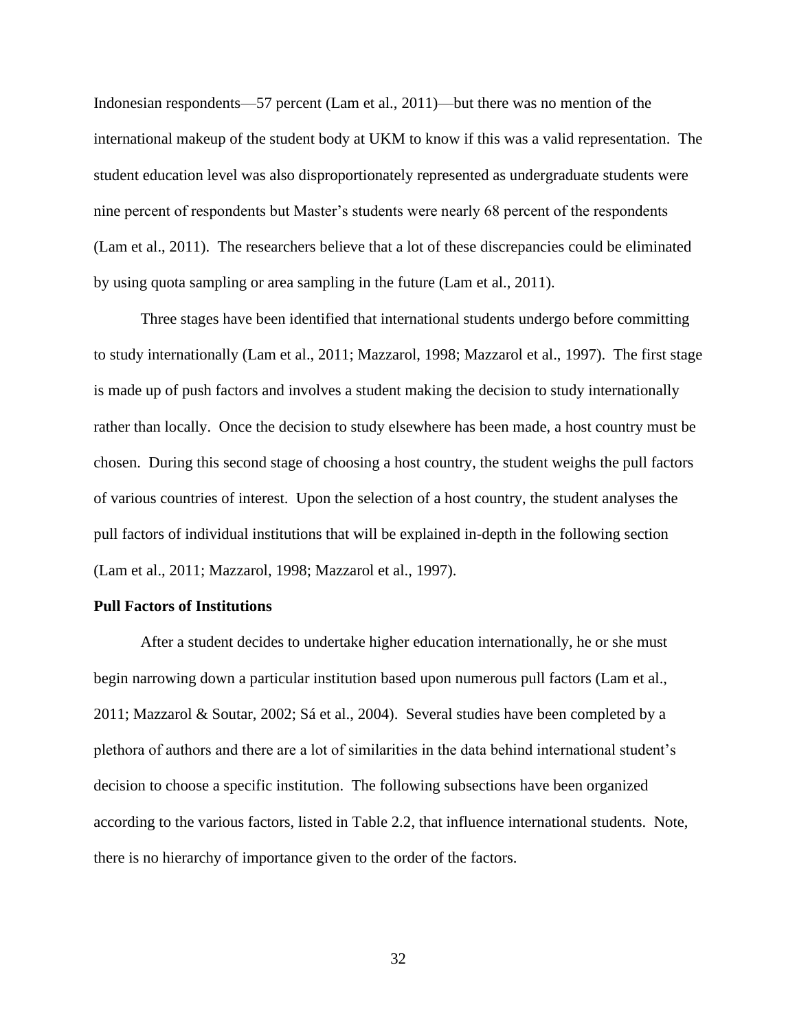Indonesian respondents—57 percent (Lam et al., 2011)—but there was no mention of the international makeup of the student body at UKM to know if this was a valid representation. The student education level was also disproportionately represented as undergraduate students were nine percent of respondents but Master's students were nearly 68 percent of the respondents (Lam et al., 2011). The researchers believe that a lot of these discrepancies could be eliminated by using quota sampling or area sampling in the future (Lam et al., 2011).

Three stages have been identified that international students undergo before committing to study internationally (Lam et al., 2011; Mazzarol, 1998; Mazzarol et al., 1997). The first stage is made up of push factors and involves a student making the decision to study internationally rather than locally. Once the decision to study elsewhere has been made, a host country must be chosen. During this second stage of choosing a host country, the student weighs the pull factors of various countries of interest. Upon the selection of a host country, the student analyses the pull factors of individual institutions that will be explained in-depth in the following section (Lam et al., 2011; Mazzarol, 1998; Mazzarol et al., 1997).

**Pull Factors of Institutions**

After a student decides to undertake higher education internationally, he or she must begin narrowing down a particular institution based upon numerous pull factors (Lam et al., 2011; Mazzarol & Soutar, 2002; Sá et al., 2004). Several studies have been completed by a plethora of authors and there are a lot of similarities in the data behind international student's decision to choose a specific institution. The following subsections have been organized according to the various factors, listed in Table 2.2, that influence international students. Note, there is no hierarchy of importance given to the order of the factors.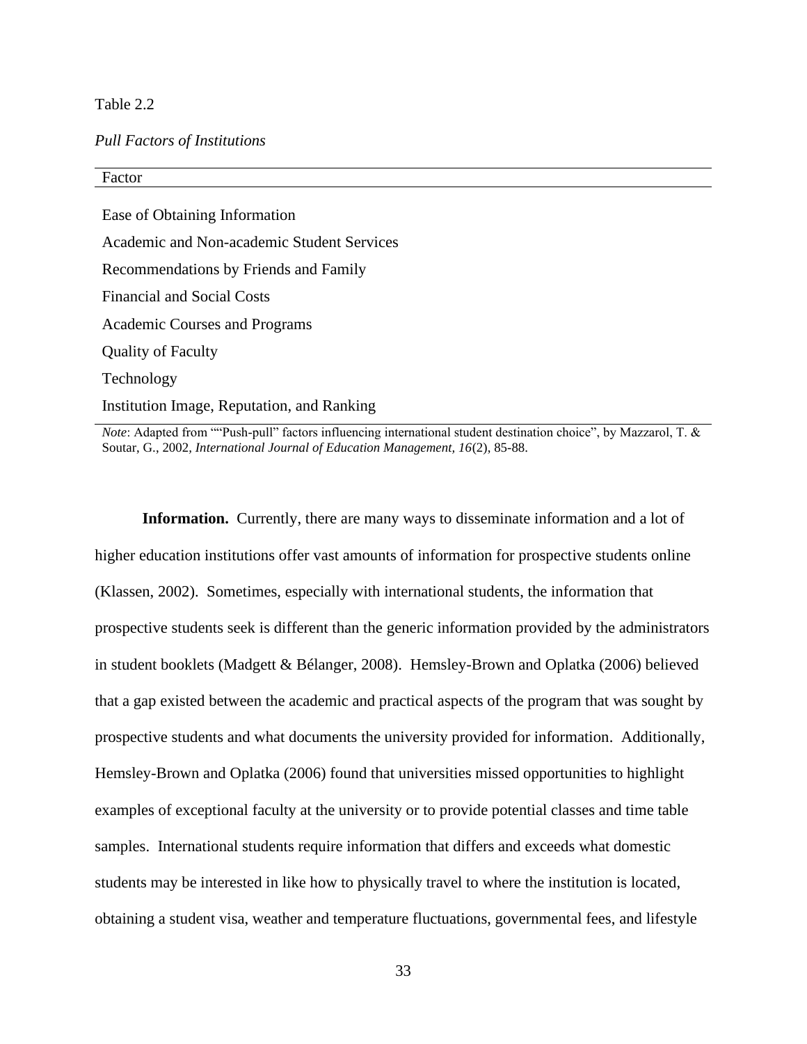Table 2.2

*Pull Factors of Institutions*

| Factor |
|---|
| Ease of Obtaining Information |
| Academic and Non-academic Student Services |
| Recommendations by Friends and Family |
| Financial and Social Costs |
| Academic Courses and Programs |
| Quality of Faculty |
| Technology |
| Institution Image, Reputation, and Ranking |

*Note*: Adapted from ""Push-pull" factors influencing international student destination choice", by Mazzarol, T. & Soutar, G., 2002, *International Journal of Education Management, 16*(2), 85-88.

**Information.** Currently, there are many ways to disseminate information and a lot of higher education institutions offer vast amounts of information for prospective students online (Klassen, 2002). Sometimes, especially with international students, the information that prospective students seek is different than the generic information provided by the administrators in student booklets (Madgett & Bélanger, 2008). Hemsley-Brown and Oplatka (2006) believed that a gap existed between the academic and practical aspects of the program that was sought by prospective students and what documents the university provided for information. Additionally, Hemsley-Brown and Oplatka (2006) found that universities missed opportunities to highlight examples of exceptional faculty at the university or to provide potential classes and time table samples. International students require information that differs and exceeds what domestic students may be interested in like how to physically travel to where the institution is located, obtaining a student visa, weather and temperature fluctuations, governmental fees, and lifestyle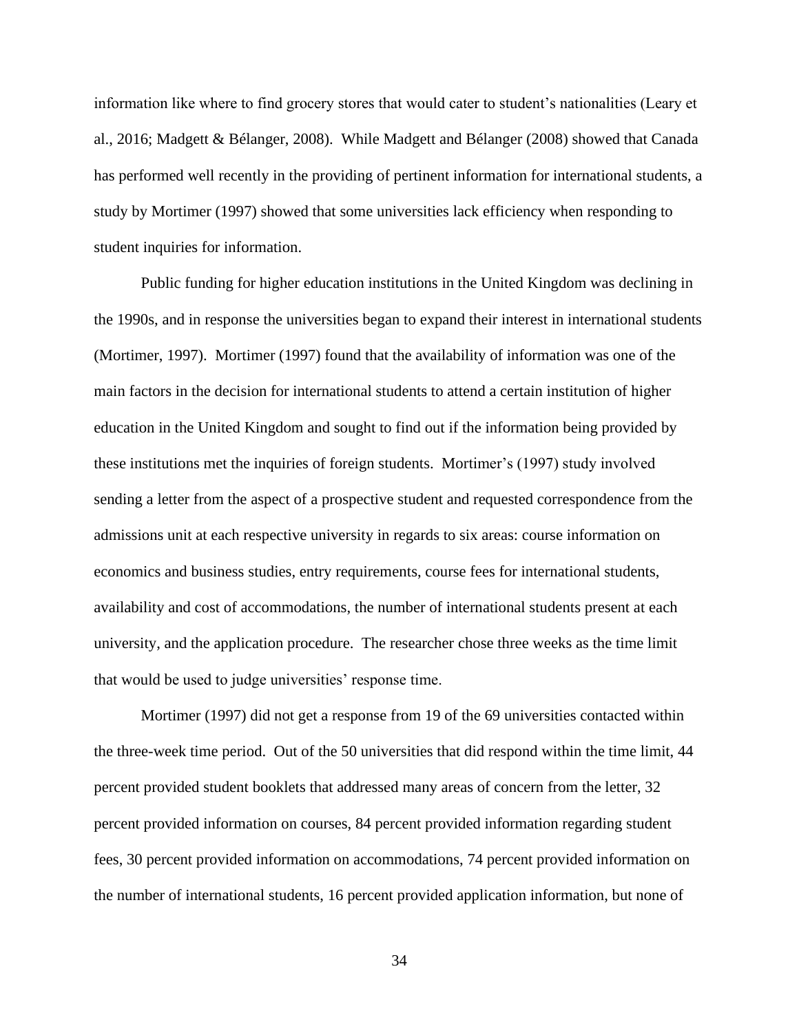information like where to find grocery stores that would cater to student's nationalities (Leary et al., 2016; Madgett & Bélanger, 2008). While Madgett and Bélanger (2008) showed that Canada has performed well recently in the providing of pertinent information for international students, a study by Mortimer (1997) showed that some universities lack efficiency when responding to student inquiries for information.

Public funding for higher education institutions in the United Kingdom was declining in the 1990s, and in response the universities began to expand their interest in international students (Mortimer, 1997). Mortimer (1997) found that the availability of information was one of the main factors in the decision for international students to attend a certain institution of higher education in the United Kingdom and sought to find out if the information being provided by these institutions met the inquiries of foreign students. Mortimer's (1997) study involved sending a letter from the aspect of a prospective student and requested correspondence from the admissions unit at each respective university in regards to six areas: course information on economics and business studies, entry requirements, course fees for international students, availability and cost of accommodations, the number of international students present at each university, and the application procedure. The researcher chose three weeks as the time limit that would be used to judge universities' response time.

Mortimer (1997) did not get a response from 19 of the 69 universities contacted within the three-week time period. Out of the 50 universities that did respond within the time limit, 44 percent provided student booklets that addressed many areas of concern from the letter, 32 percent provided information on courses, 84 percent provided information regarding student fees, 30 percent provided information on accommodations, 74 percent provided information on the number of international students, 16 percent provided application information, but none of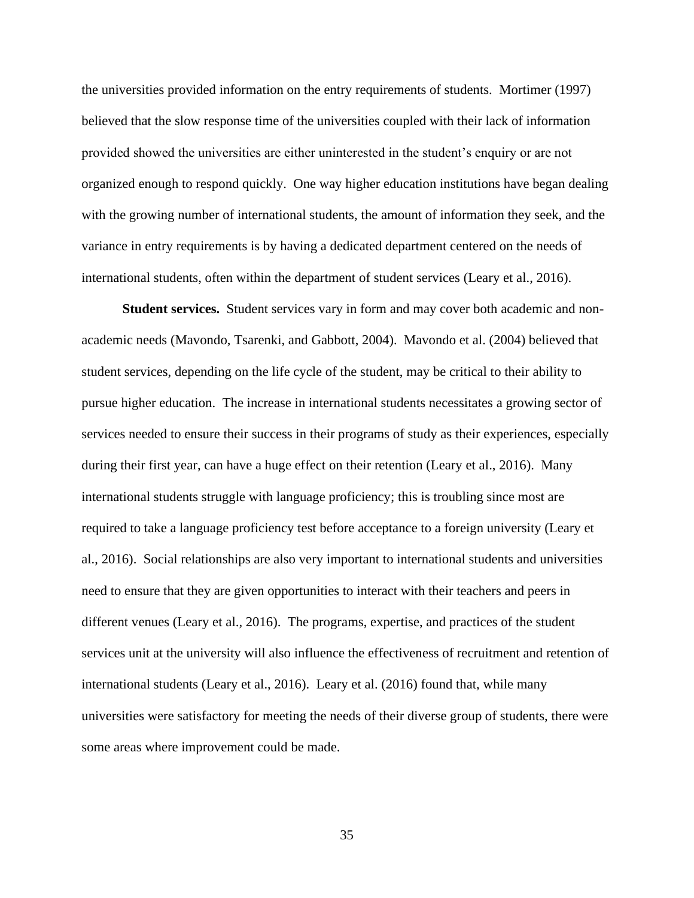the universities provided information on the entry requirements of students. Mortimer (1997) believed that the slow response time of the universities coupled with their lack of information provided showed the universities are either uninterested in the student's enquiry or are not organized enough to respond quickly. One way higher education institutions have began dealing with the growing number of international students, the amount of information they seek, and the variance in entry requirements is by having a dedicated department centered on the needs of international students, often within the department of student services (Leary et al., 2016).

**Student services.** Student services vary in form and may cover both academic and non-academic needs (Mavondo, Tsarenki, and Gabbott, 2004). Mavondo et al. (2004) believed that student services, depending on the life cycle of the student, may be critical to their ability to pursue higher education. The increase in international students necessitates a growing sector of services needed to ensure their success in their programs of study as their experiences, especially during their first year, can have a huge effect on their retention (Leary et al., 2016). Many international students struggle with language proficiency; this is troubling since most are required to take a language proficiency test before acceptance to a foreign university (Leary et al., 2016). Social relationships are also very important to international students and universities need to ensure that they are given opportunities to interact with their teachers and peers in different venues (Leary et al., 2016). The programs, expertise, and practices of the student services unit at the university will also influence the effectiveness of recruitment and retention of international students (Leary et al., 2016). Leary et al. (2016) found that, while many universities were satisfactory for meeting the needs of their diverse group of students, there were some areas where improvement could be made.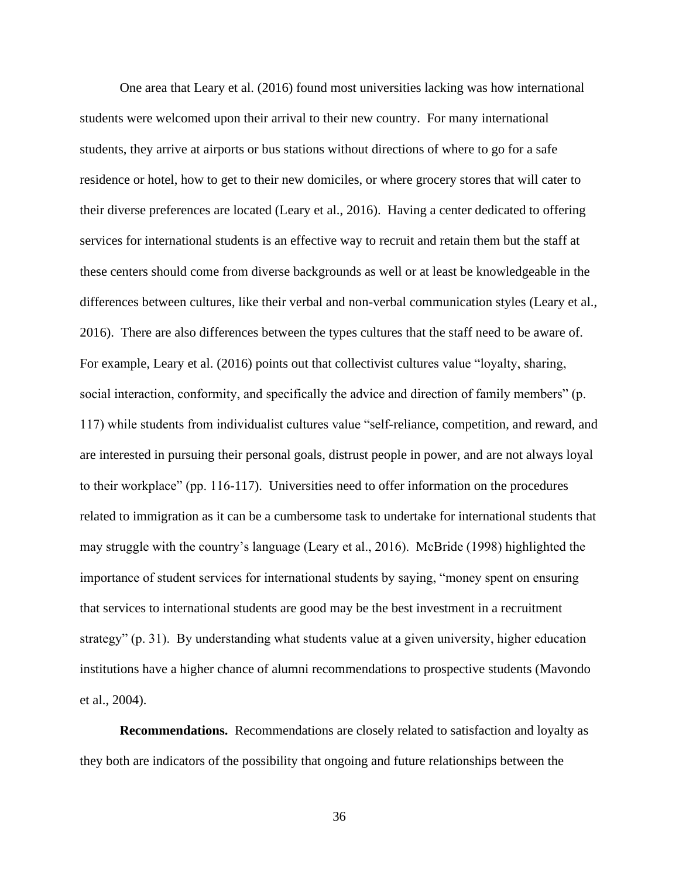One area that Leary et al. (2016) found most universities lacking was how international students were welcomed upon their arrival to their new country. For many international students, they arrive at airports or bus stations without directions of where to go for a safe residence or hotel, how to get to their new domiciles, or where grocery stores that will cater to their diverse preferences are located (Leary et al., 2016). Having a center dedicated to offering services for international students is an effective way to recruit and retain them but the staff at these centers should come from diverse backgrounds as well or at least be knowledgeable in the differences between cultures, like their verbal and non-verbal communication styles (Leary et al., 2016). There are also differences between the types cultures that the staff need to be aware of. For example, Leary et al. (2016) points out that collectivist cultures value "loyalty, sharing, social interaction, conformity, and specifically the advice and direction of family members" (p. 117) while students from individualist cultures value "self-reliance, competition, and reward, and are interested in pursuing their personal goals, distrust people in power, and are not always loyal to their workplace" (pp. 116-117). Universities need to offer information on the procedures related to immigration as it can be a cumbersome task to undertake for international students that may struggle with the country's language (Leary et al., 2016). McBride (1998) highlighted the importance of student services for international students by saying, "money spent on ensuring that services to international students are good may be the best investment in a recruitment strategy" (p. 31). By understanding what students value at a given university, higher education institutions have a higher chance of alumni recommendations to prospective students (Mavondo et al., 2004).

**Recommendations.** Recommendations are closely related to satisfaction and loyalty as they both are indicators of the possibility that ongoing and future relationships between the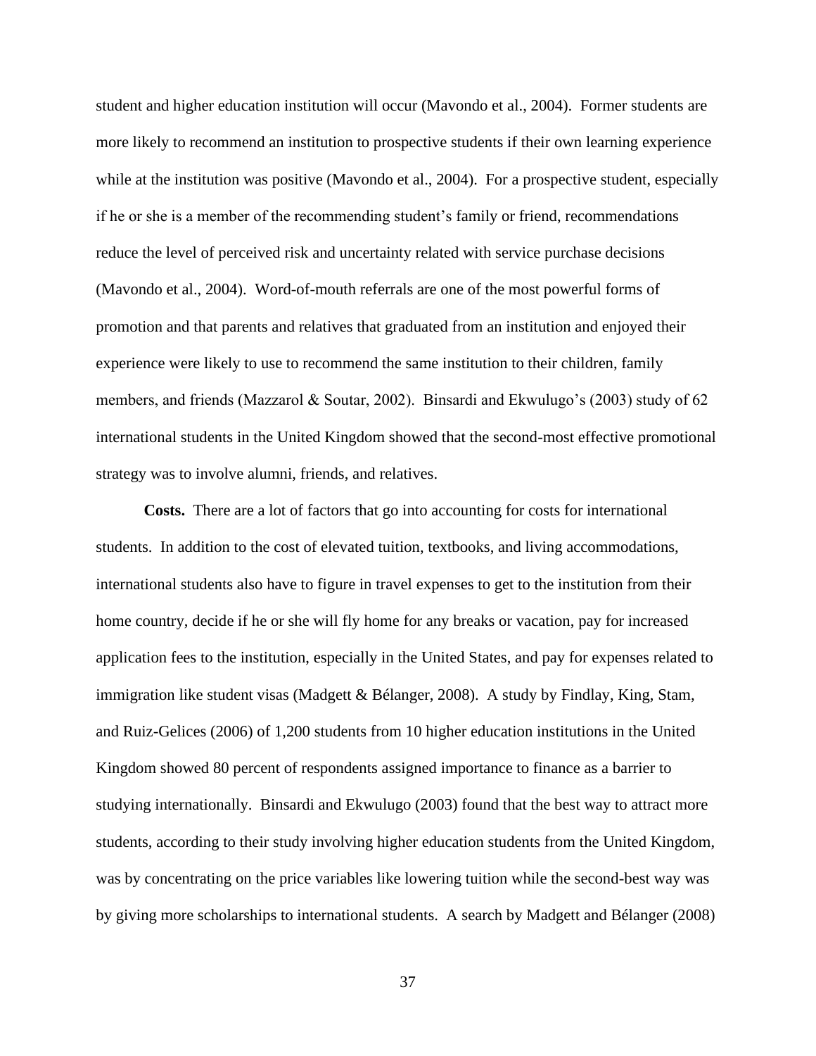student and higher education institution will occur (Mavondo et al., 2004). Former students are more likely to recommend an institution to prospective students if their own learning experience while at the institution was positive (Mavondo et al., 2004). For a prospective student, especially if he or she is a member of the recommending student's family or friend, recommendations reduce the level of perceived risk and uncertainty related with service purchase decisions (Mavondo et al., 2004). Word-of-mouth referrals are one of the most powerful forms of promotion and that parents and relatives that graduated from an institution and enjoyed their experience were likely to use to recommend the same institution to their children, family members, and friends (Mazzarol & Soutar, 2002). Binsardi and Ekwulugo's (2003) study of 62 international students in the United Kingdom showed that the second-most effective promotional strategy was to involve alumni, friends, and relatives.

**Costs.** There are a lot of factors that go into accounting for costs for international students. In addition to the cost of elevated tuition, textbooks, and living accommodations, international students also have to figure in travel expenses to get to the institution from their home country, decide if he or she will fly home for any breaks or vacation, pay for increased application fees to the institution, especially in the United States, and pay for expenses related to immigration like student visas (Madgett & Bélanger, 2008). A study by Findlay, King, Stam, and Ruiz-Gelices (2006) of 1,200 students from 10 higher education institutions in the United Kingdom showed 80 percent of respondents assigned importance to finance as a barrier to studying internationally. Binsardi and Ekwulugo (2003) found that the best way to attract more students, according to their study involving higher education students from the United Kingdom, was by concentrating on the price variables like lowering tuition while the second-best way was by giving more scholarships to international students. A search by Madgett and Bélanger (2008)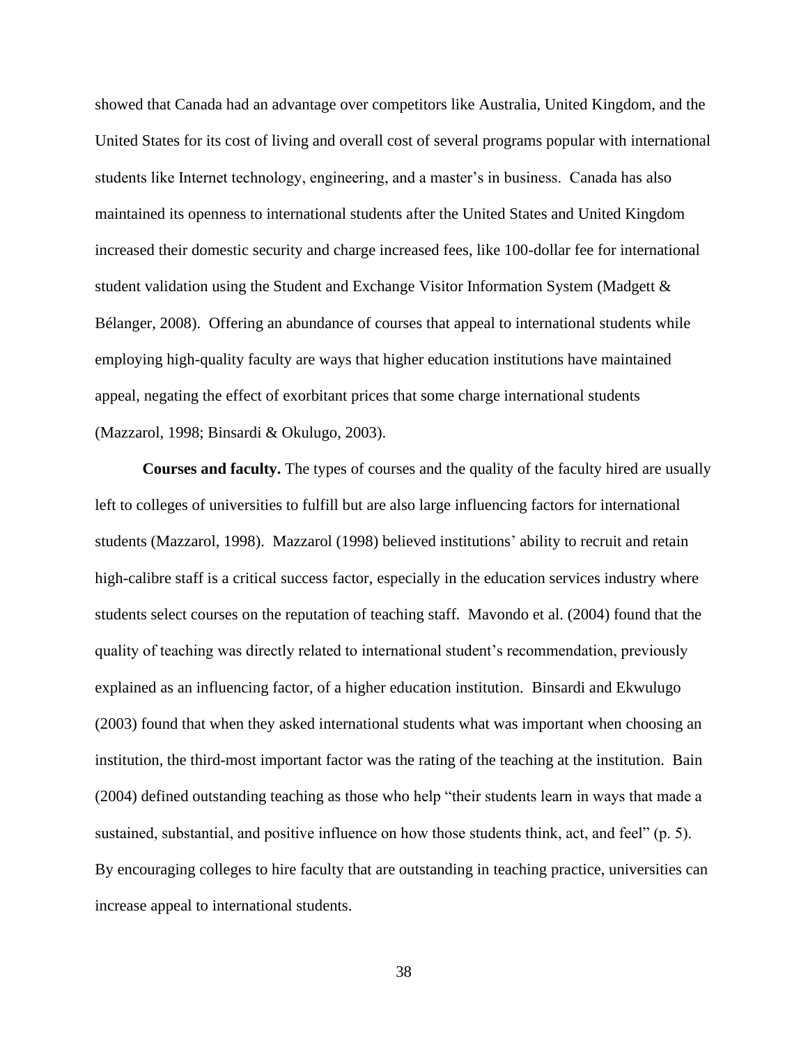showed that Canada had an advantage over competitors like Australia, United Kingdom, and the United States for its cost of living and overall cost of several programs popular with international students like Internet technology, engineering, and a master's in business. Canada has also maintained its openness to international students after the United States and United Kingdom increased their domestic security and charge increased fees, like 100-dollar fee for international student validation using the Student and Exchange Visitor Information System (Madgett & Bélanger, 2008). Offering an abundance of courses that appeal to international students while employing high-quality faculty are ways that higher education institutions have maintained appeal, negating the effect of exorbitant prices that some charge international students (Mazzarol, 1998; Binsardi & Okulugo, 2003).

**Courses and faculty.** The types of courses and the quality of the faculty hired are usually left to colleges of universities to fulfill but are also large influencing factors for international students (Mazzarol, 1998). Mazzarol (1998) believed institutions' ability to recruit and retain high-calibre staff is a critical success factor, especially in the education services industry where students select courses on the reputation of teaching staff. Mavondo et al. (2004) found that the quality of teaching was directly related to international student's recommendation, previously explained as an influencing factor, of a higher education institution. Binsardi and Ekwulugo (2003) found that when they asked international students what was important when choosing an institution, the third-most important factor was the rating of the teaching at the institution. Bain (2004) defined outstanding teaching as those who help "their students learn in ways that made a sustained, substantial, and positive influence on how those students think, act, and feel" (p. 5). By encouraging colleges to hire faculty that are outstanding in teaching practice, universities can increase appeal to international students.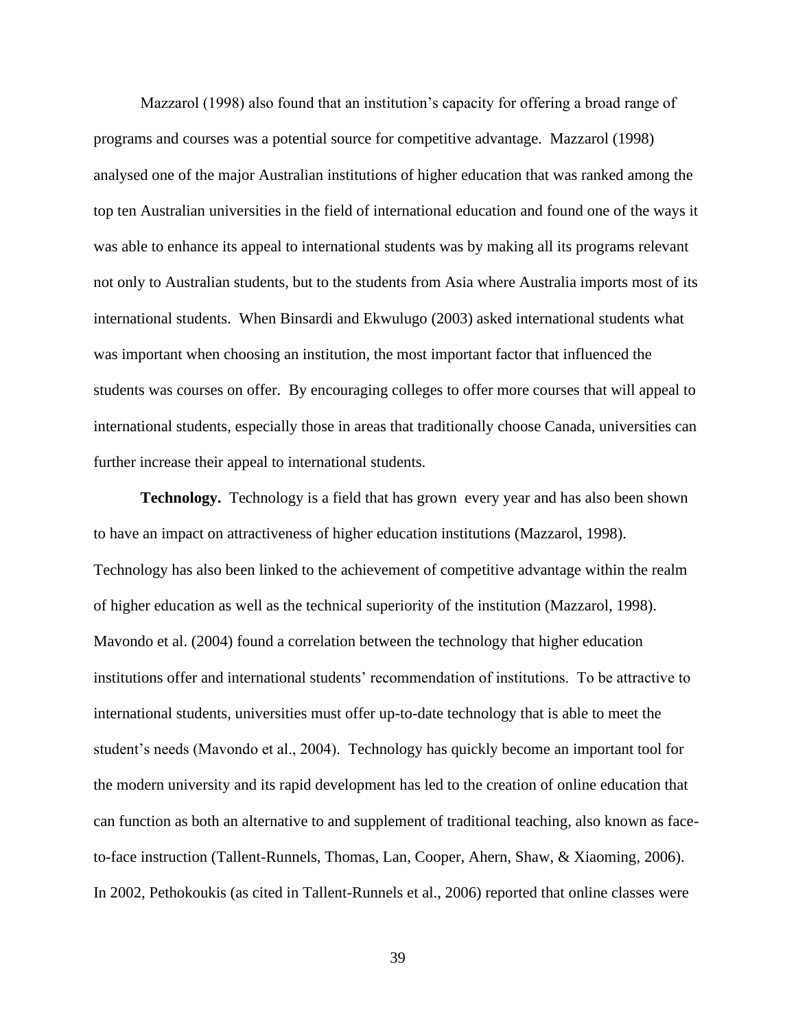Mazzarol (1998) also found that an institution's capacity for offering a broad range of programs and courses was a potential source for competitive advantage.  Mazzarol (1998) analysed one of the major Australian institutions of higher education that was ranked among the top ten Australian universities in the field of international education and found one of the ways it was able to enhance its appeal to international students was by making all its programs relevant not only to Australian students, but to the students from Asia where Australia imports most of its international students.  When Binsardi and Ekwulugo (2003) asked international students what was important when choosing an institution, the most important factor that influenced the students was courses on offer.  By encouraging colleges to offer more courses that will appeal to international students, especially those in areas that traditionally choose Canada, universities can further increase their appeal to international students.

**Technology.**  Technology is a field that has grown every year and has also been shown to have an impact on attractiveness of higher education institutions (Mazzarol, 1998). Technology has also been linked to the achievement of competitive advantage within the realm of higher education as well as the technical superiority of the institution (Mazzarol, 1998). Mavondo et al. (2004) found a correlation between the technology that higher education institutions offer and international students' recommendation of institutions.  To be attractive to international students, universities must offer up-to-date technology that is able to meet the student's needs (Mavondo et al., 2004).  Technology has quickly become an important tool for the modern university and its rapid development has led to the creation of online education that can function as both an alternative to and supplement of traditional teaching, also known as face-to-face instruction (Tallent-Runnels, Thomas, Lan, Cooper, Ahern, Shaw, & Xiaoming, 2006). In 2002, Pethokoukis (as cited in Tallent-Runnels et al., 2006) reported that online classes were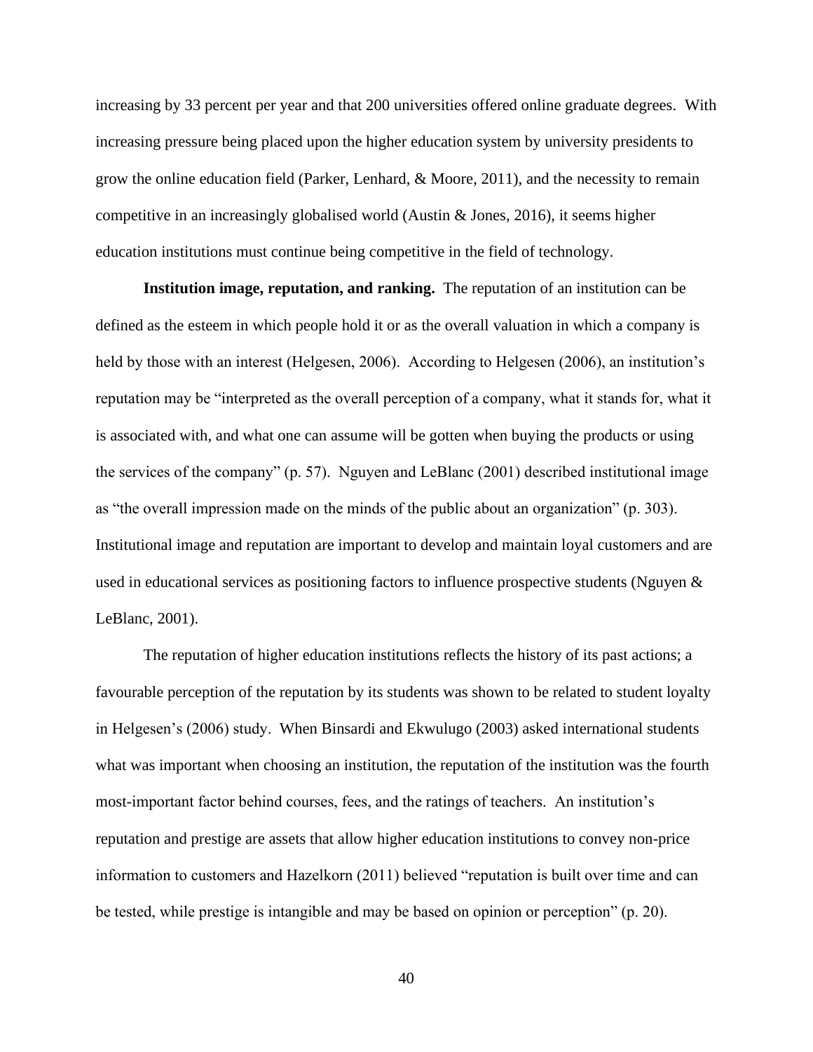increasing by 33 percent per year and that 200 universities offered online graduate degrees. With increasing pressure being placed upon the higher education system by university presidents to grow the online education field (Parker, Lenhard, & Moore, 2011), and the necessity to remain competitive in an increasingly globalised world (Austin & Jones, 2016), it seems higher education institutions must continue being competitive in the field of technology.

**Institution image, reputation, and ranking.** The reputation of an institution can be defined as the esteem in which people hold it or as the overall valuation in which a company is held by those with an interest (Helgesen, 2006). According to Helgesen (2006), an institution's reputation may be "interpreted as the overall perception of a company, what it stands for, what it is associated with, and what one can assume will be gotten when buying the products or using the services of the company" (p. 57). Nguyen and LeBlanc (2001) described institutional image as "the overall impression made on the minds of the public about an organization" (p. 303). Institutional image and reputation are important to develop and maintain loyal customers and are used in educational services as positioning factors to influence prospective students (Nguyen & LeBlanc, 2001).

The reputation of higher education institutions reflects the history of its past actions; a favourable perception of the reputation by its students was shown to be related to student loyalty in Helgesen's (2006) study. When Binsardi and Ekwulugo (2003) asked international students what was important when choosing an institution, the reputation of the institution was the fourth most-important factor behind courses, fees, and the ratings of teachers. An institution's reputation and prestige are assets that allow higher education institutions to convey non-price information to customers and Hazelkorn (2011) believed "reputation is built over time and can be tested, while prestige is intangible and may be based on opinion or perception" (p. 20).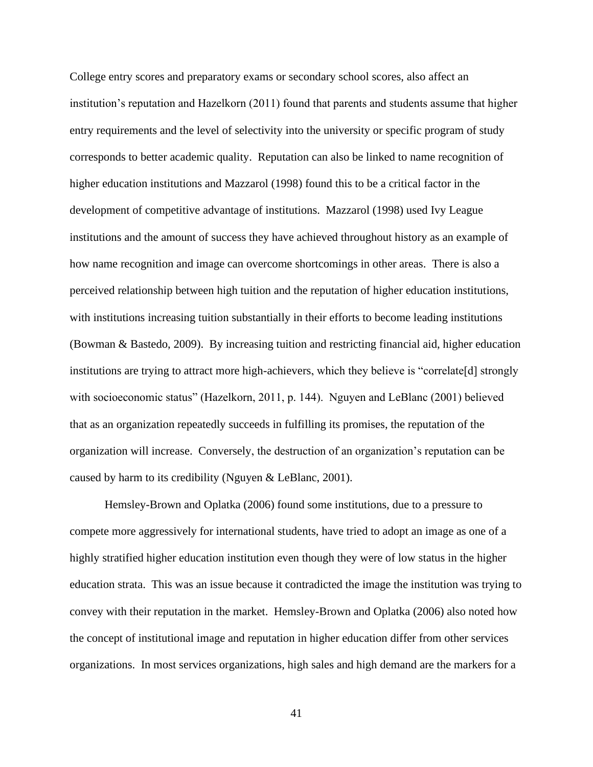College entry scores and preparatory exams or secondary school scores, also affect an institution's reputation and Hazelkorn (2011) found that parents and students assume that higher entry requirements and the level of selectivity into the university or specific program of study corresponds to better academic quality. Reputation can also be linked to name recognition of higher education institutions and Mazzarol (1998) found this to be a critical factor in the development of competitive advantage of institutions. Mazzarol (1998) used Ivy League institutions and the amount of success they have achieved throughout history as an example of how name recognition and image can overcome shortcomings in other areas. There is also a perceived relationship between high tuition and the reputation of higher education institutions, with institutions increasing tuition substantially in their efforts to become leading institutions (Bowman & Bastedo, 2009). By increasing tuition and restricting financial aid, higher education institutions are trying to attract more high-achievers, which they believe is "correlate[d] strongly with socioeconomic status" (Hazelkorn, 2011, p. 144). Nguyen and LeBlanc (2001) believed that as an organization repeatedly succeeds in fulfilling its promises, the reputation of the organization will increase. Conversely, the destruction of an organization's reputation can be caused by harm to its credibility (Nguyen & LeBlanc, 2001).

Hemsley-Brown and Oplatka (2006) found some institutions, due to a pressure to compete more aggressively for international students, have tried to adopt an image as one of a highly stratified higher education institution even though they were of low status in the higher education strata. This was an issue because it contradicted the image the institution was trying to convey with their reputation in the market. Hemsley-Brown and Oplatka (2006) also noted how the concept of institutional image and reputation in higher education differ from other services organizations. In most services organizations, high sales and high demand are the markers for a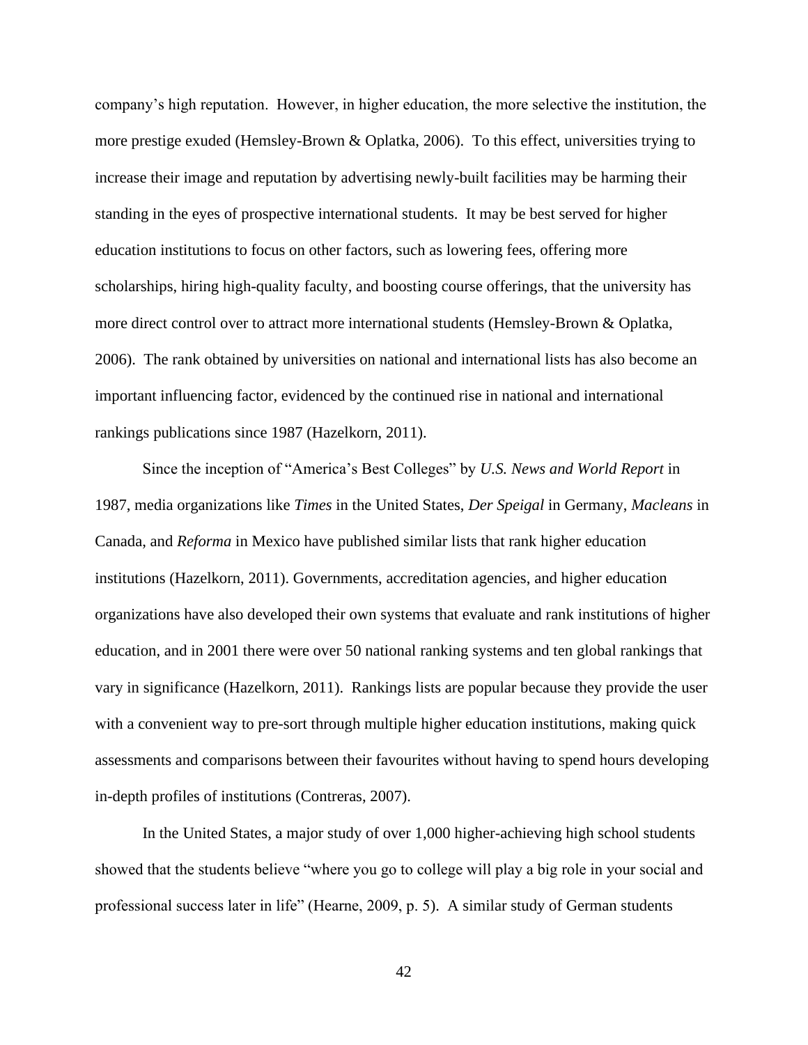company's high reputation. However, in higher education, the more selective the institution, the more prestige exuded (Hemsley-Brown & Oplatka, 2006). To this effect, universities trying to increase their image and reputation by advertising newly-built facilities may be harming their standing in the eyes of prospective international students. It may be best served for higher education institutions to focus on other factors, such as lowering fees, offering more scholarships, hiring high-quality faculty, and boosting course offerings, that the university has more direct control over to attract more international students (Hemsley-Brown & Oplatka, 2006). The rank obtained by universities on national and international lists has also become an important influencing factor, evidenced by the continued rise in national and international rankings publications since 1987 (Hazelkorn, 2011).

Since the inception of "America's Best Colleges" by *U.S. News and World Report* in 1987, media organizations like *Times* in the United States, *Der Speigal* in Germany, *Macleans* in Canada, and *Reforma* in Mexico have published similar lists that rank higher education institutions (Hazelkorn, 2011). Governments, accreditation agencies, and higher education organizations have also developed their own systems that evaluate and rank institutions of higher education, and in 2001 there were over 50 national ranking systems and ten global rankings that vary in significance (Hazelkorn, 2011). Rankings lists are popular because they provide the user with a convenient way to pre-sort through multiple higher education institutions, making quick assessments and comparisons between their favourites without having to spend hours developing in-depth profiles of institutions (Contreras, 2007).

In the United States, a major study of over 1,000 higher-achieving high school students showed that the students believe "where you go to college will play a big role in your social and professional success later in life" (Hearne, 2009, p. 5). A similar study of German students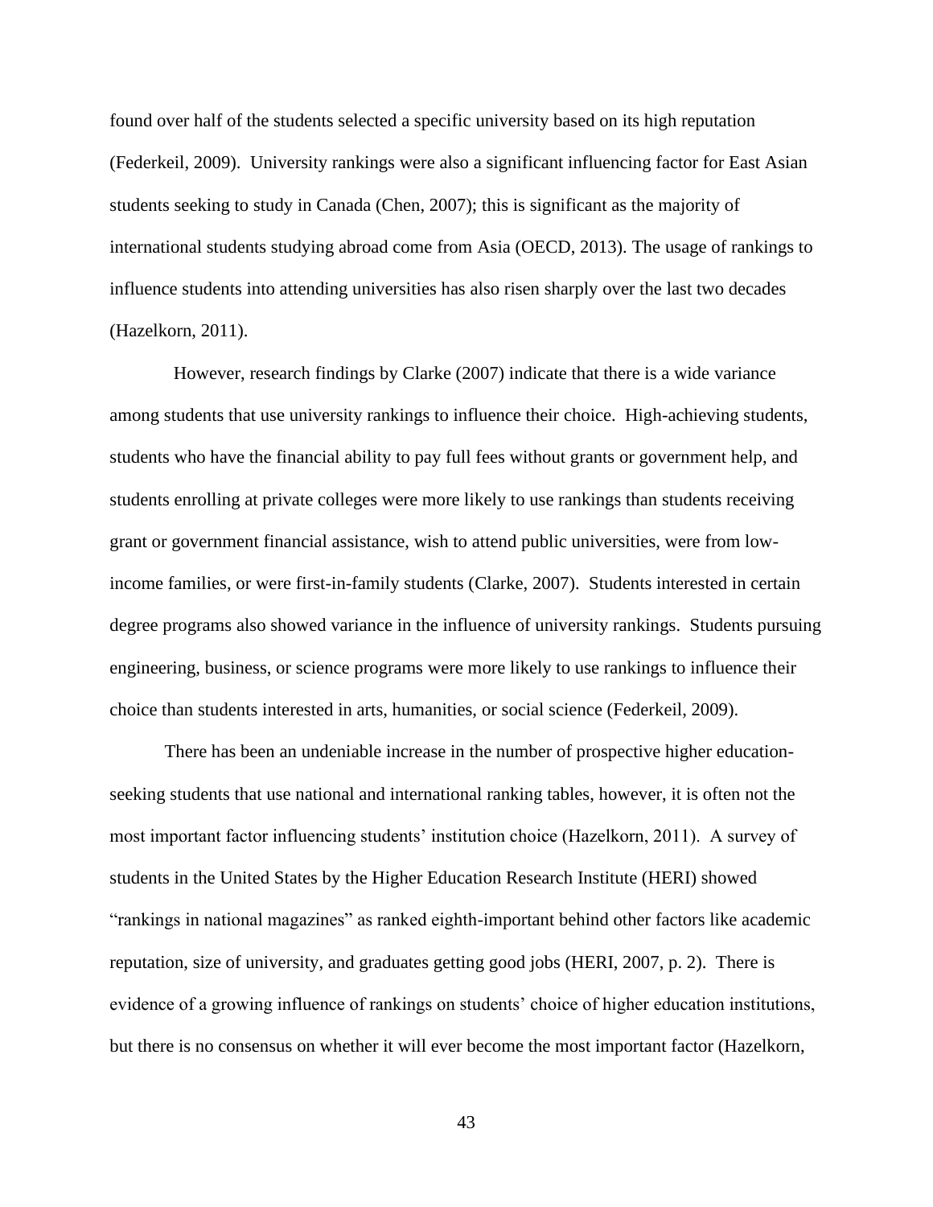found over half of the students selected a specific university based on its high reputation (Federkeil, 2009). University rankings were also a significant influencing factor for East Asian students seeking to study in Canada (Chen, 2007); this is significant as the majority of international students studying abroad come from Asia (OECD, 2013). The usage of rankings to influence students into attending universities has also risen sharply over the last two decades (Hazelkorn, 2011).

However, research findings by Clarke (2007) indicate that there is a wide variance among students that use university rankings to influence their choice. High-achieving students, students who have the financial ability to pay full fees without grants or government help, and students enrolling at private colleges were more likely to use rankings than students receiving grant or government financial assistance, wish to attend public universities, were from low-income families, or were first-in-family students (Clarke, 2007). Students interested in certain degree programs also showed variance in the influence of university rankings. Students pursuing engineering, business, or science programs were more likely to use rankings to influence their choice than students interested in arts, humanities, or social science (Federkeil, 2009).

There has been an undeniable increase in the number of prospective higher education-seeking students that use national and international ranking tables, however, it is often not the most important factor influencing students' institution choice (Hazelkorn, 2011). A survey of students in the United States by the Higher Education Research Institute (HERI) showed "rankings in national magazines" as ranked eighth-important behind other factors like academic reputation, size of university, and graduates getting good jobs (HERI, 2007, p. 2). There is evidence of a growing influence of rankings on students' choice of higher education institutions, but there is no consensus on whether it will ever become the most important factor (Hazelkorn,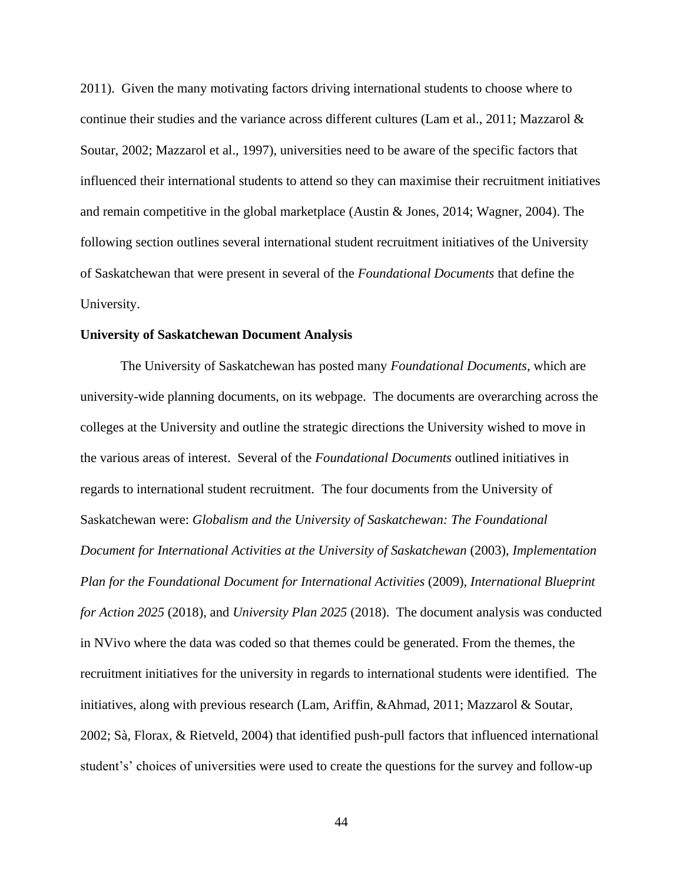2011). Given the many motivating factors driving international students to choose where to continue their studies and the variance across different cultures (Lam et al., 2011; Mazzarol & Soutar, 2002; Mazzarol et al., 1997), universities need to be aware of the specific factors that influenced their international students to attend so they can maximise their recruitment initiatives and remain competitive in the global marketplace (Austin & Jones, 2014; Wagner, 2004). The following section outlines several international student recruitment initiatives of the University of Saskatchewan that were present in several of the *Foundational Documents* that define the University.

**University of Saskatchewan Document Analysis**

The University of Saskatchewan has posted many *Foundational Documents*, which are university-wide planning documents, on its webpage. The documents are overarching across the colleges at the University and outline the strategic directions the University wished to move in the various areas of interest. Several of the *Foundational Documents* outlined initiatives in regards to international student recruitment. The four documents from the University of Saskatchewan were: *Globalism and the University of Saskatchewan: The Foundational Document for International Activities at the University of Saskatchewan* (2003), *Implementation Plan for the Foundational Document for International Activities* (2009), *International Blueprint for Action 2025* (2018), and *University Plan 2025* (2018). The document analysis was conducted in NVivo where the data was coded so that themes could be generated. From the themes, the recruitment initiatives for the university in regards to international students were identified. The initiatives, along with previous research (Lam, Ariffin, &Ahmad, 2011; Mazzarol & Soutar, 2002; Sà, Florax, & Rietveld, 2004) that identified push-pull factors that influenced international student's' choices of universities were used to create the questions for the survey and follow-up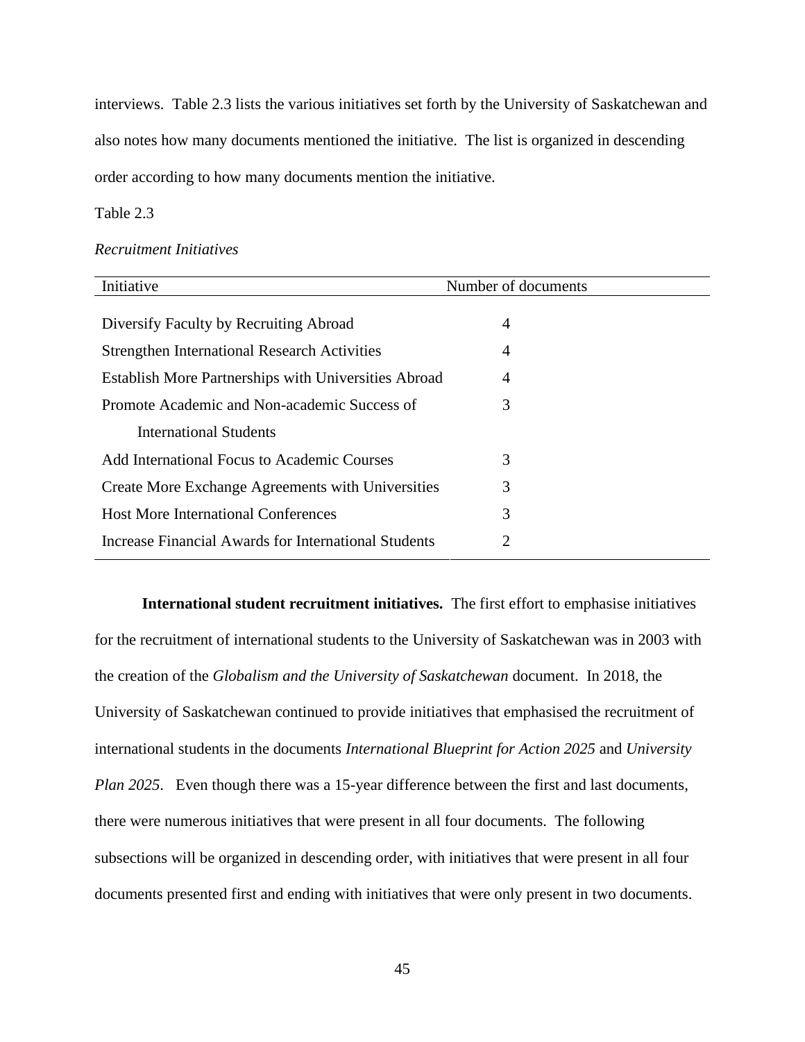interviews. Table 2.3 lists the various initiatives set forth by the University of Saskatchewan and also notes how many documents mentioned the initiative. The list is organized in descending order according to how many documents mention the initiative.

Table 2.3

*Recruitment Initiatives*

| Initiative | Number of documents |
|---|---|
| Diversify Faculty by Recruiting Abroad | 4 |
| Strengthen International Research Activities | 4 |
| Establish More Partnerships with Universities Abroad | 4 |
| Promote Academic and Non-academic Success of International Students | 3 |
| Add International Focus to Academic Courses | 3 |
| Create More Exchange Agreements with Universities | 3 |
| Host More International Conferences | 3 |
| Increase Financial Awards for International Students | 2 |

**International student recruitment initiatives.** The first effort to emphasise initiatives for the recruitment of international students to the University of Saskatchewan was in 2003 with the creation of the *Globalism and the University of Saskatchewan* document. In 2018, the University of Saskatchewan continued to provide initiatives that emphasised the recruitment of international students in the documents *International Blueprint for Action 2025* and *University Plan 2025*. Even though there was a 15-year difference between the first and last documents, there were numerous initiatives that were present in all four documents. The following subsections will be organized in descending order, with initiatives that were present in all four documents presented first and ending with initiatives that were only present in two documents.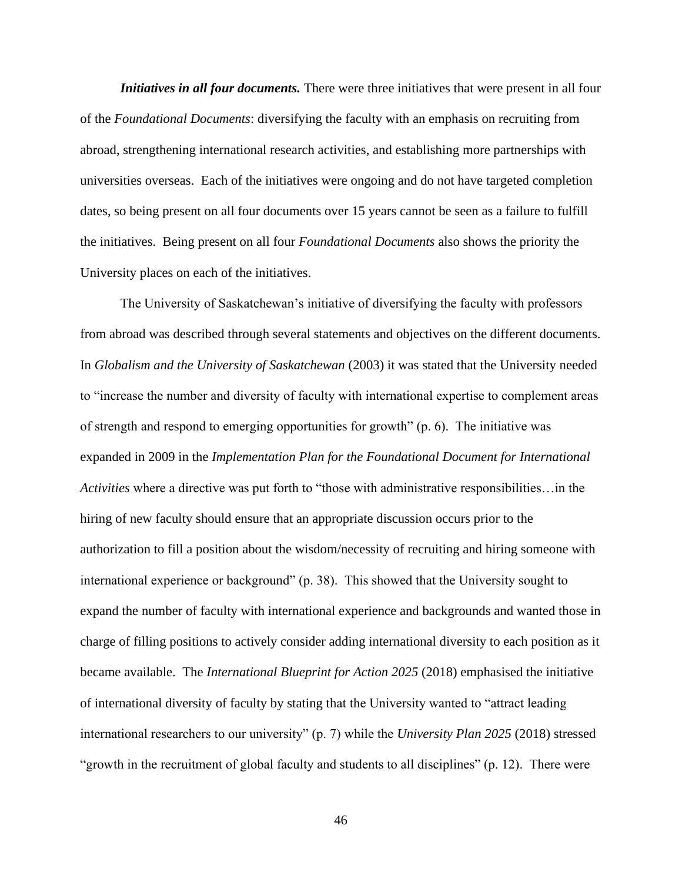***Initiatives in all four documents.*** There were three initiatives that were present in all four of the *Foundational Documents*: diversifying the faculty with an emphasis on recruiting from abroad, strengthening international research activities, and establishing more partnerships with universities overseas. Each of the initiatives were ongoing and do not have targeted completion dates, so being present on all four documents over 15 years cannot be seen as a failure to fulfill the initiatives. Being present on all four *Foundational Documents* also shows the priority the University places on each of the initiatives.

The University of Saskatchewan's initiative of diversifying the faculty with professors from abroad was described through several statements and objectives on the different documents. In *Globalism and the University of Saskatchewan* (2003) it was stated that the University needed to "increase the number and diversity of faculty with international expertise to complement areas of strength and respond to emerging opportunities for growth" (p. 6). The initiative was expanded in 2009 in the *Implementation Plan for the Foundational Document for International Activities* where a directive was put forth to "those with administrative responsibilities…in the hiring of new faculty should ensure that an appropriate discussion occurs prior to the authorization to fill a position about the wisdom/necessity of recruiting and hiring someone with international experience or background" (p. 38). This showed that the University sought to expand the number of faculty with international experience and backgrounds and wanted those in charge of filling positions to actively consider adding international diversity to each position as it became available. The *International Blueprint for Action 2025* (2018) emphasised the initiative of international diversity of faculty by stating that the University wanted to "attract leading international researchers to our university" (p. 7) while the *University Plan 2025* (2018) stressed "growth in the recruitment of global faculty and students to all disciplines" (p. 12). There were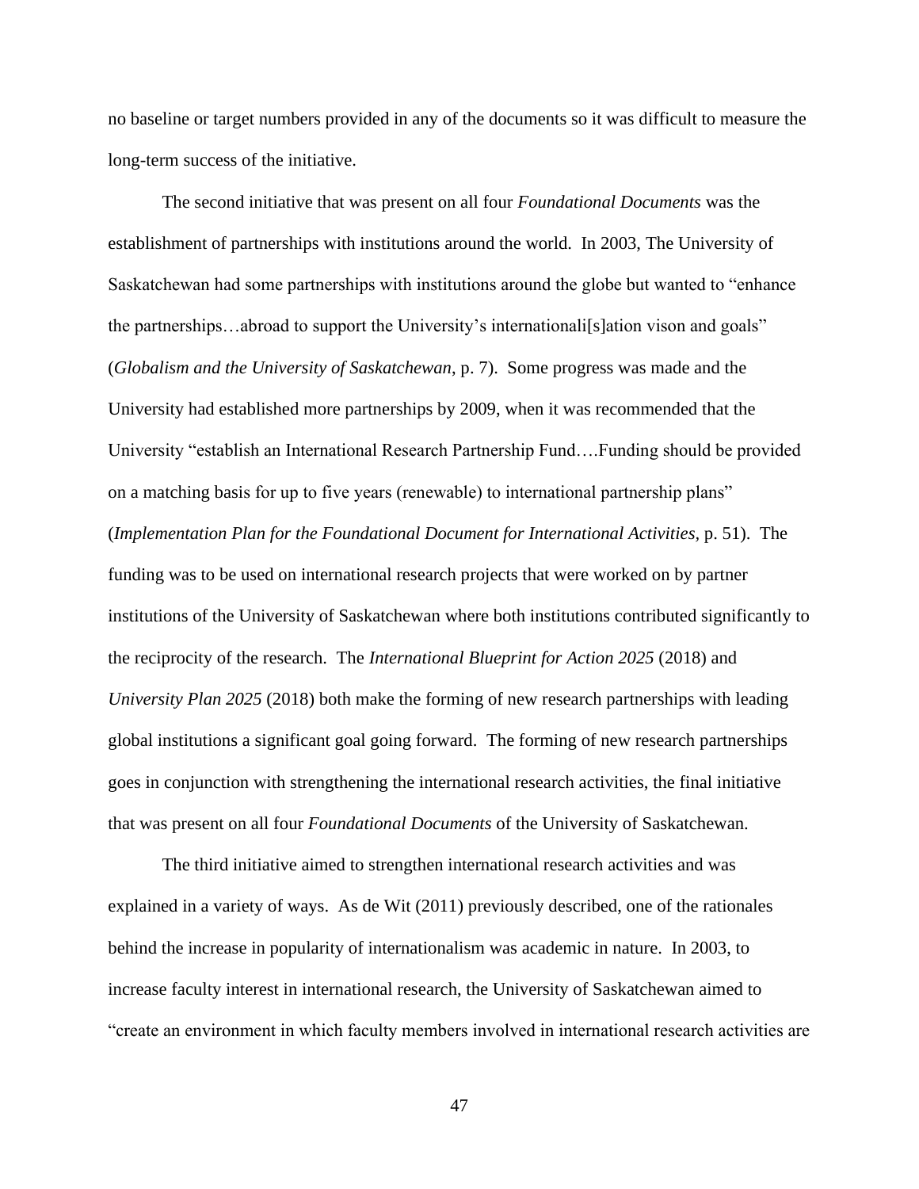no baseline or target numbers provided in any of the documents so it was difficult to measure the long-term success of the initiative.

The second initiative that was present on all four *Foundational Documents* was the establishment of partnerships with institutions around the world. In 2003, The University of Saskatchewan had some partnerships with institutions around the globe but wanted to "enhance the partnerships…abroad to support the University's internationali[s]ation vison and goals" (*Globalism and the University of Saskatchewan*, p. 7). Some progress was made and the University had established more partnerships by 2009, when it was recommended that the University "establish an International Research Partnership Fund….Funding should be provided on a matching basis for up to five years (renewable) to international partnership plans" (*Implementation Plan for the Foundational Document for International Activities*, p. 51). The funding was to be used on international research projects that were worked on by partner institutions of the University of Saskatchewan where both institutions contributed significantly to the reciprocity of the research. The *International Blueprint for Action 2025* (2018) and *University Plan 2025* (2018) both make the forming of new research partnerships with leading global institutions a significant goal going forward. The forming of new research partnerships goes in conjunction with strengthening the international research activities, the final initiative that was present on all four *Foundational Documents* of the University of Saskatchewan.

The third initiative aimed to strengthen international research activities and was explained in a variety of ways. As de Wit (2011) previously described, one of the rationales behind the increase in popularity of internationalism was academic in nature. In 2003, to increase faculty interest in international research, the University of Saskatchewan aimed to "create an environment in which faculty members involved in international research activities are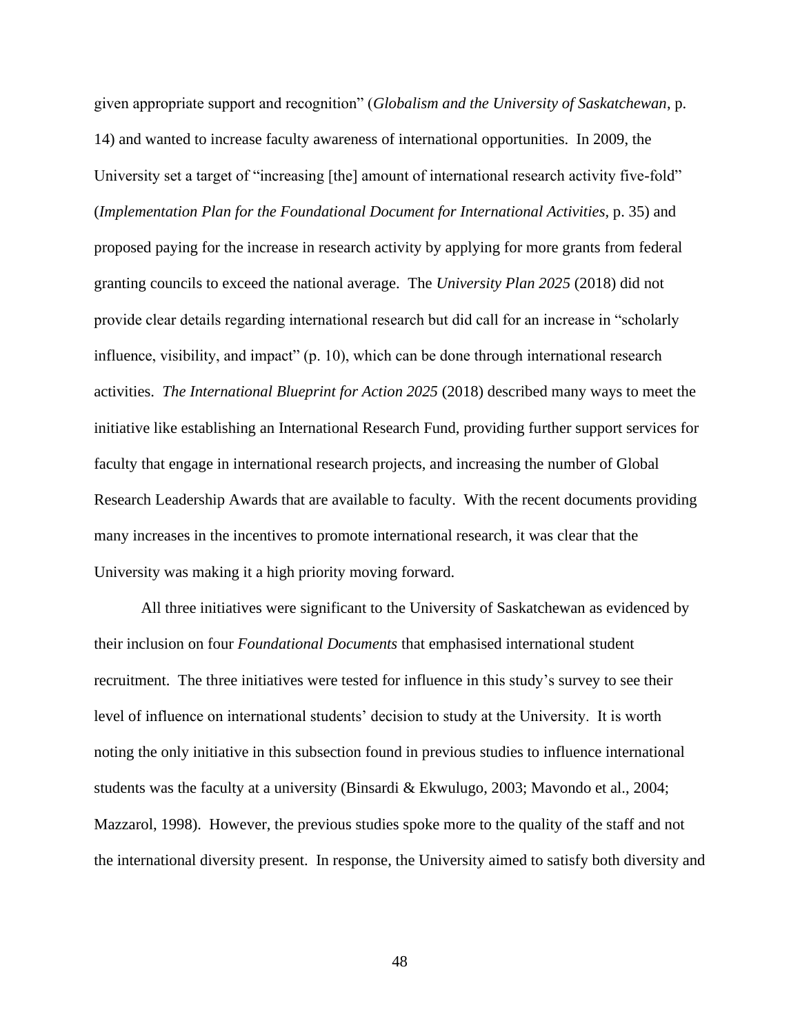given appropriate support and recognition" (*Globalism and the University of Saskatchewan*, p. 14) and wanted to increase faculty awareness of international opportunities. In 2009, the University set a target of "increasing [the] amount of international research activity five-fold" (*Implementation Plan for the Foundational Document for International Activities*, p. 35) and proposed paying for the increase in research activity by applying for more grants from federal granting councils to exceed the national average. The *University Plan 2025* (2018) did not provide clear details regarding international research but did call for an increase in "scholarly influence, visibility, and impact" (p. 10), which can be done through international research activities. *The International Blueprint for Action 2025* (2018) described many ways to meet the initiative like establishing an International Research Fund, providing further support services for faculty that engage in international research projects, and increasing the number of Global Research Leadership Awards that are available to faculty. With the recent documents providing many increases in the incentives to promote international research, it was clear that the University was making it a high priority moving forward.

All three initiatives were significant to the University of Saskatchewan as evidenced by their inclusion on four *Foundational Documents* that emphasised international student recruitment. The three initiatives were tested for influence in this study's survey to see their level of influence on international students' decision to study at the University. It is worth noting the only initiative in this subsection found in previous studies to influence international students was the faculty at a university (Binsardi & Ekwulugo, 2003; Mavondo et al., 2004; Mazzarol, 1998). However, the previous studies spoke more to the quality of the staff and not the international diversity present. In response, the University aimed to satisfy both diversity and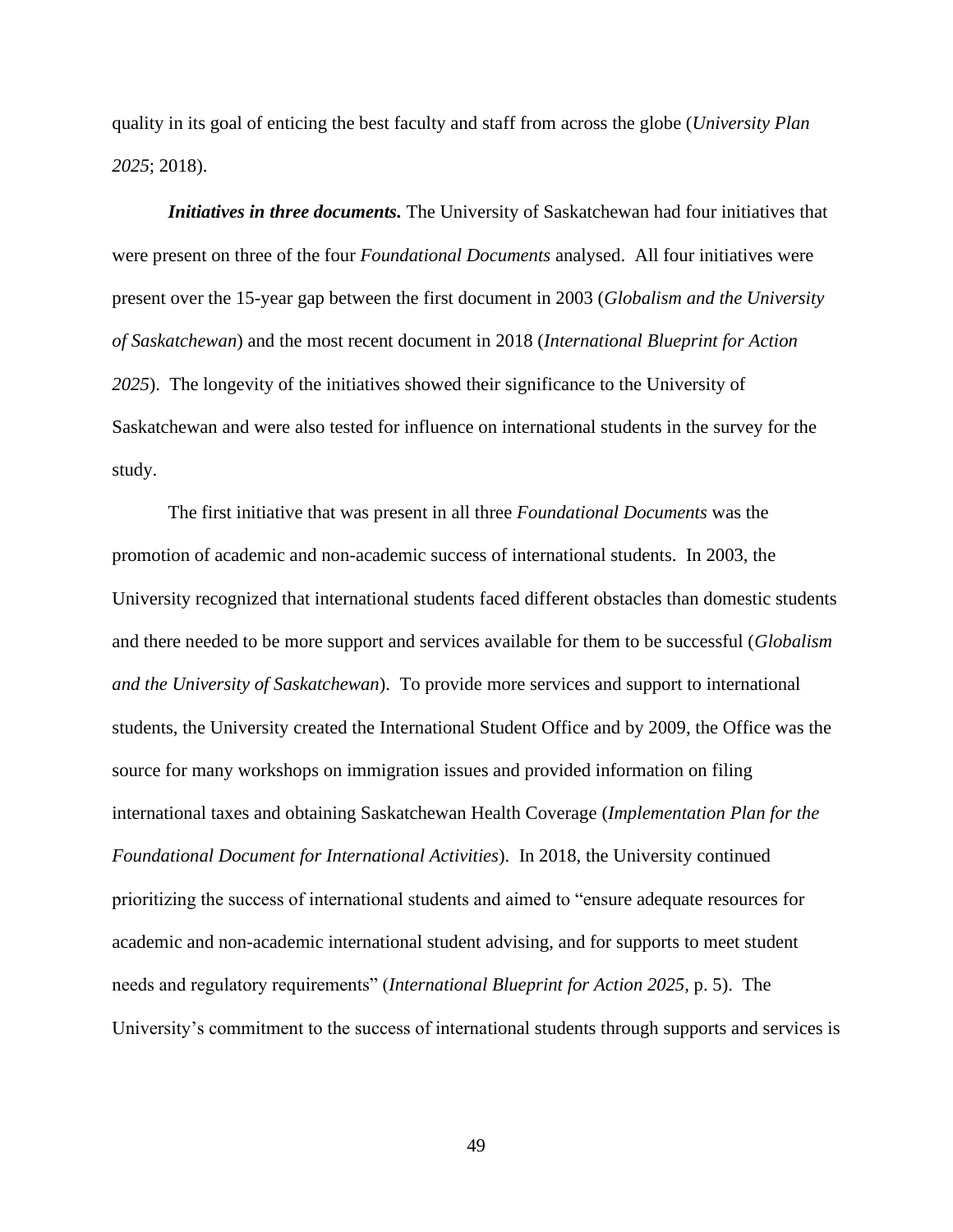quality in its goal of enticing the best faculty and staff from across the globe (*University Plan 2025*; 2018).

***Initiatives in three documents.*** The University of Saskatchewan had four initiatives that were present on three of the four *Foundational Documents* analysed. All four initiatives were present over the 15-year gap between the first document in 2003 (*Globalism and the University of Saskatchewan*) and the most recent document in 2018 (*International Blueprint for Action 2025*). The longevity of the initiatives showed their significance to the University of Saskatchewan and were also tested for influence on international students in the survey for the study.

The first initiative that was present in all three *Foundational Documents* was the promotion of academic and non-academic success of international students. In 2003, the University recognized that international students faced different obstacles than domestic students and there needed to be more support and services available for them to be successful (*Globalism and the University of Saskatchewan*). To provide more services and support to international students, the University created the International Student Office and by 2009, the Office was the source for many workshops on immigration issues and provided information on filing international taxes and obtaining Saskatchewan Health Coverage (*Implementation Plan for the Foundational Document for International Activities*). In 2018, the University continued prioritizing the success of international students and aimed to "ensure adequate resources for academic and non-academic international student advising, and for supports to meet student needs and regulatory requirements" (*International Blueprint for Action 2025*, p. 5). The University's commitment to the success of international students through supports and services is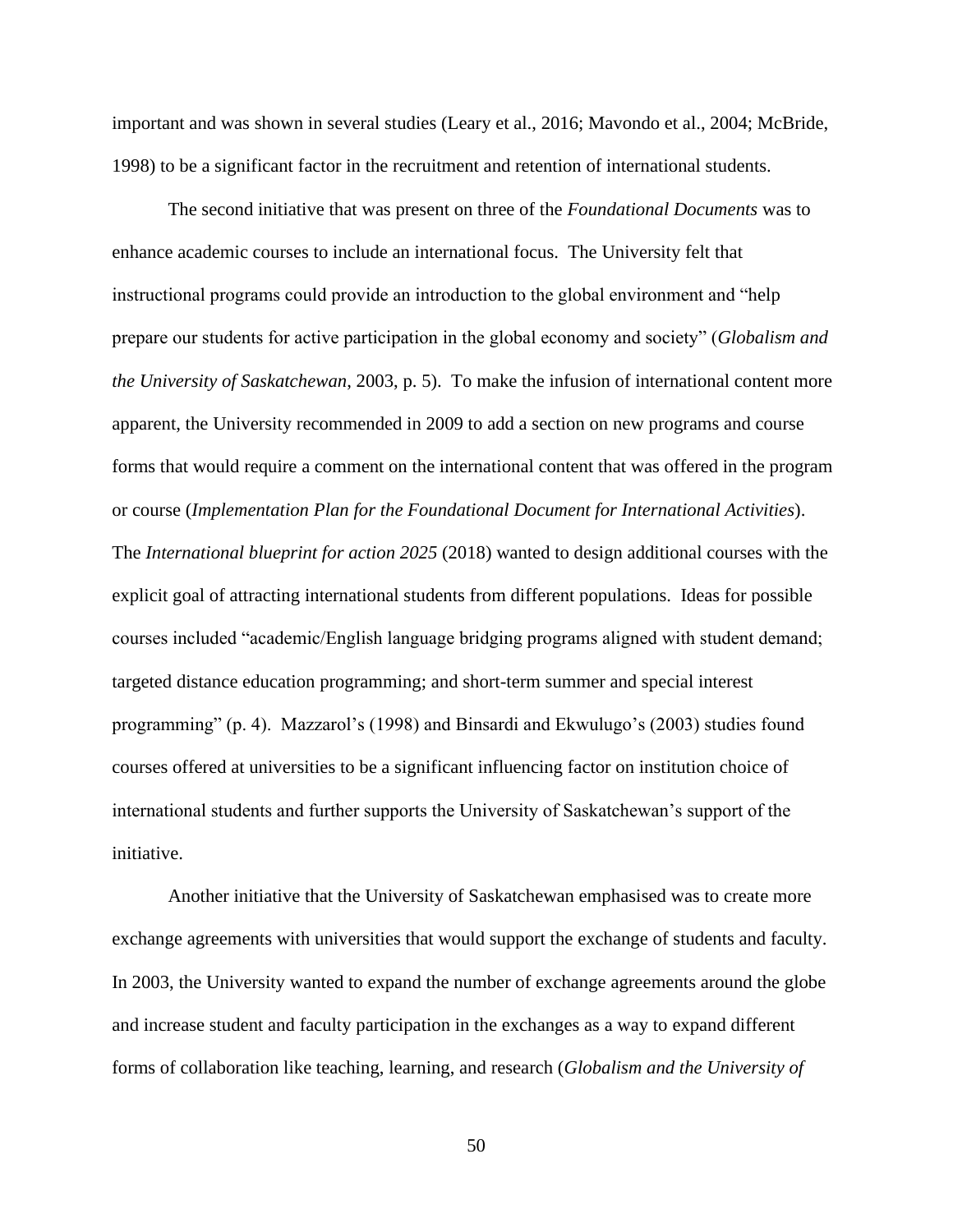important and was shown in several studies (Leary et al., 2016; Mavondo et al., 2004; McBride, 1998) to be a significant factor in the recruitment and retention of international students.

The second initiative that was present on three of the *Foundational Documents* was to enhance academic courses to include an international focus. The University felt that instructional programs could provide an introduction to the global environment and "help prepare our students for active participation in the global economy and society" (*Globalism and the University of Saskatchewan*, 2003, p. 5). To make the infusion of international content more apparent, the University recommended in 2009 to add a section on new programs and course forms that would require a comment on the international content that was offered in the program or course (*Implementation Plan for the Foundational Document for International Activities*). The *International blueprint for action 2025* (2018) wanted to design additional courses with the explicit goal of attracting international students from different populations. Ideas for possible courses included "academic/English language bridging programs aligned with student demand; targeted distance education programming; and short-term summer and special interest programming" (p. 4). Mazzarol's (1998) and Binsardi and Ekwulugo's (2003) studies found courses offered at universities to be a significant influencing factor on institution choice of international students and further supports the University of Saskatchewan's support of the initiative.

Another initiative that the University of Saskatchewan emphasised was to create more exchange agreements with universities that would support the exchange of students and faculty. In 2003, the University wanted to expand the number of exchange agreements around the globe and increase student and faculty participation in the exchanges as a way to expand different forms of collaboration like teaching, learning, and research (*Globalism and the University of*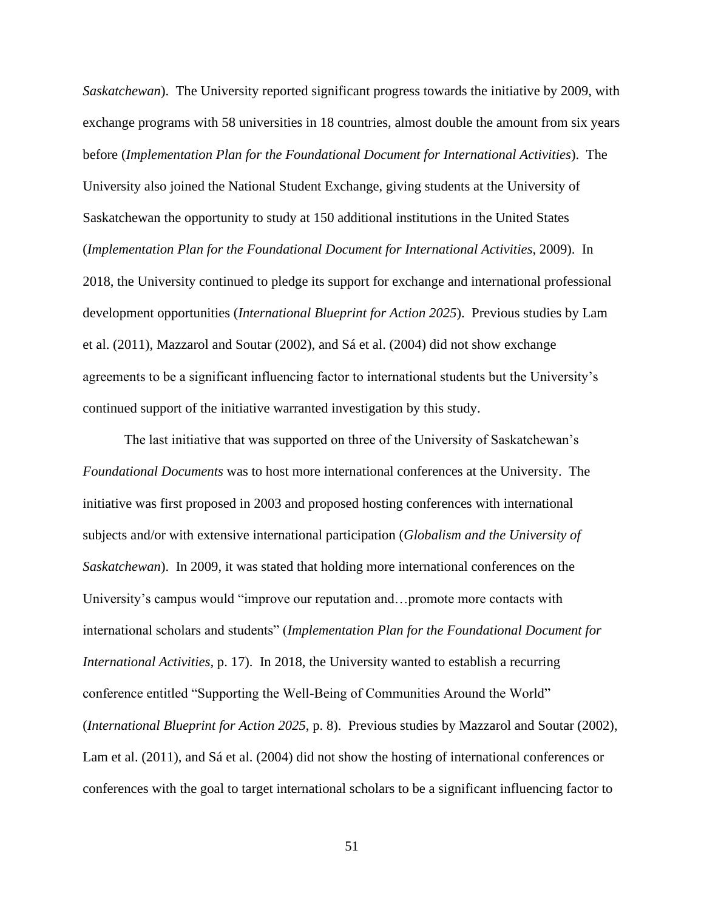*Saskatchewan*). The University reported significant progress towards the initiative by 2009, with exchange programs with 58 universities in 18 countries, almost double the amount from six years before (*Implementation Plan for the Foundational Document for International Activities*). The University also joined the National Student Exchange, giving students at the University of Saskatchewan the opportunity to study at 150 additional institutions in the United States (*Implementation Plan for the Foundational Document for International Activities*, 2009). In 2018, the University continued to pledge its support for exchange and international professional development opportunities (*International Blueprint for Action 2025*). Previous studies by Lam et al. (2011), Mazzarol and Soutar (2002), and Sá et al. (2004) did not show exchange agreements to be a significant influencing factor to international students but the University's continued support of the initiative warranted investigation by this study.

The last initiative that was supported on three of the University of Saskatchewan's *Foundational Documents* was to host more international conferences at the University. The initiative was first proposed in 2003 and proposed hosting conferences with international subjects and/or with extensive international participation (*Globalism and the University of Saskatchewan*). In 2009, it was stated that holding more international conferences on the University's campus would "improve our reputation and…promote more contacts with international scholars and students" (*Implementation Plan for the Foundational Document for International Activities,* p. 17). In 2018, the University wanted to establish a recurring conference entitled "Supporting the Well-Being of Communities Around the World" (*International Blueprint for Action 2025*, p. 8). Previous studies by Mazzarol and Soutar (2002), Lam et al. (2011), and Sá et al. (2004) did not show the hosting of international conferences or conferences with the goal to target international scholars to be a significant influencing factor to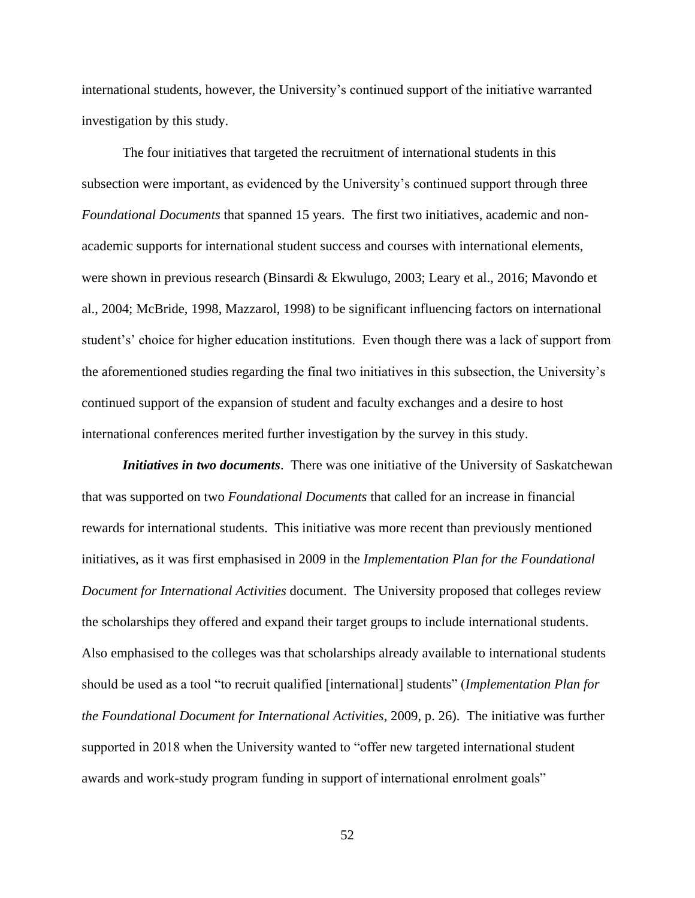international students, however, the University's continued support of the initiative warranted investigation by this study.

The four initiatives that targeted the recruitment of international students in this subsection were important, as evidenced by the University's continued support through three *Foundational Documents* that spanned 15 years. The first two initiatives, academic and non-academic supports for international student success and courses with international elements, were shown in previous research (Binsardi & Ekwulugo, 2003; Leary et al., 2016; Mavondo et al., 2004; McBride, 1998, Mazzarol, 1998) to be significant influencing factors on international student's' choice for higher education institutions. Even though there was a lack of support from the aforementioned studies regarding the final two initiatives in this subsection, the University's continued support of the expansion of student and faculty exchanges and a desire to host international conferences merited further investigation by the survey in this study.

***Initiatives in two documents***. There was one initiative of the University of Saskatchewan that was supported on two *Foundational Documents* that called for an increase in financial rewards for international students. This initiative was more recent than previously mentioned initiatives, as it was first emphasised in 2009 in the *Implementation Plan for the Foundational Document for International Activities* document. The University proposed that colleges review the scholarships they offered and expand their target groups to include international students. Also emphasised to the colleges was that scholarships already available to international students should be used as a tool "to recruit qualified [international] students" (*Implementation Plan for the Foundational Document for International Activities*, 2009, p. 26). The initiative was further supported in 2018 when the University wanted to "offer new targeted international student awards and work-study program funding in support of international enrolment goals"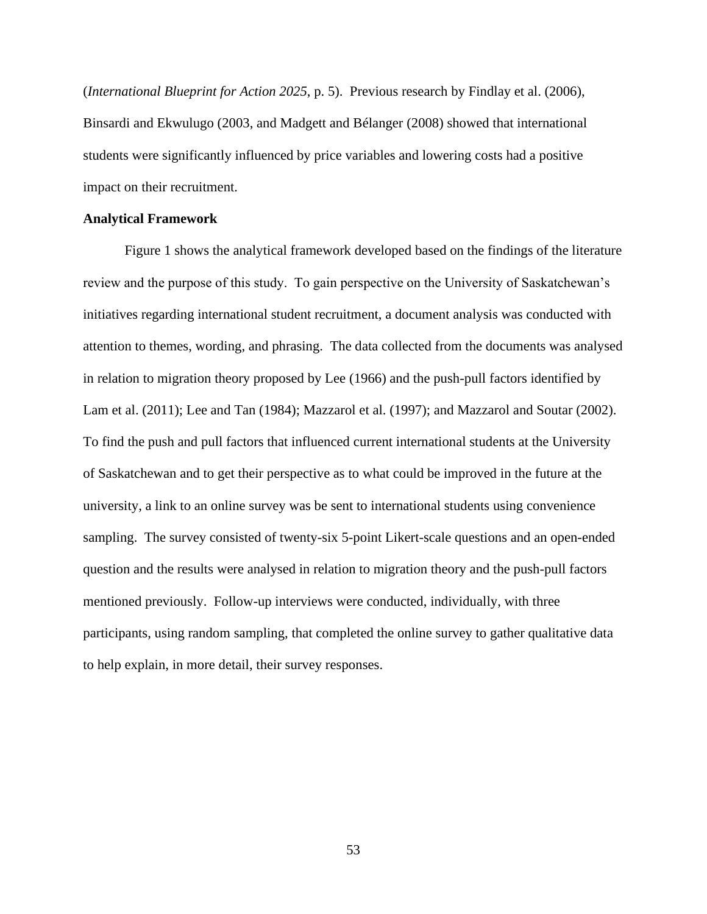(*International Blueprint for Action 2025*, p. 5). Previous research by Findlay et al. (2006), Binsardi and Ekwulugo (2003, and Madgett and Bélanger (2008) showed that international students were significantly influenced by price variables and lowering costs had a positive impact on their recruitment.

**Analytical Framework**

Figure 1 shows the analytical framework developed based on the findings of the literature review and the purpose of this study. To gain perspective on the University of Saskatchewan's initiatives regarding international student recruitment, a document analysis was conducted with attention to themes, wording, and phrasing. The data collected from the documents was analysed in relation to migration theory proposed by Lee (1966) and the push-pull factors identified by Lam et al. (2011); Lee and Tan (1984); Mazzarol et al. (1997); and Mazzarol and Soutar (2002). To find the push and pull factors that influenced current international students at the University of Saskatchewan and to get their perspective as to what could be improved in the future at the university, a link to an online survey was be sent to international students using convenience sampling. The survey consisted of twenty-six 5-point Likert-scale questions and an open-ended question and the results were analysed in relation to migration theory and the push-pull factors mentioned previously. Follow-up interviews were conducted, individually, with three participants, using random sampling, that completed the online survey to gather qualitative data to help explain, in more detail, their survey responses.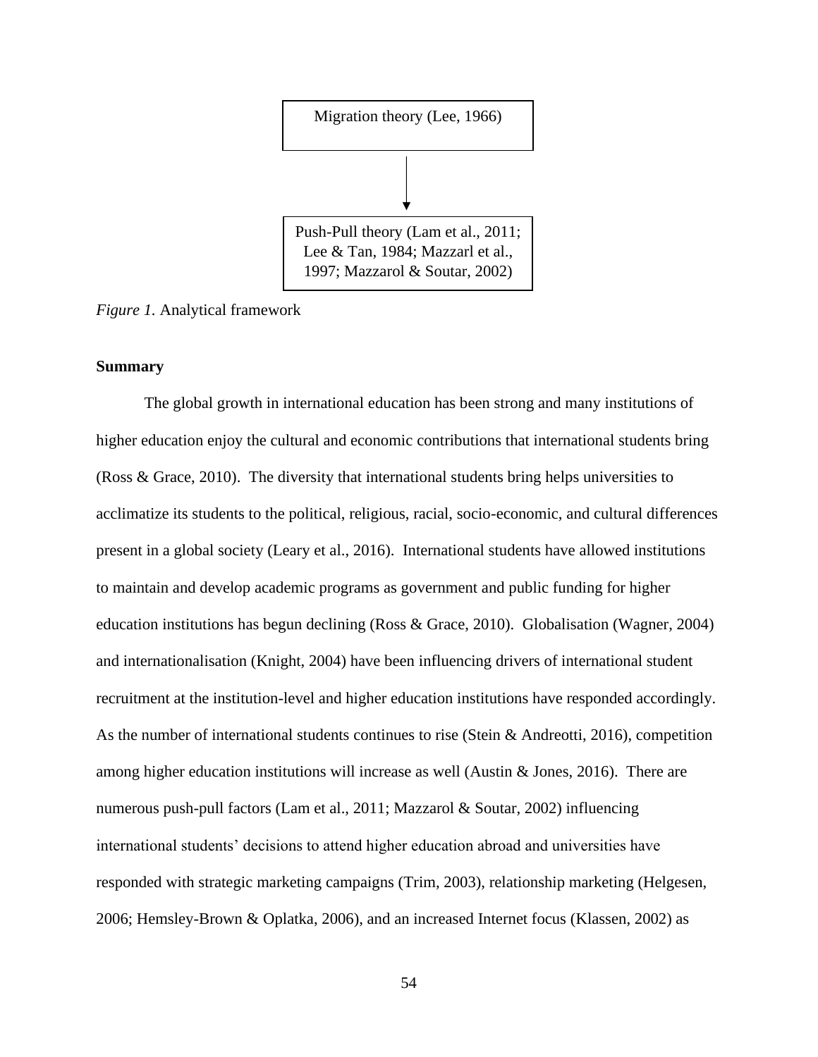Migration theory (Lee, 1966)

↓

Push-Pull theory (Lam et al., 2011; Lee & Tan, 1984; Mazzarl et al., 1997; Mazzarol & Soutar, 2002)

*Figure 1.* Analytical framework

**Summary**

The global growth in international education has been strong and many institutions of higher education enjoy the cultural and economic contributions that international students bring (Ross & Grace, 2010). The diversity that international students bring helps universities to acclimatize its students to the political, religious, racial, socio-economic, and cultural differences present in a global society (Leary et al., 2016). International students have allowed institutions to maintain and develop academic programs as government and public funding for higher education institutions has begun declining (Ross & Grace, 2010). Globalisation (Wagner, 2004) and internationalisation (Knight, 2004) have been influencing drivers of international student recruitment at the institution-level and higher education institutions have responded accordingly. As the number of international students continues to rise (Stein & Andreotti, 2016), competition among higher education institutions will increase as well (Austin & Jones, 2016). There are numerous push-pull factors (Lam et al., 2011; Mazzarol & Soutar, 2002) influencing international students' decisions to attend higher education abroad and universities have responded with strategic marketing campaigns (Trim, 2003), relationship marketing (Helgesen, 2006; Hemsley-Brown & Oplatka, 2006), and an increased Internet focus (Klassen, 2002) as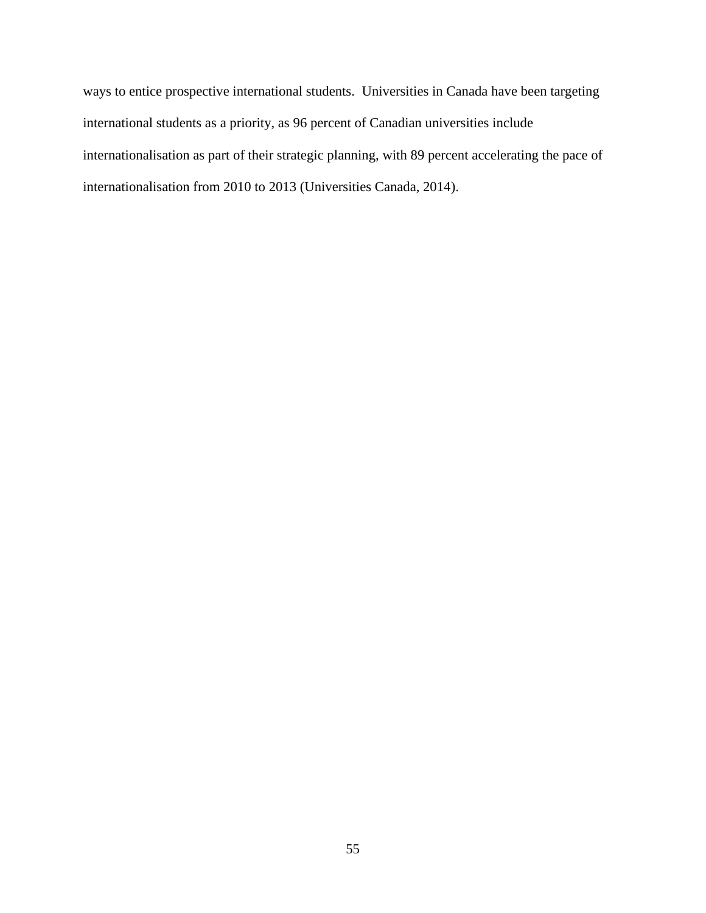ways to entice prospective international students.  Universities in Canada have been targeting international students as a priority, as 96 percent of Canadian universities include internationalisation as part of their strategic planning, with 89 percent accelerating the pace of internationalisation from 2010 to 2013 (Universities Canada, 2014).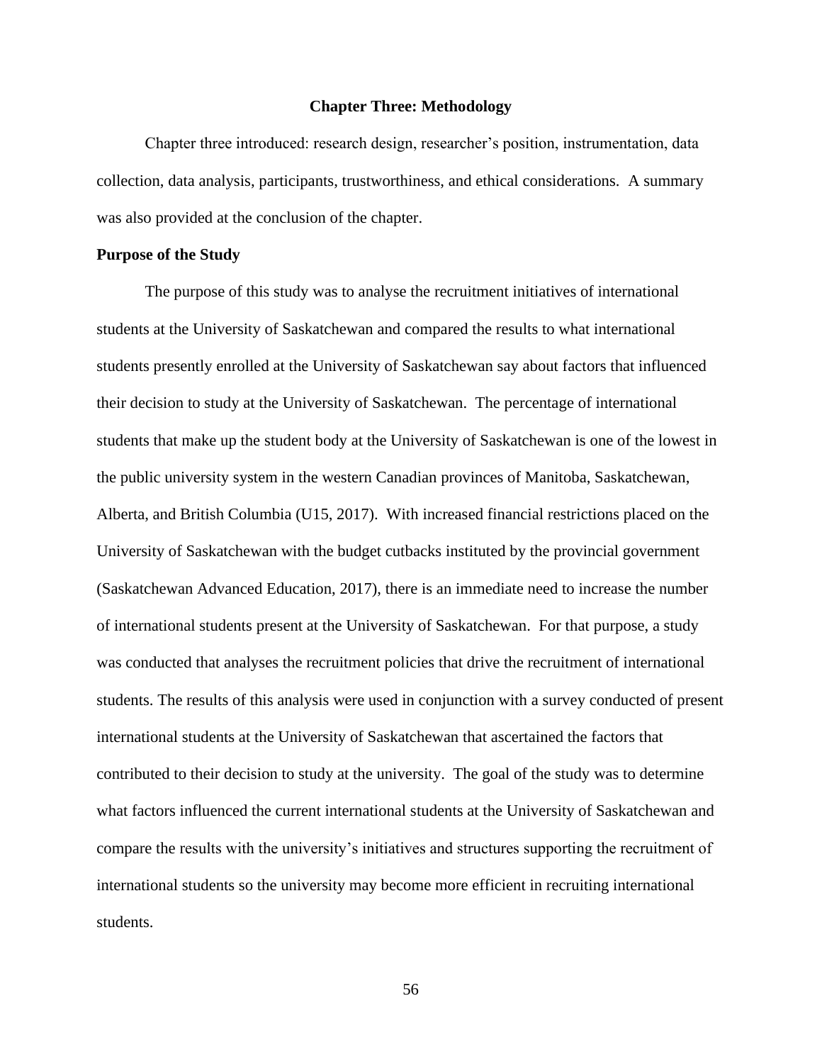# Chapter Three: Methodology

Chapter three introduced: research design, researcher's position, instrumentation, data collection, data analysis, participants, trustworthiness, and ethical considerations. A summary was also provided at the conclusion of the chapter.

## Purpose of the Study

The purpose of this study was to analyse the recruitment initiatives of international students at the University of Saskatchewan and compared the results to what international students presently enrolled at the University of Saskatchewan say about factors that influenced their decision to study at the University of Saskatchewan. The percentage of international students that make up the student body at the University of Saskatchewan is one of the lowest in the public university system in the western Canadian provinces of Manitoba, Saskatchewan, Alberta, and British Columbia (U15, 2017). With increased financial restrictions placed on the University of Saskatchewan with the budget cutbacks instituted by the provincial government (Saskatchewan Advanced Education, 2017), there is an immediate need to increase the number of international students present at the University of Saskatchewan. For that purpose, a study was conducted that analyses the recruitment policies that drive the recruitment of international students. The results of this analysis were used in conjunction with a survey conducted of present international students at the University of Saskatchewan that ascertained the factors that contributed to their decision to study at the university. The goal of the study was to determine what factors influenced the current international students at the University of Saskatchewan and compare the results with the university's initiatives and structures supporting the recruitment of international students so the university may become more efficient in recruiting international students.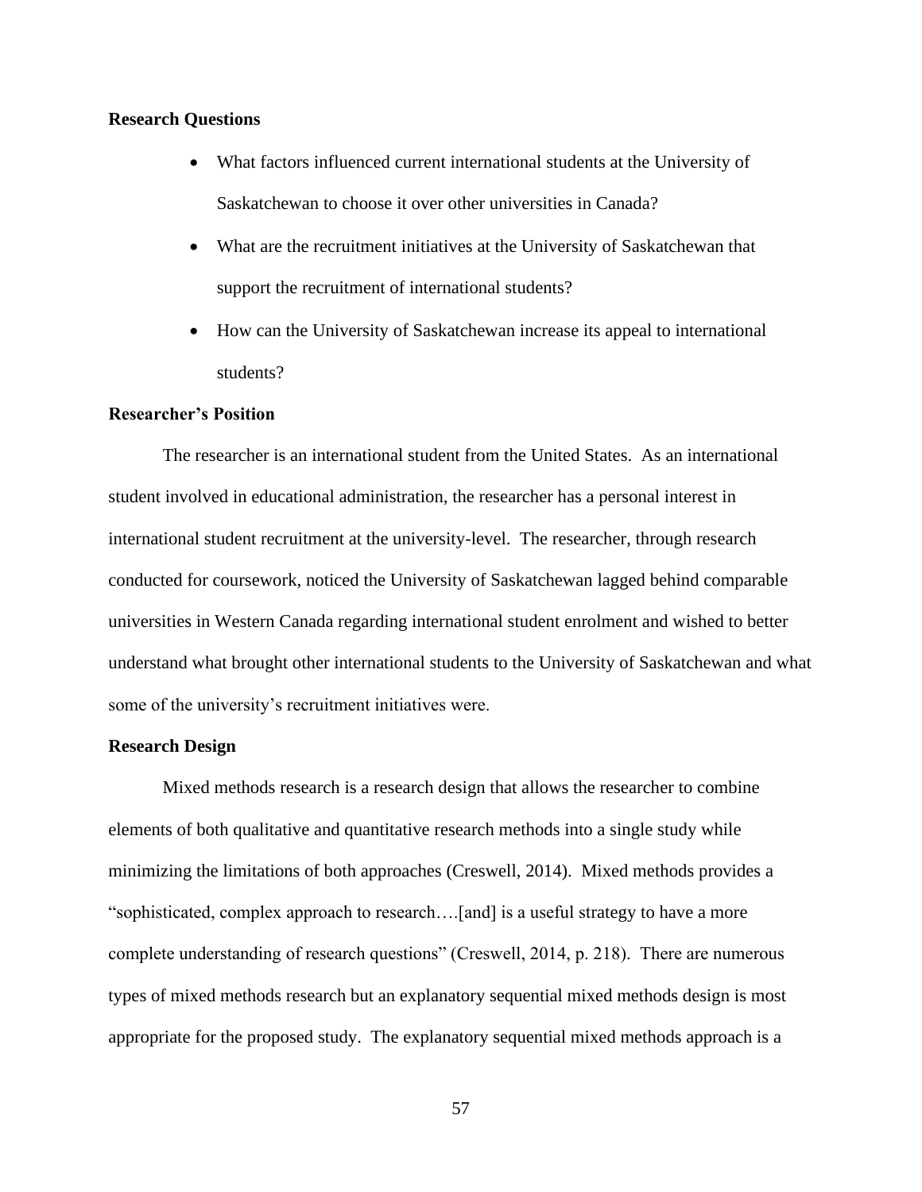## Research Questions

- What factors influenced current international students at the University of Saskatchewan to choose it over other universities in Canada?
- What are the recruitment initiatives at the University of Saskatchewan that support the recruitment of international students?
- How can the University of Saskatchewan increase its appeal to international students?

## Researcher's Position

The researcher is an international student from the United States. As an international student involved in educational administration, the researcher has a personal interest in international student recruitment at the university-level. The researcher, through research conducted for coursework, noticed the University of Saskatchewan lagged behind comparable universities in Western Canada regarding international student enrolment and wished to better understand what brought other international students to the University of Saskatchewan and what some of the university's recruitment initiatives were.

## Research Design

Mixed methods research is a research design that allows the researcher to combine elements of both qualitative and quantitative research methods into a single study while minimizing the limitations of both approaches (Creswell, 2014). Mixed methods provides a "sophisticated, complex approach to research….[and] is a useful strategy to have a more complete understanding of research questions" (Creswell, 2014, p. 218). There are numerous types of mixed methods research but an explanatory sequential mixed methods design is most appropriate for the proposed study. The explanatory sequential mixed methods approach is a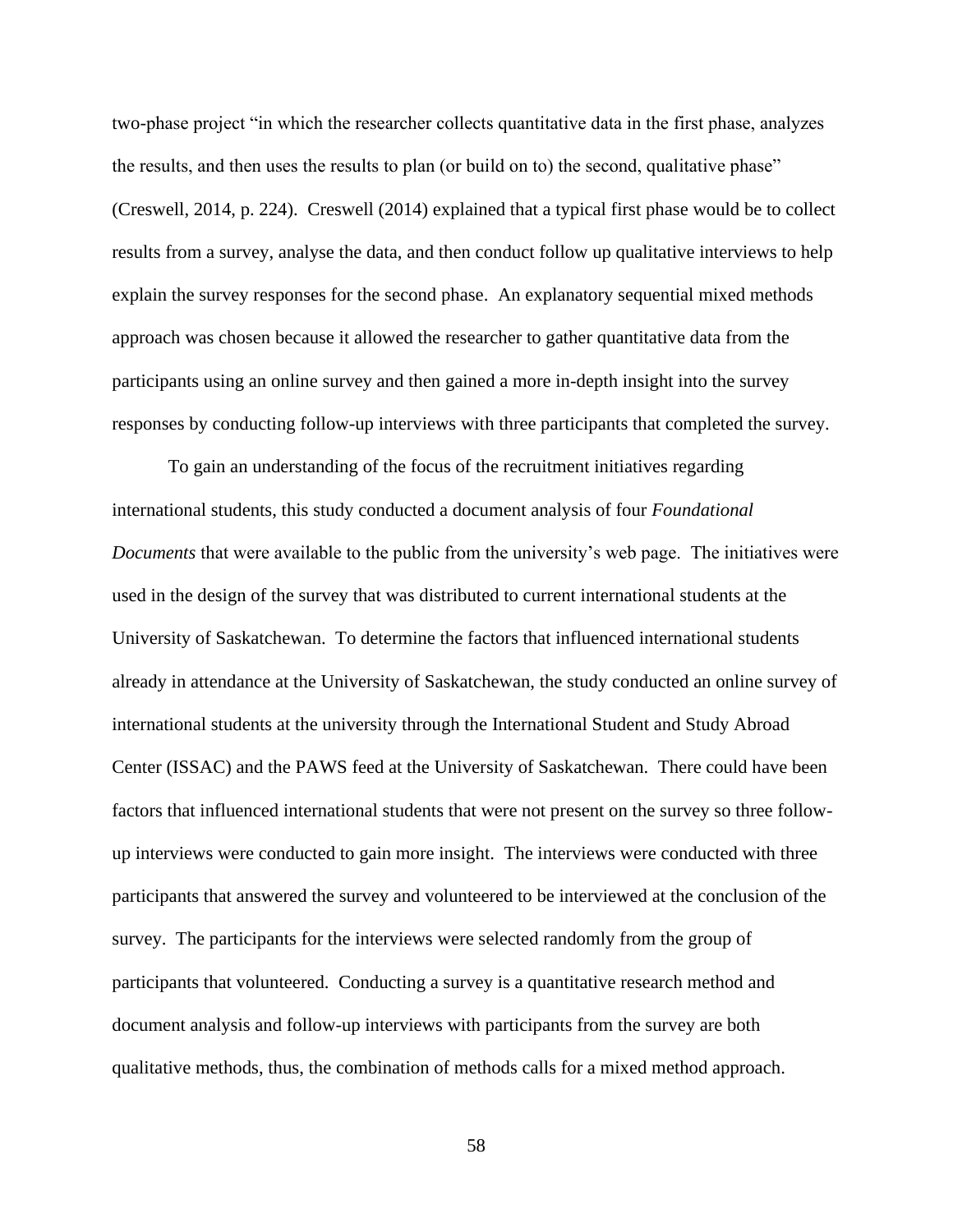two-phase project "in which the researcher collects quantitative data in the first phase, analyzes the results, and then uses the results to plan (or build on to) the second, qualitative phase" (Creswell, 2014, p. 224). Creswell (2014) explained that a typical first phase would be to collect results from a survey, analyse the data, and then conduct follow up qualitative interviews to help explain the survey responses for the second phase. An explanatory sequential mixed methods approach was chosen because it allowed the researcher to gather quantitative data from the participants using an online survey and then gained a more in-depth insight into the survey responses by conducting follow-up interviews with three participants that completed the survey.

To gain an understanding of the focus of the recruitment initiatives regarding international students, this study conducted a document analysis of four *Foundational Documents* that were available to the public from the university's web page. The initiatives were used in the design of the survey that was distributed to current international students at the University of Saskatchewan. To determine the factors that influenced international students already in attendance at the University of Saskatchewan, the study conducted an online survey of international students at the university through the International Student and Study Abroad Center (ISSAC) and the PAWS feed at the University of Saskatchewan. There could have been factors that influenced international students that were not present on the survey so three follow-up interviews were conducted to gain more insight. The interviews were conducted with three participants that answered the survey and volunteered to be interviewed at the conclusion of the survey. The participants for the interviews were selected randomly from the group of participants that volunteered. Conducting a survey is a quantitative research method and document analysis and follow-up interviews with participants from the survey are both qualitative methods, thus, the combination of methods calls for a mixed method approach.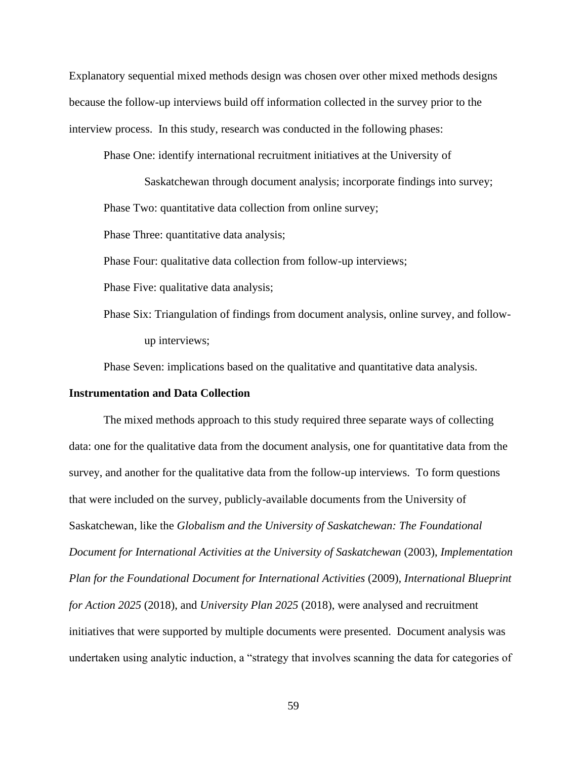Explanatory sequential mixed methods design was chosen over other mixed methods designs because the follow-up interviews build off information collected in the survey prior to the interview process. In this study, research was conducted in the following phases:

Phase One: identify international recruitment initiatives at the University of Saskatchewan through document analysis; incorporate findings into survey;

Phase Two: quantitative data collection from online survey;

Phase Three: quantitative data analysis;

Phase Four: qualitative data collection from follow-up interviews;

Phase Five: qualitative data analysis;

Phase Six: Triangulation of findings from document analysis, online survey, and follow-up interviews;

Phase Seven: implications based on the qualitative and quantitative data analysis.

**Instrumentation and Data Collection**

The mixed methods approach to this study required three separate ways of collecting data: one for the qualitative data from the document analysis, one for quantitative data from the survey, and another for the qualitative data from the follow-up interviews. To form questions that were included on the survey, publicly-available documents from the University of Saskatchewan, like the *Globalism and the University of Saskatchewan: The Foundational Document for International Activities at the University of Saskatchewan* (2003), *Implementation Plan for the Foundational Document for International Activities* (2009), *International Blueprint for Action 2025* (2018), and *University Plan 2025* (2018), were analysed and recruitment initiatives that were supported by multiple documents were presented. Document analysis was undertaken using analytic induction, a "strategy that involves scanning the data for categories of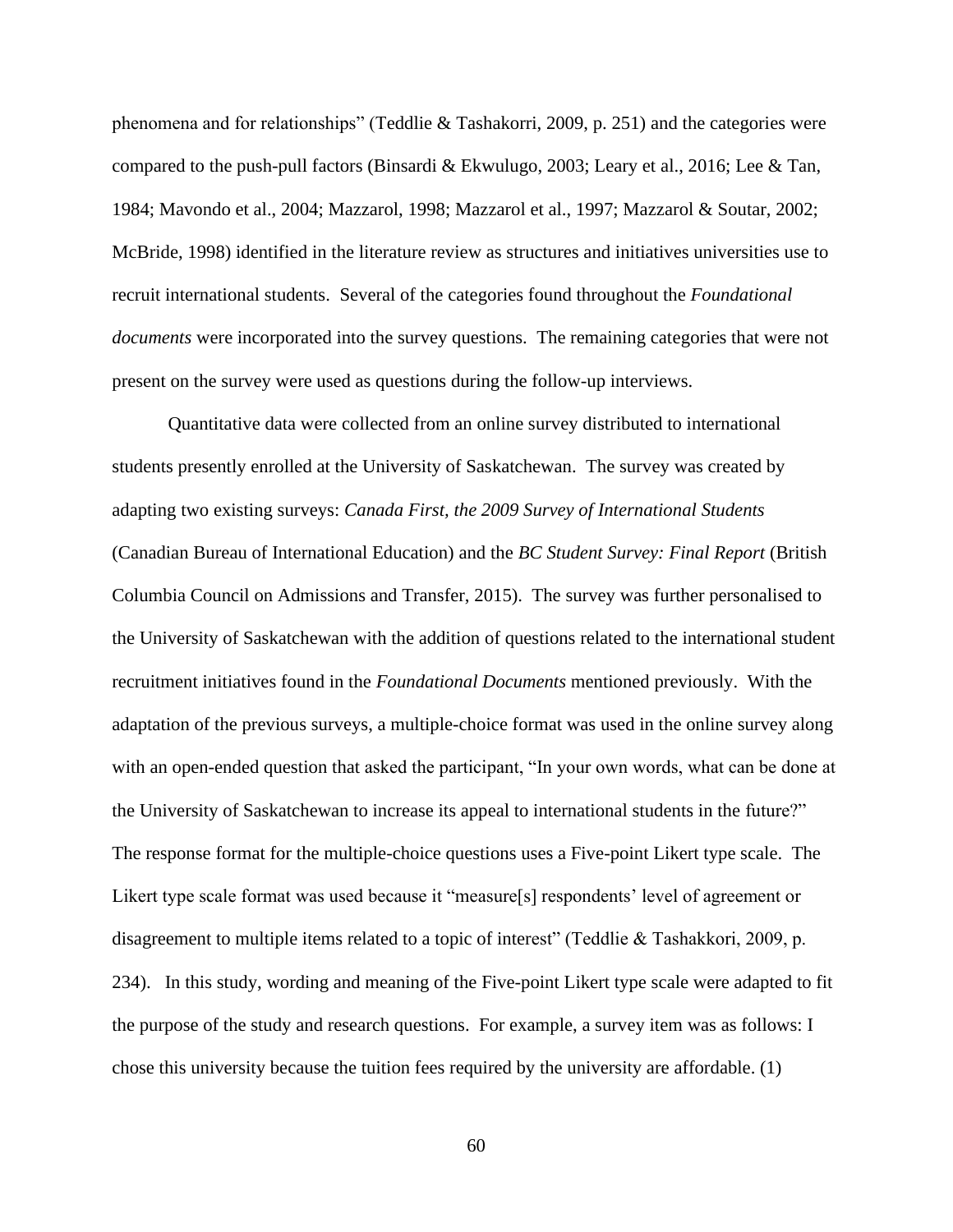phenomena and for relationships" (Teddlie & Tashakorri, 2009, p. 251) and the categories were compared to the push-pull factors (Binsardi & Ekwulugo, 2003; Leary et al., 2016; Lee & Tan, 1984; Mavondo et al., 2004; Mazzarol, 1998; Mazzarol et al., 1997; Mazzarol & Soutar, 2002; McBride, 1998) identified in the literature review as structures and initiatives universities use to recruit international students. Several of the categories found throughout the *Foundational documents* were incorporated into the survey questions. The remaining categories that were not present on the survey were used as questions during the follow-up interviews.

Quantitative data were collected from an online survey distributed to international students presently enrolled at the University of Saskatchewan. The survey was created by adapting two existing surveys: *Canada First, the 2009 Survey of International Students* (Canadian Bureau of International Education) and the *BC Student Survey: Final Report* (British Columbia Council on Admissions and Transfer, 2015). The survey was further personalised to the University of Saskatchewan with the addition of questions related to the international student recruitment initiatives found in the *Foundational Documents* mentioned previously. With the adaptation of the previous surveys, a multiple-choice format was used in the online survey along with an open-ended question that asked the participant, "In your own words, what can be done at the University of Saskatchewan to increase its appeal to international students in the future?" The response format for the multiple-choice questions uses a Five-point Likert type scale. The Likert type scale format was used because it "measure[s] respondents' level of agreement or disagreement to multiple items related to a topic of interest" (Teddlie & Tashakkori, 2009, p. 234). In this study, wording and meaning of the Five-point Likert type scale were adapted to fit the purpose of the study and research questions. For example, a survey item was as follows: I chose this university because the tuition fees required by the university are affordable. (1)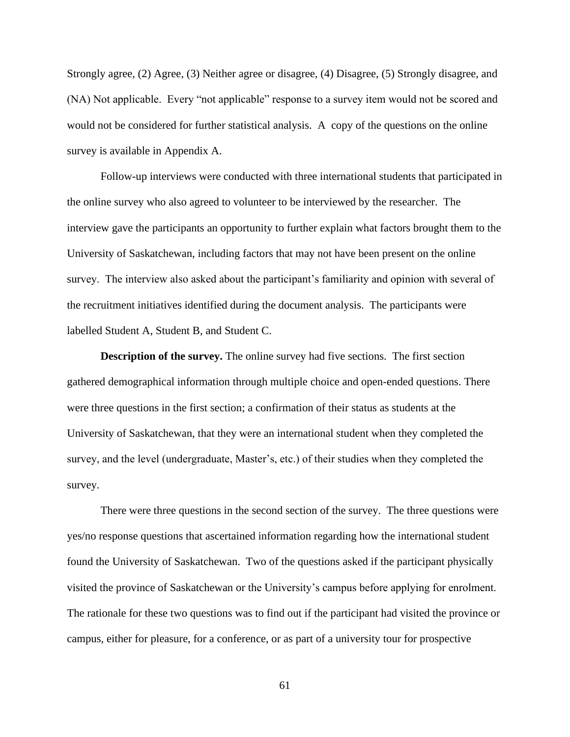Strongly agree, (2) Agree, (3) Neither agree or disagree, (4) Disagree, (5) Strongly disagree, and (NA) Not applicable. Every "not applicable" response to a survey item would not be scored and would not be considered for further statistical analysis. A copy of the questions on the online survey is available in Appendix A.

Follow-up interviews were conducted with three international students that participated in the online survey who also agreed to volunteer to be interviewed by the researcher. The interview gave the participants an opportunity to further explain what factors brought them to the University of Saskatchewan, including factors that may not have been present on the online survey. The interview also asked about the participant's familiarity and opinion with several of the recruitment initiatives identified during the document analysis. The participants were labelled Student A, Student B, and Student C.

**Description of the survey.** The online survey had five sections. The first section gathered demographical information through multiple choice and open-ended questions. There were three questions in the first section; a confirmation of their status as students at the University of Saskatchewan, that they were an international student when they completed the survey, and the level (undergraduate, Master's, etc.) of their studies when they completed the survey.

There were three questions in the second section of the survey. The three questions were yes/no response questions that ascertained information regarding how the international student found the University of Saskatchewan. Two of the questions asked if the participant physically visited the province of Saskatchewan or the University's campus before applying for enrolment. The rationale for these two questions was to find out if the participant had visited the province or campus, either for pleasure, for a conference, or as part of a university tour for prospective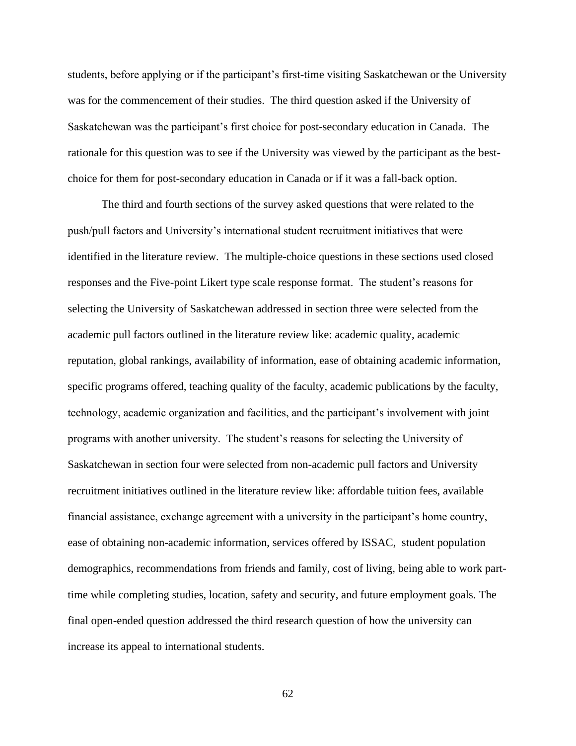students, before applying or if the participant's first-time visiting Saskatchewan or the University was for the commencement of their studies. The third question asked if the University of Saskatchewan was the participant's first choice for post-secondary education in Canada. The rationale for this question was to see if the University was viewed by the participant as the best-choice for them for post-secondary education in Canada or if it was a fall-back option.

The third and fourth sections of the survey asked questions that were related to the push/pull factors and University's international student recruitment initiatives that were identified in the literature review. The multiple-choice questions in these sections used closed responses and the Five-point Likert type scale response format. The student's reasons for selecting the University of Saskatchewan addressed in section three were selected from the academic pull factors outlined in the literature review like: academic quality, academic reputation, global rankings, availability of information, ease of obtaining academic information, specific programs offered, teaching quality of the faculty, academic publications by the faculty, technology, academic organization and facilities, and the participant's involvement with joint programs with another university. The student's reasons for selecting the University of Saskatchewan in section four were selected from non-academic pull factors and University recruitment initiatives outlined in the literature review like: affordable tuition fees, available financial assistance, exchange agreement with a university in the participant's home country, ease of obtaining non-academic information, services offered by ISSAC, student population demographics, recommendations from friends and family, cost of living, being able to work part-time while completing studies, location, safety and security, and future employment goals. The final open-ended question addressed the third research question of how the university can increase its appeal to international students.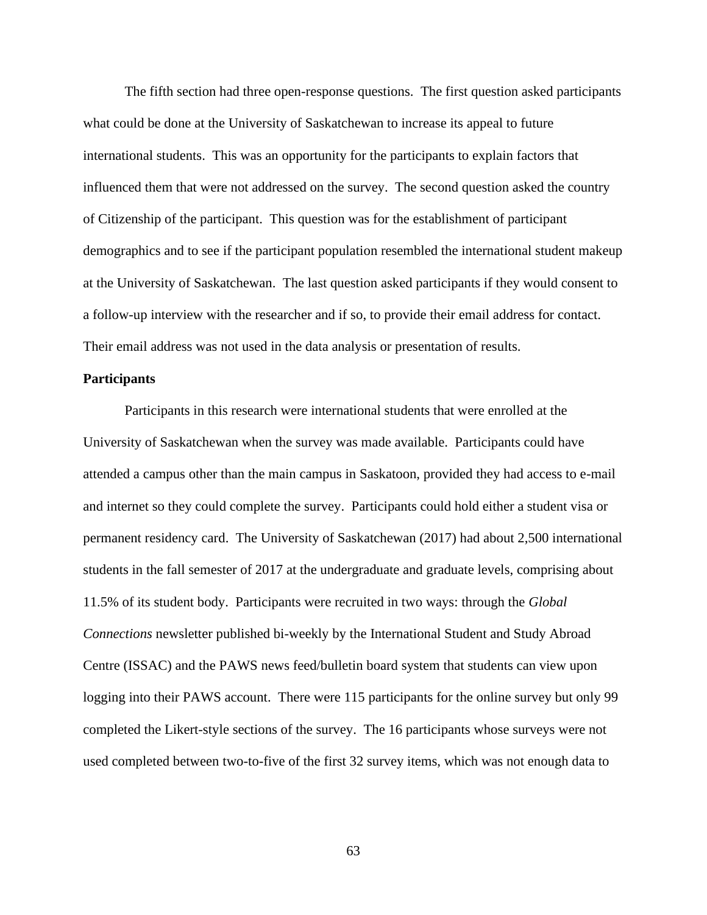The fifth section had three open-response questions. The first question asked participants what could be done at the University of Saskatchewan to increase its appeal to future international students. This was an opportunity for the participants to explain factors that influenced them that were not addressed on the survey. The second question asked the country of Citizenship of the participant. This question was for the establishment of participant demographics and to see if the participant population resembled the international student makeup at the University of Saskatchewan. The last question asked participants if they would consent to a follow-up interview with the researcher and if so, to provide their email address for contact. Their email address was not used in the data analysis or presentation of results.

**Participants**

Participants in this research were international students that were enrolled at the University of Saskatchewan when the survey was made available. Participants could have attended a campus other than the main campus in Saskatoon, provided they had access to e-mail and internet so they could complete the survey. Participants could hold either a student visa or permanent residency card. The University of Saskatchewan (2017) had about 2,500 international students in the fall semester of 2017 at the undergraduate and graduate levels, comprising about 11.5% of its student body. Participants were recruited in two ways: through the *Global Connections* newsletter published bi-weekly by the International Student and Study Abroad Centre (ISSAC) and the PAWS news feed/bulletin board system that students can view upon logging into their PAWS account. There were 115 participants for the online survey but only 99 completed the Likert-style sections of the survey. The 16 participants whose surveys were not used completed between two-to-five of the first 32 survey items, which was not enough data to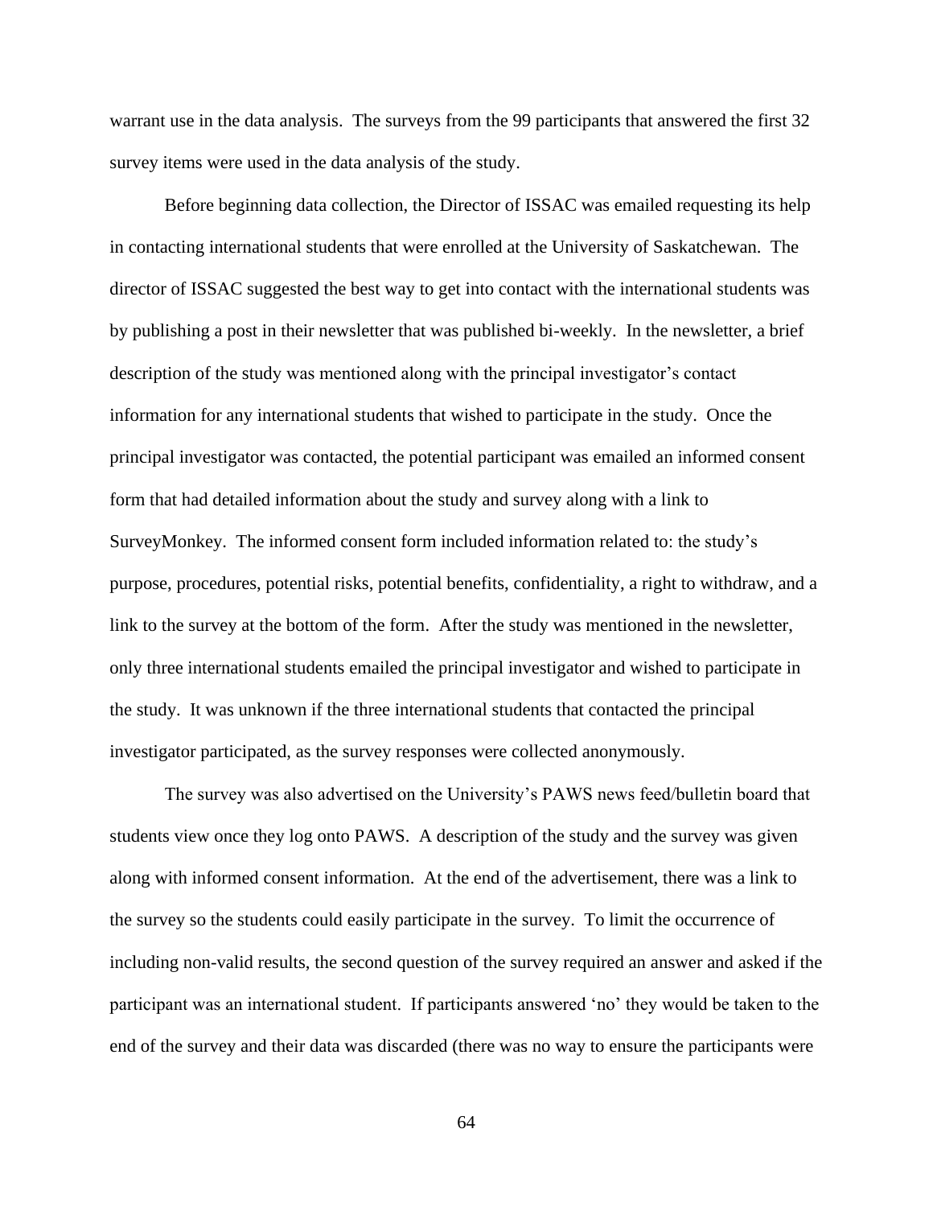warrant use in the data analysis. The surveys from the 99 participants that answered the first 32 survey items were used in the data analysis of the study.

Before beginning data collection, the Director of ISSAC was emailed requesting its help in contacting international students that were enrolled at the University of Saskatchewan. The director of ISSAC suggested the best way to get into contact with the international students was by publishing a post in their newsletter that was published bi-weekly. In the newsletter, a brief description of the study was mentioned along with the principal investigator's contact information for any international students that wished to participate in the study. Once the principal investigator was contacted, the potential participant was emailed an informed consent form that had detailed information about the study and survey along with a link to SurveyMonkey. The informed consent form included information related to: the study's purpose, procedures, potential risks, potential benefits, confidentiality, a right to withdraw, and a link to the survey at the bottom of the form. After the study was mentioned in the newsletter, only three international students emailed the principal investigator and wished to participate in the study. It was unknown if the three international students that contacted the principal investigator participated, as the survey responses were collected anonymously.

The survey was also advertised on the University's PAWS news feed/bulletin board that students view once they log onto PAWS. A description of the study and the survey was given along with informed consent information. At the end of the advertisement, there was a link to the survey so the students could easily participate in the survey. To limit the occurrence of including non-valid results, the second question of the survey required an answer and asked if the participant was an international student. If participants answered 'no' they would be taken to the end of the survey and their data was discarded (there was no way to ensure the participants were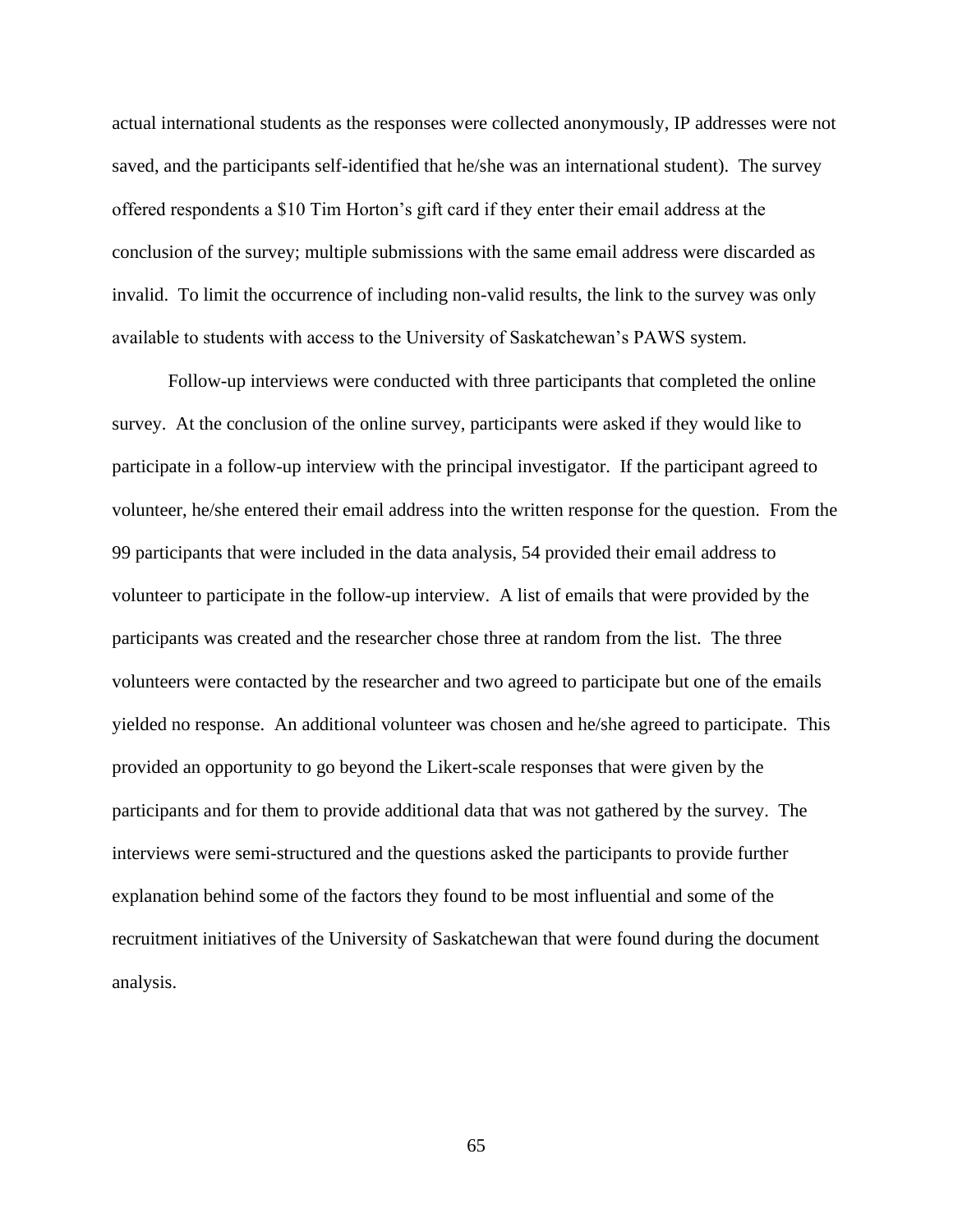actual international students as the responses were collected anonymously, IP addresses were not saved, and the participants self-identified that he/she was an international student). The survey offered respondents a $10 Tim Horton's gift card if they enter their email address at the conclusion of the survey; multiple submissions with the same email address were discarded as invalid. To limit the occurrence of including non-valid results, the link to the survey was only available to students with access to the University of Saskatchewan's PAWS system.

Follow-up interviews were conducted with three participants that completed the online survey. At the conclusion of the online survey, participants were asked if they would like to participate in a follow-up interview with the principal investigator. If the participant agreed to volunteer, he/she entered their email address into the written response for the question. From the 99 participants that were included in the data analysis, 54 provided their email address to volunteer to participate in the follow-up interview. A list of emails that were provided by the participants was created and the researcher chose three at random from the list. The three volunteers were contacted by the researcher and two agreed to participate but one of the emails yielded no response. An additional volunteer was chosen and he/she agreed to participate. This provided an opportunity to go beyond the Likert-scale responses that were given by the participants and for them to provide additional data that was not gathered by the survey. The interviews were semi-structured and the questions asked the participants to provide further explanation behind some of the factors they found to be most influential and some of the recruitment initiatives of the University of Saskatchewan that were found during the document analysis.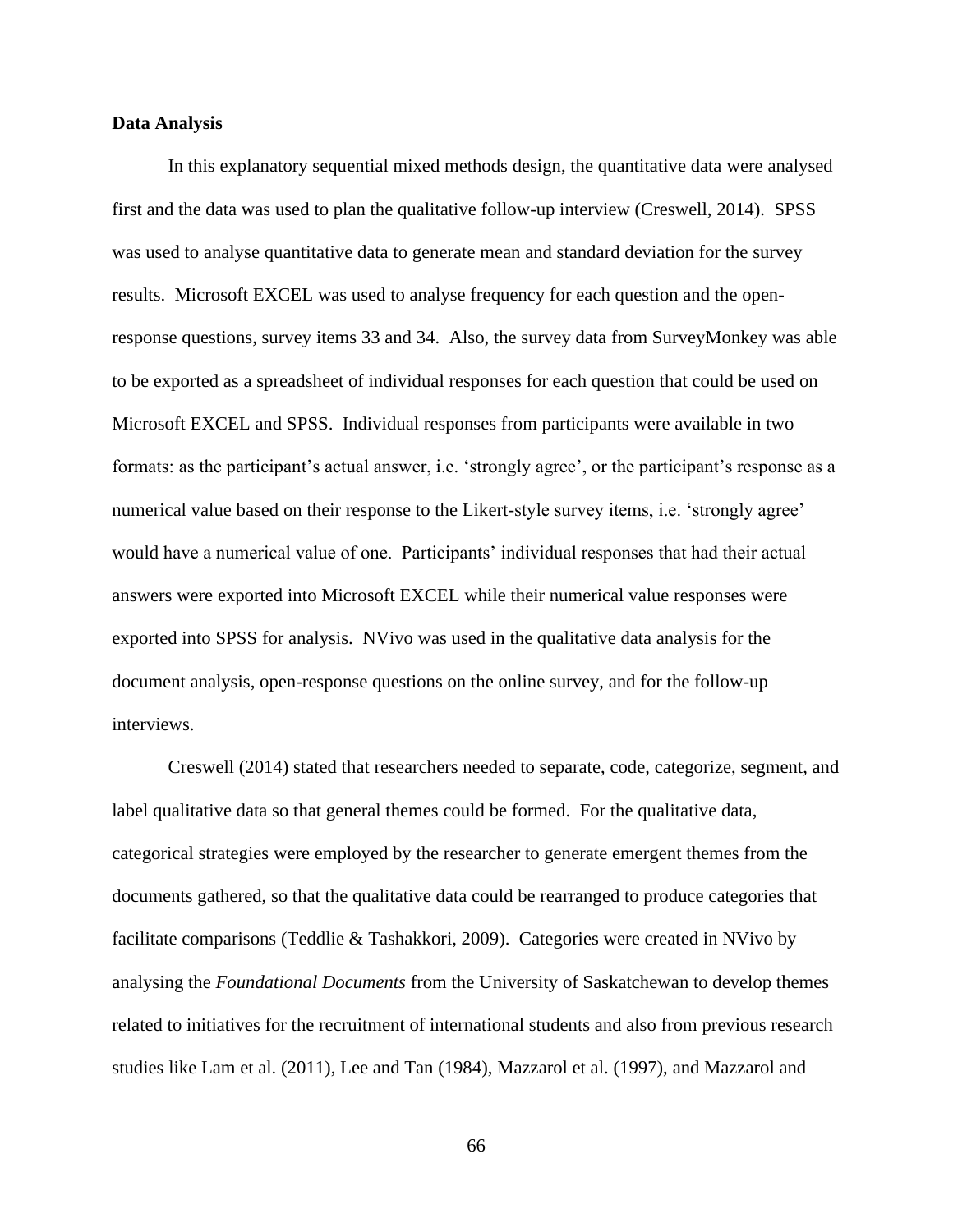**Data Analysis**

In this explanatory sequential mixed methods design, the quantitative data were analysed first and the data was used to plan the qualitative follow-up interview (Creswell, 2014). SPSS was used to analyse quantitative data to generate mean and standard deviation for the survey results. Microsoft EXCEL was used to analyse frequency for each question and the open-response questions, survey items 33 and 34. Also, the survey data from SurveyMonkey was able to be exported as a spreadsheet of individual responses for each question that could be used on Microsoft EXCEL and SPSS. Individual responses from participants were available in two formats: as the participant's actual answer, i.e. 'strongly agree', or the participant's response as a numerical value based on their response to the Likert-style survey items, i.e. 'strongly agree' would have a numerical value of one. Participants' individual responses that had their actual answers were exported into Microsoft EXCEL while their numerical value responses were exported into SPSS for analysis. NVivo was used in the qualitative data analysis for the document analysis, open-response questions on the online survey, and for the follow-up interviews.

Creswell (2014) stated that researchers needed to separate, code, categorize, segment, and label qualitative data so that general themes could be formed. For the qualitative data, categorical strategies were employed by the researcher to generate emergent themes from the documents gathered, so that the qualitative data could be rearranged to produce categories that facilitate comparisons (Teddlie & Tashakkori, 2009). Categories were created in NVivo by analysing the *Foundational Documents* from the University of Saskatchewan to develop themes related to initiatives for the recruitment of international students and also from previous research studies like Lam et al. (2011), Lee and Tan (1984), Mazzarol et al. (1997), and Mazzarol and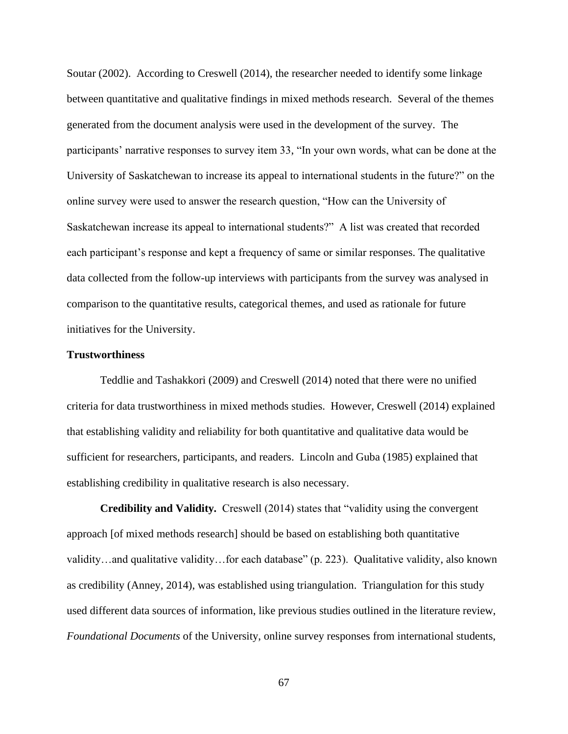Soutar (2002). According to Creswell (2014), the researcher needed to identify some linkage between quantitative and qualitative findings in mixed methods research. Several of the themes generated from the document analysis were used in the development of the survey. The participants' narrative responses to survey item 33, "In your own words, what can be done at the University of Saskatchewan to increase its appeal to international students in the future?" on the online survey were used to answer the research question, "How can the University of Saskatchewan increase its appeal to international students?" A list was created that recorded each participant's response and kept a frequency of same or similar responses. The qualitative data collected from the follow-up interviews with participants from the survey was analysed in comparison to the quantitative results, categorical themes, and used as rationale for future initiatives for the University.

### Trustworthiness

Teddlie and Tashakkori (2009) and Creswell (2014) noted that there were no unified criteria for data trustworthiness in mixed methods studies. However, Creswell (2014) explained that establishing validity and reliability for both quantitative and qualitative data would be sufficient for researchers, participants, and readers. Lincoln and Guba (1985) explained that establishing credibility in qualitative research is also necessary.

**Credibility and Validity.** Creswell (2014) states that "validity using the convergent approach [of mixed methods research] should be based on establishing both quantitative validity…and qualitative validity…for each database" (p. 223). Qualitative validity, also known as credibility (Anney, 2014), was established using triangulation. Triangulation for this study used different data sources of information, like previous studies outlined in the literature review, *Foundational Documents* of the University, online survey responses from international students,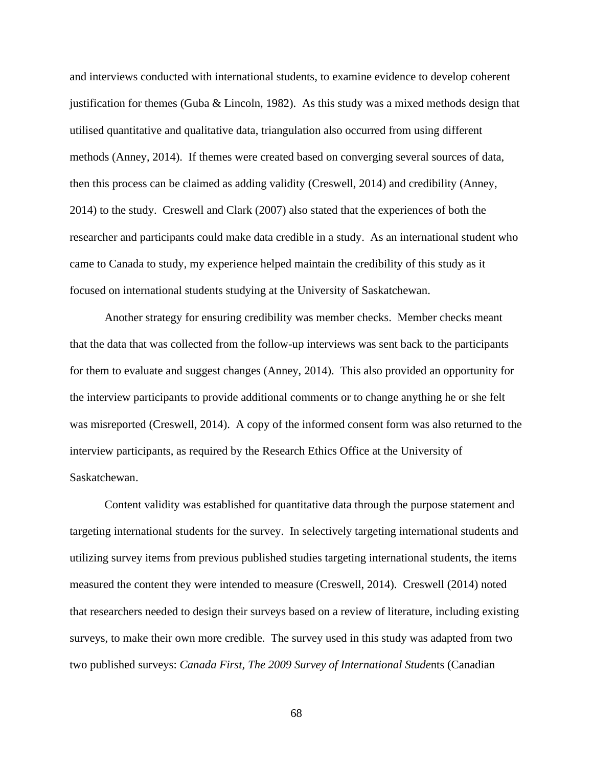and interviews conducted with international students, to examine evidence to develop coherent justification for themes (Guba & Lincoln, 1982). As this study was a mixed methods design that utilised quantitative and qualitative data, triangulation also occurred from using different methods (Anney, 2014). If themes were created based on converging several sources of data, then this process can be claimed as adding validity (Creswell, 2014) and credibility (Anney, 2014) to the study. Creswell and Clark (2007) also stated that the experiences of both the researcher and participants could make data credible in a study. As an international student who came to Canada to study, my experience helped maintain the credibility of this study as it focused on international students studying at the University of Saskatchewan.

Another strategy for ensuring credibility was member checks. Member checks meant that the data that was collected from the follow-up interviews was sent back to the participants for them to evaluate and suggest changes (Anney, 2014). This also provided an opportunity for the interview participants to provide additional comments or to change anything he or she felt was misreported (Creswell, 2014). A copy of the informed consent form was also returned to the interview participants, as required by the Research Ethics Office at the University of Saskatchewan.

Content validity was established for quantitative data through the purpose statement and targeting international students for the survey. In selectively targeting international students and utilizing survey items from previous published studies targeting international students, the items measured the content they were intended to measure (Creswell, 2014). Creswell (2014) noted that researchers needed to design their surveys based on a review of literature, including existing surveys, to make their own more credible. The survey used in this study was adapted from two two published surveys: *Canada First, The 2009 Survey of International Stude*nts (Canadian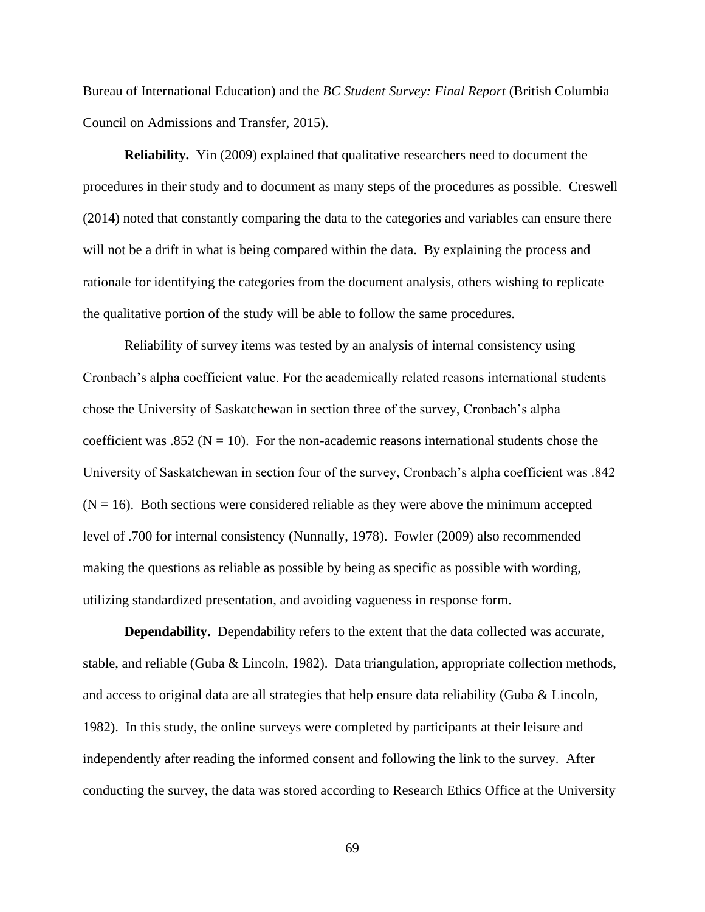Bureau of International Education) and the *BC Student Survey: Final Report* (British Columbia Council on Admissions and Transfer, 2015).

**Reliability.** Yin (2009) explained that qualitative researchers need to document the procedures in their study and to document as many steps of the procedures as possible. Creswell (2014) noted that constantly comparing the data to the categories and variables can ensure there will not be a drift in what is being compared within the data. By explaining the process and rationale for identifying the categories from the document analysis, others wishing to replicate the qualitative portion of the study will be able to follow the same procedures.

Reliability of survey items was tested by an analysis of internal consistency using Cronbach's alpha coefficient value. For the academically related reasons international students chose the University of Saskatchewan in section three of the survey, Cronbach's alpha coefficient was .852 ($N = 10$). For the non-academic reasons international students chose the University of Saskatchewan in section four of the survey, Cronbach's alpha coefficient was .842 ($N = 16$). Both sections were considered reliable as they were above the minimum accepted level of .700 for internal consistency (Nunnally, 1978). Fowler (2009) also recommended making the questions as reliable as possible by being as specific as possible with wording, utilizing standardized presentation, and avoiding vagueness in response form.

**Dependability.** Dependability refers to the extent that the data collected was accurate, stable, and reliable (Guba & Lincoln, 1982). Data triangulation, appropriate collection methods, and access to original data are all strategies that help ensure data reliability (Guba & Lincoln, 1982). In this study, the online surveys were completed by participants at their leisure and independently after reading the informed consent and following the link to the survey. After conducting the survey, the data was stored according to Research Ethics Office at the University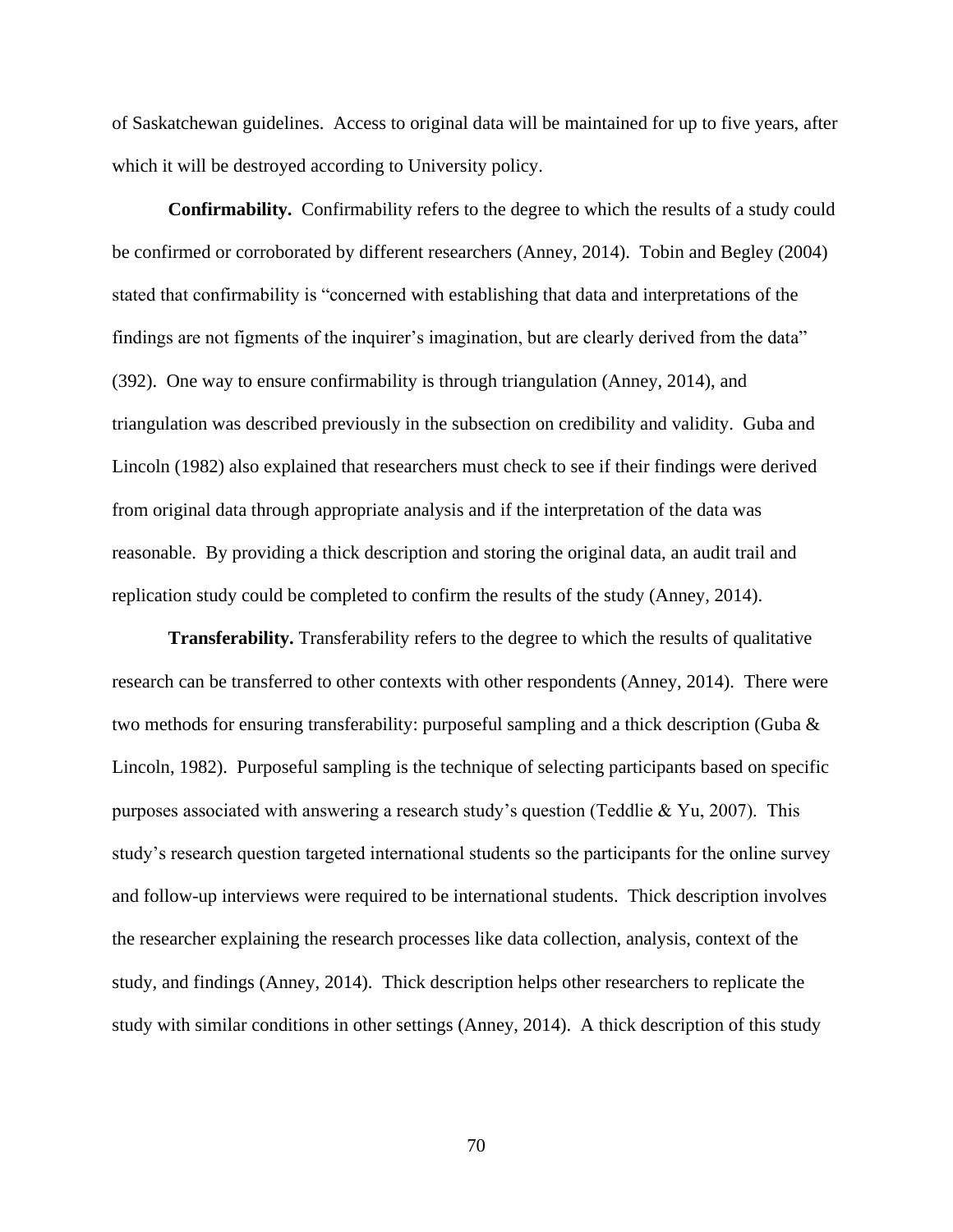of Saskatchewan guidelines. Access to original data will be maintained for up to five years, after which it will be destroyed according to University policy.

**Confirmability.** Confirmability refers to the degree to which the results of a study could be confirmed or corroborated by different researchers (Anney, 2014). Tobin and Begley (2004) stated that confirmability is "concerned with establishing that data and interpretations of the findings are not figments of the inquirer's imagination, but are clearly derived from the data" (392). One way to ensure confirmability is through triangulation (Anney, 2014), and triangulation was described previously in the subsection on credibility and validity. Guba and Lincoln (1982) also explained that researchers must check to see if their findings were derived from original data through appropriate analysis and if the interpretation of the data was reasonable. By providing a thick description and storing the original data, an audit trail and replication study could be completed to confirm the results of the study (Anney, 2014).

**Transferability.** Transferability refers to the degree to which the results of qualitative research can be transferred to other contexts with other respondents (Anney, 2014). There were two methods for ensuring transferability: purposeful sampling and a thick description (Guba & Lincoln, 1982). Purposeful sampling is the technique of selecting participants based on specific purposes associated with answering a research study's question (Teddlie & Yu, 2007). This study's research question targeted international students so the participants for the online survey and follow-up interviews were required to be international students. Thick description involves the researcher explaining the research processes like data collection, analysis, context of the study, and findings (Anney, 2014). Thick description helps other researchers to replicate the study with similar conditions in other settings (Anney, 2014). A thick description of this study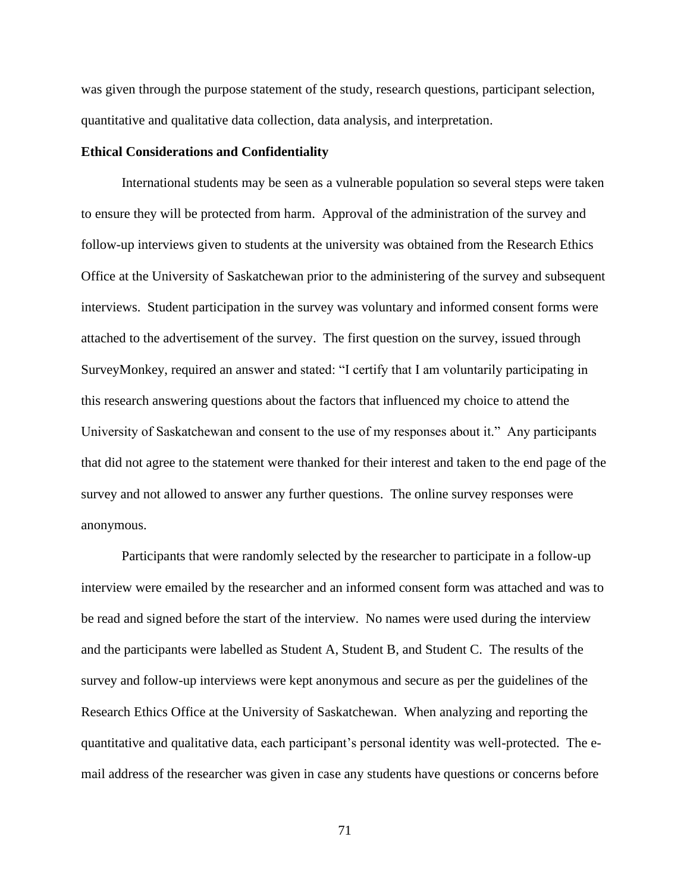was given through the purpose statement of the study, research questions, participant selection, quantitative and qualitative data collection, data analysis, and interpretation.

**Ethical Considerations and Confidentiality**

International students may be seen as a vulnerable population so several steps were taken to ensure they will be protected from harm. Approval of the administration of the survey and follow-up interviews given to students at the university was obtained from the Research Ethics Office at the University of Saskatchewan prior to the administering of the survey and subsequent interviews. Student participation in the survey was voluntary and informed consent forms were attached to the advertisement of the survey. The first question on the survey, issued through SurveyMonkey, required an answer and stated: "I certify that I am voluntarily participating in this research answering questions about the factors that influenced my choice to attend the University of Saskatchewan and consent to the use of my responses about it." Any participants that did not agree to the statement were thanked for their interest and taken to the end page of the survey and not allowed to answer any further questions. The online survey responses were anonymous.

Participants that were randomly selected by the researcher to participate in a follow-up interview were emailed by the researcher and an informed consent form was attached and was to be read and signed before the start of the interview. No names were used during the interview and the participants were labelled as Student A, Student B, and Student C. The results of the survey and follow-up interviews were kept anonymous and secure as per the guidelines of the Research Ethics Office at the University of Saskatchewan. When analyzing and reporting the quantitative and qualitative data, each participant's personal identity was well-protected. The e-mail address of the researcher was given in case any students have questions or concerns before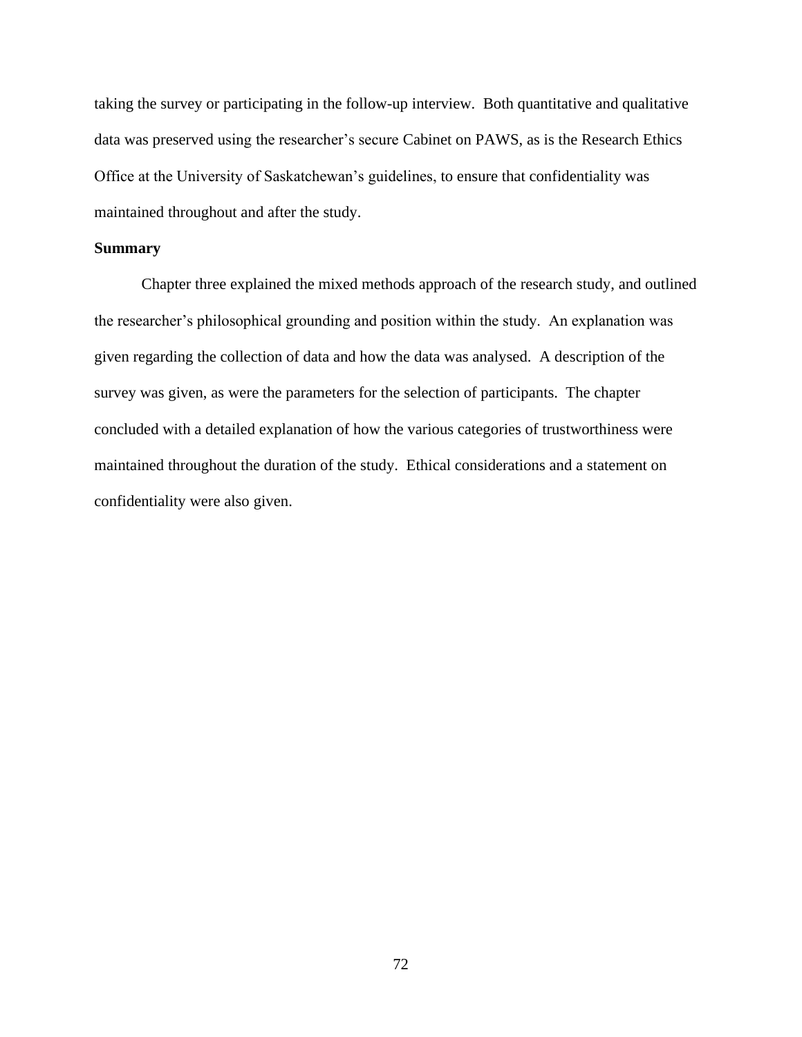taking the survey or participating in the follow-up interview. Both quantitative and qualitative data was preserved using the researcher's secure Cabinet on PAWS, as is the Research Ethics Office at the University of Saskatchewan's guidelines, to ensure that confidentiality was maintained throughout and after the study.

### Summary

Chapter three explained the mixed methods approach of the research study, and outlined the researcher's philosophical grounding and position within the study. An explanation was given regarding the collection of data and how the data was analysed. A description of the survey was given, as were the parameters for the selection of participants. The chapter concluded with a detailed explanation of how the various categories of trustworthiness were maintained throughout the duration of the study. Ethical considerations and a statement on confidentiality were also given.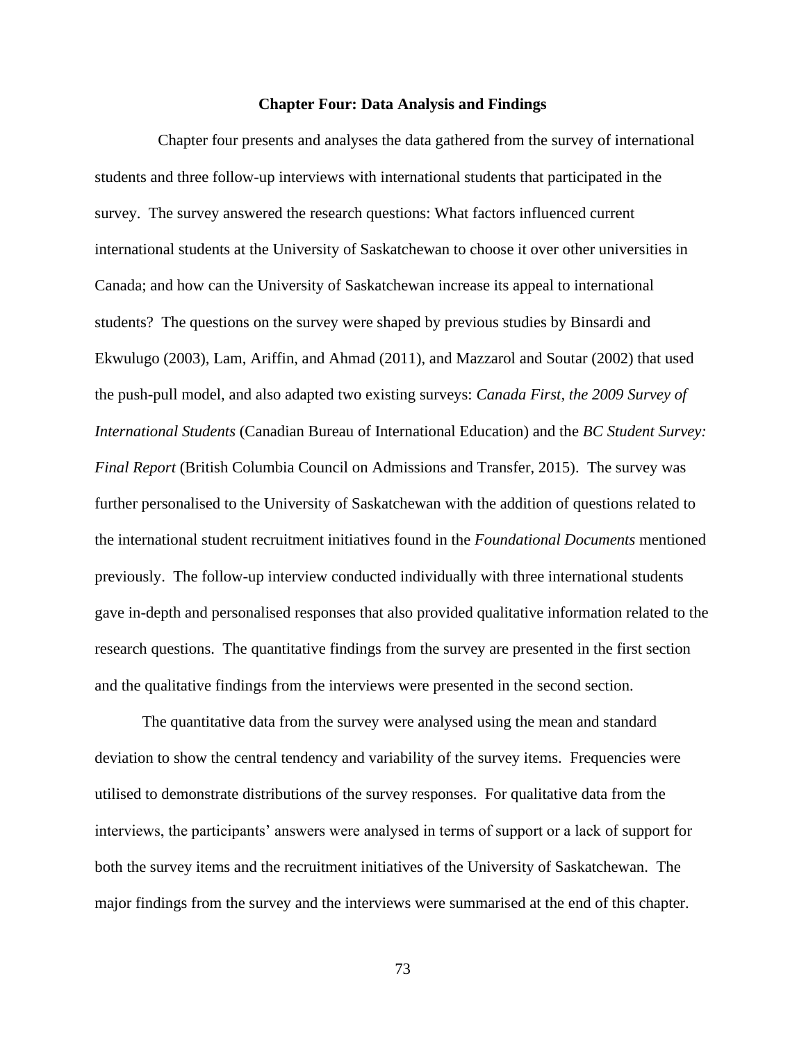# Chapter Four: Data Analysis and Findings

Chapter four presents and analyses the data gathered from the survey of international students and three follow-up interviews with international students that participated in the survey. The survey answered the research questions: What factors influenced current international students at the University of Saskatchewan to choose it over other universities in Canada; and how can the University of Saskatchewan increase its appeal to international students? The questions on the survey were shaped by previous studies by Binsardi and Ekwulugo (2003), Lam, Ariffin, and Ahmad (2011), and Mazzarol and Soutar (2002) that used the push-pull model, and also adapted two existing surveys: *Canada First, the 2009 Survey of International Students* (Canadian Bureau of International Education) and the *BC Student Survey: Final Report* (British Columbia Council on Admissions and Transfer, 2015). The survey was further personalised to the University of Saskatchewan with the addition of questions related to the international student recruitment initiatives found in the *Foundational Documents* mentioned previously. The follow-up interview conducted individually with three international students gave in-depth and personalised responses that also provided qualitative information related to the research questions. The quantitative findings from the survey are presented in the first section and the qualitative findings from the interviews were presented in the second section.

The quantitative data from the survey were analysed using the mean and standard deviation to show the central tendency and variability of the survey items. Frequencies were utilised to demonstrate distributions of the survey responses. For qualitative data from the interviews, the participants' answers were analysed in terms of support or a lack of support for both the survey items and the recruitment initiatives of the University of Saskatchewan. The major findings from the survey and the interviews were summarised at the end of this chapter.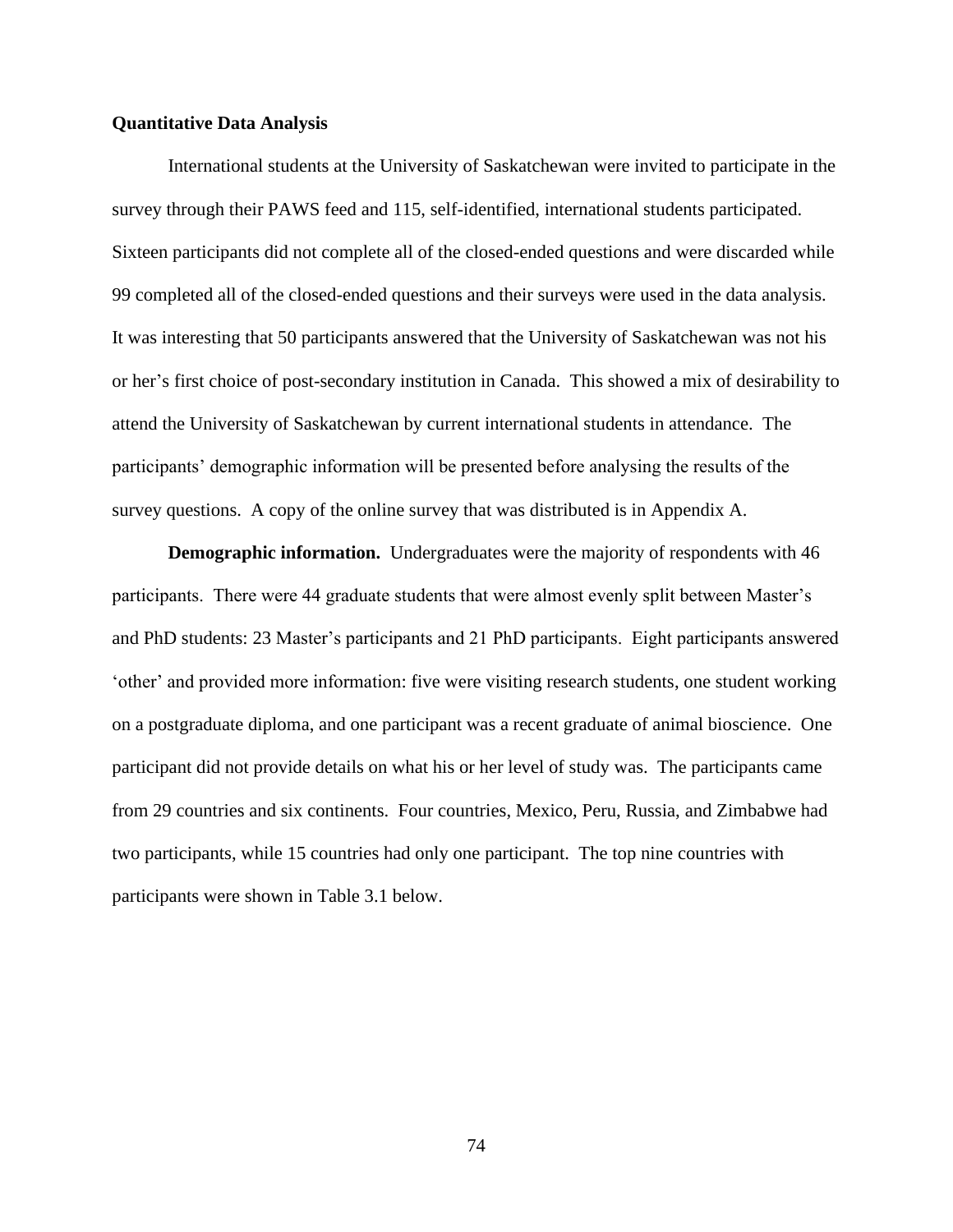## Quantitative Data Analysis

International students at the University of Saskatchewan were invited to participate in the survey through their PAWS feed and 115, self-identified, international students participated. Sixteen participants did not complete all of the closed-ended questions and were discarded while 99 completed all of the closed-ended questions and their surveys were used in the data analysis. It was interesting that 50 participants answered that the University of Saskatchewan was not his or her's first choice of post-secondary institution in Canada. This showed a mix of desirability to attend the University of Saskatchewan by current international students in attendance. The participants' demographic information will be presented before analysing the results of the survey questions. A copy of the online survey that was distributed is in Appendix A.

**Demographic information.** Undergraduates were the majority of respondents with 46 participants. There were 44 graduate students that were almost evenly split between Master's and PhD students: 23 Master's participants and 21 PhD participants. Eight participants answered 'other' and provided more information: five were visiting research students, one student working on a postgraduate diploma, and one participant was a recent graduate of animal bioscience. One participant did not provide details on what his or her level of study was. The participants came from 29 countries and six continents. Four countries, Mexico, Peru, Russia, and Zimbabwe had two participants, while 15 countries had only one participant. The top nine countries with participants were shown in Table 3.1 below.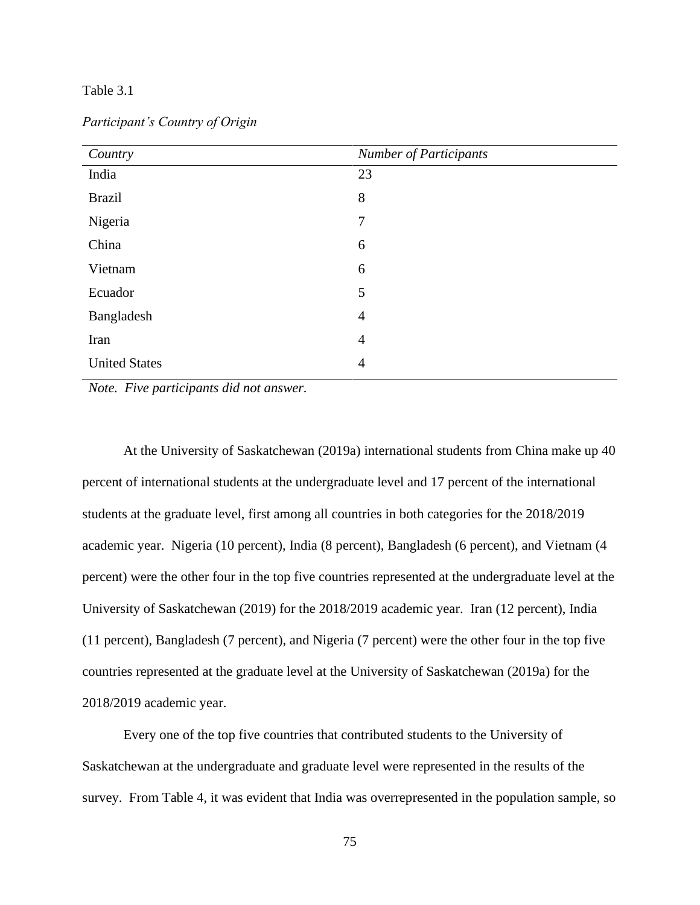Table 3.1

*Participant's Country of Origin*

| *Country* | *Number of Participants* |
| --- | --- |
| India | 23 |
| Brazil | 8 |
| Nigeria | 7 |
| China | 6 |
| Vietnam | 6 |
| Ecuador | 5 |
| Bangladesh | 4 |
| Iran | 4 |
| United States | 4 |

*Note. Five participants did not answer.*

At the University of Saskatchewan (2019a) international students from China make up 40 percent of international students at the undergraduate level and 17 percent of the international students at the graduate level, first among all countries in both categories for the 2018/2019 academic year. Nigeria (10 percent), India (8 percent), Bangladesh (6 percent), and Vietnam (4 percent) were the other four in the top five countries represented at the undergraduate level at the University of Saskatchewan (2019) for the 2018/2019 academic year. Iran (12 percent), India (11 percent), Bangladesh (7 percent), and Nigeria (7 percent) were the other four in the top five countries represented at the graduate level at the University of Saskatchewan (2019a) for the 2018/2019 academic year.

Every one of the top five countries that contributed students to the University of Saskatchewan at the undergraduate and graduate level were represented in the results of the survey. From Table 4, it was evident that India was overrepresented in the population sample, so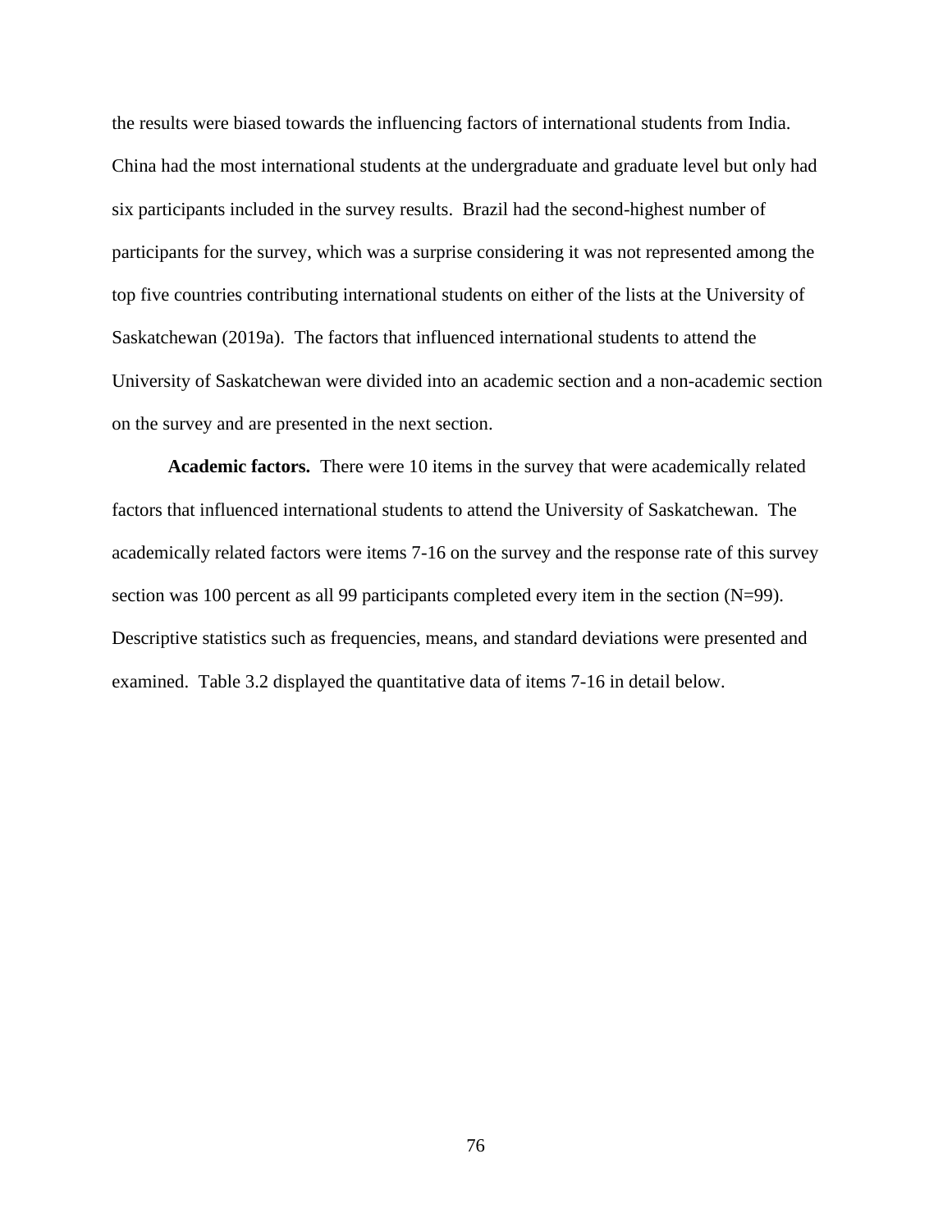the results were biased towards the influencing factors of international students from India. China had the most international students at the undergraduate and graduate level but only had six participants included in the survey results. Brazil had the second-highest number of participants for the survey, which was a surprise considering it was not represented among the top five countries contributing international students on either of the lists at the University of Saskatchewan (2019a). The factors that influenced international students to attend the University of Saskatchewan were divided into an academic section and a non-academic section on the survey and are presented in the next section.

**Academic factors.** There were 10 items in the survey that were academically related factors that influenced international students to attend the University of Saskatchewan. The academically related factors were items 7-16 on the survey and the response rate of this survey section was 100 percent as all 99 participants completed every item in the section (N=99). Descriptive statistics such as frequencies, means, and standard deviations were presented and examined. Table 3.2 displayed the quantitative data of items 7-16 in detail below.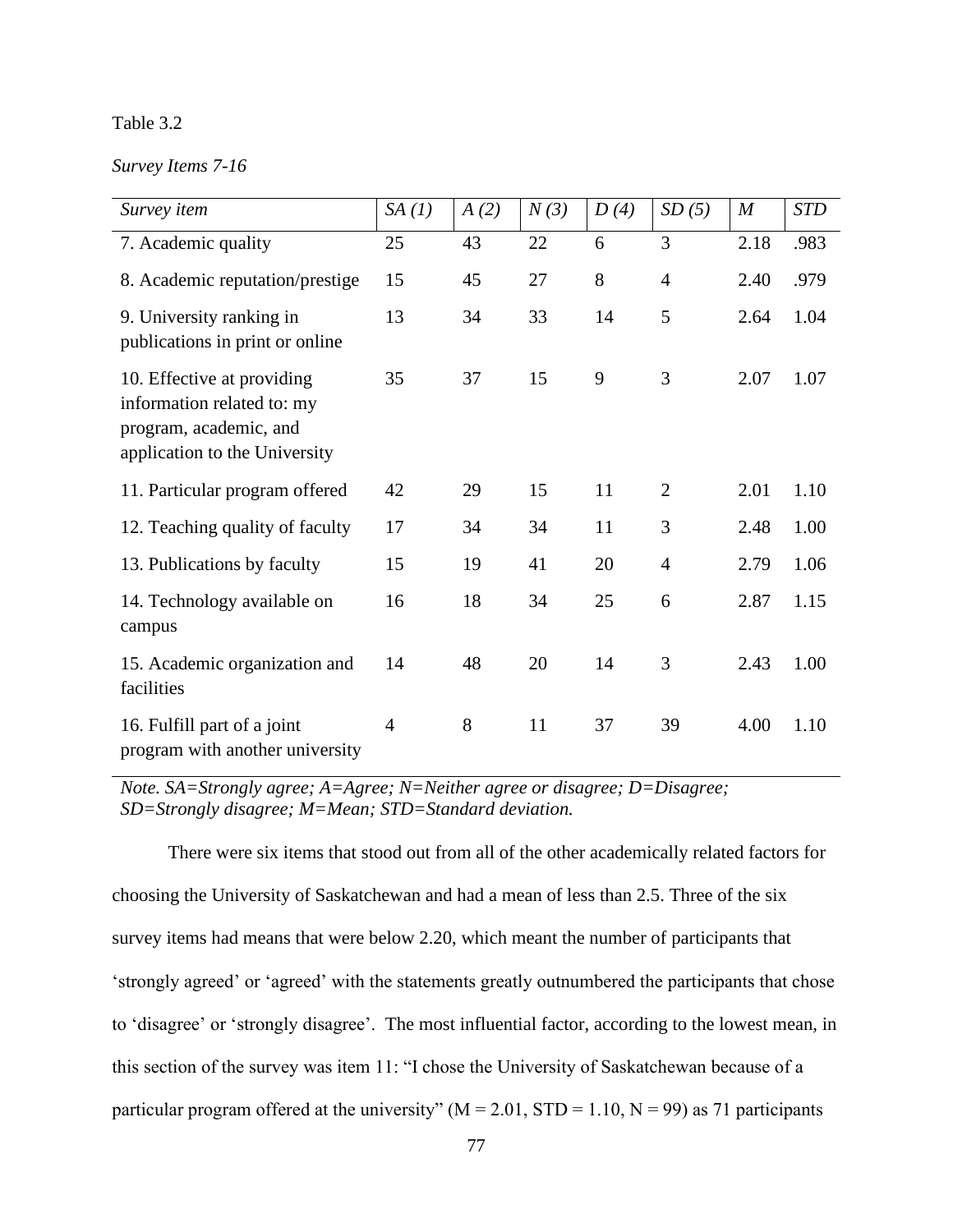Table 3.2

*Survey Items 7-16*

| *Survey item* | *SA (1)* | *A (2)* | *N (3)* | *D (4)* | *SD (5)* | *M* | *STD* |
|---|---|---|---|---|---|---|---|
| 7. Academic quality | 25 | 43 | 22 | 6 | 3 | 2.18 | .983 |
| 8. Academic reputation/prestige | 15 | 45 | 27 | 8 | 4 | 2.40 | .979 |
| 9. University ranking in publications in print or online | 13 | 34 | 33 | 14 | 5 | 2.64 | 1.04 |
| 10. Effective at providing information related to: my program, academic, and application to the University | 35 | 37 | 15 | 9 | 3 | 2.07 | 1.07 |
| 11. Particular program offered | 42 | 29 | 15 | 11 | 2 | 2.01 | 1.10 |
| 12. Teaching quality of faculty | 17 | 34 | 34 | 11 | 3 | 2.48 | 1.00 |
| 13. Publications by faculty | 15 | 19 | 41 | 20 | 4 | 2.79 | 1.06 |
| 14. Technology available on campus | 16 | 18 | 34 | 25 | 6 | 2.87 | 1.15 |
| 15. Academic organization and facilities | 14 | 48 | 20 | 14 | 3 | 2.43 | 1.00 |
| 16. Fulfill part of a joint program with another university | 4 | 8 | 11 | 37 | 39 | 4.00 | 1.10 |

*Note. SA=Strongly agree; A=Agree; N=Neither agree or disagree; D=Disagree; SD=Strongly disagree; M=Mean; STD=Standard deviation.*

There were six items that stood out from all of the other academically related factors for choosing the University of Saskatchewan and had a mean of less than 2.5. Three of the six survey items had means that were below 2.20, which meant the number of participants that 'strongly agreed' or 'agreed' with the statements greatly outnumbered the participants that chose to 'disagree' or 'strongly disagree'. The most influential factor, according to the lowest mean, in this section of the survey was item 11: "I chose the University of Saskatchewan because of a particular program offered at the university" (M = 2.01, STD = 1.10, N = 99) as 71 participants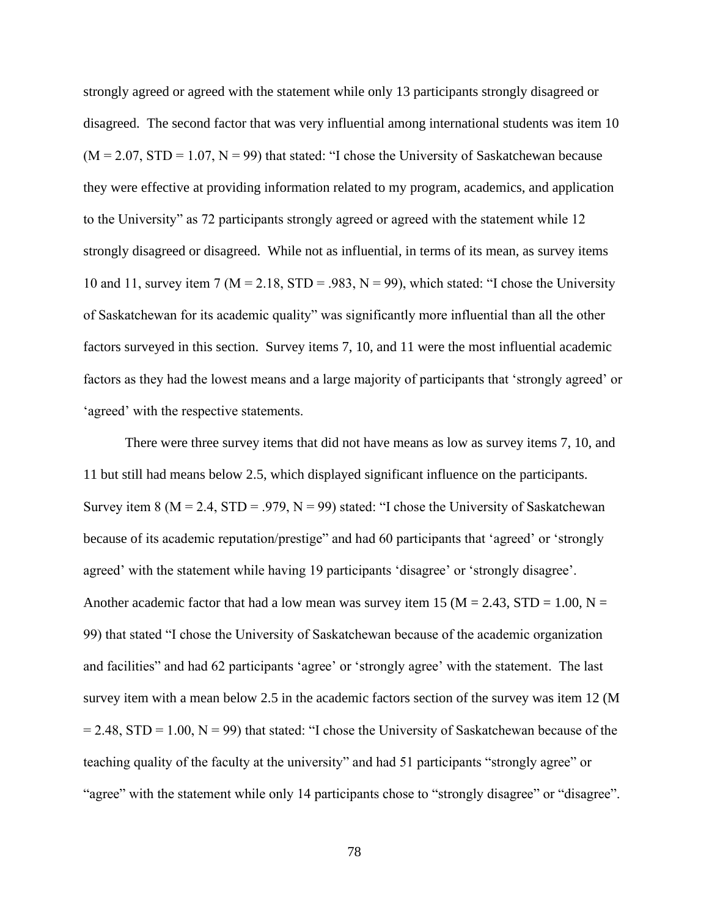strongly agreed or agreed with the statement while only 13 participants strongly disagreed or disagreed. The second factor that was very influential among international students was item 10 ($M = 2.07$, $STD = 1.07$, $N = 99$) that stated: “I chose the University of Saskatchewan because they were effective at providing information related to my program, academics, and application to the University” as 72 participants strongly agreed or agreed with the statement while 12 strongly disagreed or disagreed. While not as influential, in terms of its mean, as survey items 10 and 11, survey item 7 ($M = 2.18$, $STD = .983$, $N = 99$), which stated: “I chose the University of Saskatchewan for its academic quality” was significantly more influential than all the other factors surveyed in this section. Survey items 7, 10, and 11 were the most influential academic factors as they had the lowest means and a large majority of participants that ‘strongly agreed’ or ‘agreed’ with the respective statements.

There were three survey items that did not have means as low as survey items 7, 10, and 11 but still had means below 2.5, which displayed significant influence on the participants. Survey item 8 ($M = 2.4$, $STD = .979$, $N = 99$) stated: “I chose the University of Saskatchewan because of its academic reputation/prestige” and had 60 participants that ‘agreed’ or ‘strongly agreed’ with the statement while having 19 participants ‘disagree’ or ‘strongly disagree’. Another academic factor that had a low mean was survey item 15 ($M = 2.43$, $STD = 1.00$, $N = 99$) that stated “I chose the University of Saskatchewan because of the academic organization and facilities” and had 62 participants ‘agree’ or ‘strongly agree’ with the statement. The last survey item with a mean below 2.5 in the academic factors section of the survey was item 12 ($M = 2.48$, $STD = 1.00$, $N = 99$) that stated: “I chose the University of Saskatchewan because of the teaching quality of the faculty at the university” and had 51 participants “strongly agree” or “agree” with the statement while only 14 participants chose to “strongly disagree” or “disagree”.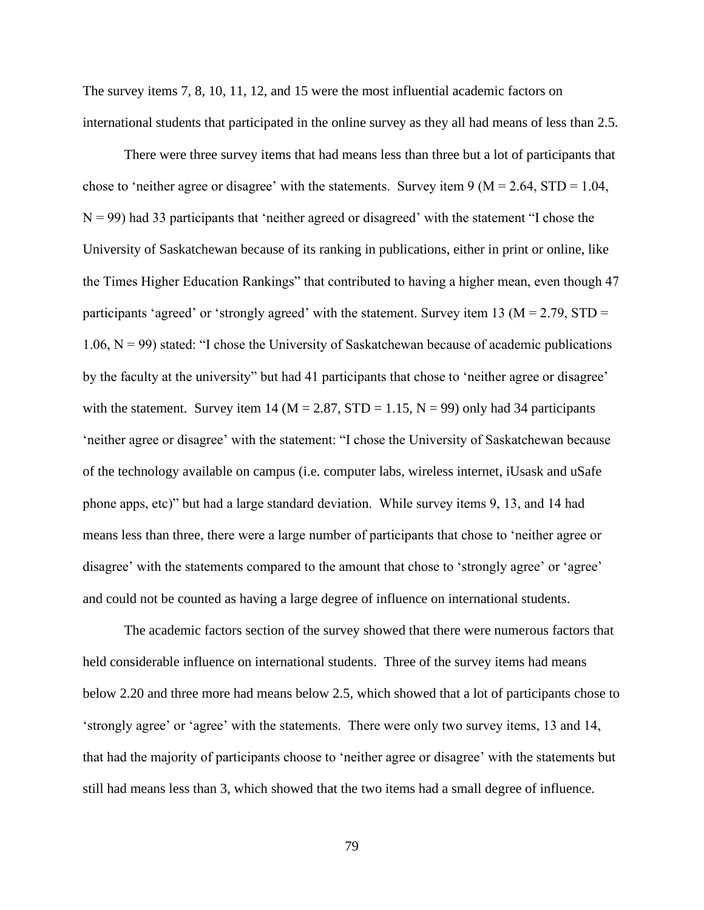The survey items 7, 8, 10, 11, 12, and 15 were the most influential academic factors on international students that participated in the online survey as they all had means of less than 2.5.

There were three survey items that had means less than three but a lot of participants that chose to 'neither agree or disagree' with the statements. Survey item 9 (M = 2.64, STD = 1.04, N = 99) had 33 participants that 'neither agreed or disagreed' with the statement "I chose the University of Saskatchewan because of its ranking in publications, either in print or online, like the Times Higher Education Rankings" that contributed to having a higher mean, even though 47 participants 'agreed' or 'strongly agreed' with the statement. Survey item 13 (M = 2.79, STD = 1.06, N = 99) stated: "I chose the University of Saskatchewan because of academic publications by the faculty at the university" but had 41 participants that chose to 'neither agree or disagree' with the statement. Survey item 14 (M = 2.87, STD = 1.15, N = 99) only had 34 participants 'neither agree or disagree' with the statement: "I chose the University of Saskatchewan because of the technology available on campus (i.e. computer labs, wireless internet, iUsask and uSafe phone apps, etc)" but had a large standard deviation. While survey items 9, 13, and 14 had means less than three, there were a large number of participants that chose to 'neither agree or disagree' with the statements compared to the amount that chose to 'strongly agree' or 'agree' and could not be counted as having a large degree of influence on international students.

The academic factors section of the survey showed that there were numerous factors that held considerable influence on international students. Three of the survey items had means below 2.20 and three more had means below 2.5, which showed that a lot of participants chose to 'strongly agree' or 'agree' with the statements. There were only two survey items, 13 and 14, that had the majority of participants choose to 'neither agree or disagree' with the statements but still had means less than 3, which showed that the two items had a small degree of influence.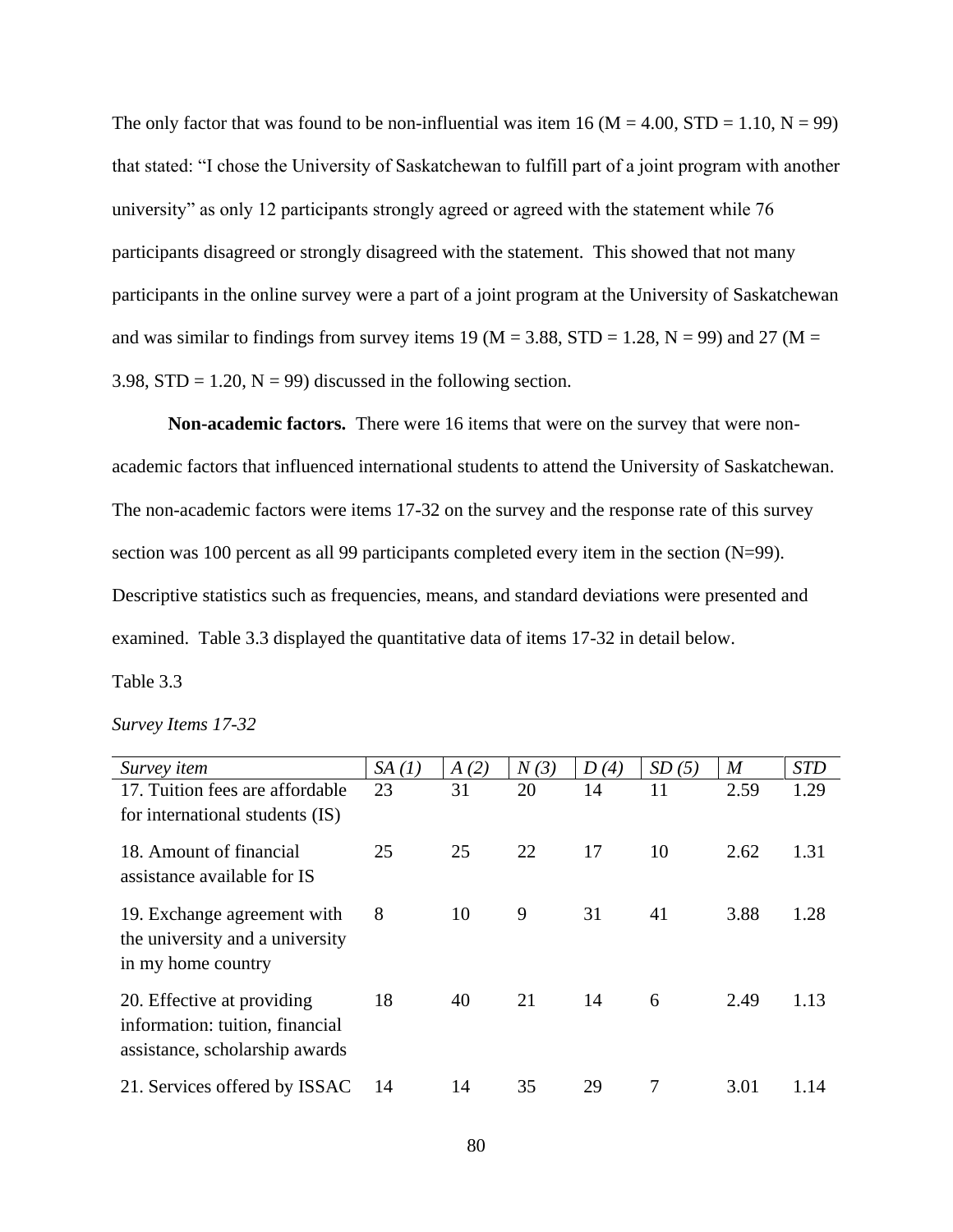The only factor that was found to be non-influential was item 16 (M = 4.00, STD = 1.10, N = 99) that stated: “I chose the University of Saskatchewan to fulfill part of a joint program with another university” as only 12 participants strongly agreed or agreed with the statement while 76 participants disagreed or strongly disagreed with the statement. This showed that not many participants in the online survey were a part of a joint program at the University of Saskatchewan and was similar to findings from survey items 19 (M = 3.88, STD = 1.28, N = 99) and 27 (M = 3.98, STD = 1.20, N = 99) discussed in the following section.

**Non-academic factors.** There were 16 items that were on the survey that were non-academic factors that influenced international students to attend the University of Saskatchewan. The non-academic factors were items 17-32 on the survey and the response rate of this survey section was 100 percent as all 99 participants completed every item in the section (N=99). Descriptive statistics such as frequencies, means, and standard deviations were presented and examined. Table 3.3 displayed the quantitative data of items 17-32 in detail below.

Table 3.3

*Survey Items 17-32*

| *Survey item* | *SA (1)* | *A (2)* | *N (3)* | *D (4)* | *SD (5)* | *M* | *STD* |
|---|---|---|---|---|---|---|---|
| 17. Tuition fees are affordable for international students (IS) | 23 | 31 | 20 | 14 | 11 | 2.59 | 1.29 |
| 18. Amount of financial assistance available for IS | 25 | 25 | 22 | 17 | 10 | 2.62 | 1.31 |
| 19. Exchange agreement with the university and a university in my home country | 8 | 10 | 9 | 31 | 41 | 3.88 | 1.28 |
| 20. Effective at providing information: tuition, financial assistance, scholarship awards | 18 | 40 | 21 | 14 | 6 | 2.49 | 1.13 |
| 21. Services offered by ISSAC | 14 | 14 | 35 | 29 | 7 | 3.01 | 1.14 |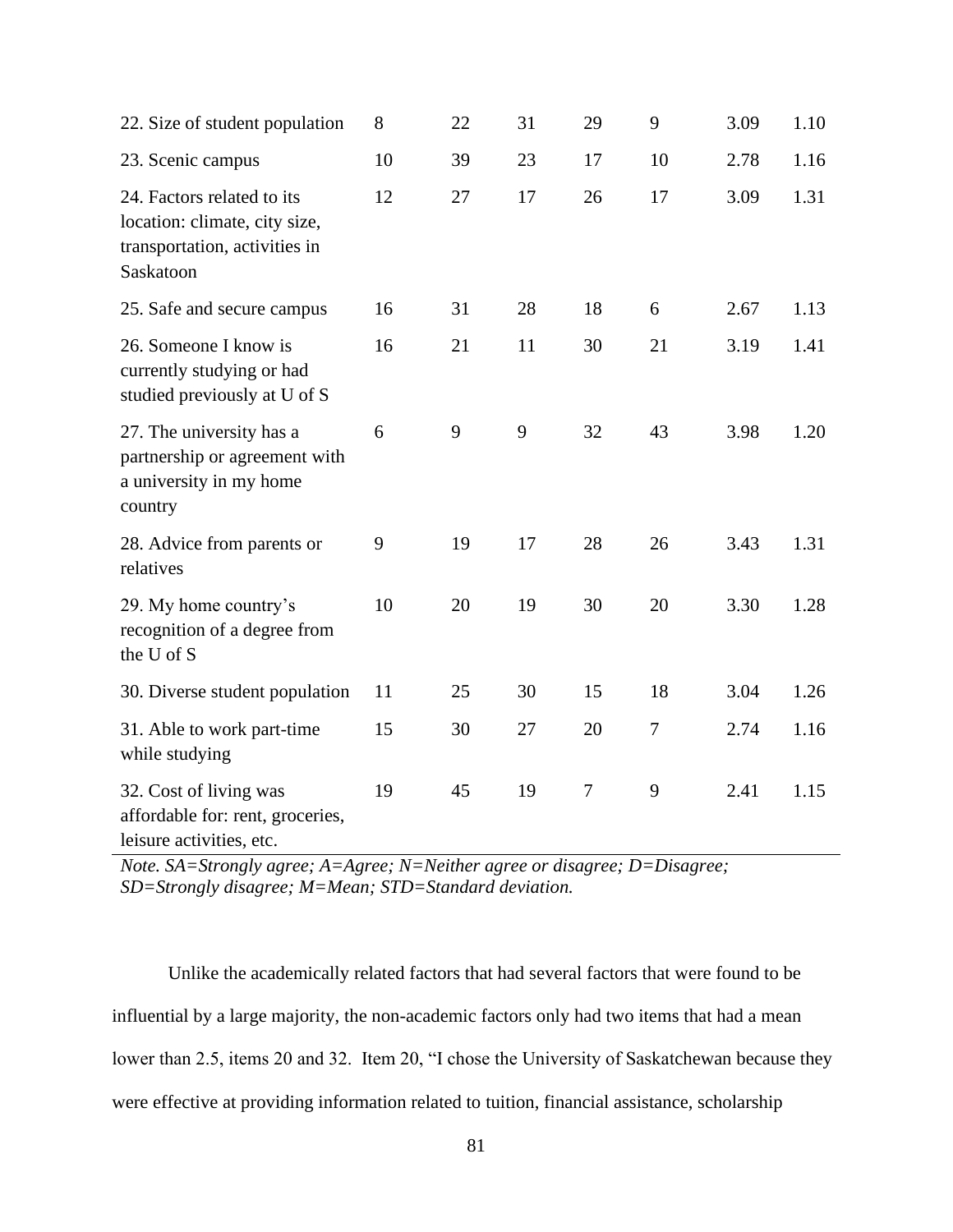| | | | | | | | |
|---|---|---|---|---|---|---|---|
| 22. Size of student population | 8 | 22 | 31 | 29 | 9 | 3.09 | 1.10 |
| 23. Scenic campus | 10 | 39 | 23 | 17 | 10 | 2.78 | 1.16 |
| 24. Factors related to its location: climate, city size, transportation, activities in Saskatoon | 12 | 27 | 17 | 26 | 17 | 3.09 | 1.31 |
| 25. Safe and secure campus | 16 | 31 | 28 | 18 | 6 | 2.67 | 1.13 |
| 26. Someone I know is currently studying or had studied previously at U of S | 16 | 21 | 11 | 30 | 21 | 3.19 | 1.41 |
| 27. The university has a partnership or agreement with a university in my home country | 6 | 9 | 9 | 32 | 43 | 3.98 | 1.20 |
| 28. Advice from parents or relatives | 9 | 19 | 17 | 28 | 26 | 3.43 | 1.31 |
| 29. My home country's recognition of a degree from the U of S | 10 | 20 | 19 | 30 | 20 | 3.30 | 1.28 |
| 30. Diverse student population | 11 | 25 | 30 | 15 | 18 | 3.04 | 1.26 |
| 31. Able to work part-time while studying | 15 | 30 | 27 | 20 | 7 | 2.74 | 1.16 |
| 32. Cost of living was affordable for: rent, groceries, leisure activities, etc. | 19 | 45 | 19 | 7 | 9 | 2.41 | 1.15 |

*Note. SA=Strongly agree; A=Agree; N=Neither agree or disagree; D=Disagree; SD=Strongly disagree; M=Mean; STD=Standard deviation.*

Unlike the academically related factors that had several factors that were found to be influential by a large majority, the non-academic factors only had two items that had a mean lower than 2.5, items 20 and 32. Item 20, "I chose the University of Saskatchewan because they were effective at providing information related to tuition, financial assistance, scholarship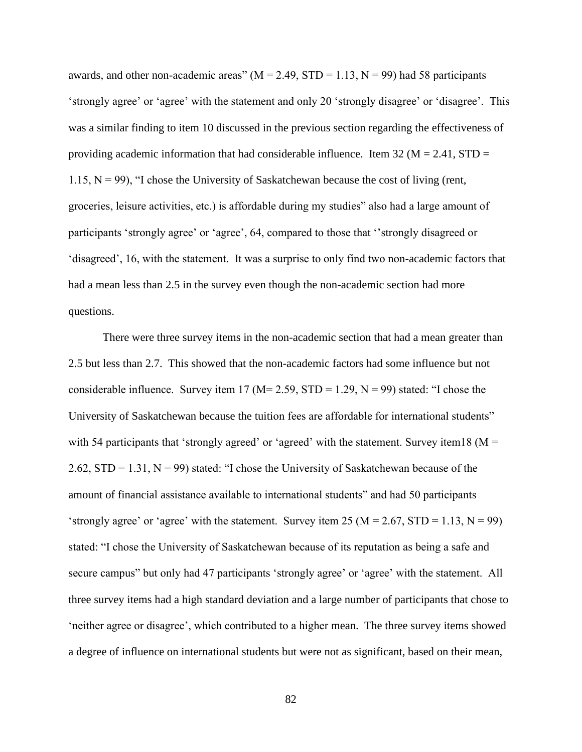awards, and other non-academic areas" ($M = 2.49$, $STD = 1.13$, $N = 99$) had 58 participants 'strongly agree' or 'agree' with the statement and only 20 'strongly disagree' or 'disagree'. This was a similar finding to item 10 discussed in the previous section regarding the effectiveness of providing academic information that had considerable influence. Item 32 ($M = 2.41$, $STD = 1.15$, $N = 99$), "I chose the University of Saskatchewan because the cost of living (rent, groceries, leisure activities, etc.) is affordable during my studies" also had a large amount of participants 'strongly agree' or 'agree', 64, compared to those that ''strongly disagreed or 'disagreed', 16, with the statement. It was a surprise to only find two non-academic factors that had a mean less than 2.5 in the survey even though the non-academic section had more questions.

There were three survey items in the non-academic section that had a mean greater than 2.5 but less than 2.7. This showed that the non-academic factors had some influence but not considerable influence. Survey item 17 ($M= 2.59$, $STD = 1.29$, $N = 99$) stated: "I chose the University of Saskatchewan because the tuition fees are affordable for international students" with 54 participants that 'strongly agreed' or 'agreed' with the statement. Survey item18 ($M = 2.62$, $STD = 1.31$, $N = 99$) stated: "I chose the University of Saskatchewan because of the amount of financial assistance available to international students" and had 50 participants 'strongly agree' or 'agree' with the statement. Survey item 25 ($M = 2.67$, $STD = 1.13$, $N = 99$) stated: "I chose the University of Saskatchewan because of its reputation as being a safe and secure campus" but only had 47 participants 'strongly agree' or 'agree' with the statement. All three survey items had a high standard deviation and a large number of participants that chose to 'neither agree or disagree', which contributed to a higher mean. The three survey items showed a degree of influence on international students but were not as significant, based on their mean,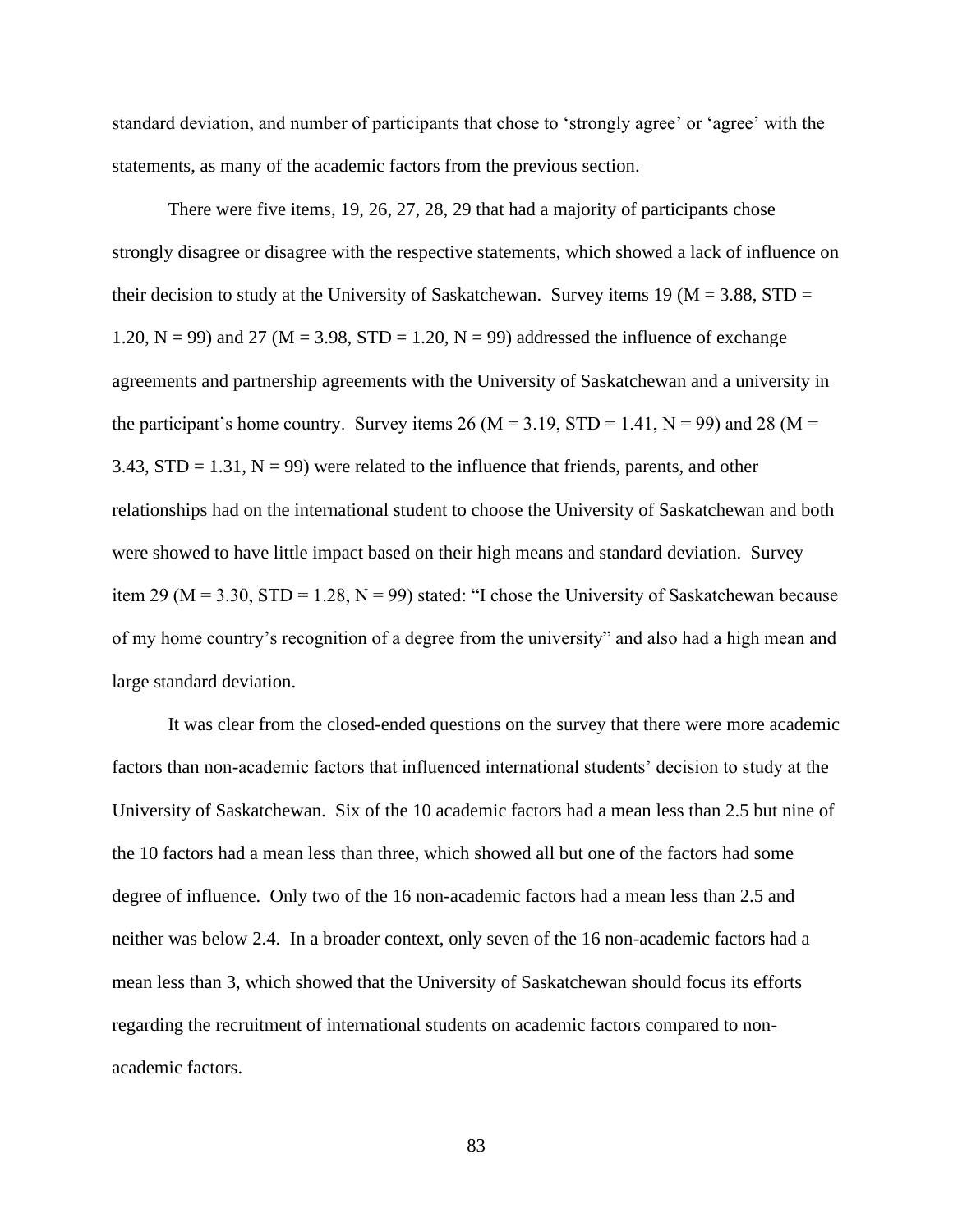standard deviation, and number of participants that chose to ‘strongly agree’ or ‘agree’ with the statements, as many of the academic factors from the previous section.

There were five items, 19, 26, 27, 28, 29 that had a majority of participants chose strongly disagree or disagree with the respective statements, which showed a lack of influence on their decision to study at the University of Saskatchewan. Survey items 19 ($M = 3.88$, $STD = 1.20$, $N = 99$) and 27 ($M = 3.98$, $STD = 1.20$, $N = 99$) addressed the influence of exchange agreements and partnership agreements with the University of Saskatchewan and a university in the participant’s home country. Survey items 26 ($M = 3.19$, $STD = 1.41$, $N = 99$) and 28 ($M = 3.43$, $STD = 1.31$, $N = 99$) were related to the influence that friends, parents, and other relationships had on the international student to choose the University of Saskatchewan and both were showed to have little impact based on their high means and standard deviation. Survey item 29 ($M = 3.30$, $STD = 1.28$, $N = 99$) stated: “I chose the University of Saskatchewan because of my home country’s recognition of a degree from the university” and also had a high mean and large standard deviation.

It was clear from the closed-ended questions on the survey that there were more academic factors than non-academic factors that influenced international students’ decision to study at the University of Saskatchewan. Six of the 10 academic factors had a mean less than 2.5 but nine of the 10 factors had a mean less than three, which showed all but one of the factors had some degree of influence. Only two of the 16 non-academic factors had a mean less than 2.5 and neither was below 2.4. In a broader context, only seven of the 16 non-academic factors had a mean less than 3, which showed that the University of Saskatchewan should focus its efforts regarding the recruitment of international students on academic factors compared to non-academic factors.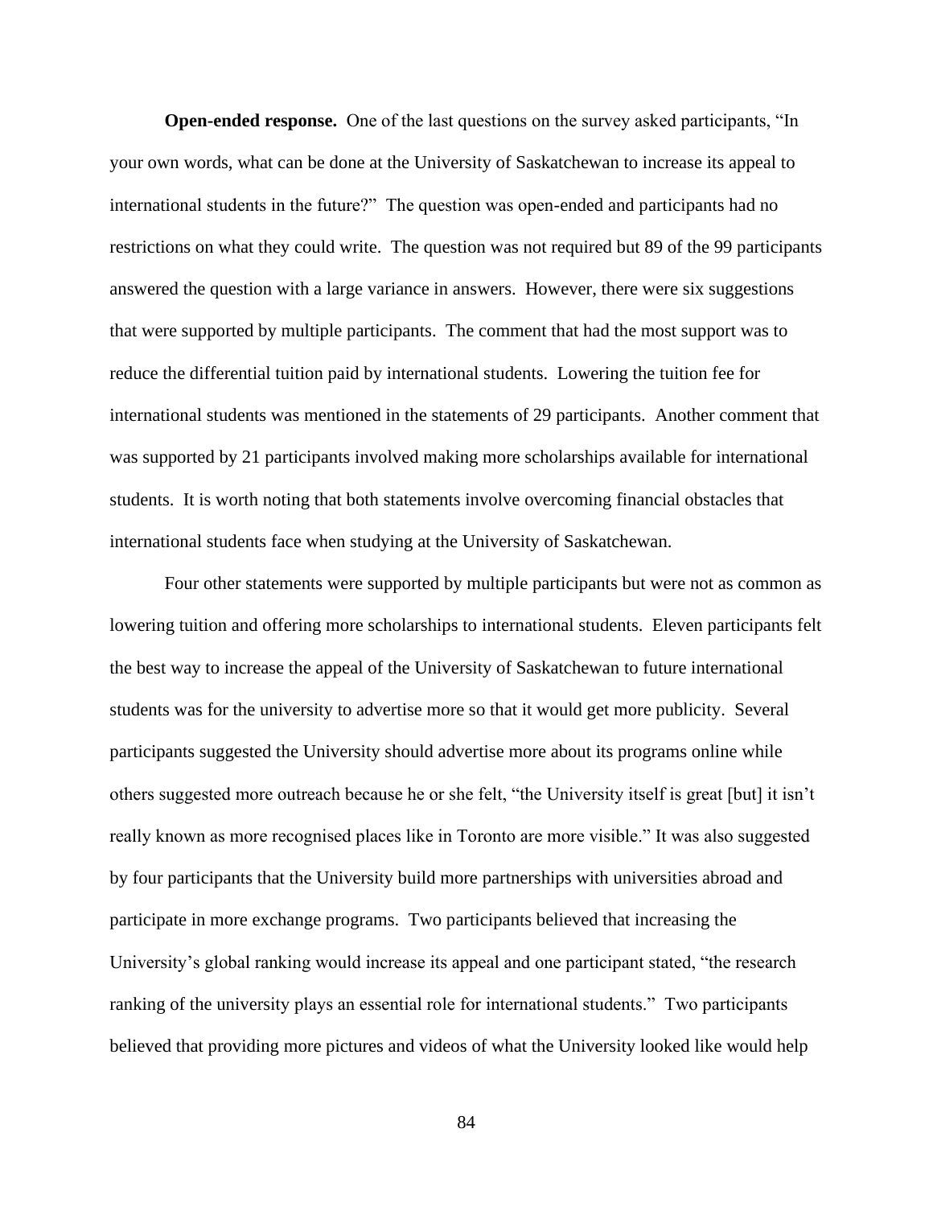**Open-ended response.** One of the last questions on the survey asked participants, "In your own words, what can be done at the University of Saskatchewan to increase its appeal to international students in the future?" The question was open-ended and participants had no restrictions on what they could write. The question was not required but 89 of the 99 participants answered the question with a large variance in answers. However, there were six suggestions that were supported by multiple participants. The comment that had the most support was to reduce the differential tuition paid by international students. Lowering the tuition fee for international students was mentioned in the statements of 29 participants. Another comment that was supported by 21 participants involved making more scholarships available for international students. It is worth noting that both statements involve overcoming financial obstacles that international students face when studying at the University of Saskatchewan.

Four other statements were supported by multiple participants but were not as common as lowering tuition and offering more scholarships to international students. Eleven participants felt the best way to increase the appeal of the University of Saskatchewan to future international students was for the university to advertise more so that it would get more publicity. Several participants suggested the University should advertise more about its programs online while others suggested more outreach because he or she felt, "the University itself is great [but] it isn't really known as more recognised places like in Toronto are more visible." It was also suggested by four participants that the University build more partnerships with universities abroad and participate in more exchange programs. Two participants believed that increasing the University's global ranking would increase its appeal and one participant stated, "the research ranking of the university plays an essential role for international students." Two participants believed that providing more pictures and videos of what the University looked like would help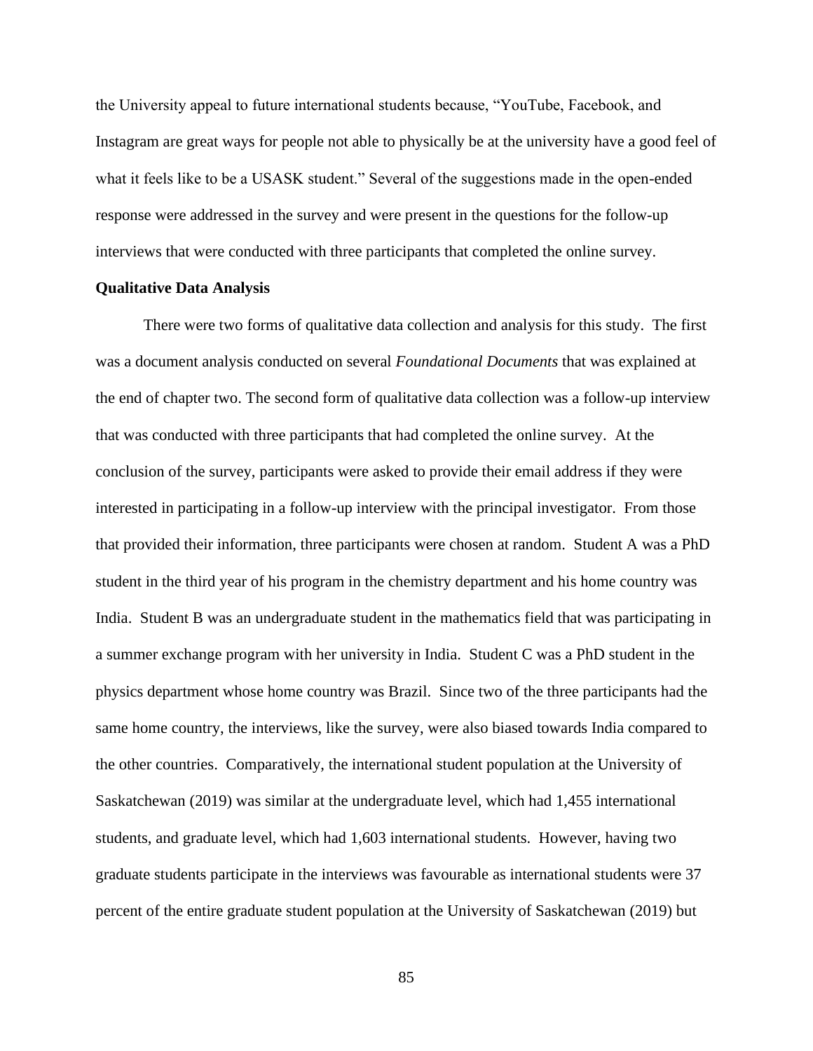the University appeal to future international students because, “YouTube, Facebook, and Instagram are great ways for people not able to physically be at the university have a good feel of what it feels like to be a USASK student.” Several of the suggestions made in the open-ended response were addressed in the survey and were present in the questions for the follow-up interviews that were conducted with three participants that completed the online survey.

**Qualitative Data Analysis**

There were two forms of qualitative data collection and analysis for this study. The first was a document analysis conducted on several *Foundational Documents* that was explained at the end of chapter two. The second form of qualitative data collection was a follow-up interview that was conducted with three participants that had completed the online survey. At the conclusion of the survey, participants were asked to provide their email address if they were interested in participating in a follow-up interview with the principal investigator. From those that provided their information, three participants were chosen at random. Student A was a PhD student in the third year of his program in the chemistry department and his home country was India. Student B was an undergraduate student in the mathematics field that was participating in a summer exchange program with her university in India. Student C was a PhD student in the physics department whose home country was Brazil. Since two of the three participants had the same home country, the interviews, like the survey, were also biased towards India compared to the other countries. Comparatively, the international student population at the University of Saskatchewan (2019) was similar at the undergraduate level, which had 1,455 international students, and graduate level, which had 1,603 international students. However, having two graduate students participate in the interviews was favourable as international students were 37 percent of the entire graduate student population at the University of Saskatchewan (2019) but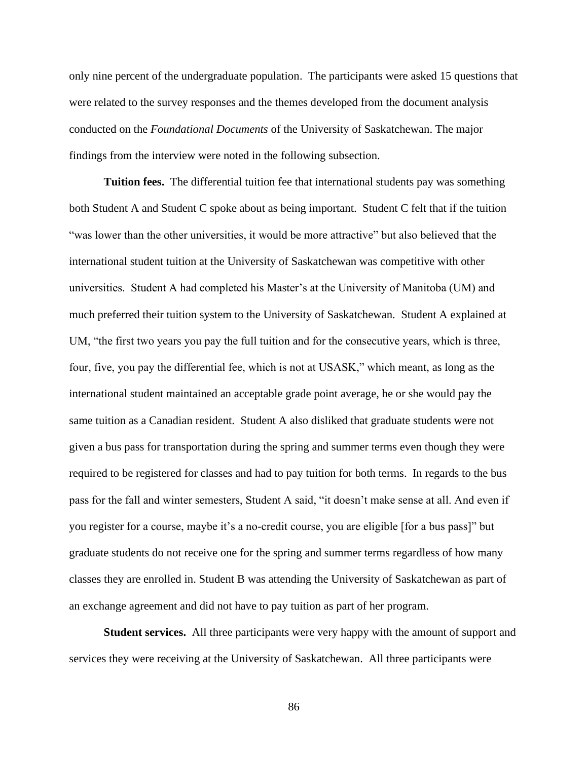only nine percent of the undergraduate population. The participants were asked 15 questions that were related to the survey responses and the themes developed from the document analysis conducted on the *Foundational Documents* of the University of Saskatchewan. The major findings from the interview were noted in the following subsection.

**Tuition fees.** The differential tuition fee that international students pay was something both Student A and Student C spoke about as being important. Student C felt that if the tuition "was lower than the other universities, it would be more attractive" but also believed that the international student tuition at the University of Saskatchewan was competitive with other universities. Student A had completed his Master's at the University of Manitoba (UM) and much preferred their tuition system to the University of Saskatchewan. Student A explained at UM, "the first two years you pay the full tuition and for the consecutive years, which is three, four, five, you pay the differential fee, which is not at USASK," which meant, as long as the international student maintained an acceptable grade point average, he or she would pay the same tuition as a Canadian resident. Student A also disliked that graduate students were not given a bus pass for transportation during the spring and summer terms even though they were required to be registered for classes and had to pay tuition for both terms. In regards to the bus pass for the fall and winter semesters, Student A said, "it doesn't make sense at all. And even if you register for a course, maybe it's a no-credit course, you are eligible [for a bus pass]" but graduate students do not receive one for the spring and summer terms regardless of how many classes they are enrolled in. Student B was attending the University of Saskatchewan as part of an exchange agreement and did not have to pay tuition as part of her program.

**Student services.** All three participants were very happy with the amount of support and services they were receiving at the University of Saskatchewan. All three participants were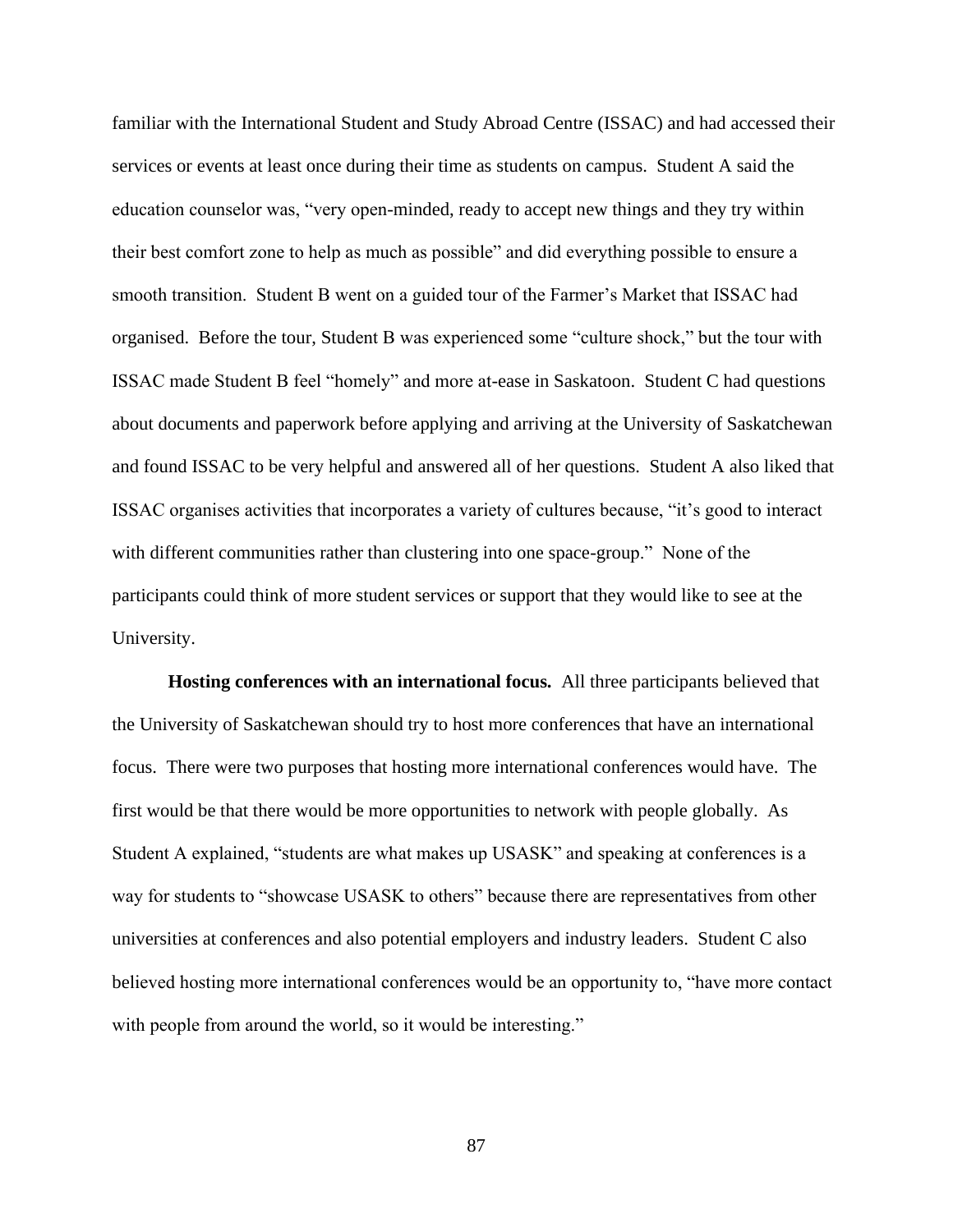familiar with the International Student and Study Abroad Centre (ISSAC) and had accessed their services or events at least once during their time as students on campus. Student A said the education counselor was, "very open-minded, ready to accept new things and they try within their best comfort zone to help as much as possible" and did everything possible to ensure a smooth transition. Student B went on a guided tour of the Farmer's Market that ISSAC had organised. Before the tour, Student B was experienced some "culture shock," but the tour with ISSAC made Student B feel "homely" and more at-ease in Saskatoon. Student C had questions about documents and paperwork before applying and arriving at the University of Saskatchewan and found ISSAC to be very helpful and answered all of her questions. Student A also liked that ISSAC organises activities that incorporates a variety of cultures because, "it's good to interact with different communities rather than clustering into one space-group." None of the participants could think of more student services or support that they would like to see at the University.

**Hosting conferences with an international focus.** All three participants believed that the University of Saskatchewan should try to host more conferences that have an international focus. There were two purposes that hosting more international conferences would have. The first would be that there would be more opportunities to network with people globally. As Student A explained, "students are what makes up USASK" and speaking at conferences is a way for students to "showcase USASK to others" because there are representatives from other universities at conferences and also potential employers and industry leaders. Student C also believed hosting more international conferences would be an opportunity to, "have more contact with people from around the world, so it would be interesting."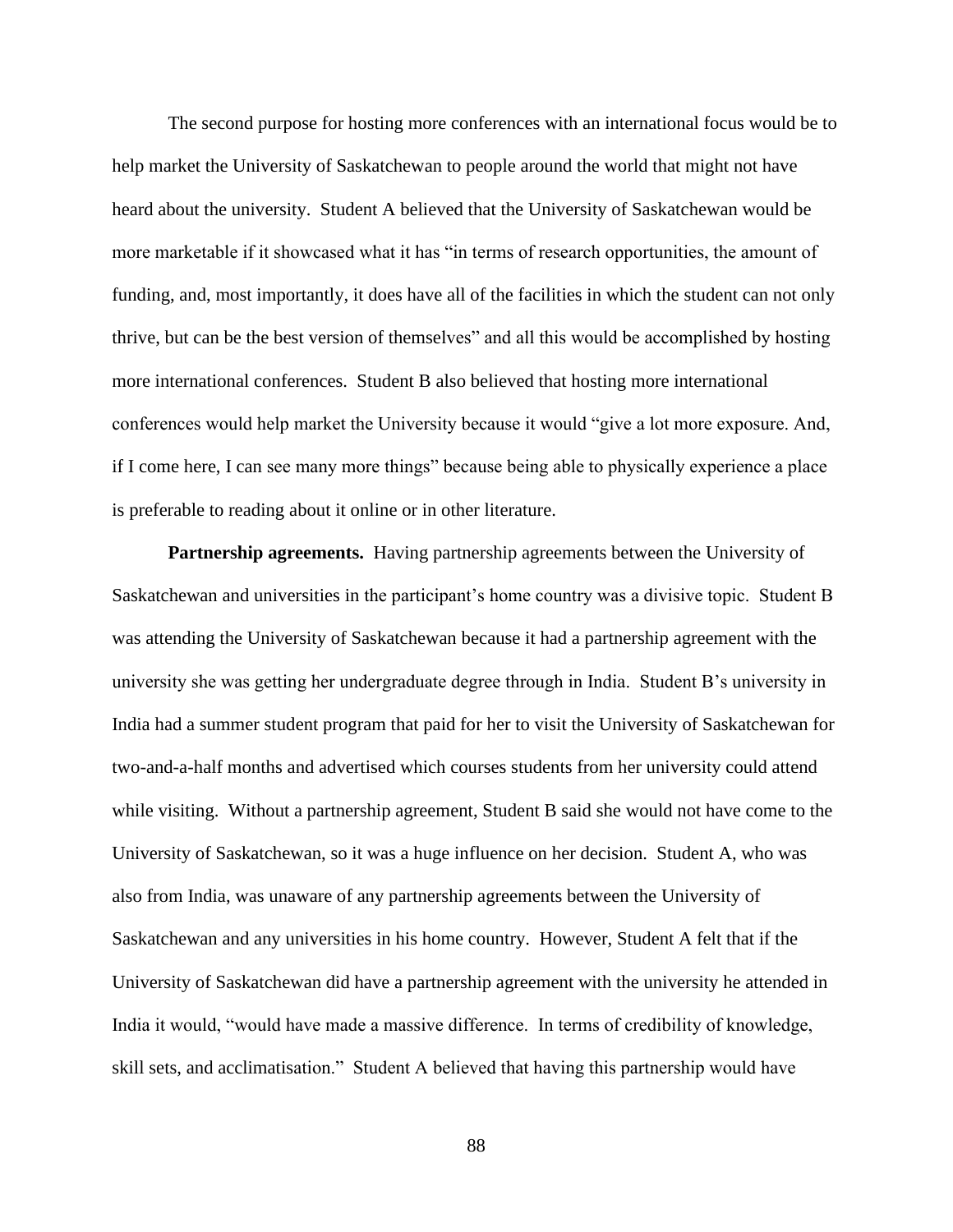The second purpose for hosting more conferences with an international focus would be to help market the University of Saskatchewan to people around the world that might not have heard about the university. Student A believed that the University of Saskatchewan would be more marketable if it showcased what it has "in terms of research opportunities, the amount of funding, and, most importantly, it does have all of the facilities in which the student can not only thrive, but can be the best version of themselves" and all this would be accomplished by hosting more international conferences. Student B also believed that hosting more international conferences would help market the University because it would "give a lot more exposure. And, if I come here, I can see many more things" because being able to physically experience a place is preferable to reading about it online or in other literature.

**Partnership agreements.** Having partnership agreements between the University of Saskatchewan and universities in the participant's home country was a divisive topic. Student B was attending the University of Saskatchewan because it had a partnership agreement with the university she was getting her undergraduate degree through in India. Student B's university in India had a summer student program that paid for her to visit the University of Saskatchewan for two-and-a-half months and advertised which courses students from her university could attend while visiting. Without a partnership agreement, Student B said she would not have come to the University of Saskatchewan, so it was a huge influence on her decision. Student A, who was also from India, was unaware of any partnership agreements between the University of Saskatchewan and any universities in his home country. However, Student A felt that if the University of Saskatchewan did have a partnership agreement with the university he attended in India it would, "would have made a massive difference. In terms of credibility of knowledge, skill sets, and acclimatisation." Student A believed that having this partnership would have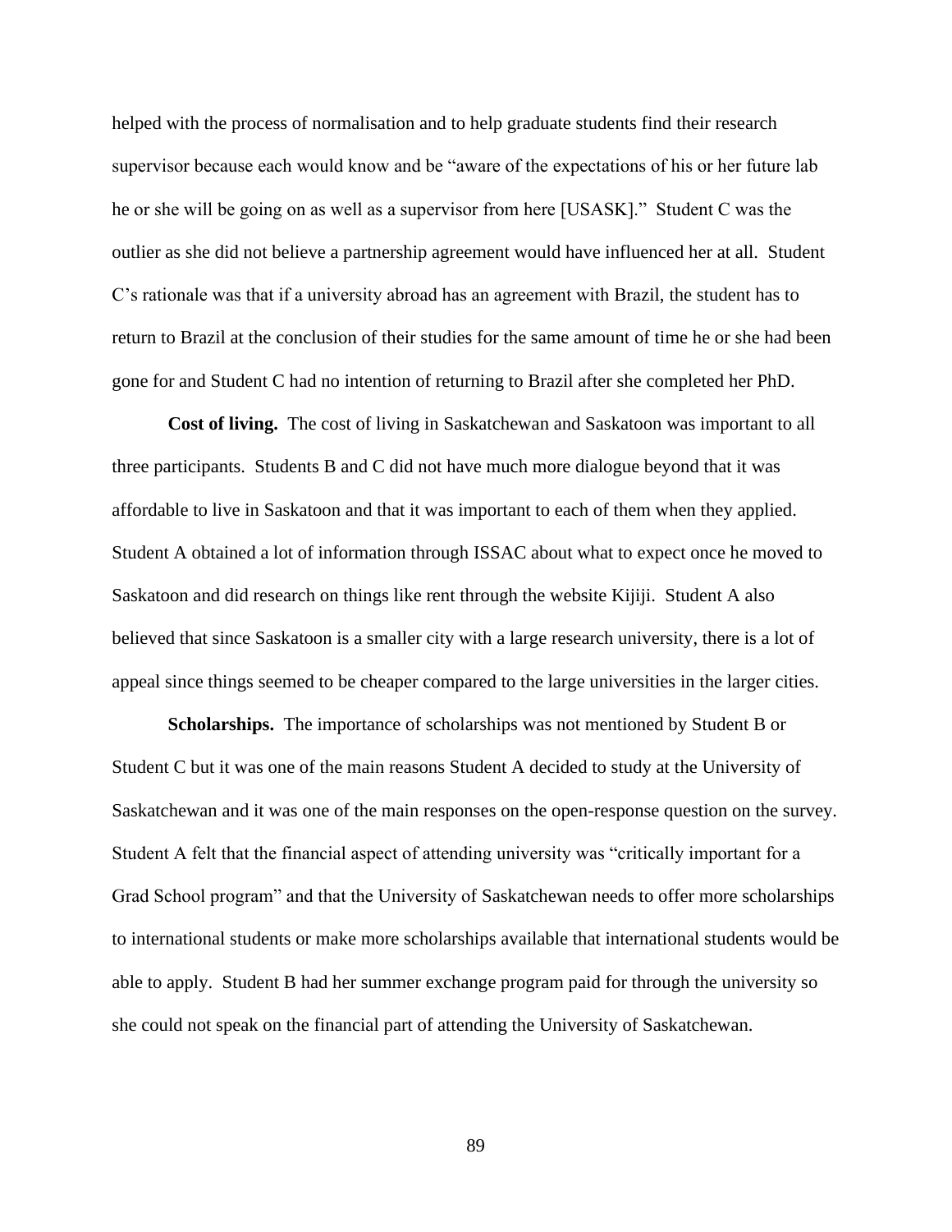helped with the process of normalisation and to help graduate students find their research supervisor because each would know and be "aware of the expectations of his or her future lab he or she will be going on as well as a supervisor from here [USASK]." Student C was the outlier as she did not believe a partnership agreement would have influenced her at all. Student C's rationale was that if a university abroad has an agreement with Brazil, the student has to return to Brazil at the conclusion of their studies for the same amount of time he or she had been gone for and Student C had no intention of returning to Brazil after she completed her PhD.

**Cost of living.** The cost of living in Saskatchewan and Saskatoon was important to all three participants. Students B and C did not have much more dialogue beyond that it was affordable to live in Saskatoon and that it was important to each of them when they applied. Student A obtained a lot of information through ISSAC about what to expect once he moved to Saskatoon and did research on things like rent through the website Kijiji. Student A also believed that since Saskatoon is a smaller city with a large research university, there is a lot of appeal since things seemed to be cheaper compared to the large universities in the larger cities.

**Scholarships.** The importance of scholarships was not mentioned by Student B or Student C but it was one of the main reasons Student A decided to study at the University of Saskatchewan and it was one of the main responses on the open-response question on the survey. Student A felt that the financial aspect of attending university was "critically important for a Grad School program" and that the University of Saskatchewan needs to offer more scholarships to international students or make more scholarships available that international students would be able to apply. Student B had her summer exchange program paid for through the university so she could not speak on the financial part of attending the University of Saskatchewan.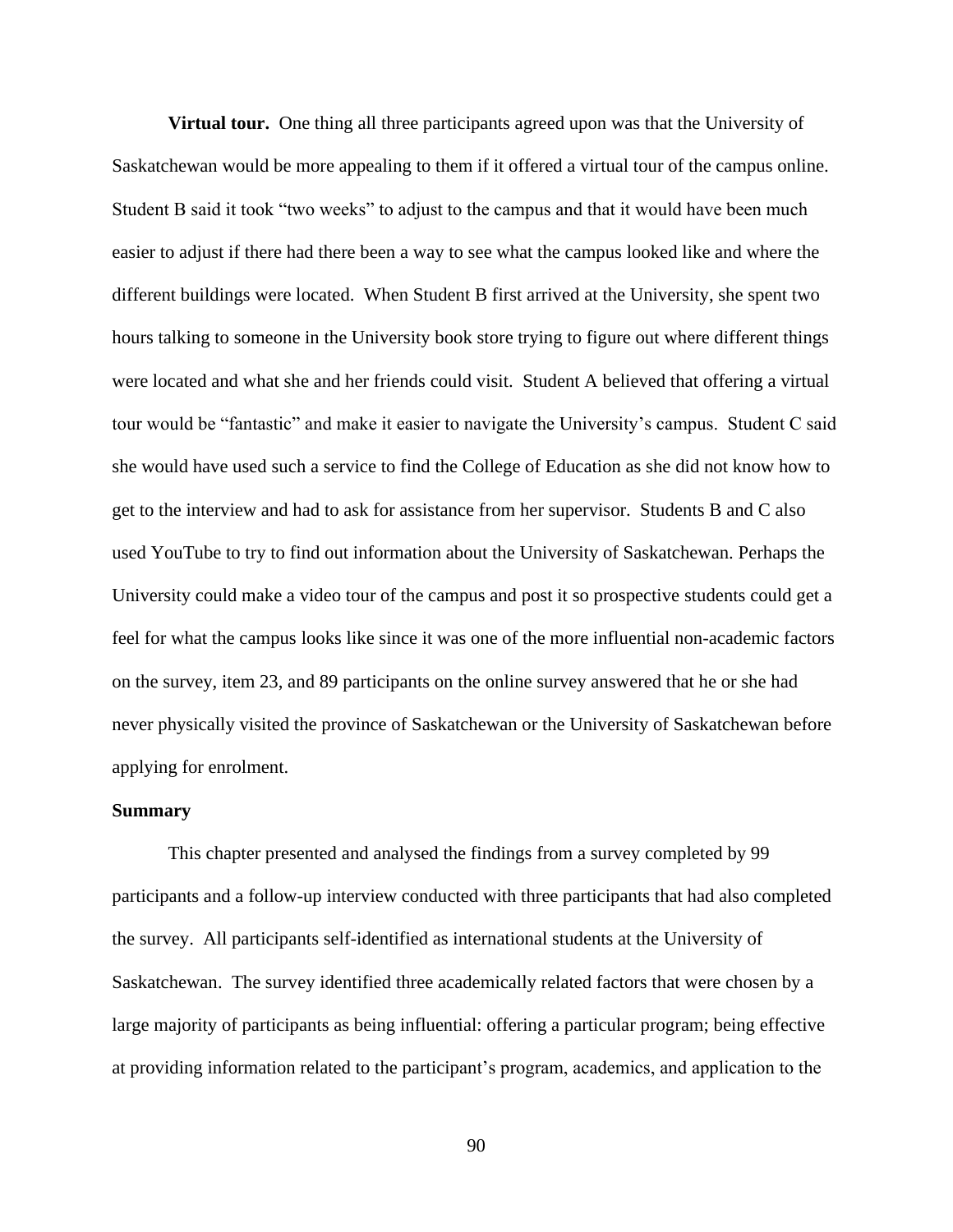**Virtual tour.** One thing all three participants agreed upon was that the University of Saskatchewan would be more appealing to them if it offered a virtual tour of the campus online. Student B said it took "two weeks" to adjust to the campus and that it would have been much easier to adjust if there had there been a way to see what the campus looked like and where the different buildings were located. When Student B first arrived at the University, she spent two hours talking to someone in the University book store trying to figure out where different things were located and what she and her friends could visit. Student A believed that offering a virtual tour would be "fantastic" and make it easier to navigate the University's campus. Student C said she would have used such a service to find the College of Education as she did not know how to get to the interview and had to ask for assistance from her supervisor. Students B and C also used YouTube to try to find out information about the University of Saskatchewan. Perhaps the University could make a video tour of the campus and post it so prospective students could get a feel for what the campus looks like since it was one of the more influential non-academic factors on the survey, item 23, and 89 participants on the online survey answered that he or she had never physically visited the province of Saskatchewan or the University of Saskatchewan before applying for enrolment.

## Summary

This chapter presented and analysed the findings from a survey completed by 99 participants and a follow-up interview conducted with three participants that had also completed the survey. All participants self-identified as international students at the University of Saskatchewan. The survey identified three academically related factors that were chosen by a large majority of participants as being influential: offering a particular program; being effective at providing information related to the participant's program, academics, and application to the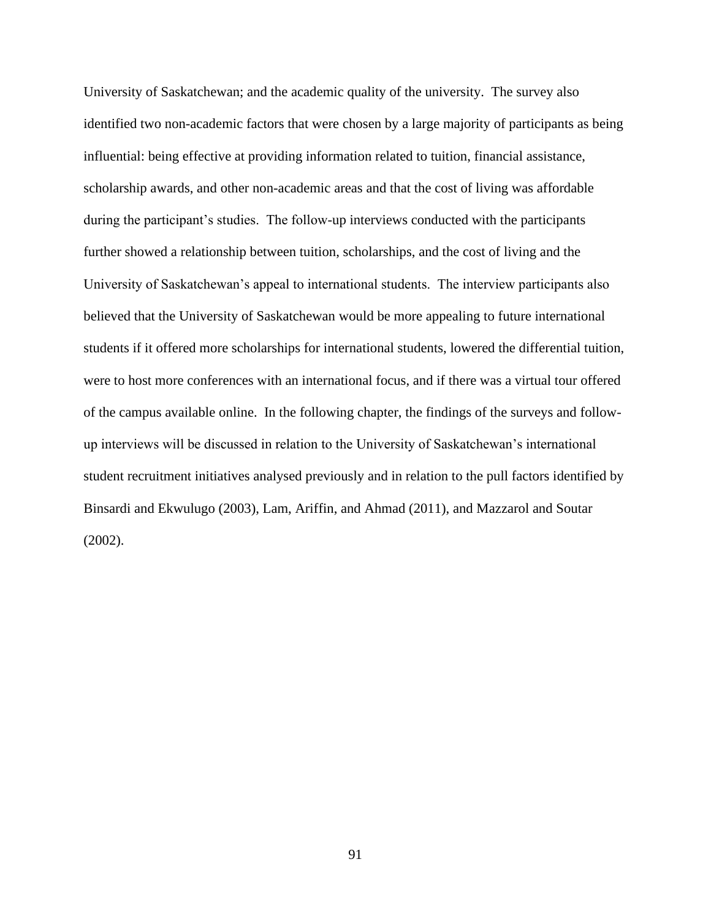University of Saskatchewan; and the academic quality of the university. The survey also identified two non-academic factors that were chosen by a large majority of participants as being influential: being effective at providing information related to tuition, financial assistance, scholarship awards, and other non-academic areas and that the cost of living was affordable during the participant's studies. The follow-up interviews conducted with the participants further showed a relationship between tuition, scholarships, and the cost of living and the University of Saskatchewan's appeal to international students. The interview participants also believed that the University of Saskatchewan would be more appealing to future international students if it offered more scholarships for international students, lowered the differential tuition, were to host more conferences with an international focus, and if there was a virtual tour offered of the campus available online. In the following chapter, the findings of the surveys and follow-up interviews will be discussed in relation to the University of Saskatchewan's international student recruitment initiatives analysed previously and in relation to the pull factors identified by Binsardi and Ekwulugo (2003), Lam, Ariffin, and Ahmad (2011), and Mazzarol and Soutar (2002).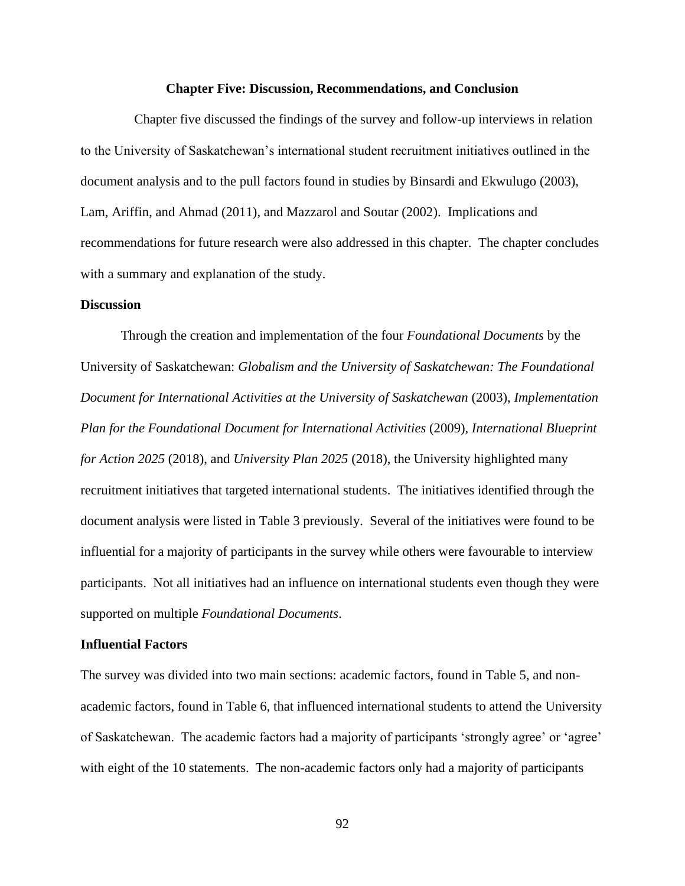## Chapter Five: Discussion, Recommendations, and Conclusion

Chapter five discussed the findings of the survey and follow-up interviews in relation to the University of Saskatchewan's international student recruitment initiatives outlined in the document analysis and to the pull factors found in studies by Binsardi and Ekwulugo (2003), Lam, Ariffin, and Ahmad (2011), and Mazzarol and Soutar (2002). Implications and recommendations for future research were also addressed in this chapter. The chapter concludes with a summary and explanation of the study.

### Discussion

Through the creation and implementation of the four *Foundational Documents* by the University of Saskatchewan: *Globalism and the University of Saskatchewan: The Foundational Document for International Activities at the University of Saskatchewan* (2003), *Implementation Plan for the Foundational Document for International Activities* (2009), *International Blueprint for Action 2025* (2018), and *University Plan 2025* (2018), the University highlighted many recruitment initiatives that targeted international students. The initiatives identified through the document analysis were listed in Table 3 previously. Several of the initiatives were found to be influential for a majority of participants in the survey while others were favourable to interview participants. Not all initiatives had an influence on international students even though they were supported on multiple *Foundational Documents*.

### Influential Factors

The survey was divided into two main sections: academic factors, found in Table 5, and non-academic factors, found in Table 6, that influenced international students to attend the University of Saskatchewan. The academic factors had a majority of participants 'strongly agree' or 'agree' with eight of the 10 statements. The non-academic factors only had a majority of participants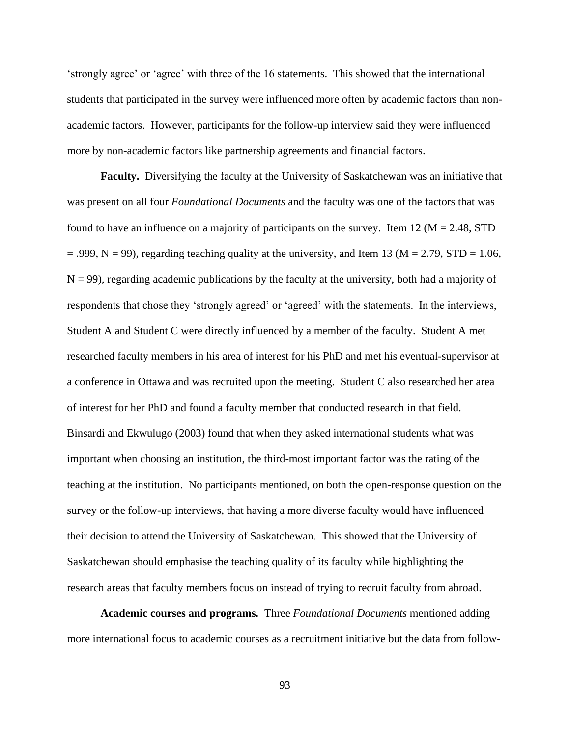'strongly agree' or 'agree' with three of the 16 statements. This showed that the international students that participated in the survey were influenced more often by academic factors than non-academic factors. However, participants for the follow-up interview said they were influenced more by non-academic factors like partnership agreements and financial factors.

**Faculty.** Diversifying the faculty at the University of Saskatchewan was an initiative that was present on all four *Foundational Documents* and the faculty was one of the factors that was found to have an influence on a majority of participants on the survey. Item 12 ($M = 2.48$, $STD = .999$, $N = 99$), regarding teaching quality at the university, and Item 13 ($M = 2.79$, $STD = 1.06$, $N = 99$), regarding academic publications by the faculty at the university, both had a majority of respondents that chose they 'strongly agreed' or 'agreed' with the statements. In the interviews, Student A and Student C were directly influenced by a member of the faculty. Student A met researched faculty members in his area of interest for his PhD and met his eventual-supervisor at a conference in Ottawa and was recruited upon the meeting. Student C also researched her area of interest for her PhD and found a faculty member that conducted research in that field. Binsardi and Ekwulugo (2003) found that when they asked international students what was important when choosing an institution, the third-most important factor was the rating of the teaching at the institution. No participants mentioned, on both the open-response question on the survey or the follow-up interviews, that having a more diverse faculty would have influenced their decision to attend the University of Saskatchewan. This showed that the University of Saskatchewan should emphasise the teaching quality of its faculty while highlighting the research areas that faculty members focus on instead of trying to recruit faculty from abroad.

**Academic courses and programs.** Three *Foundational Documents* mentioned adding more international focus to academic courses as a recruitment initiative but the data from follow-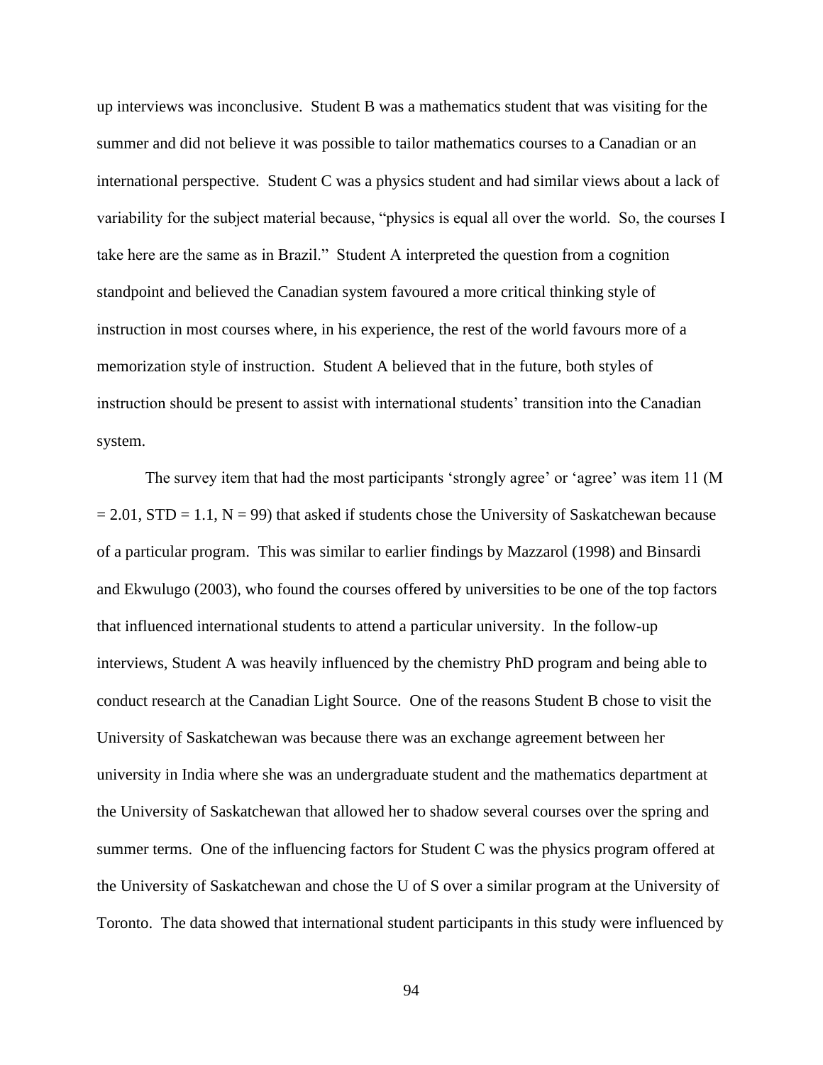up interviews was inconclusive. Student B was a mathematics student that was visiting for the summer and did not believe it was possible to tailor mathematics courses to a Canadian or an international perspective. Student C was a physics student and had similar views about a lack of variability for the subject material because, "physics is equal all over the world. So, the courses I take here are the same as in Brazil." Student A interpreted the question from a cognition standpoint and believed the Canadian system favoured a more critical thinking style of instruction in most courses where, in his experience, the rest of the world favours more of a memorization style of instruction. Student A believed that in the future, both styles of instruction should be present to assist with international students' transition into the Canadian system.

The survey item that had the most participants 'strongly agree' or 'agree' was item 11 ($M = 2.01$, $STD = 1.1$, $N = 99$) that asked if students chose the University of Saskatchewan because of a particular program. This was similar to earlier findings by Mazzarol (1998) and Binsardi and Ekwulugo (2003), who found the courses offered by universities to be one of the top factors that influenced international students to attend a particular university. In the follow-up interviews, Student A was heavily influenced by the chemistry PhD program and being able to conduct research at the Canadian Light Source. One of the reasons Student B chose to visit the University of Saskatchewan was because there was an exchange agreement between her university in India where she was an undergraduate student and the mathematics department at the University of Saskatchewan that allowed her to shadow several courses over the spring and summer terms. One of the influencing factors for Student C was the physics program offered at the University of Saskatchewan and chose the U of S over a similar program at the University of Toronto. The data showed that international student participants in this study were influenced by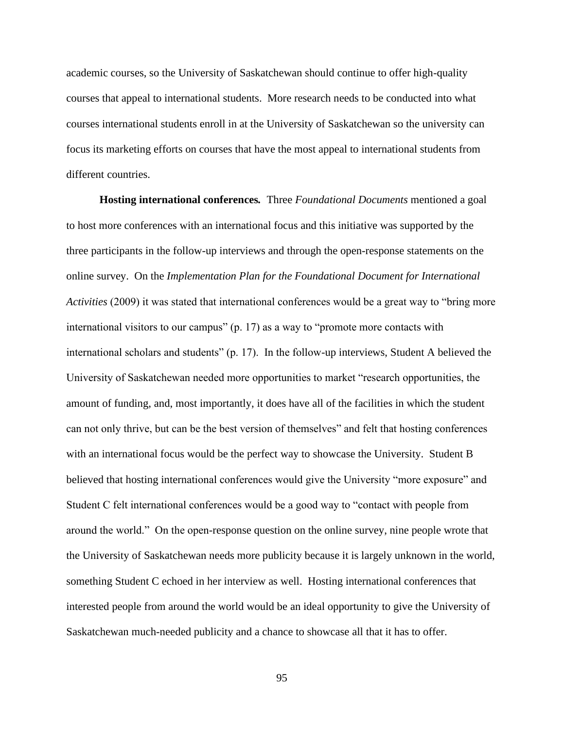academic courses, so the University of Saskatchewan should continue to offer high-quality courses that appeal to international students. More research needs to be conducted into what courses international students enroll in at the University of Saskatchewan so the university can focus its marketing efforts on courses that have the most appeal to international students from different countries.

**Hosting international conferences.** Three *Foundational Documents* mentioned a goal to host more conferences with an international focus and this initiative was supported by the three participants in the follow-up interviews and through the open-response statements on the online survey. On the *Implementation Plan for the Foundational Document for International Activities* (2009) it was stated that international conferences would be a great way to "bring more international visitors to our campus" (p. 17) as a way to "promote more contacts with international scholars and students" (p. 17). In the follow-up interviews, Student A believed the University of Saskatchewan needed more opportunities to market "research opportunities, the amount of funding, and, most importantly, it does have all of the facilities in which the student can not only thrive, but can be the best version of themselves" and felt that hosting conferences with an international focus would be the perfect way to showcase the University. Student B believed that hosting international conferences would give the University "more exposure" and Student C felt international conferences would be a good way to "contact with people from around the world." On the open-response question on the online survey, nine people wrote that the University of Saskatchewan needs more publicity because it is largely unknown in the world, something Student C echoed in her interview as well. Hosting international conferences that interested people from around the world would be an ideal opportunity to give the University of Saskatchewan much-needed publicity and a chance to showcase all that it has to offer.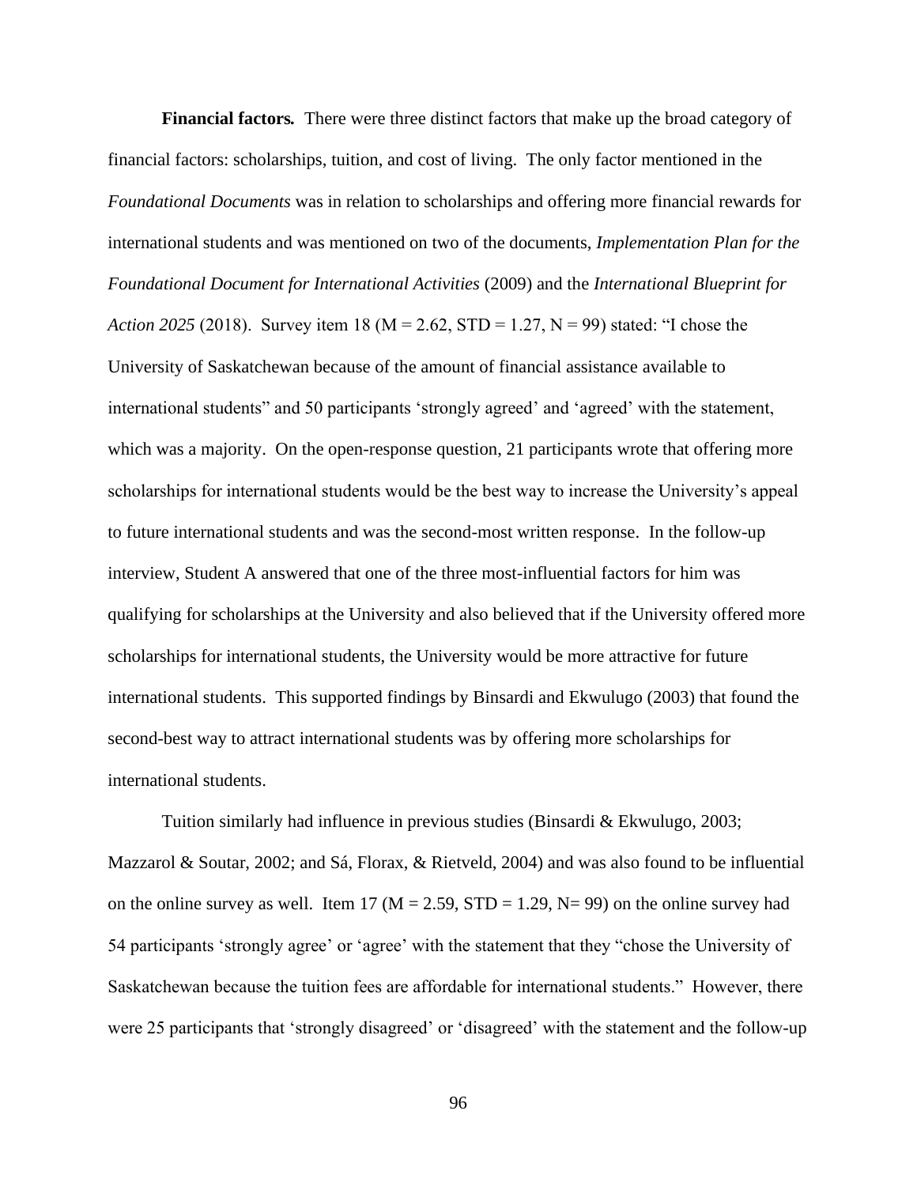**Financial factors.** There were three distinct factors that make up the broad category of financial factors: scholarships, tuition, and cost of living. The only factor mentioned in the *Foundational Documents* was in relation to scholarships and offering more financial rewards for international students and was mentioned on two of the documents, *Implementation Plan for the Foundational Document for International Activities* (2009) and the *International Blueprint for Action 2025* (2018). Survey item 18 (M = 2.62, STD = 1.27, N = 99) stated: “I chose the University of Saskatchewan because of the amount of financial assistance available to international students” and 50 participants ‘strongly agreed’ and ‘agreed’ with the statement, which was a majority. On the open-response question, 21 participants wrote that offering more scholarships for international students would be the best way to increase the University’s appeal to future international students and was the second-most written response. In the follow-up interview, Student A answered that one of the three most-influential factors for him was qualifying for scholarships at the University and also believed that if the University offered more scholarships for international students, the University would be more attractive for future international students. This supported findings by Binsardi and Ekwulugo (2003) that found the second-best way to attract international students was by offering more scholarships for international students.

Tuition similarly had influence in previous studies (Binsardi & Ekwulugo, 2003; Mazzarol & Soutar, 2002; and Sá, Florax, & Rietveld, 2004) and was also found to be influential on the online survey as well. Item 17 (M = 2.59, STD = 1.29, N= 99) on the online survey had 54 participants ‘strongly agree’ or ‘agree’ with the statement that they “chose the University of Saskatchewan because the tuition fees are affordable for international students.” However, there were 25 participants that ‘strongly disagreed’ or ‘disagreed’ with the statement and the follow-up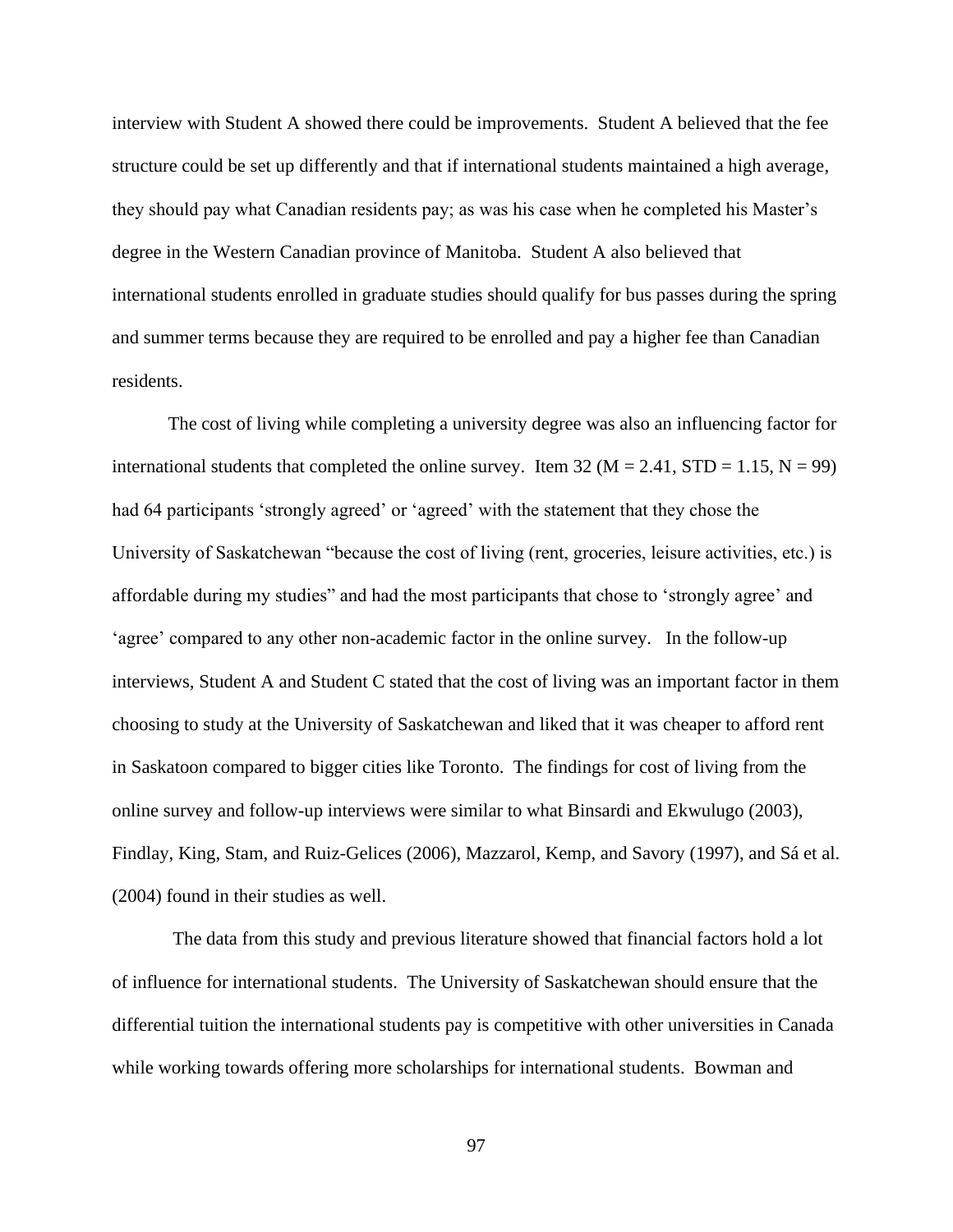interview with Student A showed there could be improvements. Student A believed that the fee structure could be set up differently and that if international students maintained a high average, they should pay what Canadian residents pay; as was his case when he completed his Master's degree in the Western Canadian province of Manitoba. Student A also believed that international students enrolled in graduate studies should qualify for bus passes during the spring and summer terms because they are required to be enrolled and pay a higher fee than Canadian residents.

The cost of living while completing a university degree was also an influencing factor for international students that completed the online survey. Item 32 ($M = 2.41$, $STD = 1.15$, $N = 99$) had 64 participants 'strongly agreed' or 'agreed' with the statement that they chose the University of Saskatchewan "because the cost of living (rent, groceries, leisure activities, etc.) is affordable during my studies" and had the most participants that chose to 'strongly agree' and 'agree' compared to any other non-academic factor in the online survey. In the follow-up interviews, Student A and Student C stated that the cost of living was an important factor in them choosing to study at the University of Saskatchewan and liked that it was cheaper to afford rent in Saskatoon compared to bigger cities like Toronto. The findings for cost of living from the online survey and follow-up interviews were similar to what Binsardi and Ekwulugo (2003), Findlay, King, Stam, and Ruiz-Gelices (2006), Mazzarol, Kemp, and Savory (1997), and Sá et al. (2004) found in their studies as well.

The data from this study and previous literature showed that financial factors hold a lot of influence for international students. The University of Saskatchewan should ensure that the differential tuition the international students pay is competitive with other universities in Canada while working towards offering more scholarships for international students. Bowman and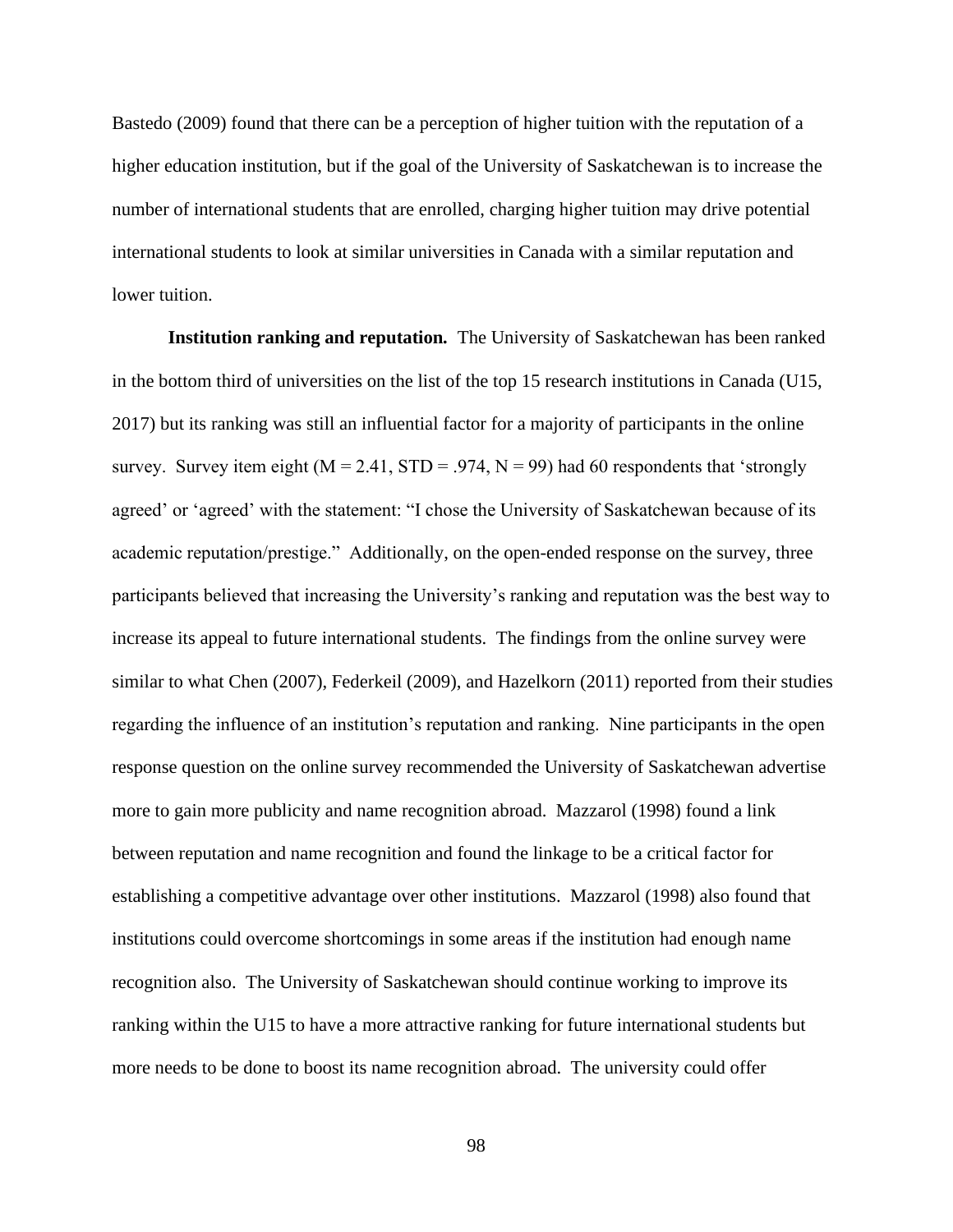Bastedo (2009) found that there can be a perception of higher tuition with the reputation of a higher education institution, but if the goal of the University of Saskatchewan is to increase the number of international students that are enrolled, charging higher tuition may drive potential international students to look at similar universities in Canada with a similar reputation and lower tuition.

**Institution ranking and reputation.** The University of Saskatchewan has been ranked in the bottom third of universities on the list of the top 15 research institutions in Canada (U15, 2017) but its ranking was still an influential factor for a majority of participants in the online survey. Survey item eight ($M = 2.41$, $STD = .974$, $N = 99$) had 60 respondents that 'strongly agreed' or 'agreed' with the statement: "I chose the University of Saskatchewan because of its academic reputation/prestige." Additionally, on the open-ended response on the survey, three participants believed that increasing the University's ranking and reputation was the best way to increase its appeal to future international students. The findings from the online survey were similar to what Chen (2007), Federkeil (2009), and Hazelkorn (2011) reported from their studies regarding the influence of an institution's reputation and ranking. Nine participants in the open response question on the online survey recommended the University of Saskatchewan advertise more to gain more publicity and name recognition abroad. Mazzarol (1998) found a link between reputation and name recognition and found the linkage to be a critical factor for establishing a competitive advantage over other institutions. Mazzarol (1998) also found that institutions could overcome shortcomings in some areas if the institution had enough name recognition also. The University of Saskatchewan should continue working to improve its ranking within the U15 to have a more attractive ranking for future international students but more needs to be done to boost its name recognition abroad. The university could offer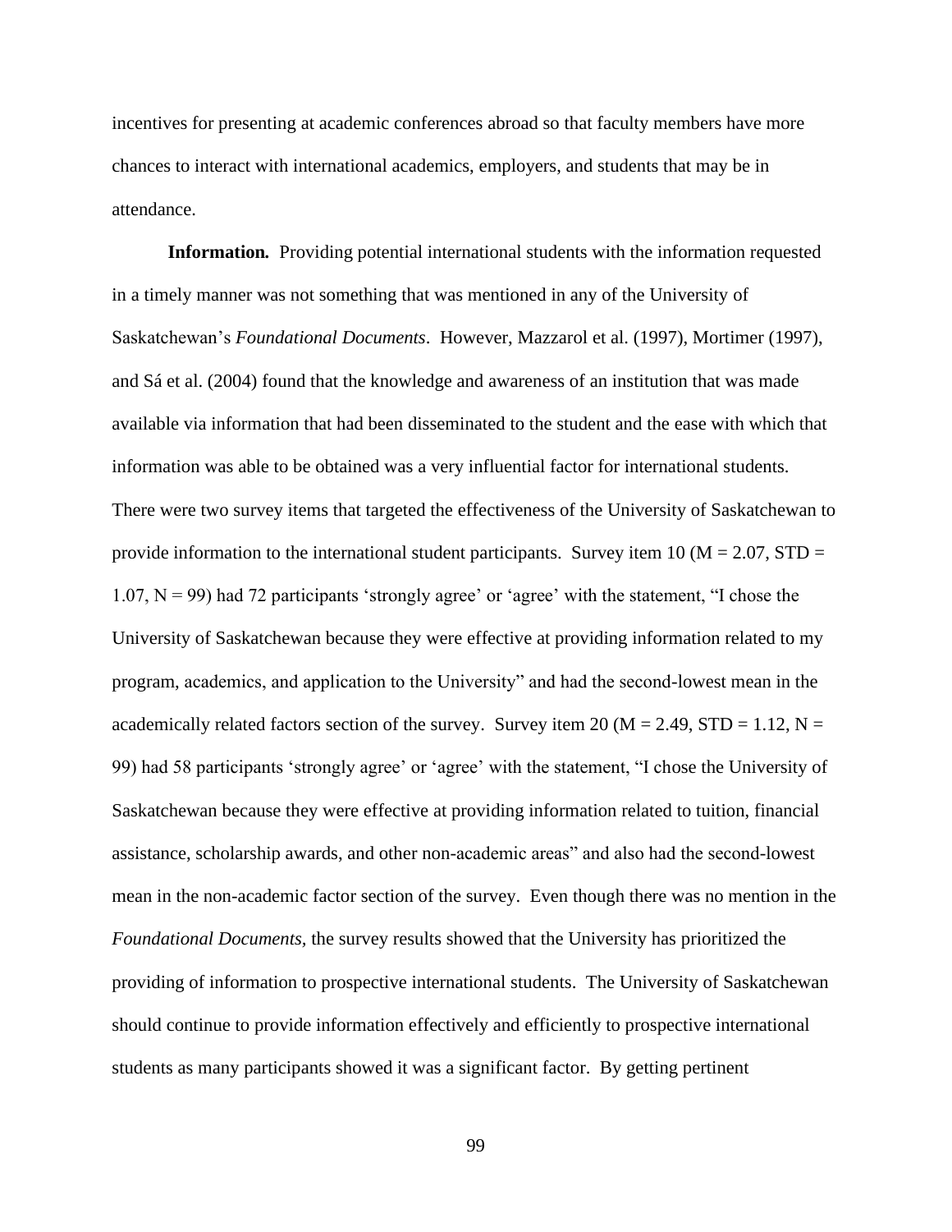incentives for presenting at academic conferences abroad so that faculty members have more chances to interact with international academics, employers, and students that may be in attendance.

**Information.** Providing potential international students with the information requested in a timely manner was not something that was mentioned in any of the University of Saskatchewan's *Foundational Documents*. However, Mazzarol et al. (1997), Mortimer (1997), and Sá et al. (2004) found that the knowledge and awareness of an institution that was made available via information that had been disseminated to the student and the ease with which that information was able to be obtained was a very influential factor for international students. There were two survey items that targeted the effectiveness of the University of Saskatchewan to provide information to the international student participants. Survey item 10 ($M = 2.07$, $STD = 1.07$, $N = 99$) had 72 participants 'strongly agree' or 'agree' with the statement, "I chose the University of Saskatchewan because they were effective at providing information related to my program, academics, and application to the University" and had the second-lowest mean in the academically related factors section of the survey. Survey item 20 ($M = 2.49$, $STD = 1.12$, $N = 99$) had 58 participants 'strongly agree' or 'agree' with the statement, "I chose the University of Saskatchewan because they were effective at providing information related to tuition, financial assistance, scholarship awards, and other non-academic areas" and also had the second-lowest mean in the non-academic factor section of the survey. Even though there was no mention in the *Foundational Documents,* the survey results showed that the University has prioritized the providing of information to prospective international students. The University of Saskatchewan should continue to provide information effectively and efficiently to prospective international students as many participants showed it was a significant factor. By getting pertinent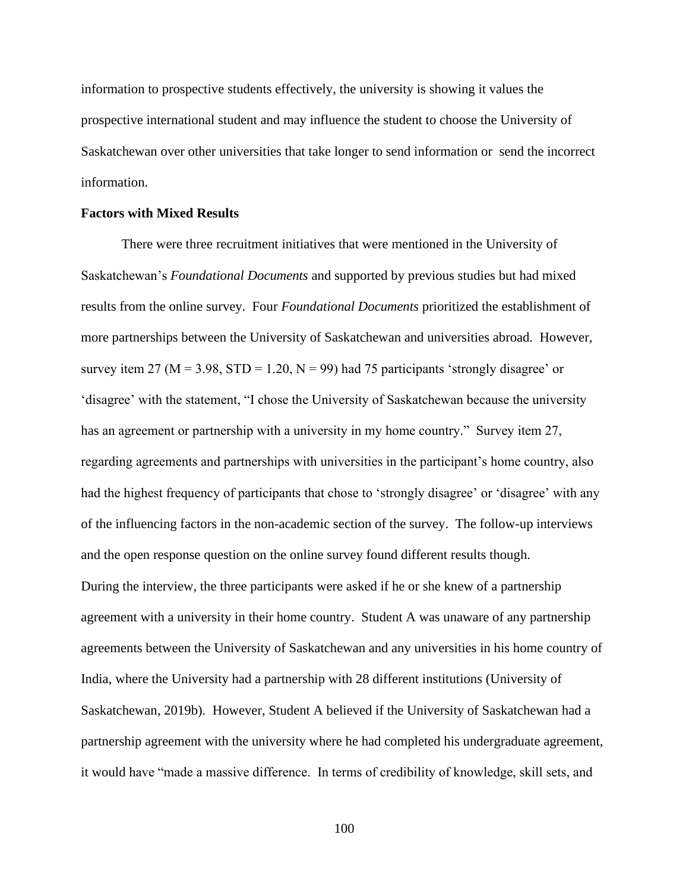information to prospective students effectively, the university is showing it values the prospective international student and may influence the student to choose the University of Saskatchewan over other universities that take longer to send information or send the incorrect information.

**Factors with Mixed Results**

There were three recruitment initiatives that were mentioned in the University of Saskatchewan's *Foundational Documents* and supported by previous studies but had mixed results from the online survey. Four *Foundational Documents* prioritized the establishment of more partnerships between the University of Saskatchewan and universities abroad. However, survey item 27 ($M = 3.98$, $STD = 1.20$, $N = 99$) had 75 participants 'strongly disagree' or 'disagree' with the statement, "I chose the University of Saskatchewan because the university has an agreement or partnership with a university in my home country." Survey item 27, regarding agreements and partnerships with universities in the participant's home country, also had the highest frequency of participants that chose to 'strongly disagree' or 'disagree' with any of the influencing factors in the non-academic section of the survey. The follow-up interviews and the open response question on the online survey found different results though.

During the interview, the three participants were asked if he or she knew of a partnership agreement with a university in their home country. Student A was unaware of any partnership agreements between the University of Saskatchewan and any universities in his home country of India, where the University had a partnership with 28 different institutions (University of Saskatchewan, 2019b). However, Student A believed if the University of Saskatchewan had a partnership agreement with the university where he had completed his undergraduate agreement, it would have "made a massive difference. In terms of credibility of knowledge, skill sets, and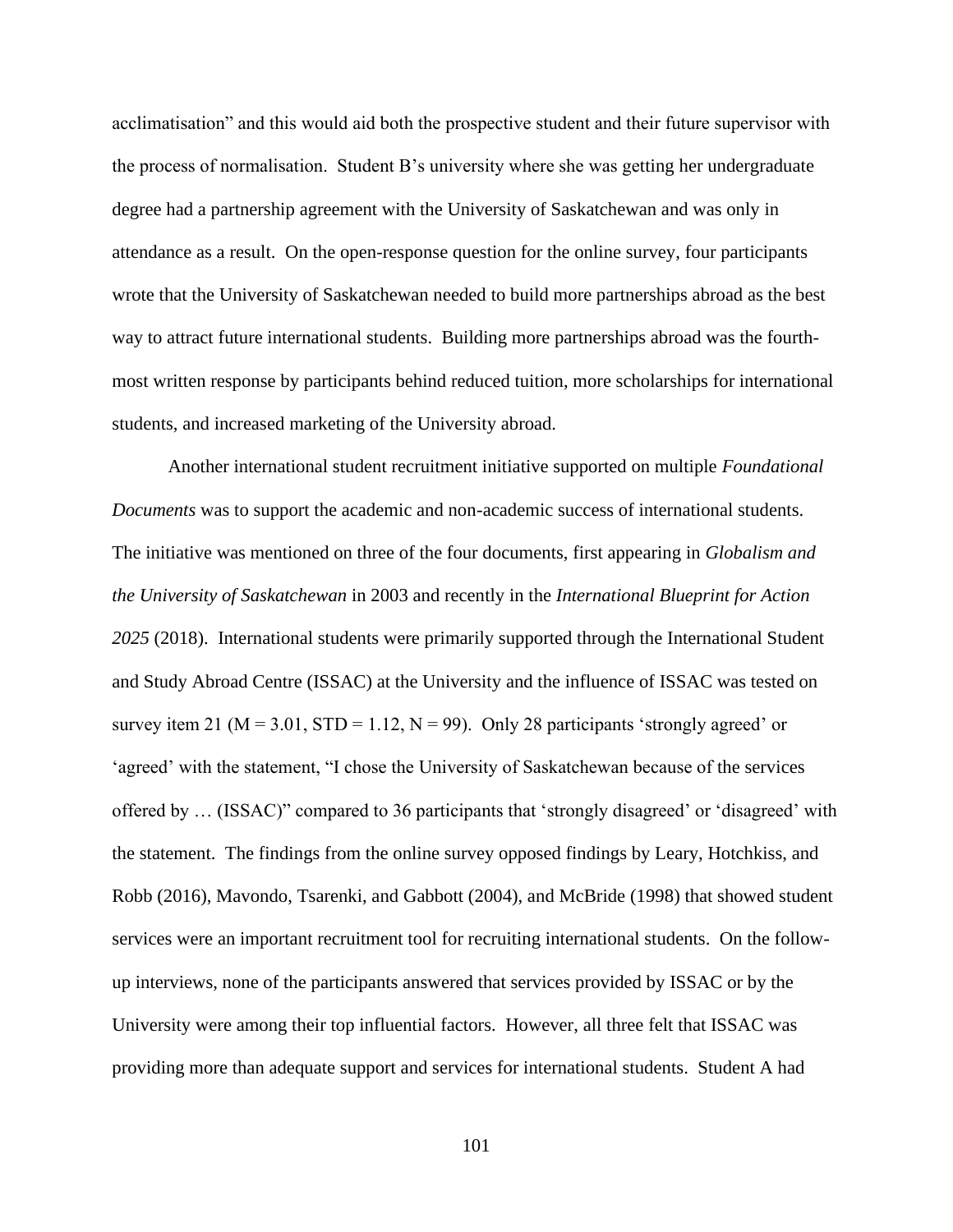acclimatisation" and this would aid both the prospective student and their future supervisor with the process of normalisation. Student B's university where she was getting her undergraduate degree had a partnership agreement with the University of Saskatchewan and was only in attendance as a result. On the open-response question for the online survey, four participants wrote that the University of Saskatchewan needed to build more partnerships abroad as the best way to attract future international students. Building more partnerships abroad was the fourth-most written response by participants behind reduced tuition, more scholarships for international students, and increased marketing of the University abroad.

Another international student recruitment initiative supported on multiple *Foundational Documents* was to support the academic and non-academic success of international students. The initiative was mentioned on three of the four documents, first appearing in *Globalism and the University of Saskatchewan* in 2003 and recently in the *International Blueprint for Action 2025* (2018). International students were primarily supported through the International Student and Study Abroad Centre (ISSAC) at the University and the influence of ISSAC was tested on survey item 21 ($M = 3.01$, $STD = 1.12$, $N = 99$). Only 28 participants 'strongly agreed' or 'agreed' with the statement, "I chose the University of Saskatchewan because of the services offered by … (ISSAC)" compared to 36 participants that 'strongly disagreed' or 'disagreed' with the statement. The findings from the online survey opposed findings by Leary, Hotchkiss, and Robb (2016), Mavondo, Tsarenki, and Gabbott (2004), and McBride (1998) that showed student services were an important recruitment tool for recruiting international students. On the follow-up interviews, none of the participants answered that services provided by ISSAC or by the University were among their top influential factors. However, all three felt that ISSAC was providing more than adequate support and services for international students. Student A had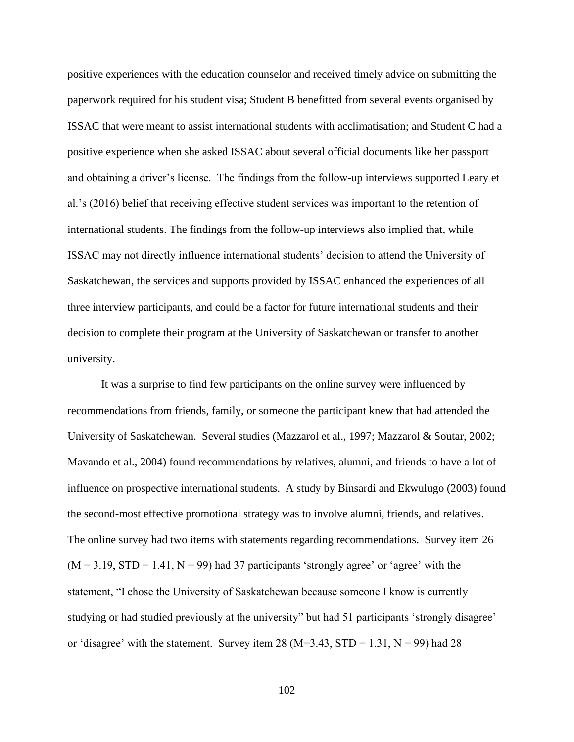positive experiences with the education counselor and received timely advice on submitting the paperwork required for his student visa; Student B benefitted from several events organised by ISSAC that were meant to assist international students with acclimatisation; and Student C had a positive experience when she asked ISSAC about several official documents like her passport and obtaining a driver's license. The findings from the follow-up interviews supported Leary et al.'s (2016) belief that receiving effective student services was important to the retention of international students. The findings from the follow-up interviews also implied that, while ISSAC may not directly influence international students' decision to attend the University of Saskatchewan, the services and supports provided by ISSAC enhanced the experiences of all three interview participants, and could be a factor for future international students and their decision to complete their program at the University of Saskatchewan or transfer to another university.

It was a surprise to find few participants on the online survey were influenced by recommendations from friends, family, or someone the participant knew that had attended the University of Saskatchewan. Several studies (Mazzarol et al., 1997; Mazzarol & Soutar, 2002; Mavando et al., 2004) found recommendations by relatives, alumni, and friends to have a lot of influence on prospective international students. A study by Binsardi and Ekwulugo (2003) found the second-most effective promotional strategy was to involve alumni, friends, and relatives. The online survey had two items with statements regarding recommendations. Survey item 26 ($M = 3.19$, $STD = 1.41$, $N = 99$) had 37 participants 'strongly agree' or 'agree' with the statement, "I chose the University of Saskatchewan because someone I know is currently studying or had studied previously at the university" but had 51 participants 'strongly disagree' or 'disagree' with the statement. Survey item 28 ($M=3.43$, $STD = 1.31$, $N = 99$) had 28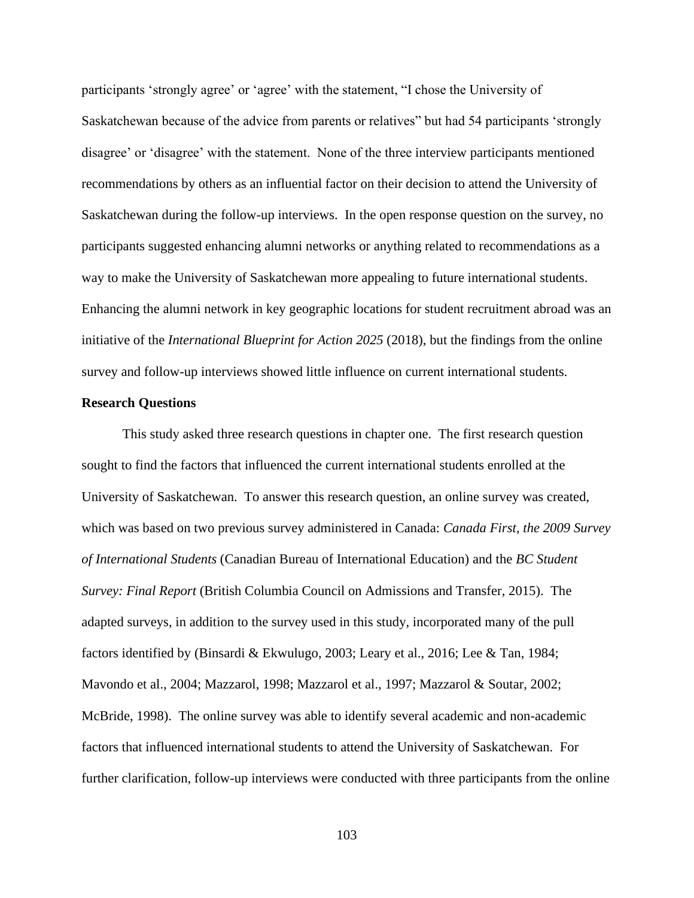participants 'strongly agree' or 'agree' with the statement, "I chose the University of Saskatchewan because of the advice from parents or relatives" but had 54 participants 'strongly disagree' or 'disagree' with the statement. None of the three interview participants mentioned recommendations by others as an influential factor on their decision to attend the University of Saskatchewan during the follow-up interviews. In the open response question on the survey, no participants suggested enhancing alumni networks or anything related to recommendations as a way to make the University of Saskatchewan more appealing to future international students. Enhancing the alumni network in key geographic locations for student recruitment abroad was an initiative of the *International Blueprint for Action 2025* (2018), but the findings from the online survey and follow-up interviews showed little influence on current international students.

**Research Questions**

This study asked three research questions in chapter one. The first research question sought to find the factors that influenced the current international students enrolled at the University of Saskatchewan. To answer this research question, an online survey was created, which was based on two previous survey administered in Canada: *Canada First, the 2009 Survey of International Students* (Canadian Bureau of International Education) and the *BC Student Survey: Final Report* (British Columbia Council on Admissions and Transfer, 2015). The adapted surveys, in addition to the survey used in this study, incorporated many of the pull factors identified by (Binsardi & Ekwulugo, 2003; Leary et al., 2016; Lee & Tan, 1984; Mavondo et al., 2004; Mazzarol, 1998; Mazzarol et al., 1997; Mazzarol & Soutar, 2002; McBride, 1998). The online survey was able to identify several academic and non-academic factors that influenced international students to attend the University of Saskatchewan. For further clarification, follow-up interviews were conducted with three participants from the online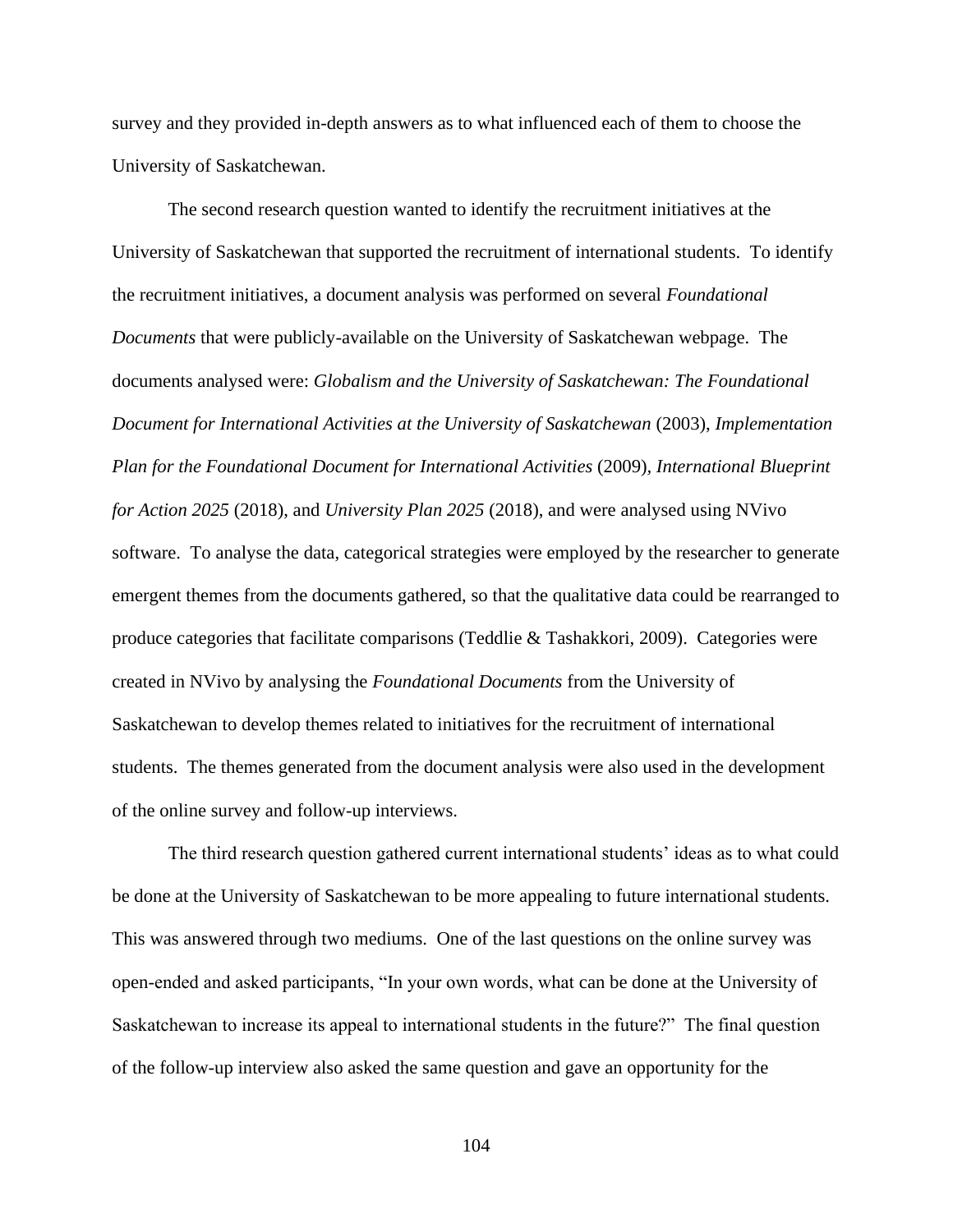survey and they provided in-depth answers as to what influenced each of them to choose the University of Saskatchewan.

The second research question wanted to identify the recruitment initiatives at the University of Saskatchewan that supported the recruitment of international students. To identify the recruitment initiatives, a document analysis was performed on several *Foundational Documents* that were publicly-available on the University of Saskatchewan webpage. The documents analysed were: *Globalism and the University of Saskatchewan: The Foundational Document for International Activities at the University of Saskatchewan* (2003), *Implementation Plan for the Foundational Document for International Activities* (2009), *International Blueprint for Action 2025* (2018), and *University Plan 2025* (2018), and were analysed using NVivo software. To analyse the data, categorical strategies were employed by the researcher to generate emergent themes from the documents gathered, so that the qualitative data could be rearranged to produce categories that facilitate comparisons (Teddlie & Tashakkori, 2009). Categories were created in NVivo by analysing the *Foundational Documents* from the University of Saskatchewan to develop themes related to initiatives for the recruitment of international students. The themes generated from the document analysis were also used in the development of the online survey and follow-up interviews.

The third research question gathered current international students' ideas as to what could be done at the University of Saskatchewan to be more appealing to future international students. This was answered through two mediums. One of the last questions on the online survey was open-ended and asked participants, "In your own words, what can be done at the University of Saskatchewan to increase its appeal to international students in the future?" The final question of the follow-up interview also asked the same question and gave an opportunity for the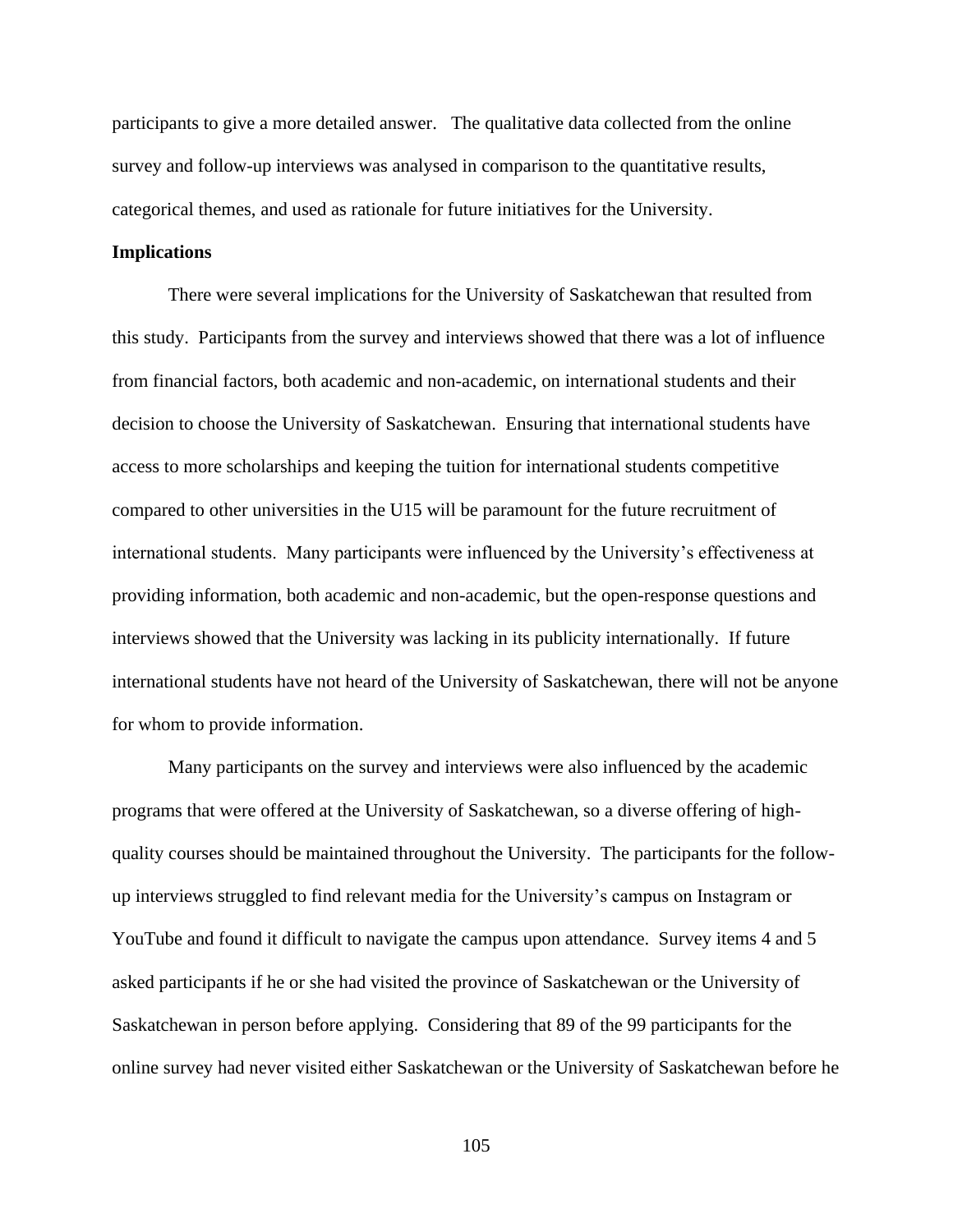participants to give a more detailed answer. The qualitative data collected from the online survey and follow-up interviews was analysed in comparison to the quantitative results, categorical themes, and used as rationale for future initiatives for the University.

**Implications**

There were several implications for the University of Saskatchewan that resulted from this study. Participants from the survey and interviews showed that there was a lot of influence from financial factors, both academic and non-academic, on international students and their decision to choose the University of Saskatchewan. Ensuring that international students have access to more scholarships and keeping the tuition for international students competitive compared to other universities in the U15 will be paramount for the future recruitment of international students. Many participants were influenced by the University's effectiveness at providing information, both academic and non-academic, but the open-response questions and interviews showed that the University was lacking in its publicity internationally. If future international students have not heard of the University of Saskatchewan, there will not be anyone for whom to provide information.

Many participants on the survey and interviews were also influenced by the academic programs that were offered at the University of Saskatchewan, so a diverse offering of high-quality courses should be maintained throughout the University. The participants for the follow-up interviews struggled to find relevant media for the University's campus on Instagram or YouTube and found it difficult to navigate the campus upon attendance. Survey items 4 and 5 asked participants if he or she had visited the province of Saskatchewan or the University of Saskatchewan in person before applying. Considering that 89 of the 99 participants for the online survey had never visited either Saskatchewan or the University of Saskatchewan before he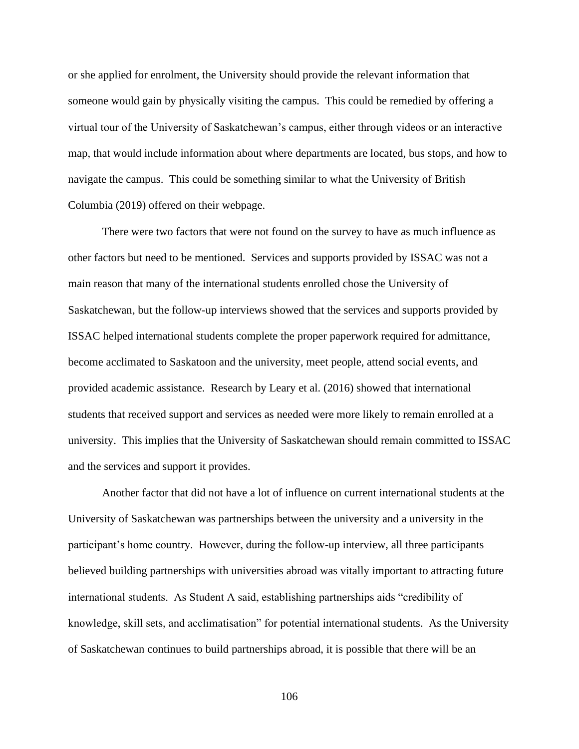or she applied for enrolment, the University should provide the relevant information that someone would gain by physically visiting the campus. This could be remedied by offering a virtual tour of the University of Saskatchewan's campus, either through videos or an interactive map, that would include information about where departments are located, bus stops, and how to navigate the campus. This could be something similar to what the University of British Columbia (2019) offered on their webpage.

There were two factors that were not found on the survey to have as much influence as other factors but need to be mentioned. Services and supports provided by ISSAC was not a main reason that many of the international students enrolled chose the University of Saskatchewan, but the follow-up interviews showed that the services and supports provided by ISSAC helped international students complete the proper paperwork required for admittance, become acclimated to Saskatoon and the university, meet people, attend social events, and provided academic assistance. Research by Leary et al. (2016) showed that international students that received support and services as needed were more likely to remain enrolled at a university. This implies that the University of Saskatchewan should remain committed to ISSAC and the services and support it provides.

Another factor that did not have a lot of influence on current international students at the University of Saskatchewan was partnerships between the university and a university in the participant's home country. However, during the follow-up interview, all three participants believed building partnerships with universities abroad was vitally important to attracting future international students. As Student A said, establishing partnerships aids "credibility of knowledge, skill sets, and acclimatisation" for potential international students. As the University of Saskatchewan continues to build partnerships abroad, it is possible that there will be an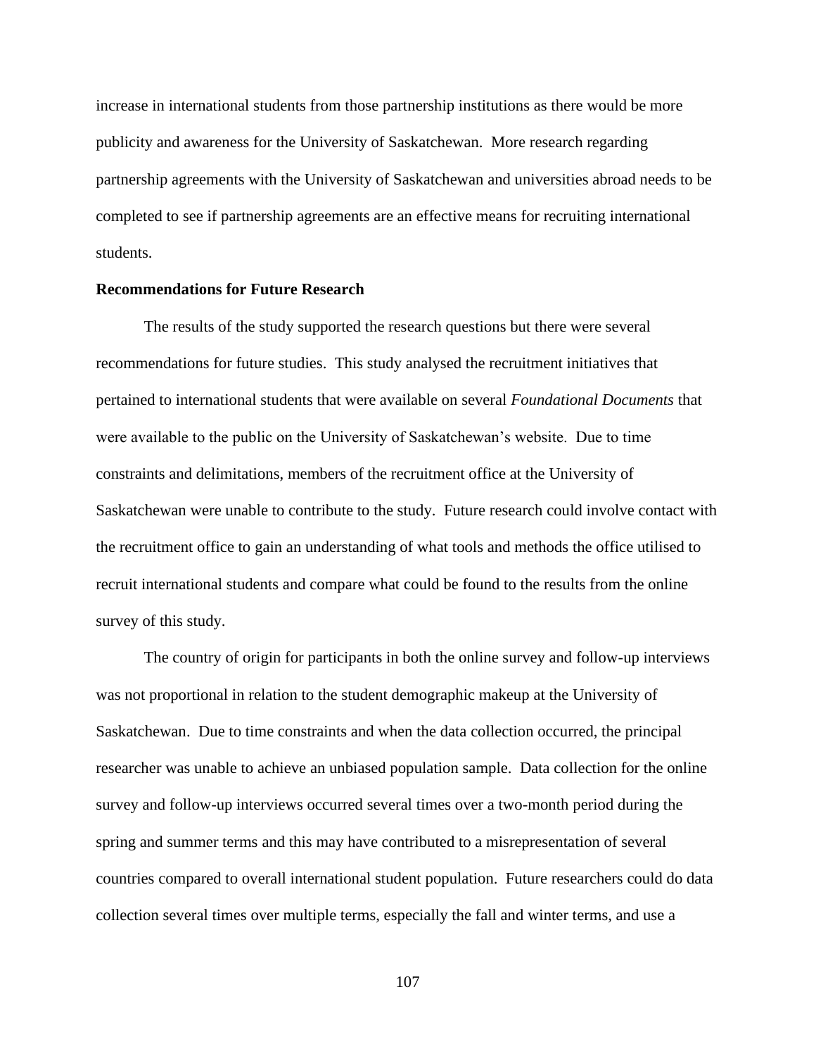increase in international students from those partnership institutions as there would be more publicity and awareness for the University of Saskatchewan. More research regarding partnership agreements with the University of Saskatchewan and universities abroad needs to be completed to see if partnership agreements are an effective means for recruiting international students.

**Recommendations for Future Research**

The results of the study supported the research questions but there were several recommendations for future studies. This study analysed the recruitment initiatives that pertained to international students that were available on several *Foundational Documents* that were available to the public on the University of Saskatchewan's website. Due to time constraints and delimitations, members of the recruitment office at the University of Saskatchewan were unable to contribute to the study. Future research could involve contact with the recruitment office to gain an understanding of what tools and methods the office utilised to recruit international students and compare what could be found to the results from the online survey of this study.

The country of origin for participants in both the online survey and follow-up interviews was not proportional in relation to the student demographic makeup at the University of Saskatchewan. Due to time constraints and when the data collection occurred, the principal researcher was unable to achieve an unbiased population sample. Data collection for the online survey and follow-up interviews occurred several times over a two-month period during the spring and summer terms and this may have contributed to a misrepresentation of several countries compared to overall international student population. Future researchers could do data collection several times over multiple terms, especially the fall and winter terms, and use a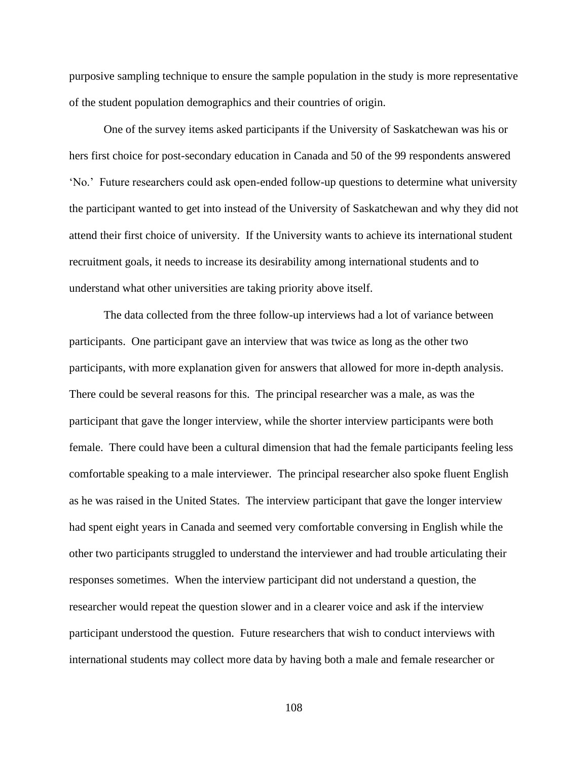purposive sampling technique to ensure the sample population in the study is more representative of the student population demographics and their countries of origin.

One of the survey items asked participants if the University of Saskatchewan was his or hers first choice for post-secondary education in Canada and 50 of the 99 respondents answered 'No.' Future researchers could ask open-ended follow-up questions to determine what university the participant wanted to get into instead of the University of Saskatchewan and why they did not attend their first choice of university. If the University wants to achieve its international student recruitment goals, it needs to increase its desirability among international students and to understand what other universities are taking priority above itself.

The data collected from the three follow-up interviews had a lot of variance between participants. One participant gave an interview that was twice as long as the other two participants, with more explanation given for answers that allowed for more in-depth analysis. There could be several reasons for this. The principal researcher was a male, as was the participant that gave the longer interview, while the shorter interview participants were both female. There could have been a cultural dimension that had the female participants feeling less comfortable speaking to a male interviewer. The principal researcher also spoke fluent English as he was raised in the United States. The interview participant that gave the longer interview had spent eight years in Canada and seemed very comfortable conversing in English while the other two participants struggled to understand the interviewer and had trouble articulating their responses sometimes. When the interview participant did not understand a question, the researcher would repeat the question slower and in a clearer voice and ask if the interview participant understood the question. Future researchers that wish to conduct interviews with international students may collect more data by having both a male and female researcher or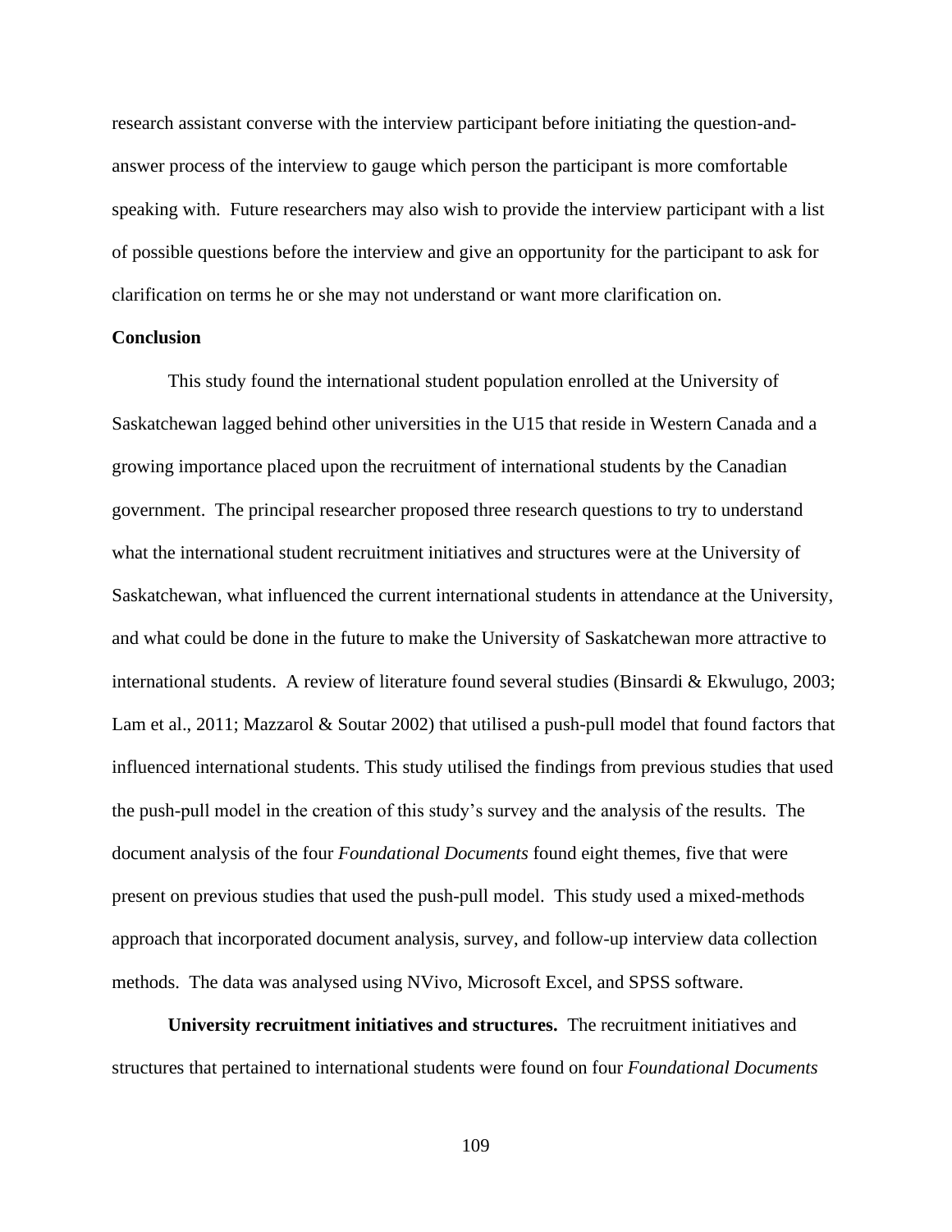research assistant converse with the interview participant before initiating the question-and-answer process of the interview to gauge which person the participant is more comfortable speaking with. Future researchers may also wish to provide the interview participant with a list of possible questions before the interview and give an opportunity for the participant to ask for clarification on terms he or she may not understand or want more clarification on.

**Conclusion**

This study found the international student population enrolled at the University of Saskatchewan lagged behind other universities in the U15 that reside in Western Canada and a growing importance placed upon the recruitment of international students by the Canadian government. The principal researcher proposed three research questions to try to understand what the international student recruitment initiatives and structures were at the University of Saskatchewan, what influenced the current international students in attendance at the University, and what could be done in the future to make the University of Saskatchewan more attractive to international students. A review of literature found several studies (Binsardi & Ekwulugo, 2003; Lam et al., 2011; Mazzarol & Soutar 2002) that utilised a push-pull model that found factors that influenced international students. This study utilised the findings from previous studies that used the push-pull model in the creation of this study's survey and the analysis of the results. The document analysis of the four *Foundational Documents* found eight themes, five that were present on previous studies that used the push-pull model. This study used a mixed-methods approach that incorporated document analysis, survey, and follow-up interview data collection methods. The data was analysed using NVivo, Microsoft Excel, and SPSS software.

**University recruitment initiatives and structures.** The recruitment initiatives and structures that pertained to international students were found on four *Foundational Documents*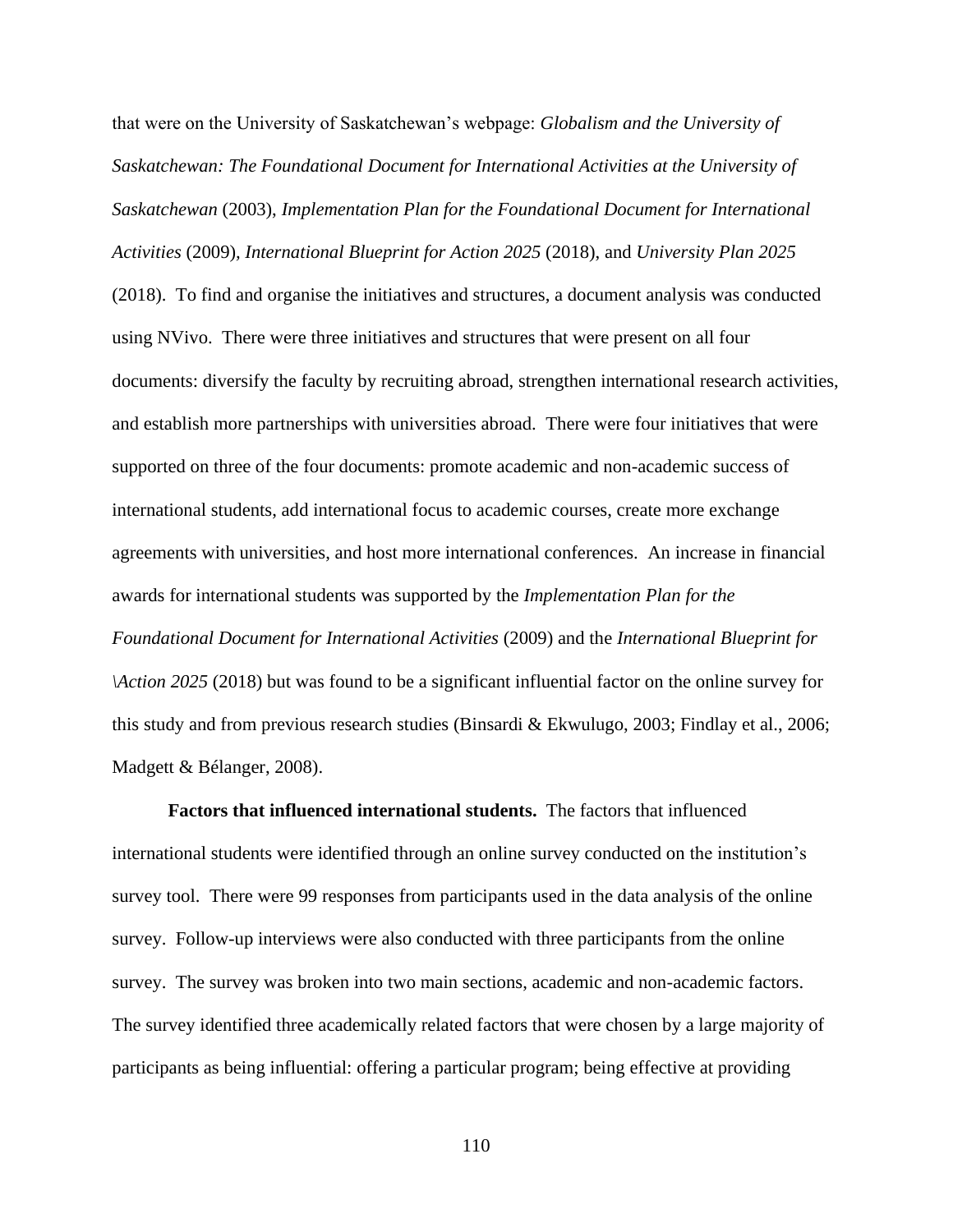that were on the University of Saskatchewan's webpage: *Globalism and the University of Saskatchewan: The Foundational Document for International Activities at the University of Saskatchewan* (2003), *Implementation Plan for the Foundational Document for International Activities* (2009), *International Blueprint for Action 2025* (2018), and *University Plan 2025* (2018). To find and organise the initiatives and structures, a document analysis was conducted using NVivo. There were three initiatives and structures that were present on all four documents: diversify the faculty by recruiting abroad, strengthen international research activities, and establish more partnerships with universities abroad. There were four initiatives that were supported on three of the four documents: promote academic and non-academic success of international students, add international focus to academic courses, create more exchange agreements with universities, and host more international conferences. An increase in financial awards for international students was supported by the *Implementation Plan for the Foundational Document for International Activities* (2009) and the *International Blueprint for \Action 2025* (2018) but was found to be a significant influential factor on the online survey for this study and from previous research studies (Binsardi & Ekwulugo, 2003; Findlay et al., 2006; Madgett & Bélanger, 2008).

**Factors that influenced international students.** The factors that influenced international students were identified through an online survey conducted on the institution's survey tool. There were 99 responses from participants used in the data analysis of the online survey. Follow-up interviews were also conducted with three participants from the online survey. The survey was broken into two main sections, academic and non-academic factors. The survey identified three academically related factors that were chosen by a large majority of participants as being influential: offering a particular program; being effective at providing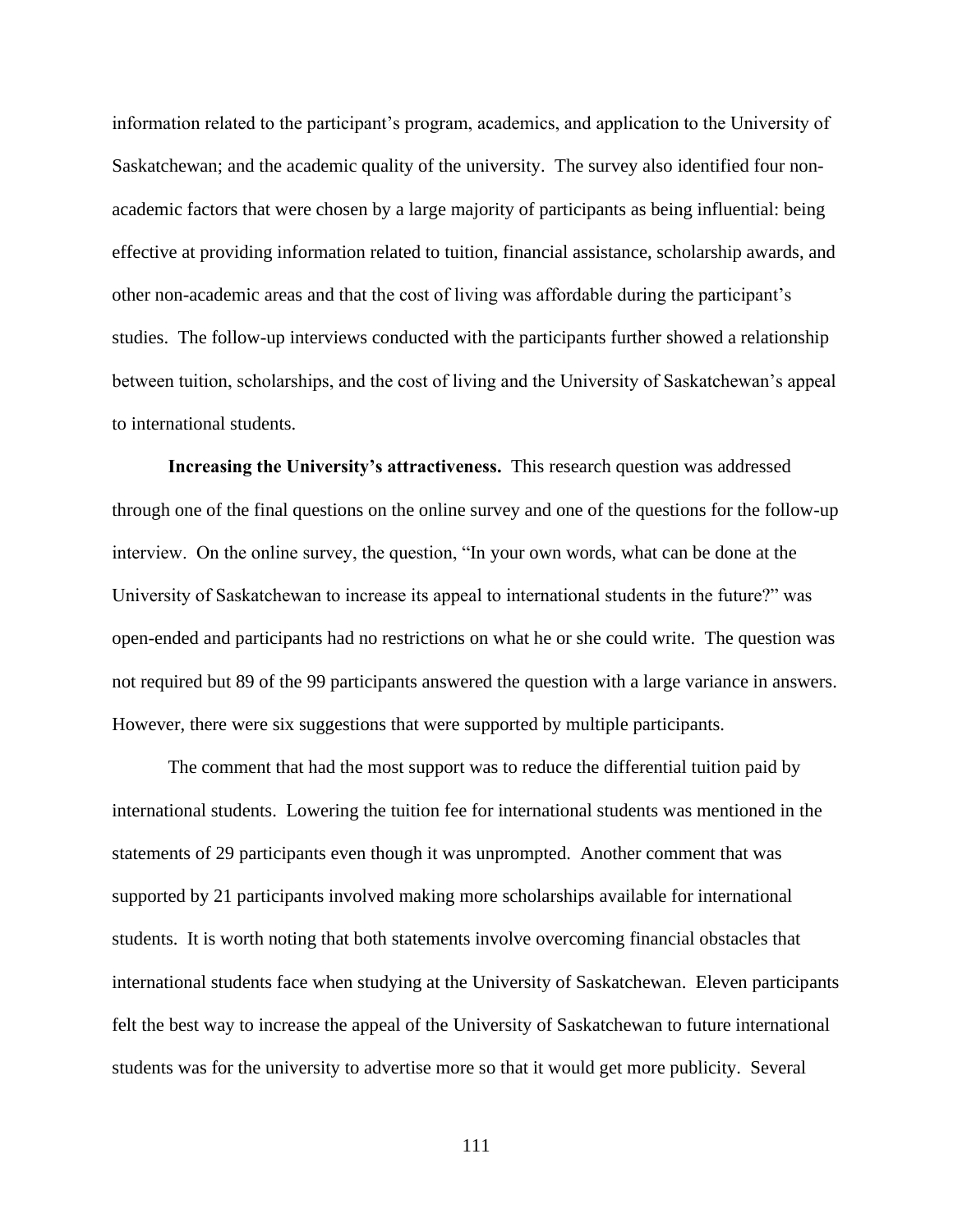information related to the participant's program, academics, and application to the University of Saskatchewan; and the academic quality of the university. The survey also identified four non-academic factors that were chosen by a large majority of participants as being influential: being effective at providing information related to tuition, financial assistance, scholarship awards, and other non-academic areas and that the cost of living was affordable during the participant's studies. The follow-up interviews conducted with the participants further showed a relationship between tuition, scholarships, and the cost of living and the University of Saskatchewan's appeal to international students.

**Increasing the University's attractiveness.** This research question was addressed through one of the final questions on the online survey and one of the questions for the follow-up interview. On the online survey, the question, "In your own words, what can be done at the University of Saskatchewan to increase its appeal to international students in the future?" was open-ended and participants had no restrictions on what he or she could write. The question was not required but 89 of the 99 participants answered the question with a large variance in answers. However, there were six suggestions that were supported by multiple participants.

The comment that had the most support was to reduce the differential tuition paid by international students. Lowering the tuition fee for international students was mentioned in the statements of 29 participants even though it was unprompted. Another comment that was supported by 21 participants involved making more scholarships available for international students. It is worth noting that both statements involve overcoming financial obstacles that international students face when studying at the University of Saskatchewan. Eleven participants felt the best way to increase the appeal of the University of Saskatchewan to future international students was for the university to advertise more so that it would get more publicity. Several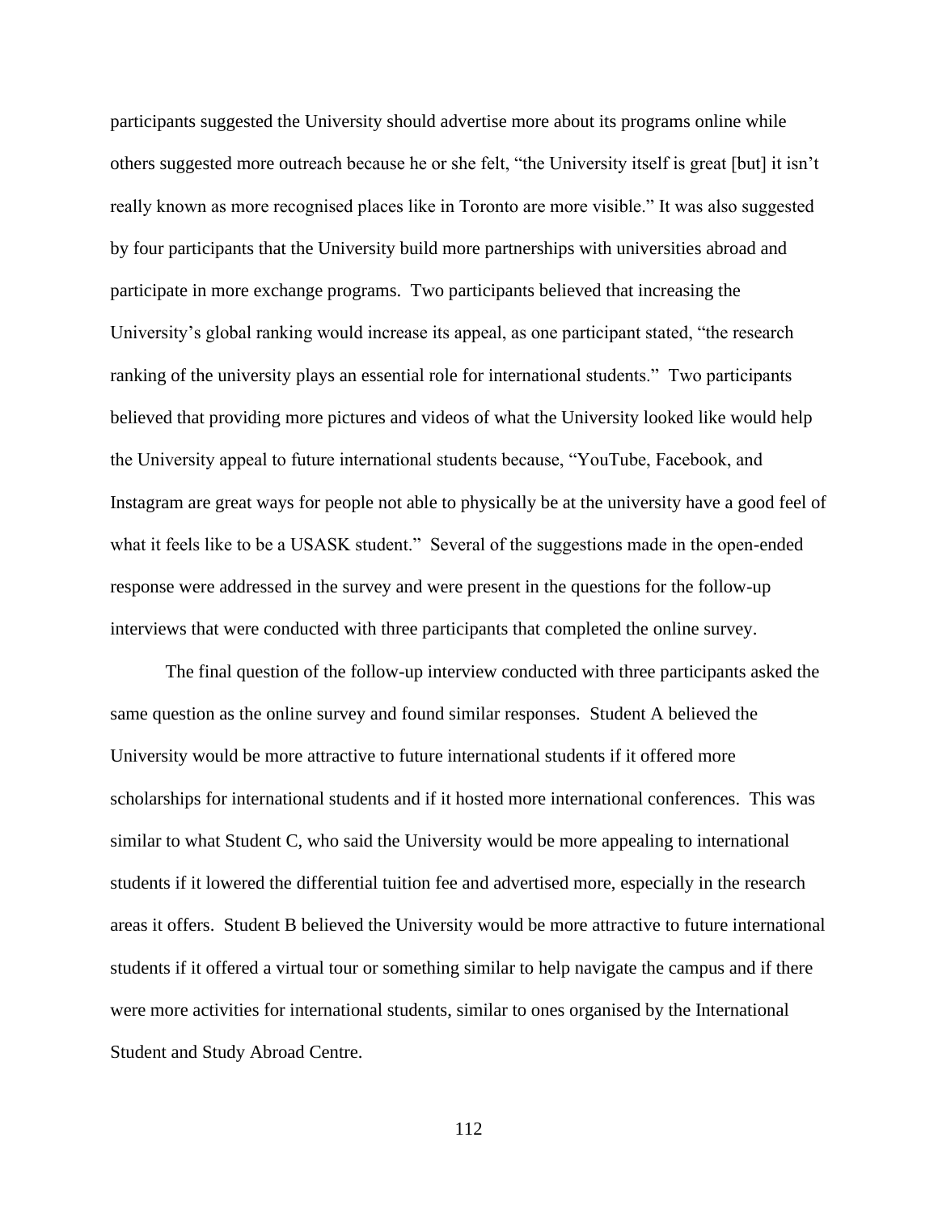participants suggested the University should advertise more about its programs online while others suggested more outreach because he or she felt, “the University itself is great [but] it isn’t really known as more recognised places like in Toronto are more visible.” It was also suggested by four participants that the University build more partnerships with universities abroad and participate in more exchange programs. Two participants believed that increasing the University’s global ranking would increase its appeal, as one participant stated, “the research ranking of the university plays an essential role for international students.” Two participants believed that providing more pictures and videos of what the University looked like would help the University appeal to future international students because, “YouTube, Facebook, and Instagram are great ways for people not able to physically be at the university have a good feel of what it feels like to be a USASK student.” Several of the suggestions made in the open-ended response were addressed in the survey and were present in the questions for the follow-up interviews that were conducted with three participants that completed the online survey.

The final question of the follow-up interview conducted with three participants asked the same question as the online survey and found similar responses. Student A believed the University would be more attractive to future international students if it offered more scholarships for international students and if it hosted more international conferences. This was similar to what Student C, who said the University would be more appealing to international students if it lowered the differential tuition fee and advertised more, especially in the research areas it offers. Student B believed the University would be more attractive to future international students if it offered a virtual tour or something similar to help navigate the campus and if there were more activities for international students, similar to ones organised by the International Student and Study Abroad Centre.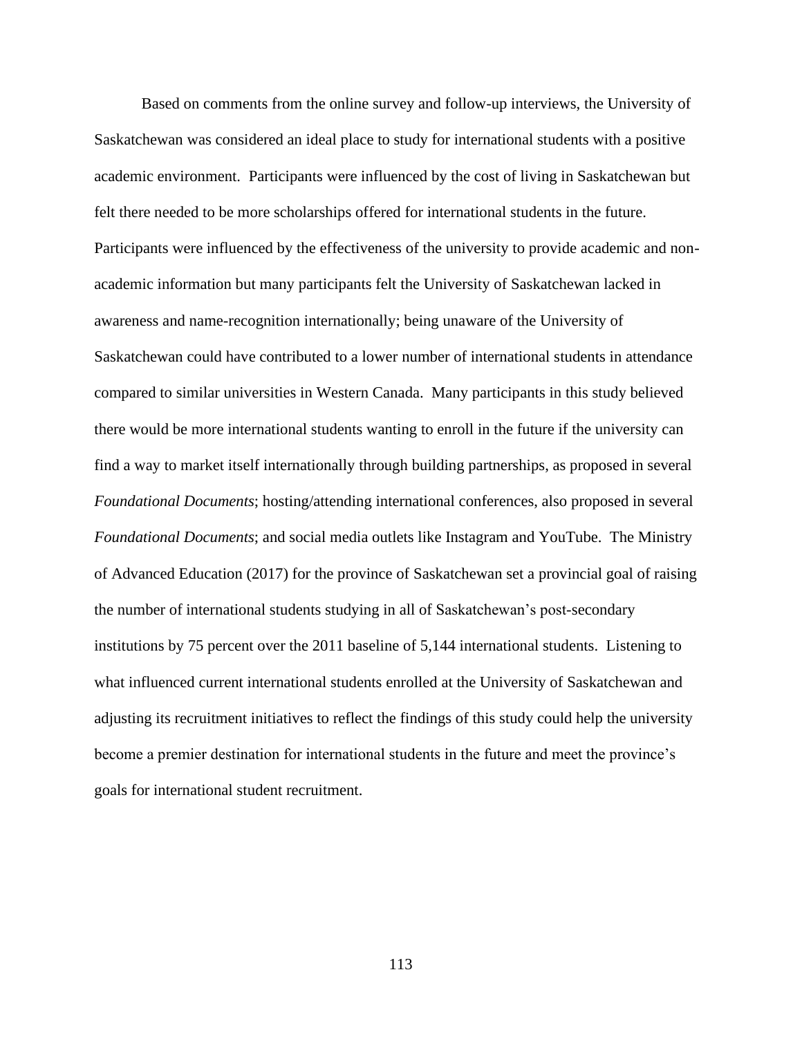Based on comments from the online survey and follow-up interviews, the University of Saskatchewan was considered an ideal place to study for international students with a positive academic environment. Participants were influenced by the cost of living in Saskatchewan but felt there needed to be more scholarships offered for international students in the future. Participants were influenced by the effectiveness of the university to provide academic and non-academic information but many participants felt the University of Saskatchewan lacked in awareness and name-recognition internationally; being unaware of the University of Saskatchewan could have contributed to a lower number of international students in attendance compared to similar universities in Western Canada. Many participants in this study believed there would be more international students wanting to enroll in the future if the university can find a way to market itself internationally through building partnerships, as proposed in several *Foundational Documents*; hosting/attending international conferences, also proposed in several *Foundational Documents*; and social media outlets like Instagram and YouTube. The Ministry of Advanced Education (2017) for the province of Saskatchewan set a provincial goal of raising the number of international students studying in all of Saskatchewan's post-secondary institutions by 75 percent over the 2011 baseline of 5,144 international students. Listening to what influenced current international students enrolled at the University of Saskatchewan and adjusting its recruitment initiatives to reflect the findings of this study could help the university become a premier destination for international students in the future and meet the province's goals for international student recruitment.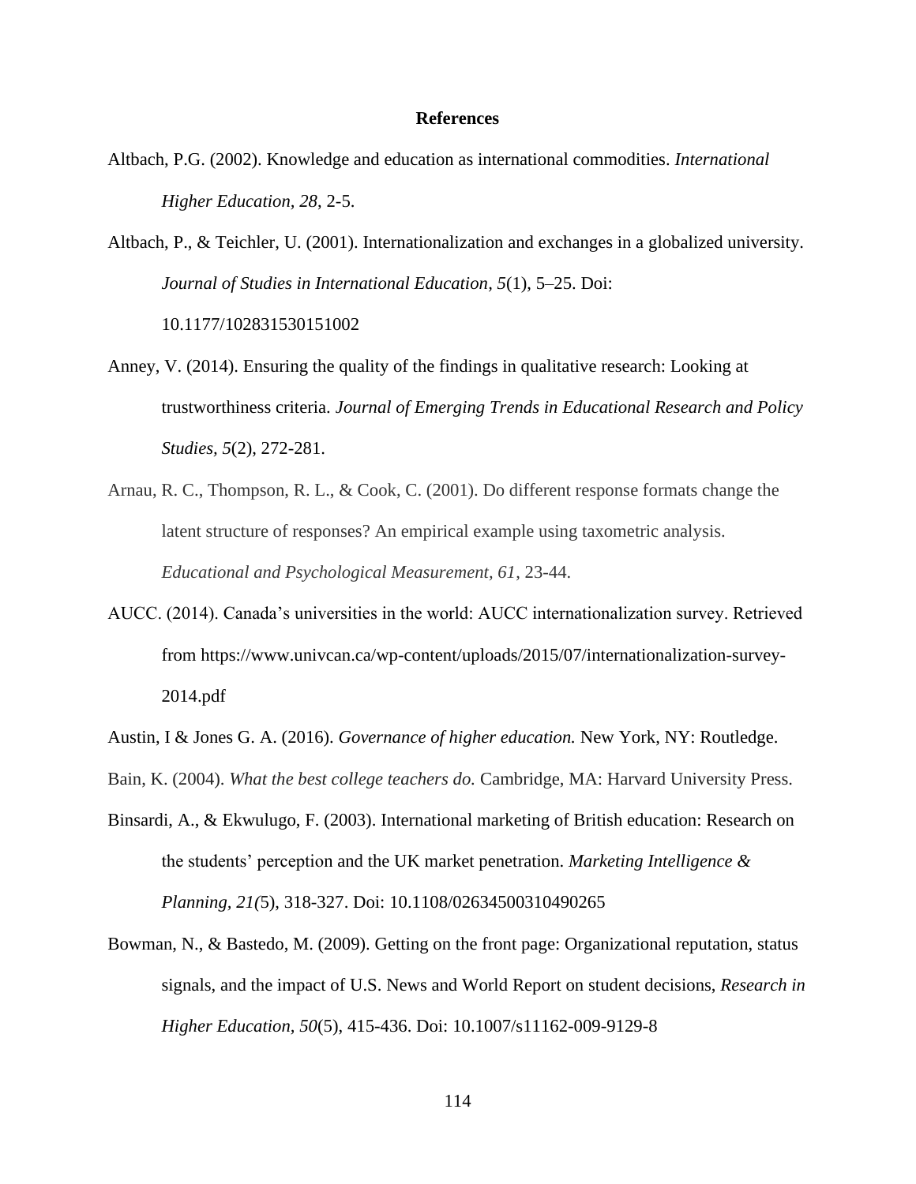# References

Altbach, P.G. (2002). Knowledge and education as international commodities. *International Higher Education, 28*, 2-5.

Altbach, P., & Teichler, U. (2001). Internationalization and exchanges in a globalized university. *Journal of Studies in International Education, 5*(1), 5–25. Doi: 10.1177/102831530151002

Anney, V. (2014). Ensuring the quality of the findings in qualitative research: Looking at trustworthiness criteria. *Journal of Emerging Trends in Educational Research and Policy Studies, 5*(2), 272-281.

Arnau, R. C., Thompson, R. L., & Cook, C. (2001). Do different response formats change the latent structure of responses? An empirical example using taxometric analysis. *Educational and Psychological Measurement, 61*, 23-44.

AUCC. (2014). Canada's universities in the world: AUCC internationalization survey. Retrieved from https://www.univcan.ca/wp-content/uploads/2015/07/internationalization-survey-2014.pdf

Austin, I & Jones G. A. (2016). *Governance of higher education.* New York, NY: Routledge.

Bain, K. (2004). *What the best college teachers do.* Cambridge, MA: Harvard University Press.

Binsardi, A., & Ekwulugo, F. (2003). International marketing of British education: Research on the students' perception and the UK market penetration. *Marketing Intelligence & Planning, 21(*5), 318-327. Doi: 10.1108/02634500310490265

Bowman, N., & Bastedo, M. (2009). Getting on the front page: Organizational reputation, status signals, and the impact of U.S. News and World Report on student decisions, *Research in Higher Education, 50*(5), 415-436. Doi: 10.1007/s11162-009-9129-8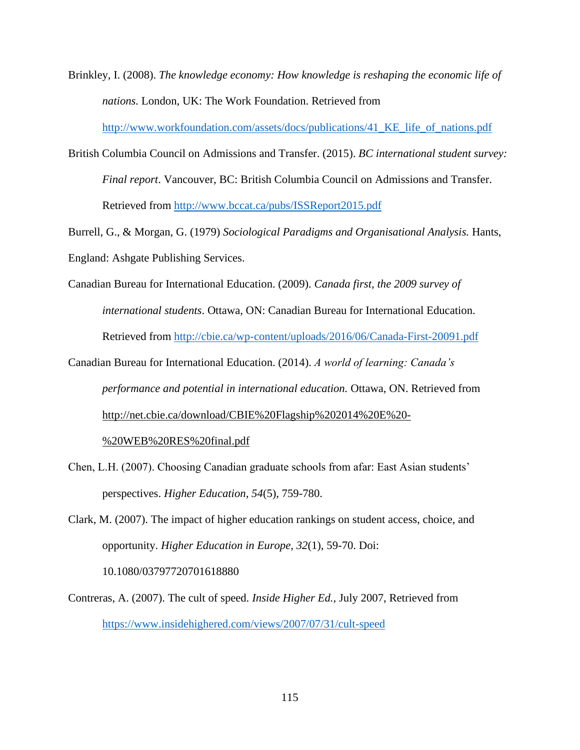Brinkley, I. (2008). *The knowledge economy: How knowledge is reshaping the economic life of nations.* London, UK: The Work Foundation. Retrieved from http://www.workfoundation.com/assets/docs/publications/41_KE_life_of_nations.pdf

British Columbia Council on Admissions and Transfer. (2015). *BC international student survey: Final report*. Vancouver, BC: British Columbia Council on Admissions and Transfer. Retrieved from http://www.bccat.ca/pubs/ISSReport2015.pdf

Burrell, G., & Morgan, G. (1979) *Sociological Paradigms and Organisational Analysis.* Hants, England: Ashgate Publishing Services.

Canadian Bureau for International Education. (2009). *Canada first, the 2009 survey of international students*. Ottawa, ON: Canadian Bureau for International Education. Retrieved from http://cbie.ca/wp-content/uploads/2016/06/Canada-First-20091.pdf

Canadian Bureau for International Education. (2014). *A world of learning: Canada's performance and potential in international education.* Ottawa, ON. Retrieved from http://net.cbie.ca/download/CBIE%20Flagship%202014%20E%20-%20WEB%20RES%20final.pdf

Chen, L.H. (2007). Choosing Canadian graduate schools from afar: East Asian students' perspectives. *Higher Education, 54*(5), 759-780.

Clark, M. (2007). The impact of higher education rankings on student access, choice, and opportunity. *Higher Education in Europe, 32*(1), 59-70. Doi: 10.1080/03797720701618880

Contreras, A. (2007). The cult of speed. *Inside Higher Ed.*, July 2007, Retrieved from https://www.insidehighered.com/views/2007/07/31/cult-speed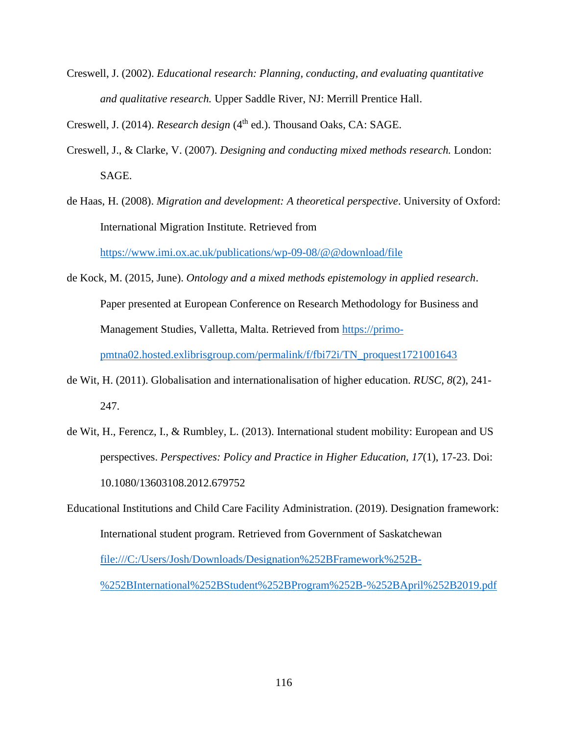Creswell, J. (2002). *Educational research: Planning, conducting, and evaluating quantitative and qualitative research.* Upper Saddle River, NJ: Merrill Prentice Hall.

Creswell, J. (2014). *Research design* (4th ed.). Thousand Oaks, CA: SAGE.

Creswell, J., & Clarke, V. (2007). *Designing and conducting mixed methods research.* London: SAGE.

de Haas, H. (2008). *Migration and development: A theoretical perspective*. University of Oxford: International Migration Institute. Retrieved from https://www.imi.ox.ac.uk/publications/wp-09-08/@@download/file

de Kock, M. (2015, June). *Ontology and a mixed methods epistemology in applied research*. Paper presented at European Conference on Research Methodology for Business and Management Studies, Valletta, Malta. Retrieved from https://primo-pmtna02.hosted.exlibrisgroup.com/permalink/f/fbi72i/TN_proquest1721001643

de Wit, H. (2011). Globalisation and internationalisation of higher education. *RUSC, 8*(2), 241-247.

de Wit, H., Ferencz, I., & Rumbley, L. (2013). International student mobility: European and US perspectives. *Perspectives: Policy and Practice in Higher Education, 17*(1), 17-23. Doi: 10.1080/13603108.2012.679752

Educational Institutions and Child Care Facility Administration. (2019). Designation framework: International student program. Retrieved from Government of Saskatchewan file:///C:/Users/Josh/Downloads/Designation%252BFramework%252B-%252BInternational%252BStudent%252BProgram%252B-%252BApril%252B2019.pdf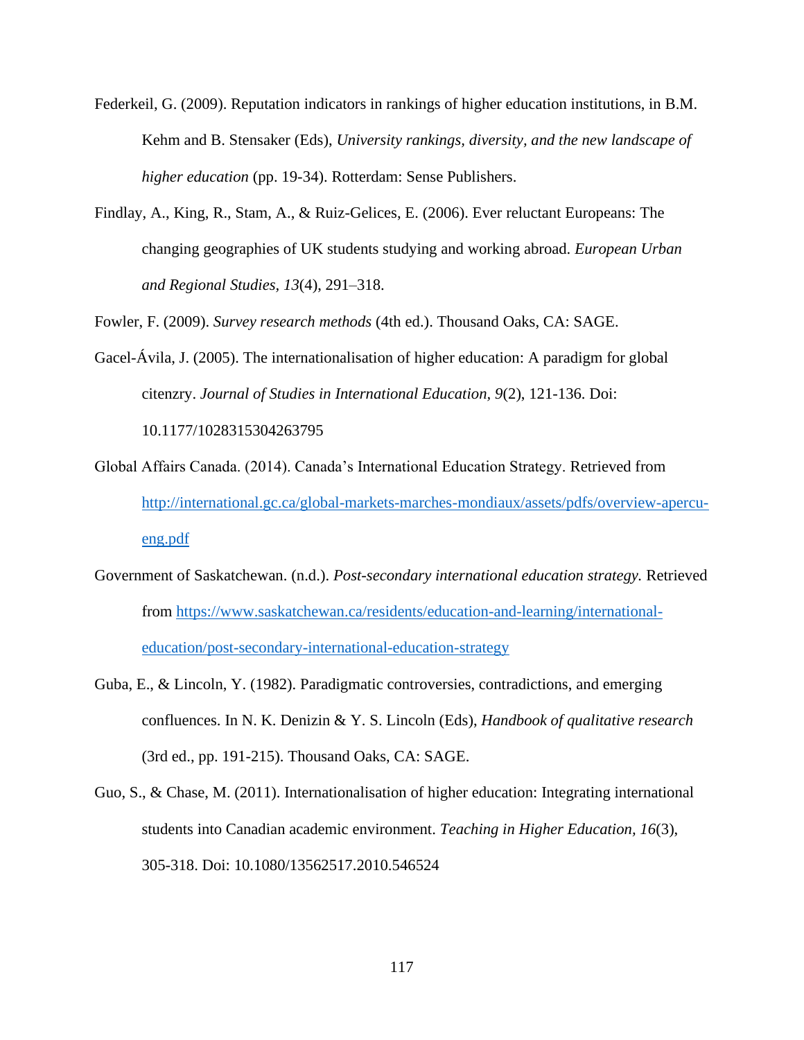Federkeil, G. (2009). Reputation indicators in rankings of higher education institutions, in B.M. Kehm and B. Stensaker (Eds), *University rankings, diversity, and the new landscape of higher education* (pp. 19-34). Rotterdam: Sense Publishers.

Findlay, A., King, R., Stam, A., & Ruiz-Gelices, E. (2006). Ever reluctant Europeans: The changing geographies of UK students studying and working abroad. *European Urban and Regional Studies, 13*(4), 291–318.

Fowler, F. (2009). *Survey research methods* (4th ed.). Thousand Oaks, CA: SAGE.

Gacel-Ávila, J. (2005). The internationalisation of higher education: A paradigm for global citenzry. *Journal of Studies in International Education, 9*(2), 121-136. Doi: 10.1177/1028315304263795

Global Affairs Canada. (2014). Canada's International Education Strategy. Retrieved from http://international.gc.ca/global-markets-marches-mondiaux/assets/pdfs/overview-apercu-eng.pdf

Government of Saskatchewan. (n.d.). *Post-secondary international education strategy.* Retrieved from https://www.saskatchewan.ca/residents/education-and-learning/international-education/post-secondary-international-education-strategy

Guba, E., & Lincoln, Y. (1982). Paradigmatic controversies, contradictions, and emerging confluences. In N. K. Denizin & Y. S. Lincoln (Eds), *Handbook of qualitative research* (3rd ed., pp. 191-215). Thousand Oaks, CA: SAGE.

Guo, S., & Chase, M. (2011). Internationalisation of higher education: Integrating international students into Canadian academic environment. *Teaching in Higher Education, 16*(3), 305-318. Doi: 10.1080/13562517.2010.546524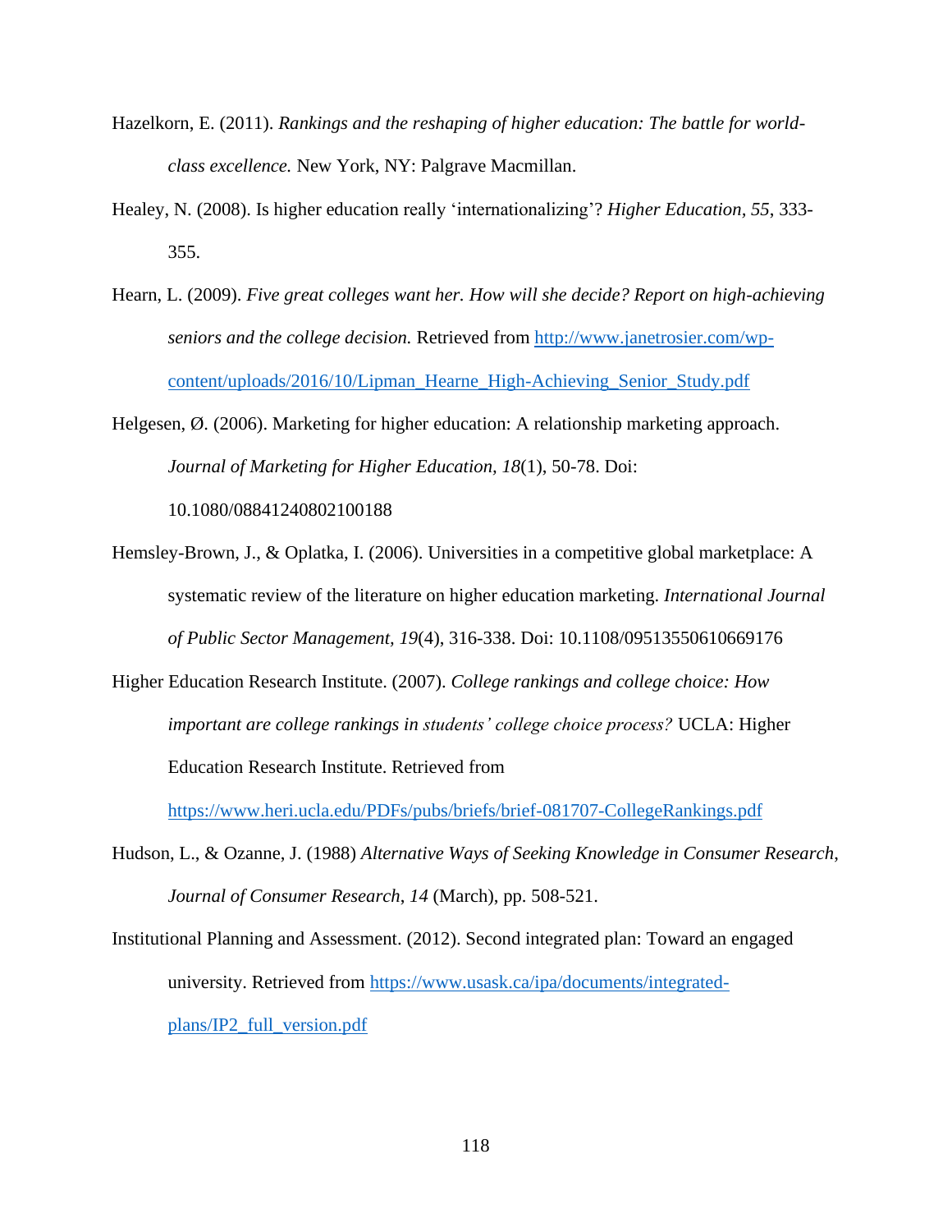Hazelkorn, E. (2011). *Rankings and the reshaping of higher education: The battle for world-class excellence.* New York, NY: Palgrave Macmillan.

Healey, N. (2008). Is higher education really 'internationalizing'? *Higher Education, 55*, 333-355.

Hearn, L. (2009). *Five great colleges want her. How will she decide? Report on high-achieving seniors and the college decision.* Retrieved from http://www.janetrosier.com/wp-content/uploads/2016/10/Lipman_Hearne_High-Achieving_Senior_Study.pdf

Helgesen, Ø. (2006). Marketing for higher education: A relationship marketing approach. *Journal of Marketing for Higher Education, 18*(1), 50-78. Doi: 10.1080/08841240802100188

Hemsley-Brown, J., & Oplatka, I. (2006). Universities in a competitive global marketplace: A systematic review of the literature on higher education marketing. *International Journal of Public Sector Management, 19*(4), 316-338. Doi: 10.1108/09513550610669176

Higher Education Research Institute. (2007). *College rankings and college choice: How important are college rankings in students' college choice process?* UCLA: Higher Education Research Institute. Retrieved from https://www.heri.ucla.edu/PDFs/pubs/briefs/brief-081707-CollegeRankings.pdf

Hudson, L., & Ozanne, J. (1988) *Alternative Ways of Seeking Knowledge in Consumer Research*, *Journal of Consumer Research, 14* (March), pp. 508-521.

Institutional Planning and Assessment. (2012). Second integrated plan: Toward an engaged university. Retrieved from https://www.usask.ca/ipa/documents/integrated-plans/IP2_full_version.pdf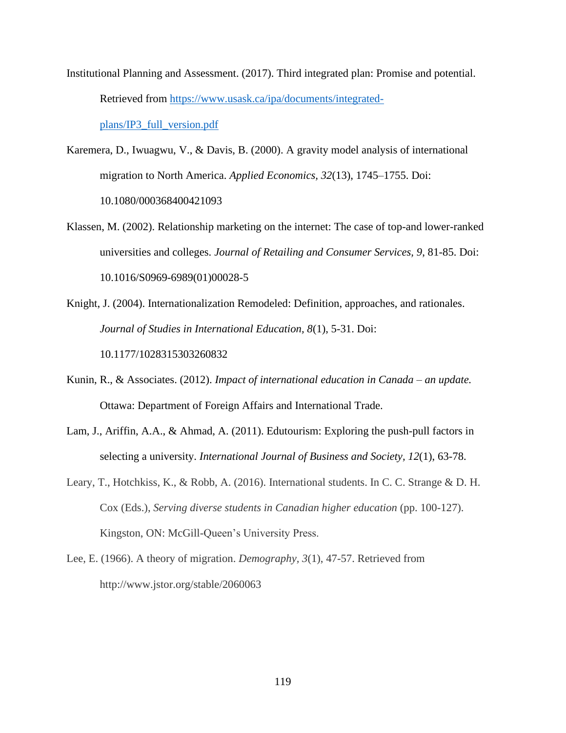Institutional Planning and Assessment. (2017). Third integrated plan: Promise and potential. Retrieved from [https://www.usask.ca/ipa/documents/integrated-plans/IP3_full_version.pdf](https://www.usask.ca/ipa/documents/integrated-plans/IP3_full_version.pdf)

Karemera, D., Iwuagwu, V., & Davis, B. (2000). A gravity model analysis of international migration to North America. *Applied Economics, 32*(13), 1745–1755. Doi: 10.1080/000368400421093

Klassen, M. (2002). Relationship marketing on the internet: The case of top-and lower-ranked universities and colleges. *Journal of Retailing and Consumer Services, 9*, 81-85. Doi: 10.1016/S0969-6989(01)00028-5

Knight, J. (2004). Internationalization Remodeled: Definition, approaches, and rationales. *Journal of Studies in International Education, 8*(1), 5-31. Doi: 10.1177/1028315303260832

Kunin, R., & Associates. (2012). *Impact of international education in Canada – an update.* Ottawa: Department of Foreign Affairs and International Trade.

Lam, J., Ariffin, A.A., & Ahmad, A. (2011). Edutourism: Exploring the push-pull factors in selecting a university. *International Journal of Business and Society, 12*(1), 63-78.

Leary, T., Hotchkiss, K., & Robb, A. (2016). International students. In C. C. Strange & D. H. Cox (Eds.), *Serving diverse students in Canadian higher education* (pp. 100-127). Kingston, ON: McGill-Queen's University Press.

Lee, E. (1966). A theory of migration. *Demography, 3*(1), 47-57. Retrieved from http://www.jstor.org/stable/2060063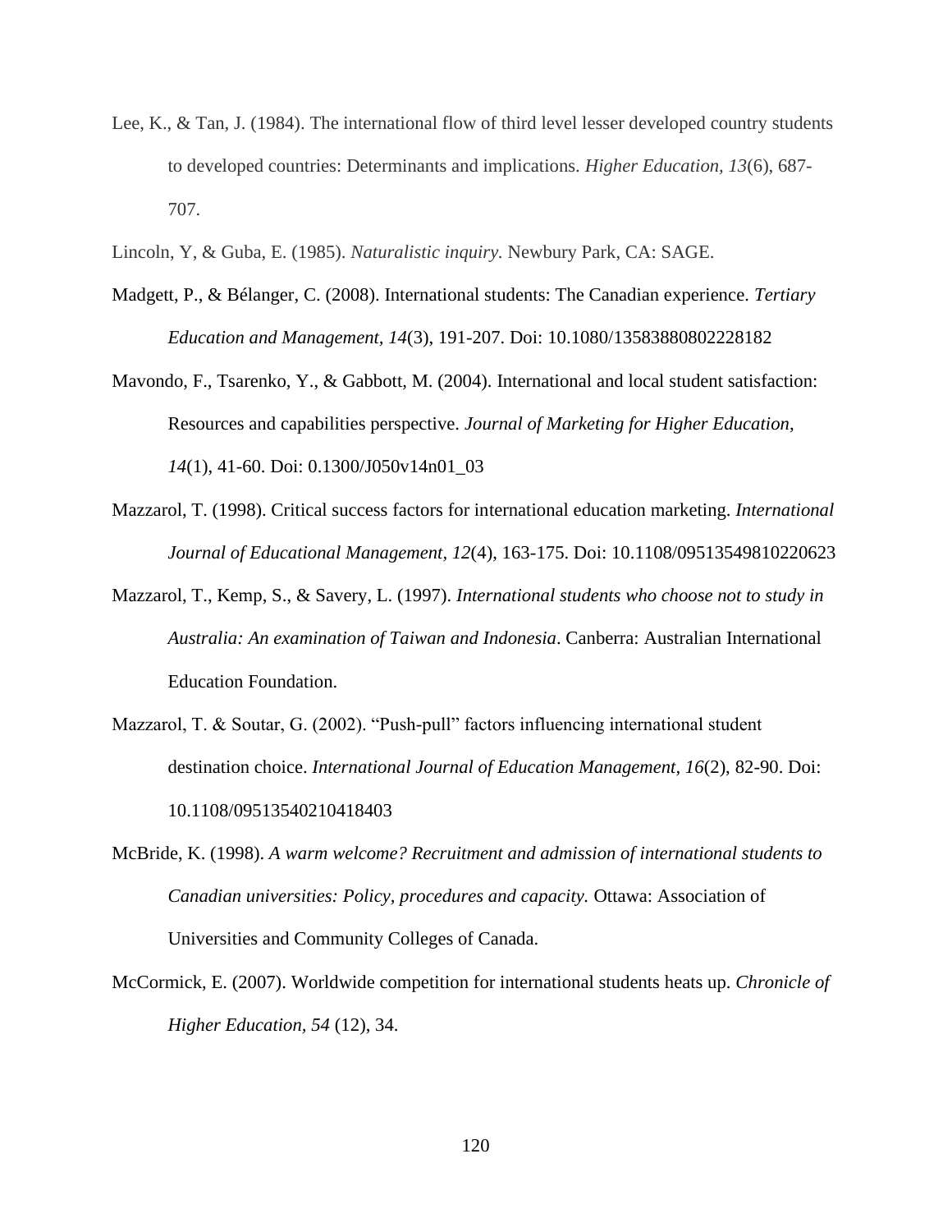Lee, K., & Tan, J. (1984). The international flow of third level lesser developed country students to developed countries: Determinants and implications. *Higher Education, 13*(6), 687-707.

Lincoln, Y, & Guba, E. (1985). *Naturalistic inquiry.* Newbury Park, CA: SAGE.

Madgett, P., & Bélanger, C. (2008). International students: The Canadian experience. *Tertiary Education and Management*, *14*(3), 191-207. Doi: 10.1080/13583880802228182

Mavondo, F., Tsarenko, Y., & Gabbott, M. (2004). International and local student satisfaction: Resources and capabilities perspective. *Journal of Marketing for Higher Education, 14*(1), 41-60. Doi: 0.1300/J050v14n01_03

Mazzarol, T. (1998). Critical success factors for international education marketing. *International Journal of Educational Management*, *12*(4), 163-175. Doi: 10.1108/09513549810220623

Mazzarol, T., Kemp, S., & Savery, L. (1997). *International students who choose not to study in Australia: An examination of Taiwan and Indonesia*. Canberra: Australian International Education Foundation.

Mazzarol, T. & Soutar, G. (2002). "Push-pull" factors influencing international student destination choice. *International Journal of Education Management, 16*(2), 82-90. Doi: 10.1108/09513540210418403

McBride, K. (1998). *A warm welcome? Recruitment and admission of international students to Canadian universities: Policy, procedures and capacity.* Ottawa: Association of Universities and Community Colleges of Canada.

McCormick, E. (2007). Worldwide competition for international students heats up. *Chronicle of Higher Education, 54* (12), 34.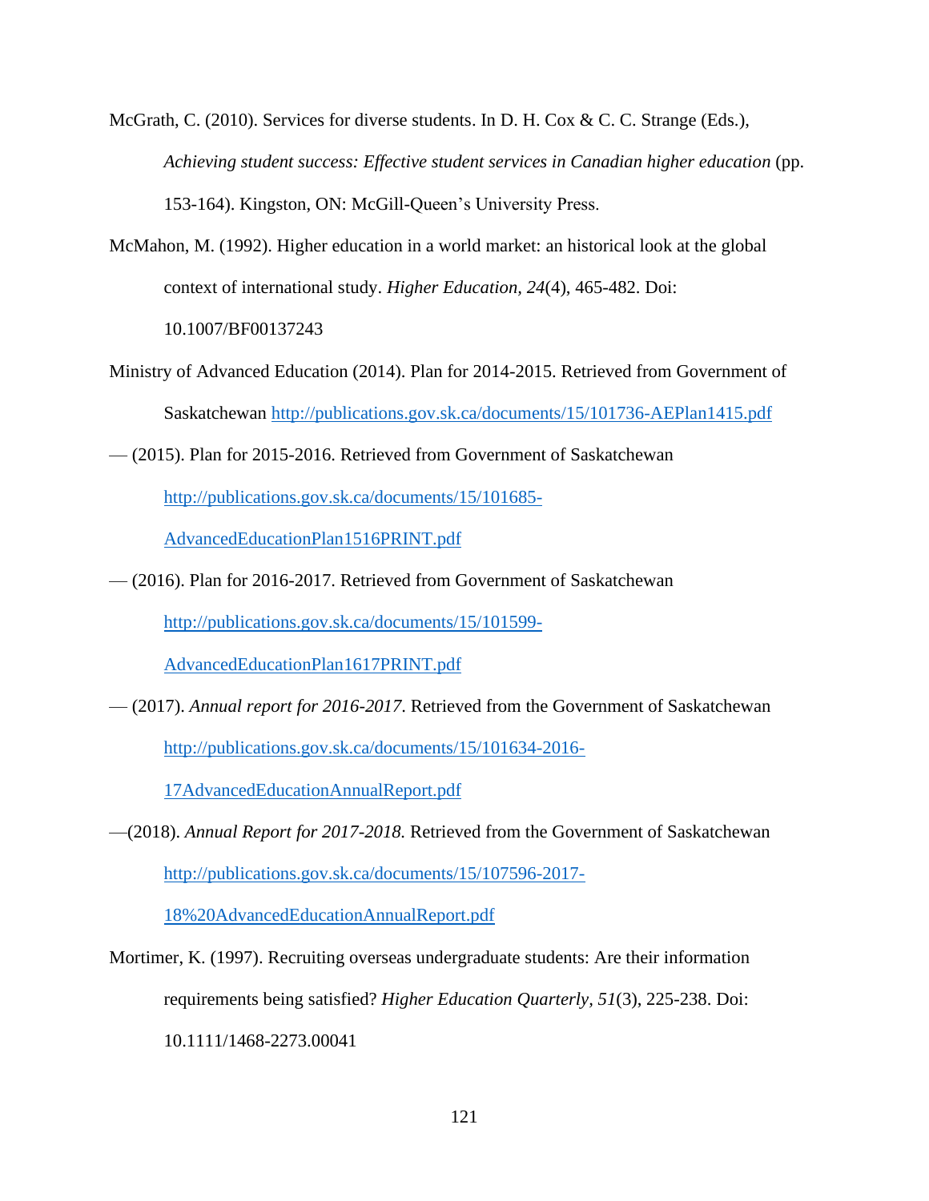McGrath, C. (2010). Services for diverse students. In D. H. Cox & C. C. Strange (Eds.), *Achieving student success: Effective student services in Canadian higher education* (pp. 153-164). Kingston, ON: McGill-Queen's University Press.

McMahon, M. (1992). Higher education in a world market: an historical look at the global context of international study. *Higher Education, 24*(4), 465-482. Doi: 10.1007/BF00137243

Ministry of Advanced Education (2014). Plan for 2014-2015. Retrieved from Government of Saskatchewan http://publications.gov.sk.ca/documents/15/101736-AEPlan1415.pdf

— (2015). Plan for 2015-2016. Retrieved from Government of Saskatchewan http://publications.gov.sk.ca/documents/15/101685-AdvancedEducationPlan1516PRINT.pdf

— (2016). Plan for 2016-2017. Retrieved from Government of Saskatchewan http://publications.gov.sk.ca/documents/15/101599-AdvancedEducationPlan1617PRINT.pdf

— (2017). *Annual report for 2016-2017*. Retrieved from the Government of Saskatchewan http://publications.gov.sk.ca/documents/15/101634-2016-17AdvancedEducationAnnualReport.pdf

—(2018). *Annual Report for 2017-2018.* Retrieved from the Government of Saskatchewan http://publications.gov.sk.ca/documents/15/107596-2017-18%20AdvancedEducationAnnualReport.pdf

Mortimer, K. (1997). Recruiting overseas undergraduate students: Are their information requirements being satisfied? *Higher Education Quarterly, 51*(3), 225-238. Doi: 10.1111/1468-2273.00041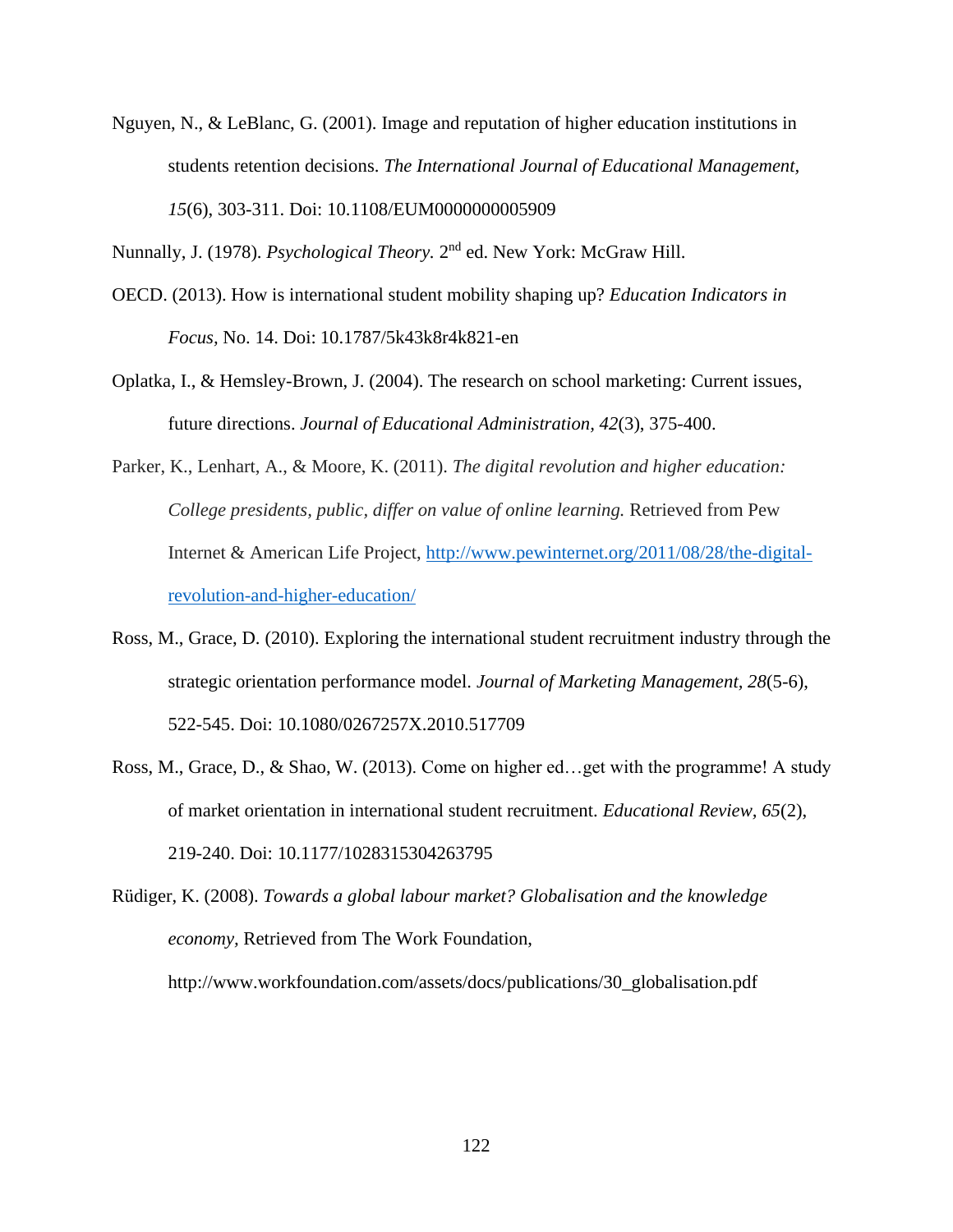Nguyen, N., & LeBlanc, G. (2001). Image and reputation of higher education institutions in students retention decisions. *The International Journal of Educational Management, 15*(6), 303-311. Doi: 10.1108/EUM0000000005909

Nunnally, J. (1978). *Psychological Theory.* 2nd ed. New York: McGraw Hill.

OECD. (2013). How is international student mobility shaping up? *Education Indicators in Focus,* No. 14. Doi: 10.1787/5k43k8r4k821-en

Oplatka, I., & Hemsley-Brown, J. (2004). The research on school marketing: Current issues, future directions. *Journal of Educational Administration, 42*(3), 375-400.

Parker, K., Lenhart, A., & Moore, K. (2011). *The digital revolution and higher education: College presidents, public, differ on value of online learning.* Retrieved from Pew Internet & American Life Project, [http://www.pewinternet.org/2011/08/28/the-digital-revolution-and-higher-education/](http://www.pewinternet.org/2011/08/28/the-digital-revolution-and-higher-education/)

Ross, M., Grace, D. (2010). Exploring the international student recruitment industry through the strategic orientation performance model. *Journal of Marketing Management, 28*(5-6), 522-545. Doi: 10.1080/0267257X.2010.517709

Ross, M., Grace, D., & Shao, W. (2013). Come on higher ed…get with the programme! A study of market orientation in international student recruitment. *Educational Review, 65*(2), 219-240. Doi: 10.1177/1028315304263795

Rüdiger, K. (2008). *Towards a global labour market? Globalisation and the knowledge economy,* Retrieved from The Work Foundation, http://www.workfoundation.com/assets/docs/publications/30_globalisation.pdf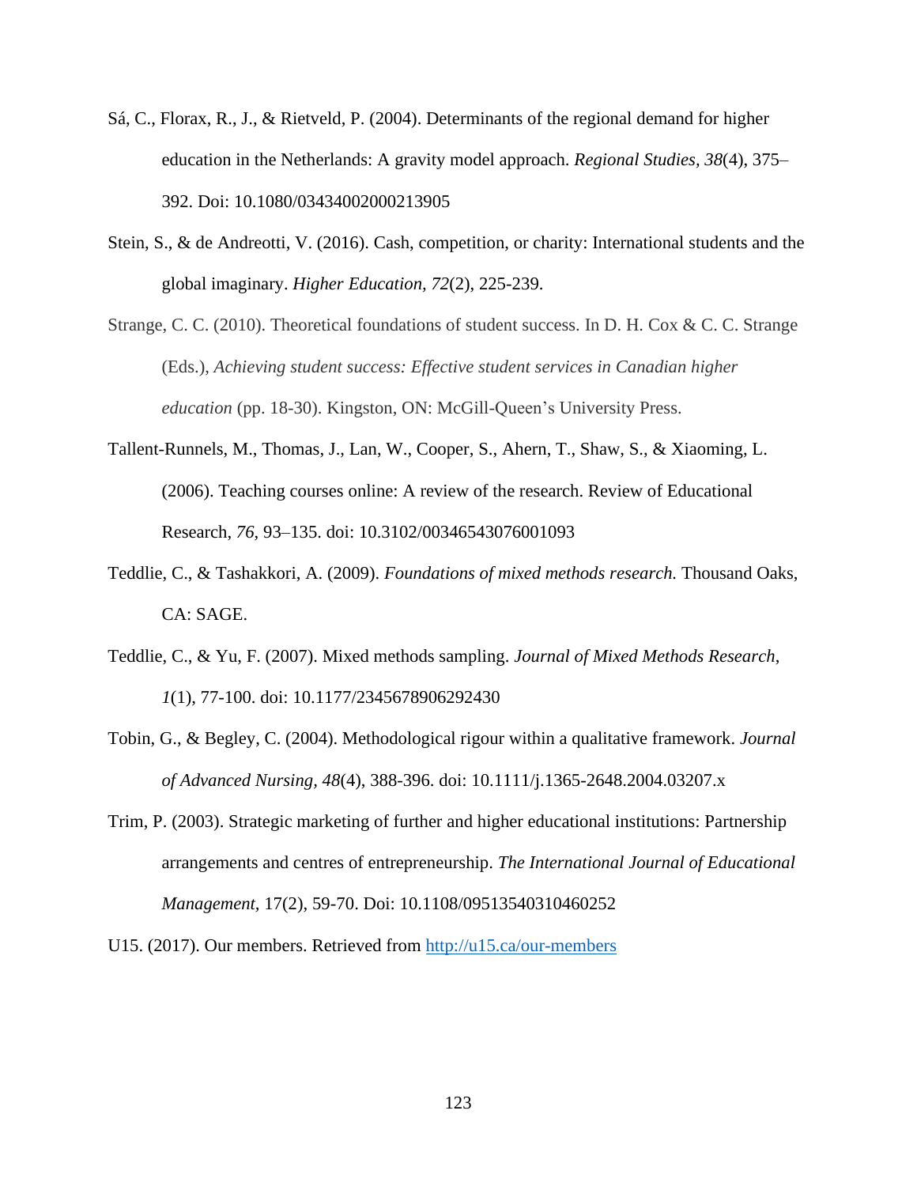Sá, C., Florax, R., J., & Rietveld, P. (2004). Determinants of the regional demand for higher education in the Netherlands: A gravity model approach. *Regional Studies, 38*(4), 375–392. Doi: 10.1080/03434002000213905

Stein, S., & de Andreotti, V. (2016). Cash, competition, or charity: International students and the global imaginary. *Higher Education, 72*(2), 225-239.

Strange, C. C. (2010). Theoretical foundations of student success. In D. H. Cox & C. C. Strange (Eds.), *Achieving student success: Effective student services in Canadian higher education* (pp. 18-30). Kingston, ON: McGill-Queen's University Press.

Tallent-Runnels, M., Thomas, J., Lan, W., Cooper, S., Ahern, T., Shaw, S., & Xiaoming, L. (2006). Teaching courses online: A review of the research. Review of Educational Research, *76*, 93–135. doi: 10.3102/00346543076001093

Teddlie, C., & Tashakkori, A. (2009). *Foundations of mixed methods research.* Thousand Oaks, CA: SAGE.

Teddlie, C., & Yu, F. (2007). Mixed methods sampling. *Journal of Mixed Methods Research*, *1*(1), 77-100. doi: 10.1177/2345678906292430

Tobin, G., & Begley, C. (2004). Methodological rigour within a qualitative framework. *Journal of Advanced Nursing, 48*(4), 388-396. doi: 10.1111/j.1365-2648.2004.03207.x

Trim, P. (2003). Strategic marketing of further and higher educational institutions: Partnership arrangements and centres of entrepreneurship. *The International Journal of Educational Management,* 17(2), 59-70. Doi: 10.1108/09513540310460252

U15. (2017). Our members. Retrieved from http://u15.ca/our-members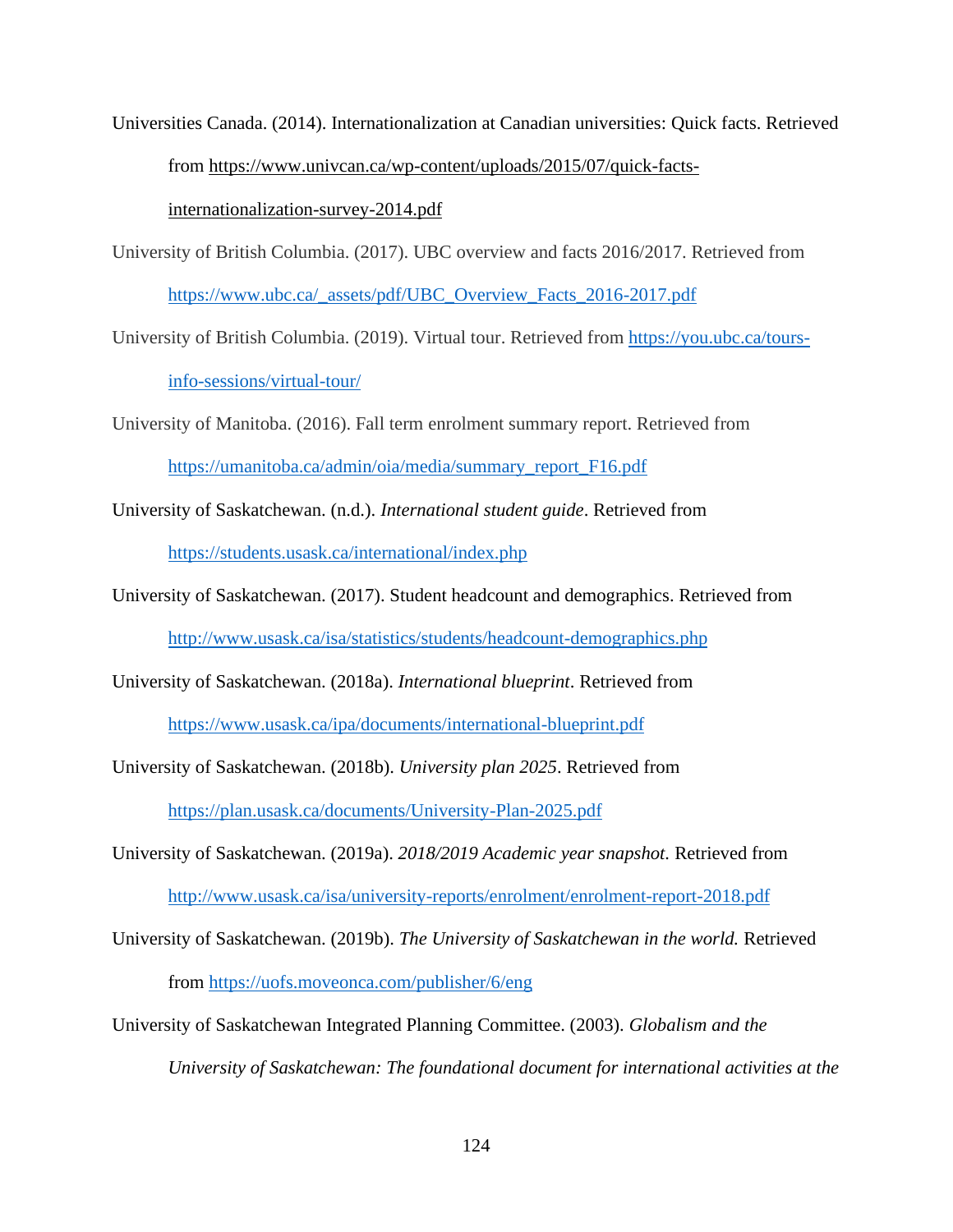Universities Canada. (2014). Internationalization at Canadian universities: Quick facts. Retrieved from https://www.univcan.ca/wp-content/uploads/2015/07/quick-facts-internationalization-survey-2014.pdf

University of British Columbia. (2017). UBC overview and facts 2016/2017. Retrieved from https://www.ubc.ca/_assets/pdf/UBC_Overview_Facts_2016-2017.pdf

University of British Columbia. (2019). Virtual tour. Retrieved from https://you.ubc.ca/tours-info-sessions/virtual-tour/

University of Manitoba. (2016). Fall term enrolment summary report. Retrieved from https://umanitoba.ca/admin/oia/media/summary_report_F16.pdf

University of Saskatchewan. (n.d.). *International student guide*. Retrieved from https://students.usask.ca/international/index.php

University of Saskatchewan. (2017). Student headcount and demographics. Retrieved from http://www.usask.ca/isa/statistics/students/headcount-demographics.php

University of Saskatchewan. (2018a). *International blueprint*. Retrieved from https://www.usask.ca/ipa/documents/international-blueprint.pdf

University of Saskatchewan. (2018b). *University plan 2025*. Retrieved from https://plan.usask.ca/documents/University-Plan-2025.pdf

University of Saskatchewan. (2019a). *2018/2019 Academic year snapshot*. Retrieved from http://www.usask.ca/isa/university-reports/enrolment/enrolment-report-2018.pdf

University of Saskatchewan. (2019b). *The University of Saskatchewan in the world.* Retrieved from https://uofs.moveonca.com/publisher/6/eng

University of Saskatchewan Integrated Planning Committee. (2003). *Globalism and the University of Saskatchewan: The foundational document for international activities at the*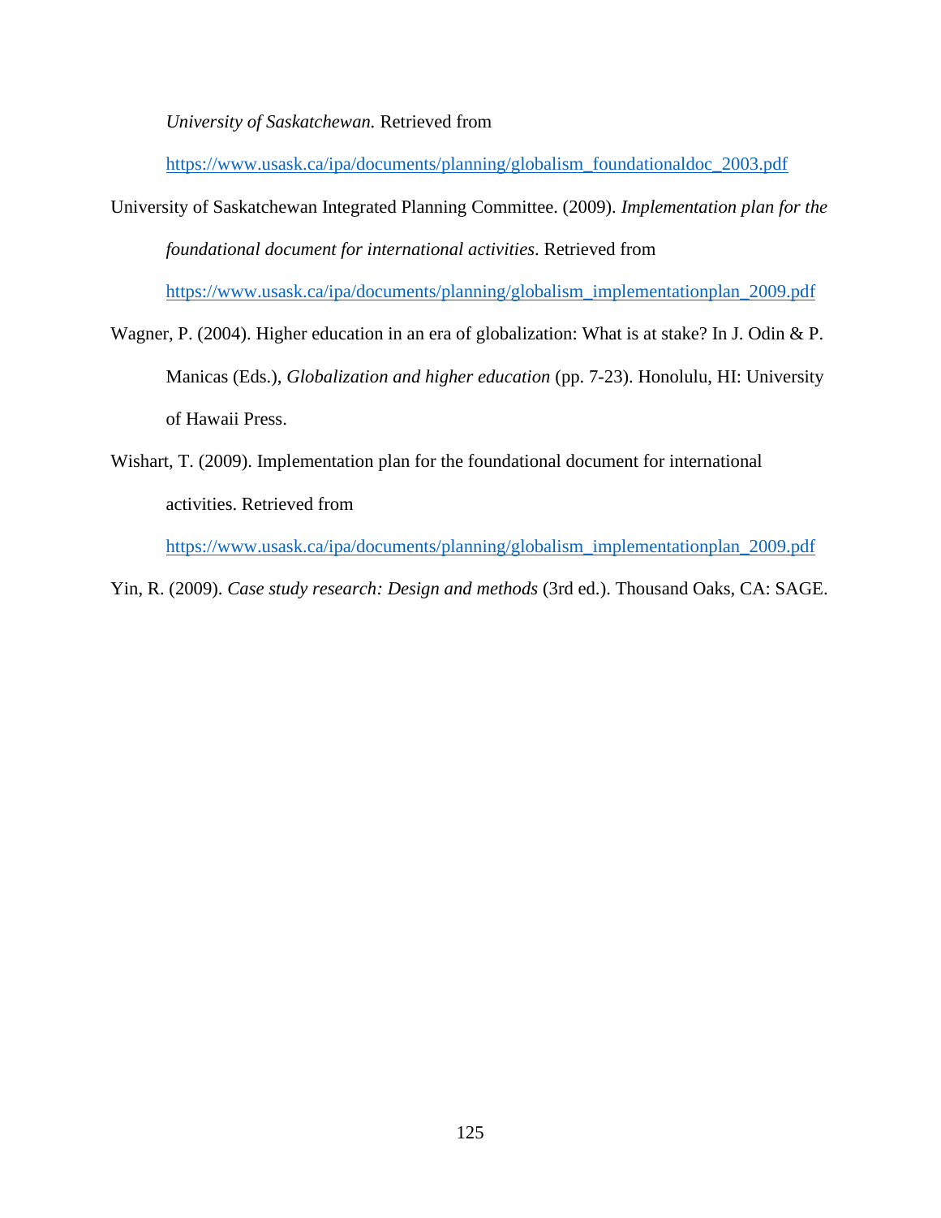*University of Saskatchewan.* Retrieved from https://www.usask.ca/ipa/documents/planning/globalism_foundationaldoc_2003.pdf

University of Saskatchewan Integrated Planning Committee. (2009). *Implementation plan for the foundational document for international activities*. Retrieved from https://www.usask.ca/ipa/documents/planning/globalism_implementationplan_2009.pdf

Wagner, P. (2004). Higher education in an era of globalization: What is at stake? In J. Odin & P. Manicas (Eds.), *Globalization and higher education* (pp. 7-23). Honolulu, HI: University of Hawaii Press.

Wishart, T. (2009). Implementation plan for the foundational document for international activities. Retrieved from https://www.usask.ca/ipa/documents/planning/globalism_implementationplan_2009.pdf

Yin, R. (2009). *Case study research: Design and methods* (3rd ed.). Thousand Oaks, CA: SAGE.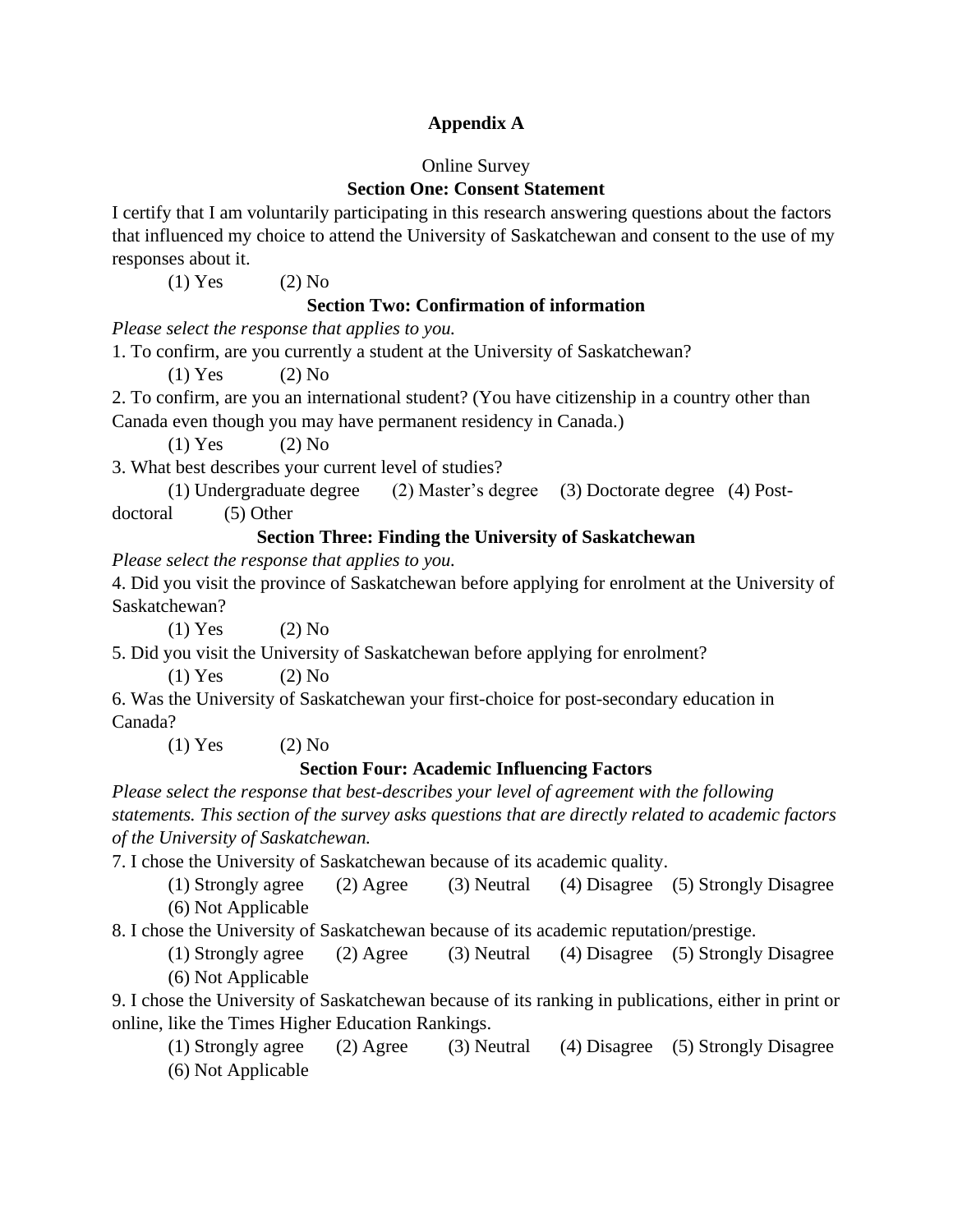# Appendix A

Online Survey

## Section One: Consent Statement

I certify that I am voluntarily participating in this research answering questions about the factors that influenced my choice to attend the University of Saskatchewan and consent to the use of my responses about it.

(1) Yes (2) No

## Section Two: Confirmation of information

*Please select the response that applies to you.*

1. To confirm, are you currently a student at the University of Saskatchewan?

(1) Yes (2) No

2. To confirm, are you an international student? (You have citizenship in a country other than Canada even though you may have permanent residency in Canada.)

(1) Yes (2) No

3. What best describes your current level of studies?

(1) Undergraduate degree (2) Master's degree (3) Doctorate degree (4) Post-doctoral (5) Other

## Section Three: Finding the University of Saskatchewan

*Please select the response that applies to you.*

4. Did you visit the province of Saskatchewan before applying for enrolment at the University of Saskatchewan?

(1) Yes (2) No

5. Did you visit the University of Saskatchewan before applying for enrolment?

(1) Yes (2) No

6. Was the University of Saskatchewan your first-choice for post-secondary education in Canada?

(1) Yes (2) No

## Section Four: Academic Influencing Factors

*Please select the response that best-describes your level of agreement with the following statements. This section of the survey asks questions that are directly related to academic factors of the University of Saskatchewan.*

7. I chose the University of Saskatchewan because of its academic quality.

(1) Strongly agree (2) Agree (3) Neutral (4) Disagree (5) Strongly Disagree
(6) Not Applicable

8. I chose the University of Saskatchewan because of its academic reputation/prestige.

(1) Strongly agree (2) Agree (3) Neutral (4) Disagree (5) Strongly Disagree
(6) Not Applicable

9. I chose the University of Saskatchewan because of its ranking in publications, either in print or online, like the Times Higher Education Rankings.

(1) Strongly agree (2) Agree (3) Neutral (4) Disagree (5) Strongly Disagree
(6) Not Applicable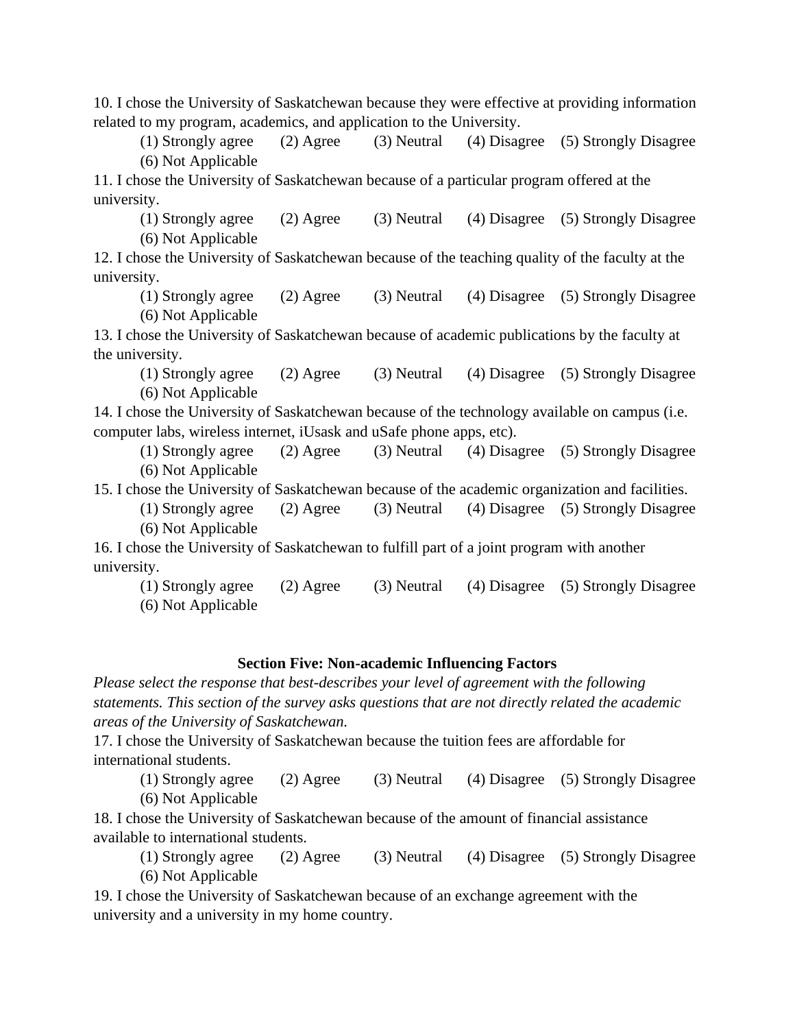10. I chose the University of Saskatchewan because they were effective at providing information related to my program, academics, and application to the University.

(1) Strongly agree (2) Agree (3) Neutral (4) Disagree (5) Strongly Disagree
(6) Not Applicable

11. I chose the University of Saskatchewan because of a particular program offered at the university.

(1) Strongly agree (2) Agree (3) Neutral (4) Disagree (5) Strongly Disagree
(6) Not Applicable

12. I chose the University of Saskatchewan because of the teaching quality of the faculty at the university.

(1) Strongly agree (2) Agree (3) Neutral (4) Disagree (5) Strongly Disagree
(6) Not Applicable

13. I chose the University of Saskatchewan because of academic publications by the faculty at the university.

(1) Strongly agree (2) Agree (3) Neutral (4) Disagree (5) Strongly Disagree
(6) Not Applicable

14. I chose the University of Saskatchewan because of the technology available on campus (i.e. computer labs, wireless internet, iUsask and uSafe phone apps, etc).

(1) Strongly agree (2) Agree (3) Neutral (4) Disagree (5) Strongly Disagree
(6) Not Applicable

15. I chose the University of Saskatchewan because of the academic organization and facilities.

(1) Strongly agree (2) Agree (3) Neutral (4) Disagree (5) Strongly Disagree
(6) Not Applicable

16. I chose the University of Saskatchewan to fulfill part of a joint program with another university.

(1) Strongly agree (2) Agree (3) Neutral (4) Disagree (5) Strongly Disagree
(6) Not Applicable

### Section Five: Non-academic Influencing Factors

*Please select the response that best-describes your level of agreement with the following statements. This section of the survey asks questions that are not directly related the academic areas of the University of Saskatchewan.*

17. I chose the University of Saskatchewan because the tuition fees are affordable for international students.

(1) Strongly agree (2) Agree (3) Neutral (4) Disagree (5) Strongly Disagree
(6) Not Applicable

18. I chose the University of Saskatchewan because of the amount of financial assistance available to international students.

(1) Strongly agree (2) Agree (3) Neutral (4) Disagree (5) Strongly Disagree
(6) Not Applicable

19. I chose the University of Saskatchewan because of an exchange agreement with the university and a university in my home country.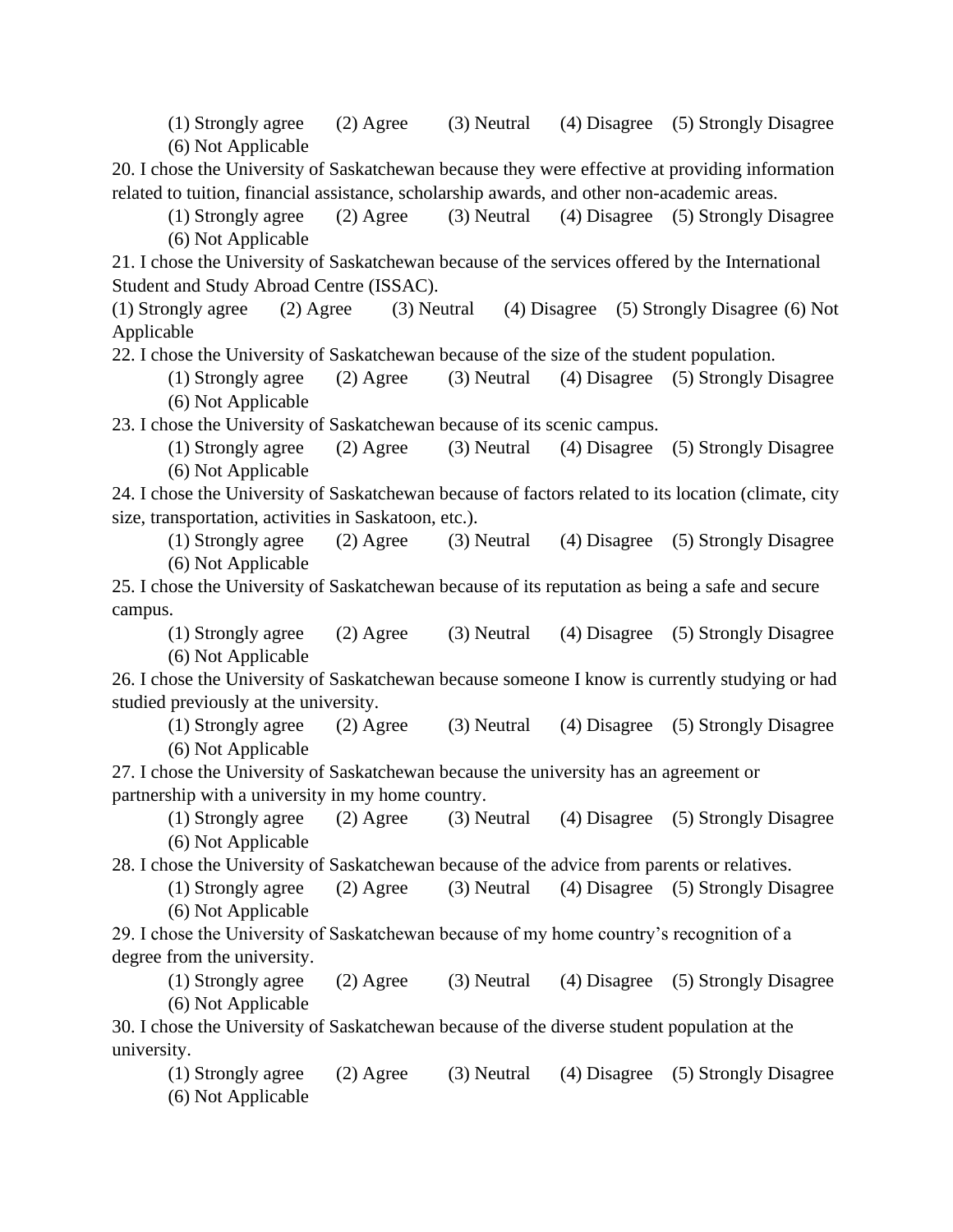(1) Strongly agree (2) Agree (3) Neutral (4) Disagree (5) Strongly Disagree (6) Not Applicable

20. I chose the University of Saskatchewan because they were effective at providing information related to tuition, financial assistance, scholarship awards, and other non-academic areas.

(1) Strongly agree (2) Agree (3) Neutral (4) Disagree (5) Strongly Disagree (6) Not Applicable

21. I chose the University of Saskatchewan because of the services offered by the International Student and Study Abroad Centre (ISSAC).

(1) Strongly agree (2) Agree (3) Neutral (4) Disagree (5) Strongly Disagree (6) Not Applicable

22. I chose the University of Saskatchewan because of the size of the student population.

(1) Strongly agree (2) Agree (3) Neutral (4) Disagree (5) Strongly Disagree (6) Not Applicable

23. I chose the University of Saskatchewan because of its scenic campus.

(1) Strongly agree (2) Agree (3) Neutral (4) Disagree (5) Strongly Disagree (6) Not Applicable

24. I chose the University of Saskatchewan because of factors related to its location (climate, city size, transportation, activities in Saskatoon, etc.).

(1) Strongly agree (2) Agree (3) Neutral (4) Disagree (5) Strongly Disagree (6) Not Applicable

25. I chose the University of Saskatchewan because of its reputation as being a safe and secure campus.

(1) Strongly agree (2) Agree (3) Neutral (4) Disagree (5) Strongly Disagree (6) Not Applicable

26. I chose the University of Saskatchewan because someone I know is currently studying or had studied previously at the university.

(1) Strongly agree (2) Agree (3) Neutral (4) Disagree (5) Strongly Disagree (6) Not Applicable

27. I chose the University of Saskatchewan because the university has an agreement or partnership with a university in my home country.

(1) Strongly agree (2) Agree (3) Neutral (4) Disagree (5) Strongly Disagree (6) Not Applicable

28. I chose the University of Saskatchewan because of the advice from parents or relatives.

(1) Strongly agree (2) Agree (3) Neutral (4) Disagree (5) Strongly Disagree (6) Not Applicable

29. I chose the University of Saskatchewan because of my home country's recognition of a degree from the university.

(1) Strongly agree (2) Agree (3) Neutral (4) Disagree (5) Strongly Disagree (6) Not Applicable

30. I chose the University of Saskatchewan because of the diverse student population at the university.

(1) Strongly agree (2) Agree (3) Neutral (4) Disagree (5) Strongly Disagree (6) Not Applicable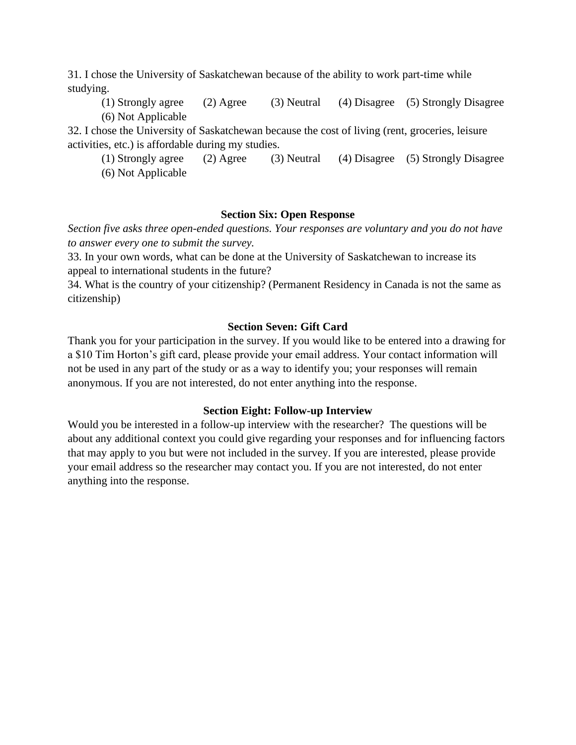31. I chose the University of Saskatchewan because of the ability to work part-time while studying.

(1) Strongly agree (2) Agree (3) Neutral (4) Disagree (5) Strongly Disagree
(6) Not Applicable

32. I chose the University of Saskatchewan because the cost of living (rent, groceries, leisure activities, etc.) is affordable during my studies.

(1) Strongly agree (2) Agree (3) Neutral (4) Disagree (5) Strongly Disagree
(6) Not Applicable

**Section Six: Open Response**

*Section five asks three open-ended questions. Your responses are voluntary and you do not have to answer every one to submit the survey.*

33. In your own words, what can be done at the University of Saskatchewan to increase its appeal to international students in the future?

34. What is the country of your citizenship? (Permanent Residency in Canada is not the same as citizenship)

**Section Seven: Gift Card**

Thank you for your participation in the survey. If you would like to be entered into a drawing for a $10 Tim Horton's gift card, please provide your email address. Your contact information will not be used in any part of the study or as a way to identify you; your responses will remain anonymous. If you are not interested, do not enter anything into the response.

**Section Eight: Follow-up Interview**

Would you be interested in a follow-up interview with the researcher? The questions will be about any additional context you could give regarding your responses and for influencing factors that may apply to you but were not included in the survey. If you are interested, please provide your email address so the researcher may contact you. If you are not interested, do not enter anything into the response.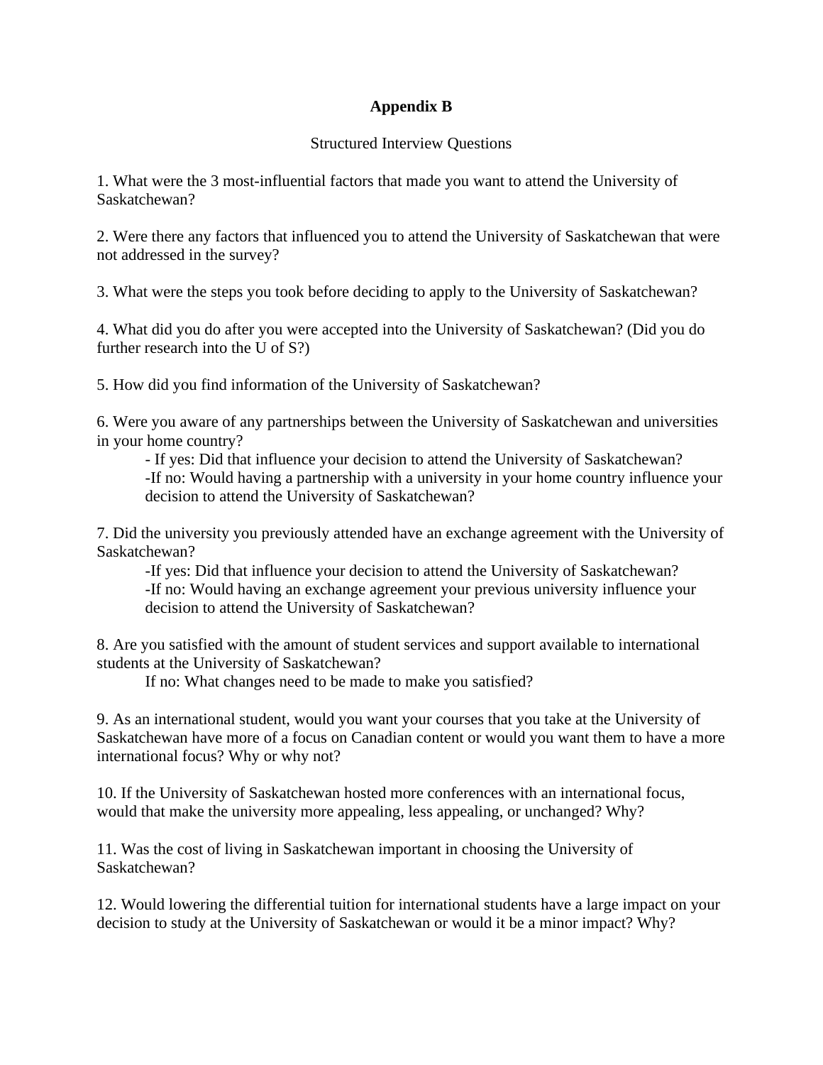# Appendix B

Structured Interview Questions

1. What were the 3 most-influential factors that made you want to attend the University of Saskatchewan?

2. Were there any factors that influenced you to attend the University of Saskatchewan that were not addressed in the survey?

3. What were the steps you took before deciding to apply to the University of Saskatchewan?

4. What did you do after you were accepted into the University of Saskatchewan? (Did you do further research into the U of S?)

5. How did you find information of the University of Saskatchewan?

6. Were you aware of any partnerships between the University of Saskatchewan and universities in your home country?

    - If yes: Did that influence your decision to attend the University of Saskatchewan?
    
    -If no: Would having a partnership with a university in your home country influence your decision to attend the University of Saskatchewan?

7. Did the university you previously attended have an exchange agreement with the University of Saskatchewan?

    -If yes: Did that influence your decision to attend the University of Saskatchewan?
    
    -If no: Would having an exchange agreement your previous university influence your decision to attend the University of Saskatchewan?

8. Are you satisfied with the amount of student services and support available to international students at the University of Saskatchewan?

    If no: What changes need to be made to make you satisfied?

9. As an international student, would you want your courses that you take at the University of Saskatchewan have more of a focus on Canadian content or would you want them to have a more international focus? Why or why not?

10. If the University of Saskatchewan hosted more conferences with an international focus, would that make the university more appealing, less appealing, or unchanged? Why?

11. Was the cost of living in Saskatchewan important in choosing the University of Saskatchewan?

12. Would lowering the differential tuition for international students have a large impact on your decision to study at the University of Saskatchewan or would it be a minor impact? Why?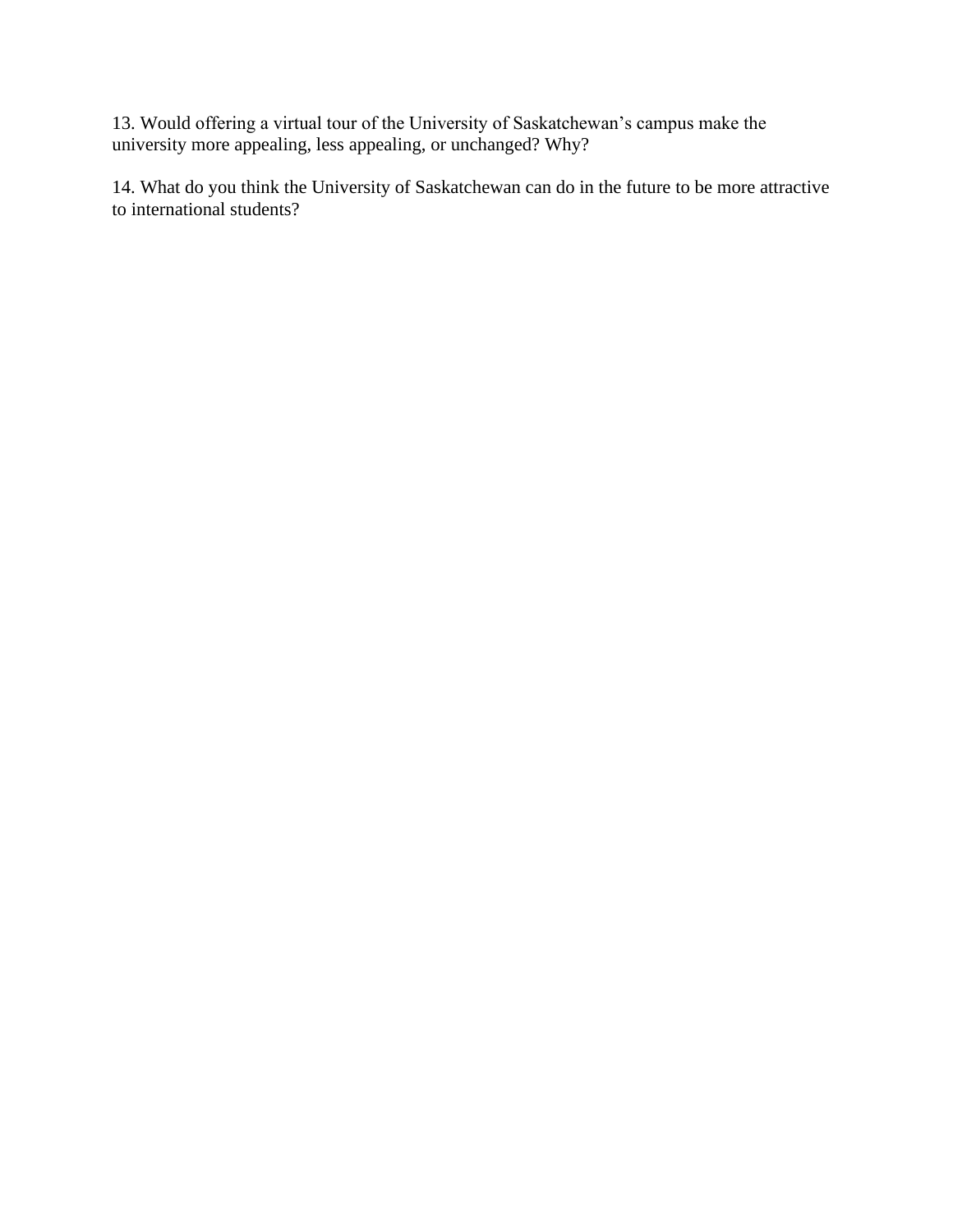13. Would offering a virtual tour of the University of Saskatchewan's campus make the university more appealing, less appealing, or unchanged? Why?

14. What do you think the University of Saskatchewan can do in the future to be more attractive to international students?